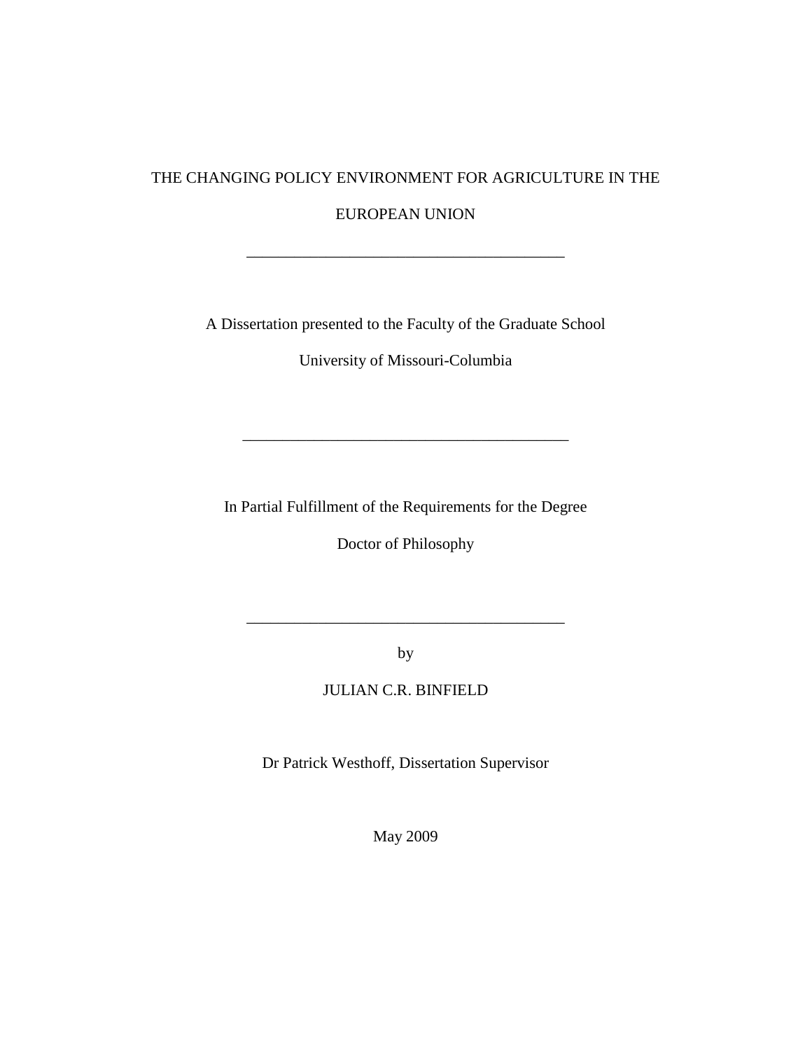# THE CHANGING POLICY ENVIRONMENT FOR AGRICULTURE IN THE EUROPEAN UNION

---

A Dissertation presented to the Faculty of the Graduate School

University of Missouri-Columbia

---

In Partial Fulfillment of the Requirements for the Degree

Doctor of Philosophy

---

by

JULIAN C.R. BINFIELD

Dr Patrick Westhoff, Dissertation Supervisor

May 2009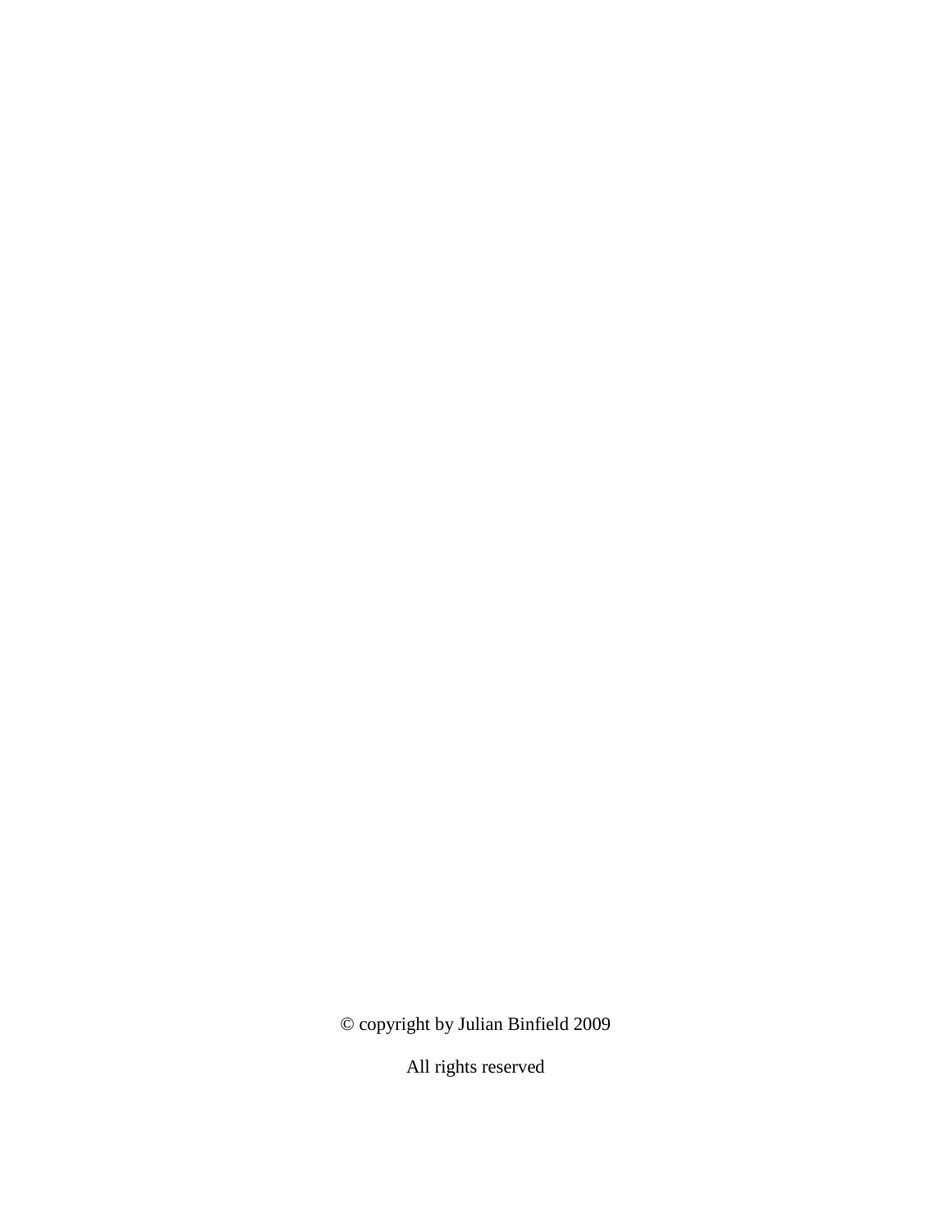© copyright by Julian Binfield 2009

All rights reserved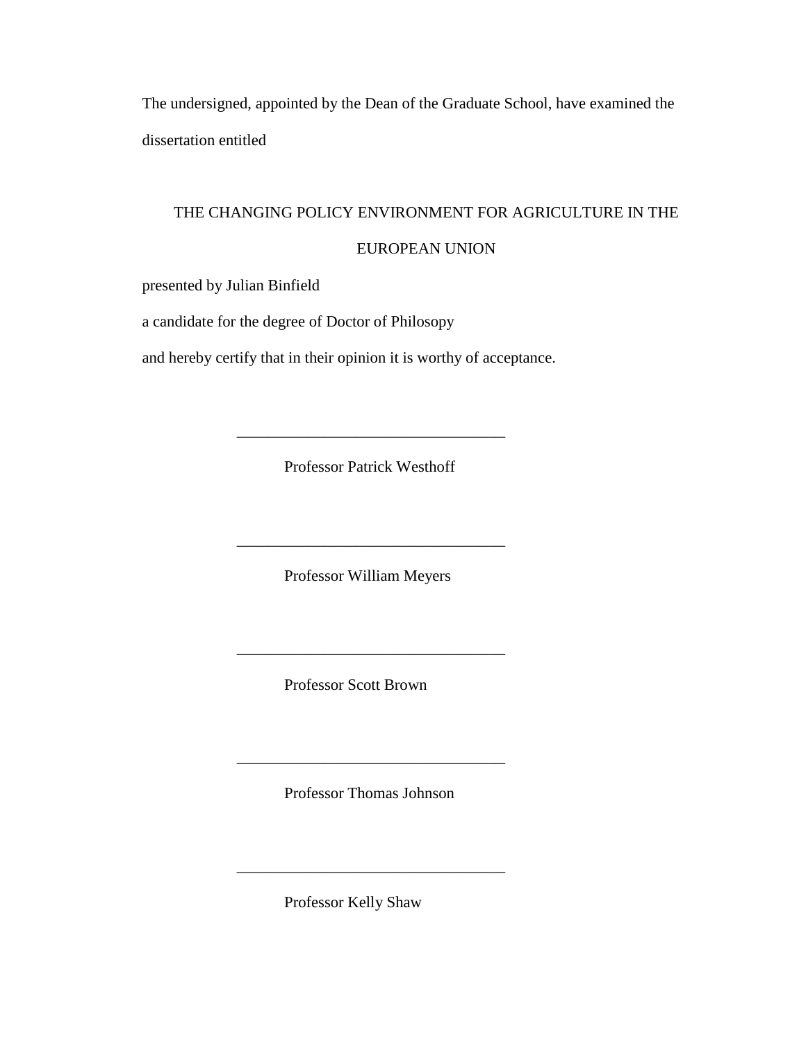The undersigned, appointed by the Dean of the Graduate School, have examined the dissertation entitled

THE CHANGING POLICY ENVIRONMENT FOR AGRICULTURE IN THE EUROPEAN UNION

presented by Julian Binfield

a candidate for the degree of Doctor of Philosopy

and hereby certify that in their opinion it is worthy of acceptance.

\_\_\_\_\_\_\_\_\_\_\_\_\_\_\_\_\_\_\_\_\_\_\_\_\_\_\_\_\_\_\_\_\_\_

Professor Patrick Westhoff

\_\_\_\_\_\_\_\_\_\_\_\_\_\_\_\_\_\_\_\_\_\_\_\_\_\_\_\_\_\_\_\_\_\_

Professor William Meyers

\_\_\_\_\_\_\_\_\_\_\_\_\_\_\_\_\_\_\_\_\_\_\_\_\_\_\_\_\_\_\_\_\_\_

Professor Scott Brown

\_\_\_\_\_\_\_\_\_\_\_\_\_\_\_\_\_\_\_\_\_\_\_\_\_\_\_\_\_\_\_\_\_\_

Professor Thomas Johnson

\_\_\_\_\_\_\_\_\_\_\_\_\_\_\_\_\_\_\_\_\_\_\_\_\_\_\_\_\_\_\_\_\_\_

Professor Kelly Shaw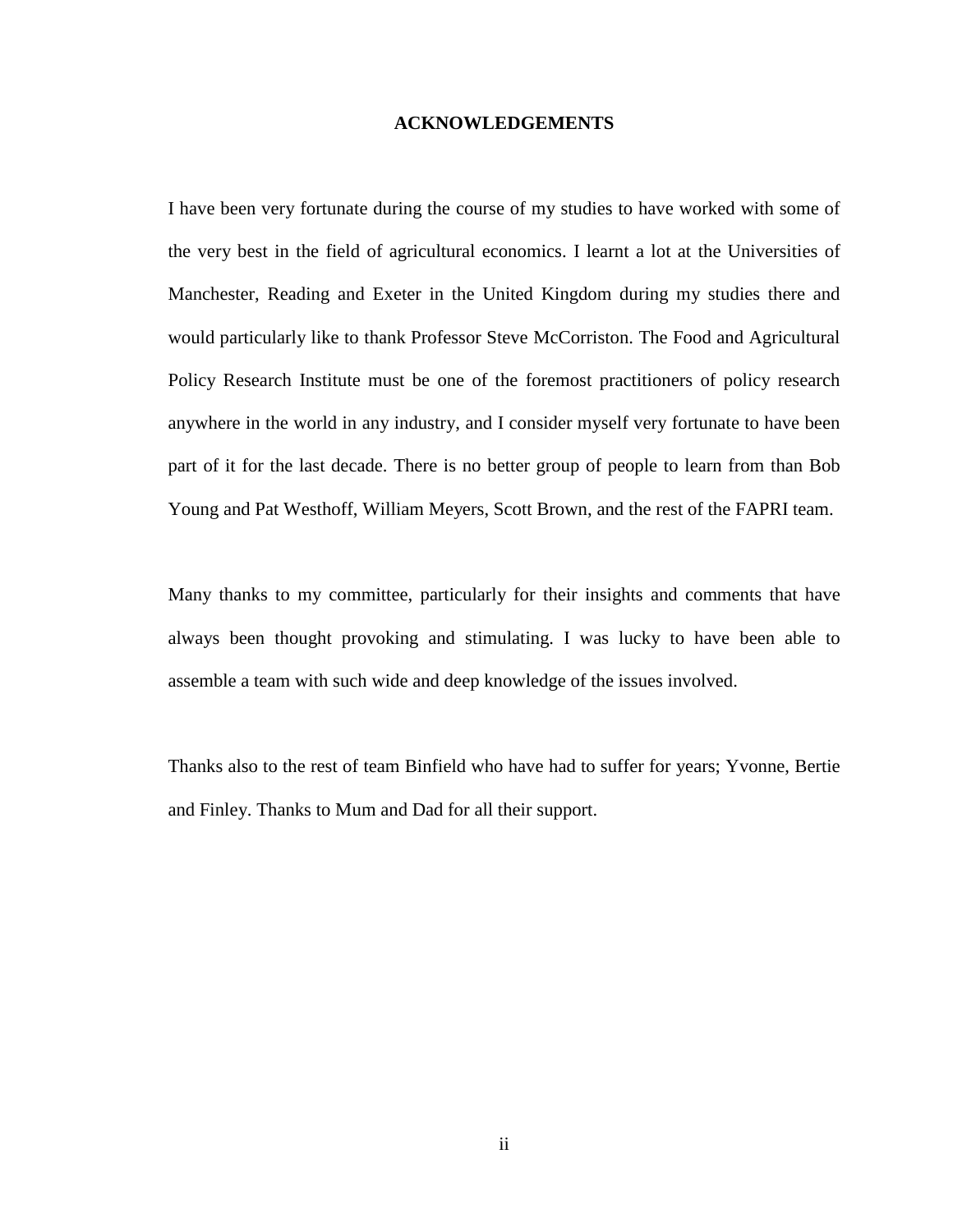## ACKNOWLEDGEMENTS

I have been very fortunate during the course of my studies to have worked with some of the very best in the field of agricultural economics. I learnt a lot at the Universities of Manchester, Reading and Exeter in the United Kingdom during my studies there and would particularly like to thank Professor Steve McCorriston. The Food and Agricultural Policy Research Institute must be one of the foremost practitioners of policy research anywhere in the world in any industry, and I consider myself very fortunate to have been part of it for the last decade. There is no better group of people to learn from than Bob Young and Pat Westhoff, William Meyers, Scott Brown, and the rest of the FAPRI team.

Many thanks to my committee, particularly for their insights and comments that have always been thought provoking and stimulating. I was lucky to have been able to assemble a team with such wide and deep knowledge of the issues involved.

Thanks also to the rest of team Binfield who have had to suffer for years; Yvonne, Bertie and Finley. Thanks to Mum and Dad for all their support.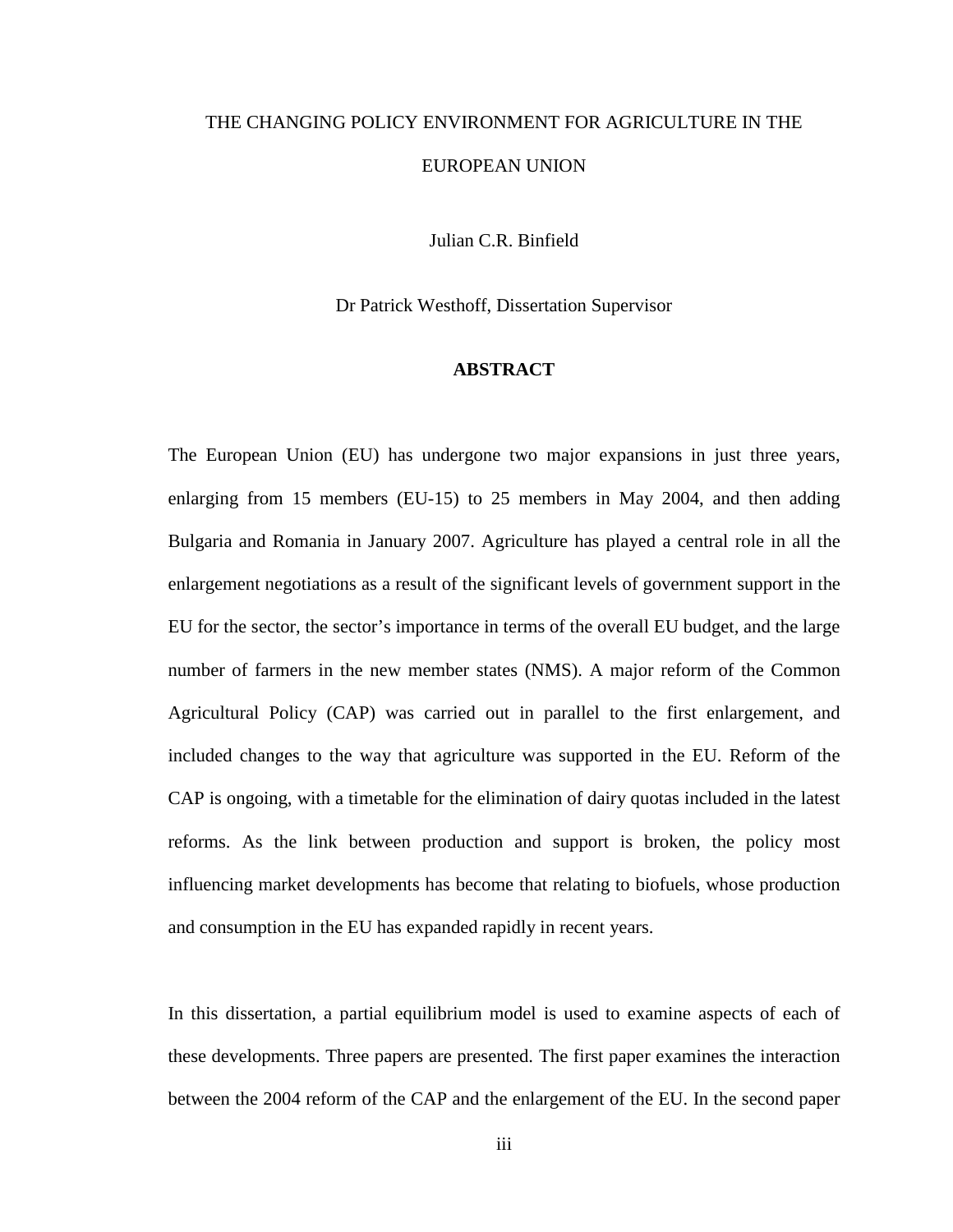# THE CHANGING POLICY ENVIRONMENT FOR AGRICULTURE IN THE EUROPEAN UNION

Julian C.R. Binfield

Dr Patrick Westhoff, Dissertation Supervisor

## ABSTRACT

The European Union (EU) has undergone two major expansions in just three years, enlarging from 15 members (EU-15) to 25 members in May 2004, and then adding Bulgaria and Romania in January 2007. Agriculture has played a central role in all the enlargement negotiations as a result of the significant levels of government support in the EU for the sector, the sector's importance in terms of the overall EU budget, and the large number of farmers in the new member states (NMS). A major reform of the Common Agricultural Policy (CAP) was carried out in parallel to the first enlargement, and included changes to the way that agriculture was supported in the EU. Reform of the CAP is ongoing, with a timetable for the elimination of dairy quotas included in the latest reforms. As the link between production and support is broken, the policy most influencing market developments has become that relating to biofuels, whose production and consumption in the EU has expanded rapidly in recent years.

In this dissertation, a partial equilibrium model is used to examine aspects of each of these developments. Three papers are presented. The first paper examines the interaction between the 2004 reform of the CAP and the enlargement of the EU. In the second paper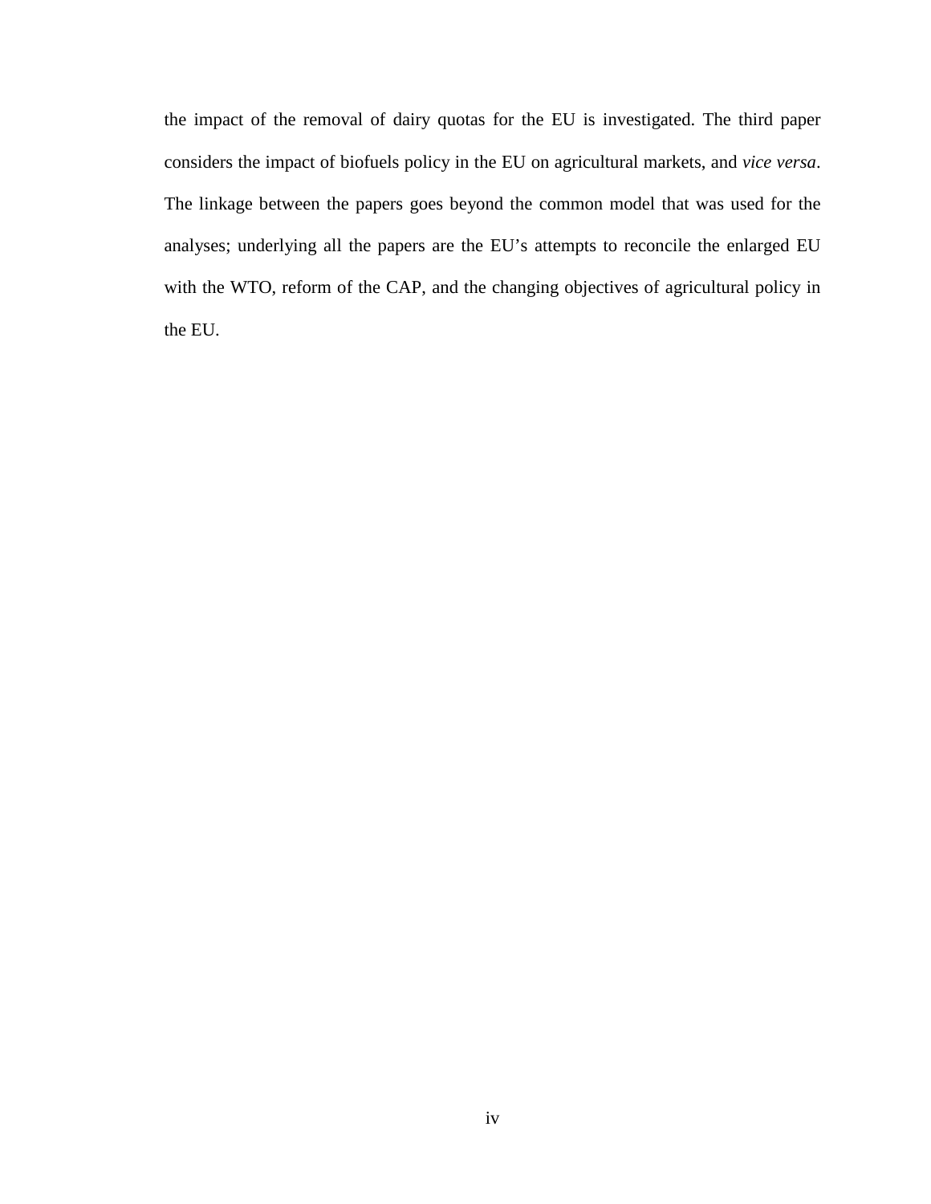the impact of the removal of dairy quotas for the EU is investigated. The third paper considers the impact of biofuels policy in the EU on agricultural markets, and *vice versa*. The linkage between the papers goes beyond the common model that was used for the analyses; underlying all the papers are the EU's attempts to reconcile the enlarged EU with the WTO, reform of the CAP, and the changing objectives of agricultural policy in the EU.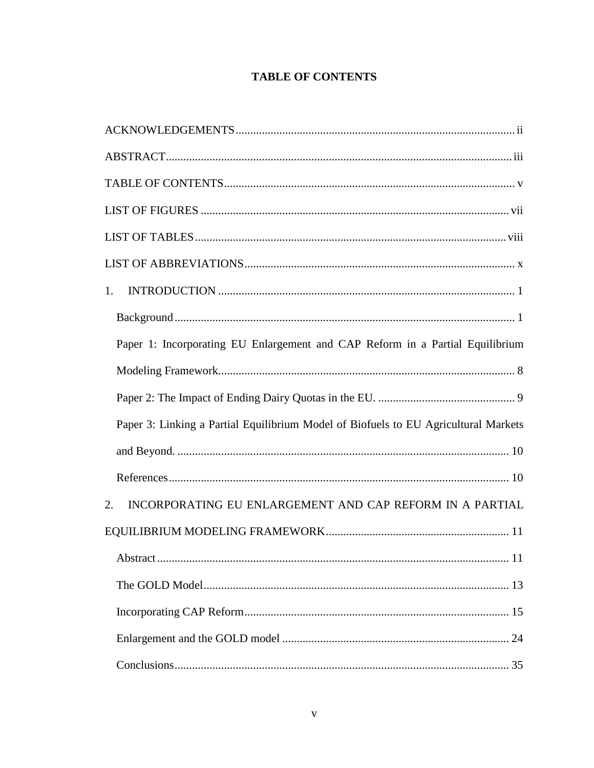# TABLE OF CONTENTS

ACKNOWLEDGEMENTS ..... ii

ABSTRACT ..... iii

TABLE OF CONTENTS ..... v

LIST OF FIGURES ..... vii

LIST OF TABLES ..... viii

LIST OF ABBREVIATIONS ..... x

1. INTRODUCTION ..... 1

   Background ..... 1

   Paper 1: Incorporating EU Enlargement and CAP Reform in a Partial Equilibrium Modeling Framework ..... 8

   Paper 2: The Impact of Ending Dairy Quotas in the EU. ..... 9

   Paper 3: Linking a Partial Equilibrium Model of Biofuels to EU Agricultural Markets and Beyond. ..... 10

   References ..... 10

2. INCORPORATING EU ENLARGEMENT AND CAP REFORM IN A PARTIAL EQUILIBRIUM MODELING FRAMEWORK ..... 11

   Abstract ..... 11

   The GOLD Model ..... 13

   Incorporating CAP Reform ..... 15

   Enlargement and the GOLD model ..... 24

   Conclusions ..... 35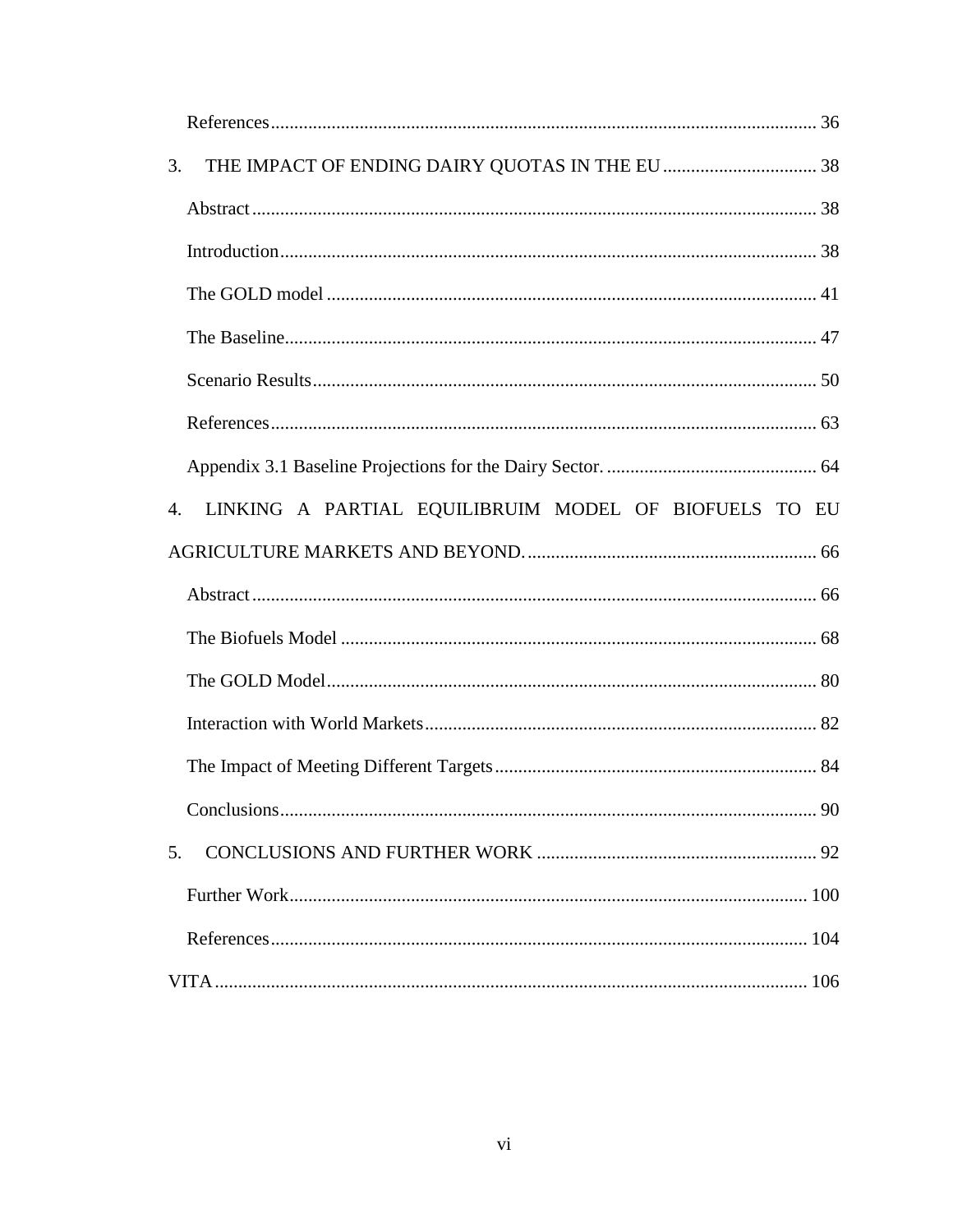References .................................................................................................................... 36

3. THE IMPACT OF ENDING DAIRY QUOTAS IN THE EU ................................. 38

Abstract ........................................................................................................................ 38

Introduction .................................................................................................................. 38

The GOLD model ........................................................................................................ 41

The Baseline ................................................................................................................. 47

Scenario Results ........................................................................................................... 50

References .................................................................................................................... 63

Appendix 3.1 Baseline Projections for the Dairy Sector. ............................................. 64

4. LINKING A PARTIAL EQUILIBRUIM MODEL OF BIOFUELS TO EU AGRICULTURE MARKETS AND BEYOND. .............................................................. 66

Abstract ........................................................................................................................ 66

The Biofuels Model ..................................................................................................... 68

The GOLD Model ........................................................................................................ 80

Interaction with World Markets ................................................................................... 82

The Impact of Meeting Different Targets .................................................................... 84

Conclusions .................................................................................................................. 90

5. CONCLUSIONS AND FURTHER WORK ............................................................ 92

Further Work .............................................................................................................. 100

References .................................................................................................................. 104

VITA .............................................................................................................................. 106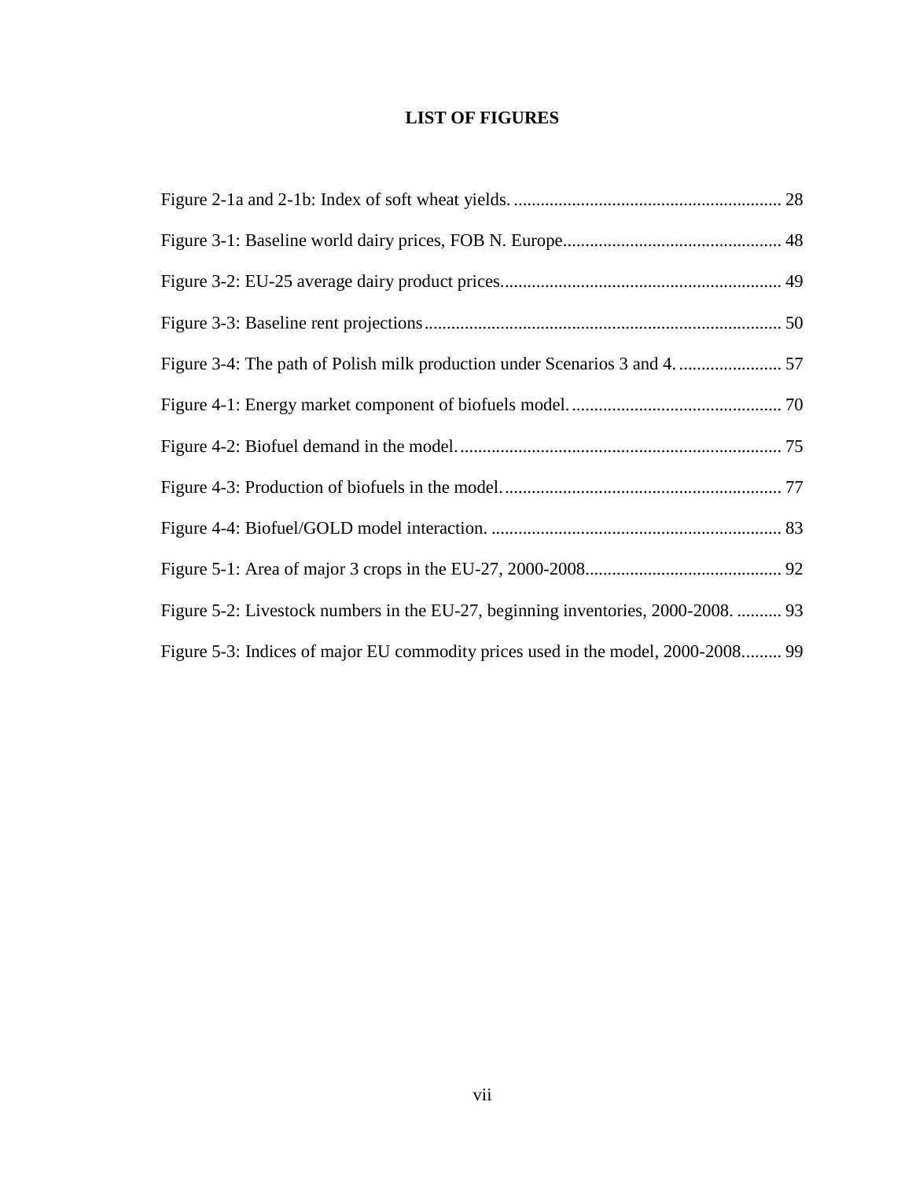# LIST OF FIGURES

Figure 2-1a and 2-1b: Index of soft wheat yields. ........................................................... 28

Figure 3-1: Baseline world dairy prices, FOB N. Europe................................................ 48

Figure 3-2: EU-25 average dairy product prices............................................................. 49

Figure 3-3: Baseline rent projections.............................................................................. 50

Figure 3-4: The path of Polish milk production under Scenarios 3 and 4. ...................... 57

Figure 4-1: Energy market component of biofuels model. .............................................. 70

Figure 4-2: Biofuel demand in the model. ....................................................................... 75

Figure 4-3: Production of biofuels in the model. ............................................................. 77

Figure 4-4: Biofuel/GOLD model interaction. ................................................................ 83

Figure 5-1: Area of major 3 crops in the EU-27, 2000-2008........................................... 92

Figure 5-2: Livestock numbers in the EU-27, beginning inventories, 2000-2008. .......... 93

Figure 5-3: Indices of major EU commodity prices used in the model, 2000-2008......... 99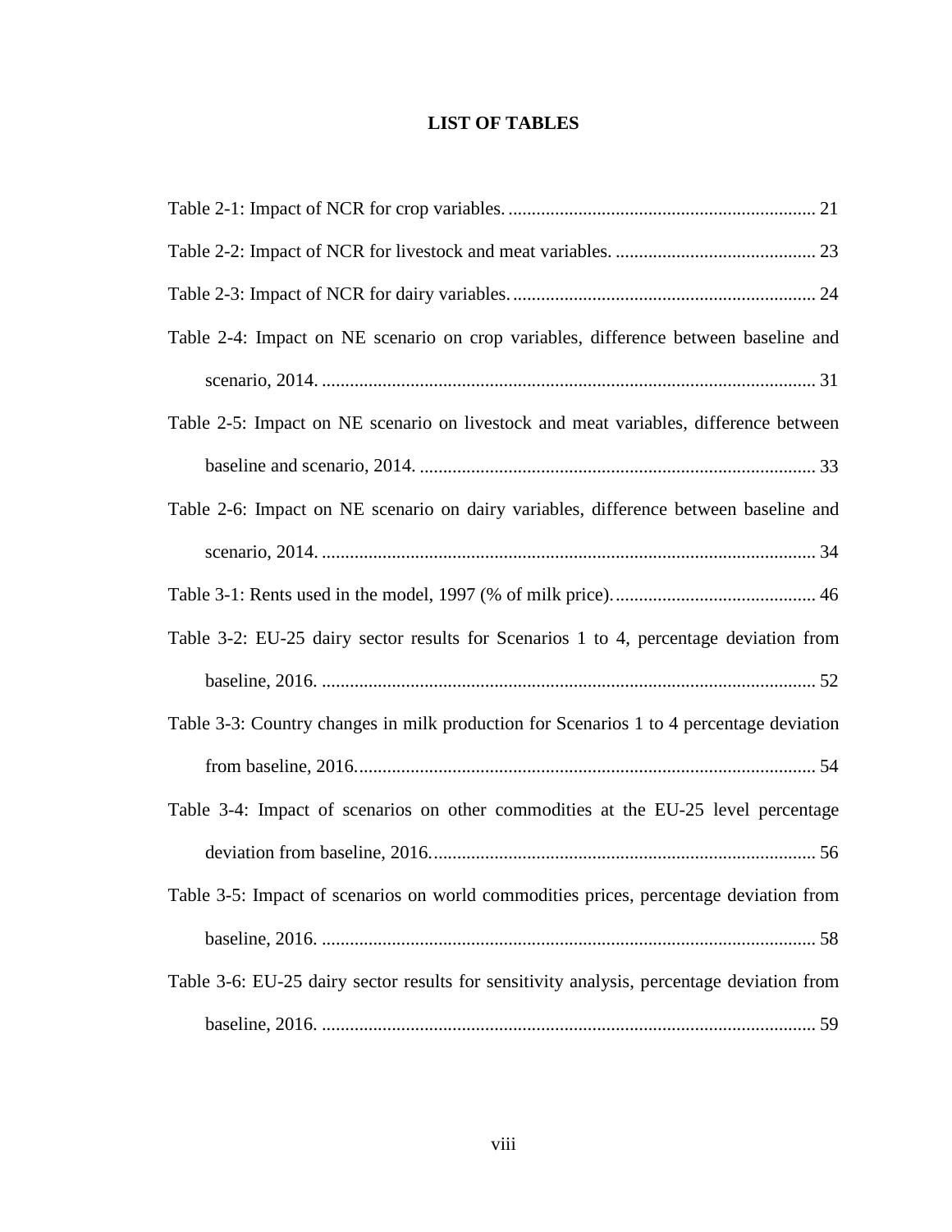# LIST OF TABLES

Table 2-1: Impact of NCR for crop variables. ................................................................. 21

Table 2-2: Impact of NCR for livestock and meat variables. ........................................... 23

Table 2-3: Impact of NCR for dairy variables. ................................................................. 24

Table 2-4: Impact on NE scenario on crop variables, difference between baseline and scenario, 2014. ........................................................................................................ 31

Table 2-5: Impact on NE scenario on livestock and meat variables, difference between baseline and scenario, 2014. .................................................................................... 33

Table 2-6: Impact on NE scenario on dairy variables, difference between baseline and scenario, 2014. ........................................................................................................ 34

Table 3-1: Rents used in the model, 1997 (% of milk price). ........................................... 46

Table 3-2: EU-25 dairy sector results for Scenarios 1 to 4, percentage deviation from baseline, 2016. ........................................................................................................ 52

Table 3-3: Country changes in milk production for Scenarios 1 to 4 percentage deviation from baseline, 2016. ................................................................................................. 54

Table 3-4: Impact of scenarios on other commodities at the EU-25 level percentage deviation from baseline, 2016. ................................................................................. 56

Table 3-5: Impact of scenarios on world commodities prices, percentage deviation from baseline, 2016. ........................................................................................................ 58

Table 3-6: EU-25 dairy sector results for sensitivity analysis, percentage deviation from baseline, 2016. ........................................................................................................ 59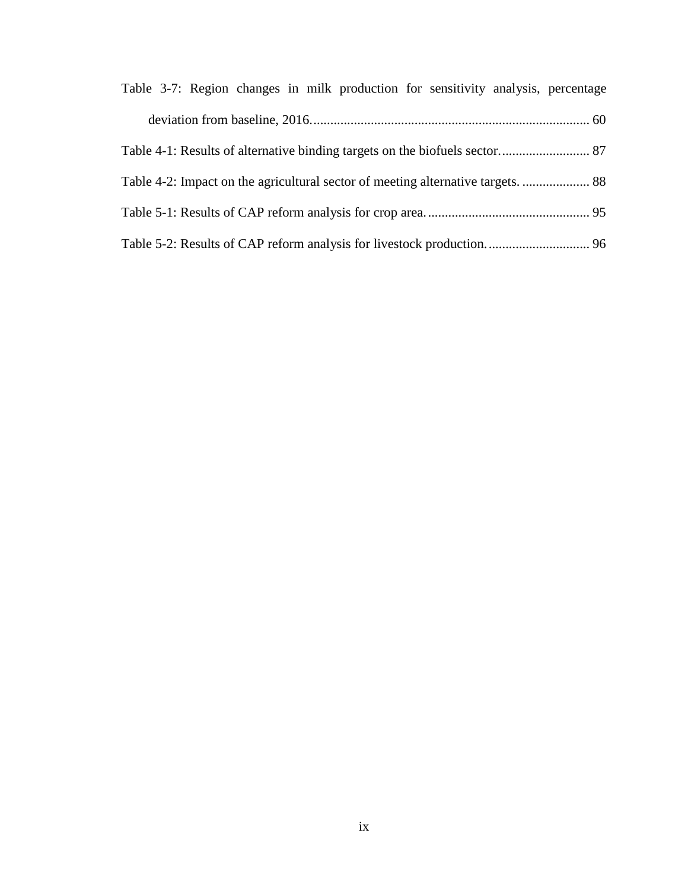Table 3-7: Region changes in milk production for sensitivity analysis, percentage deviation from baseline, 2016. .................................................................................. 60

Table 4-1: Results of alternative binding targets on the biofuels sector. .......................... 87

Table 4-2: Impact on the agricultural sector of meeting alternative targets. .................... 88

Table 5-1: Results of CAP reform analysis for crop area. ................................................ 95

Table 5-2: Results of CAP reform analysis for livestock production. .............................. 96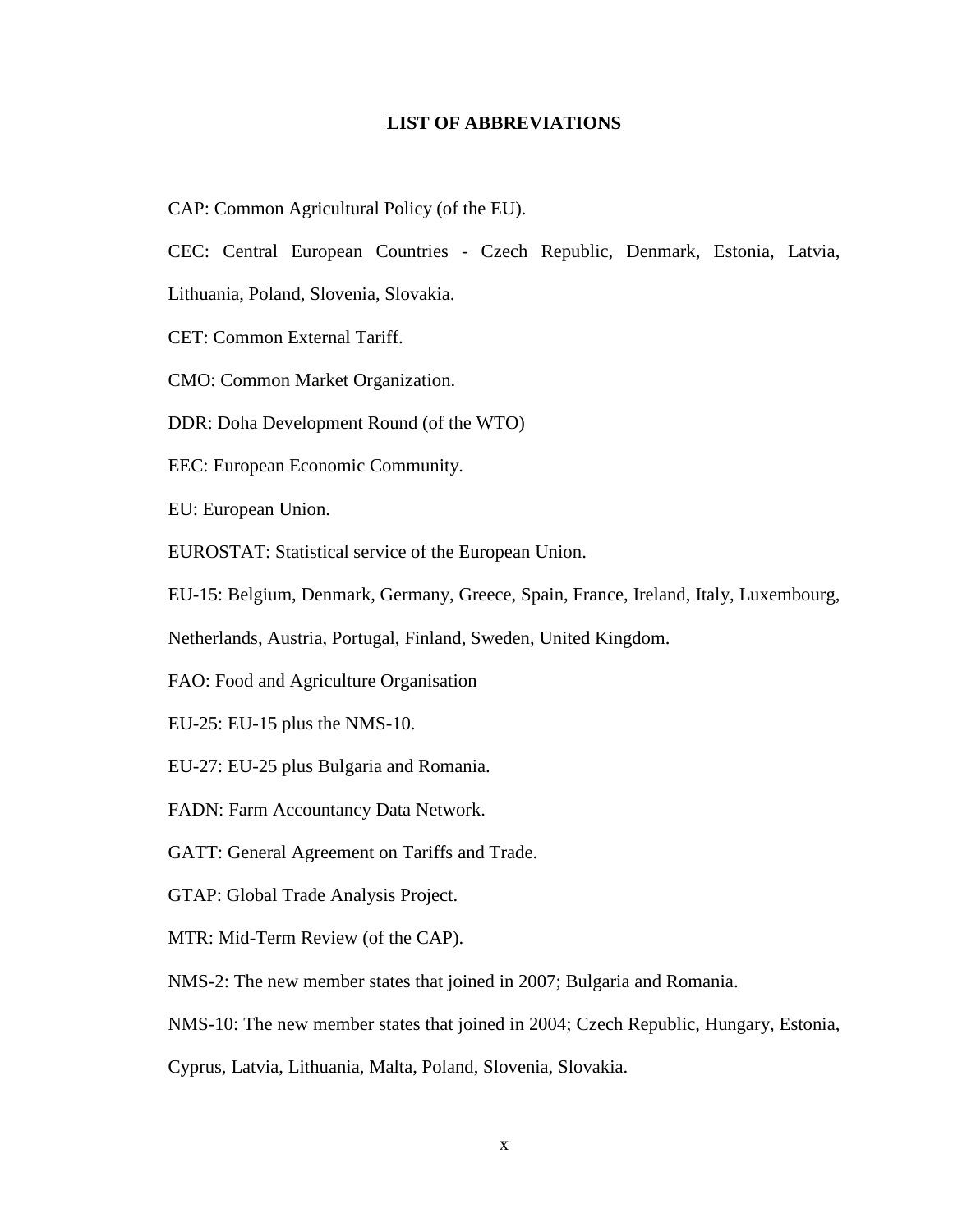# LIST OF ABBREVIATIONS

CAP: Common Agricultural Policy (of the EU).

CEC: Central European Countries - Czech Republic, Denmark, Estonia, Latvia, Lithuania, Poland, Slovenia, Slovakia.

CET: Common External Tariff.

CMO: Common Market Organization.

DDR: Doha Development Round (of the WTO)

EEC: European Economic Community.

EU: European Union.

EUROSTAT: Statistical service of the European Union.

EU-15: Belgium, Denmark, Germany, Greece, Spain, France, Ireland, Italy, Luxembourg, Netherlands, Austria, Portugal, Finland, Sweden, United Kingdom.

FAO: Food and Agriculture Organisation

EU-25: EU-15 plus the NMS-10.

EU-27: EU-25 plus Bulgaria and Romania.

FADN: Farm Accountancy Data Network.

GATT: General Agreement on Tariffs and Trade.

GTAP: Global Trade Analysis Project.

MTR: Mid-Term Review (of the CAP).

NMS-2: The new member states that joined in 2007; Bulgaria and Romania.

NMS-10: The new member states that joined in 2004; Czech Republic, Hungary, Estonia, Cyprus, Latvia, Lithuania, Malta, Poland, Slovenia, Slovakia.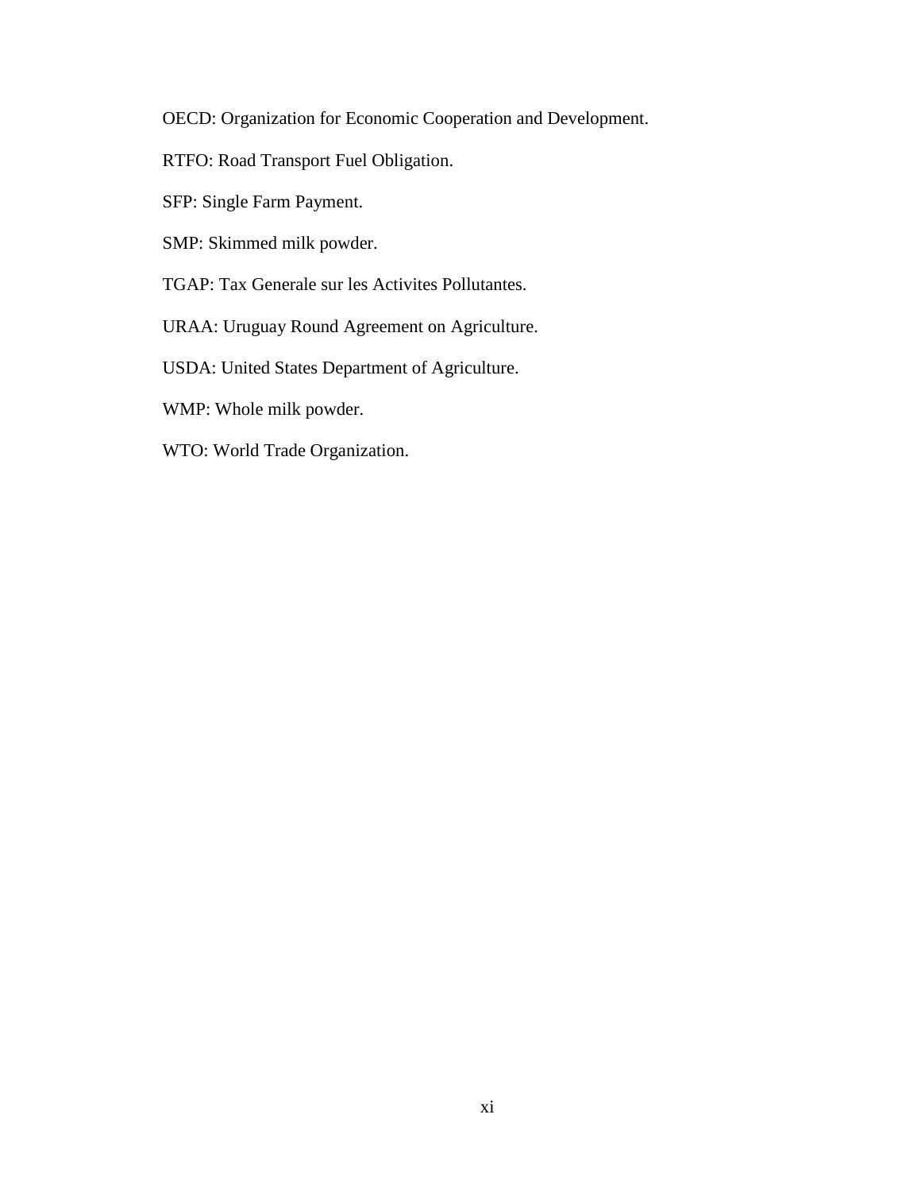OECD: Organization for Economic Cooperation and Development.

RTFO: Road Transport Fuel Obligation.

SFP: Single Farm Payment.

SMP: Skimmed milk powder.

TGAP: Tax Generale sur les Activites Pollutantes.

URAA: Uruguay Round Agreement on Agriculture.

USDA: United States Department of Agriculture.

WMP: Whole milk powder.

WTO: World Trade Organization.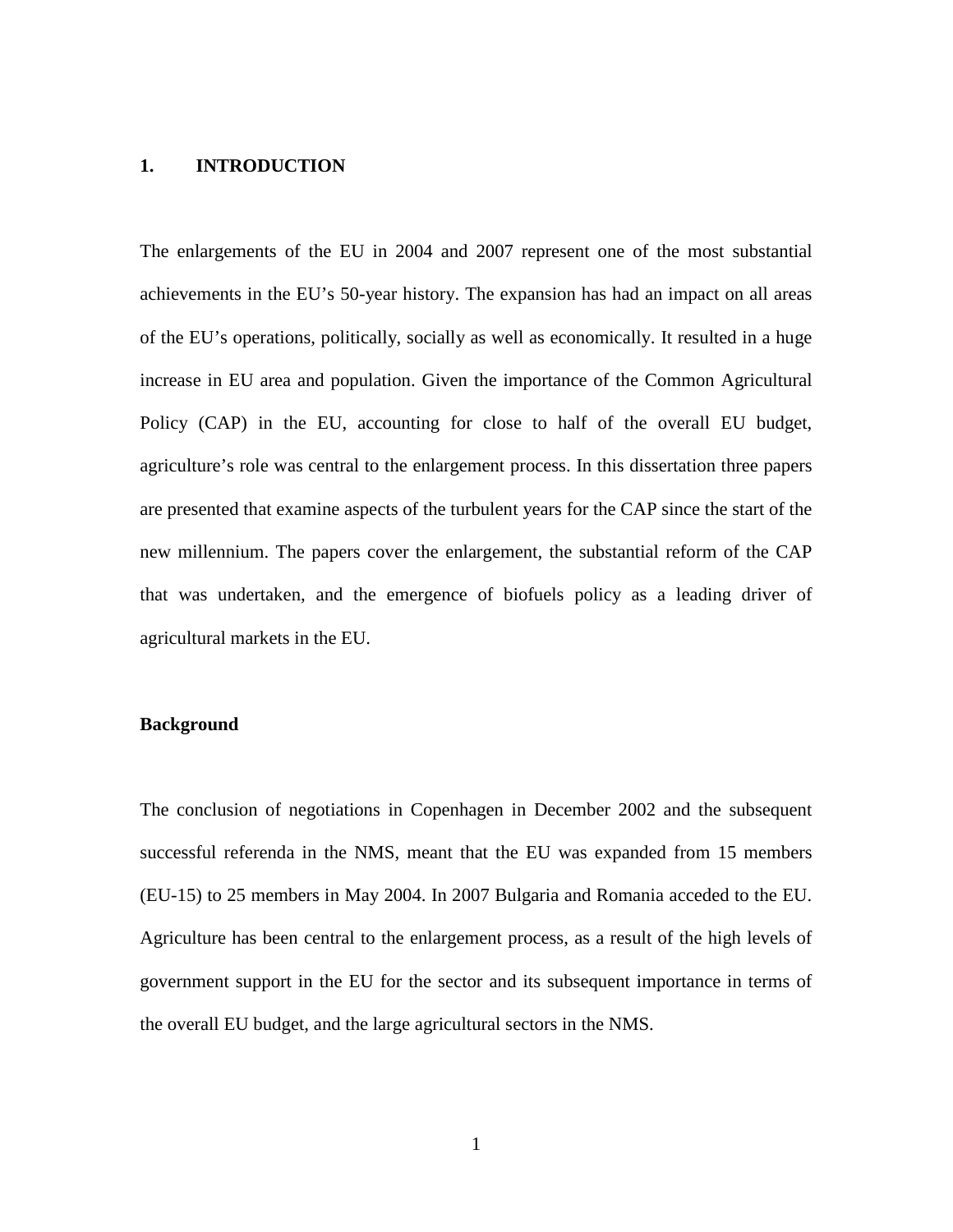# 1. INTRODUCTION

The enlargements of the EU in 2004 and 2007 represent one of the most substantial achievements in the EU's 50-year history. The expansion has had an impact on all areas of the EU's operations, politically, socially as well as economically. It resulted in a huge increase in EU area and population. Given the importance of the Common Agricultural Policy (CAP) in the EU, accounting for close to half of the overall EU budget, agriculture's role was central to the enlargement process. In this dissertation three papers are presented that examine aspects of the turbulent years for the CAP since the start of the new millennium. The papers cover the enlargement, the substantial reform of the CAP that was undertaken, and the emergence of biofuels policy as a leading driver of agricultural markets in the EU.

## Background

The conclusion of negotiations in Copenhagen in December 2002 and the subsequent successful referenda in the NMS, meant that the EU was expanded from 15 members (EU-15) to 25 members in May 2004. In 2007 Bulgaria and Romania acceded to the EU. Agriculture has been central to the enlargement process, as a result of the high levels of government support in the EU for the sector and its subsequent importance in terms of the overall EU budget, and the large agricultural sectors in the NMS.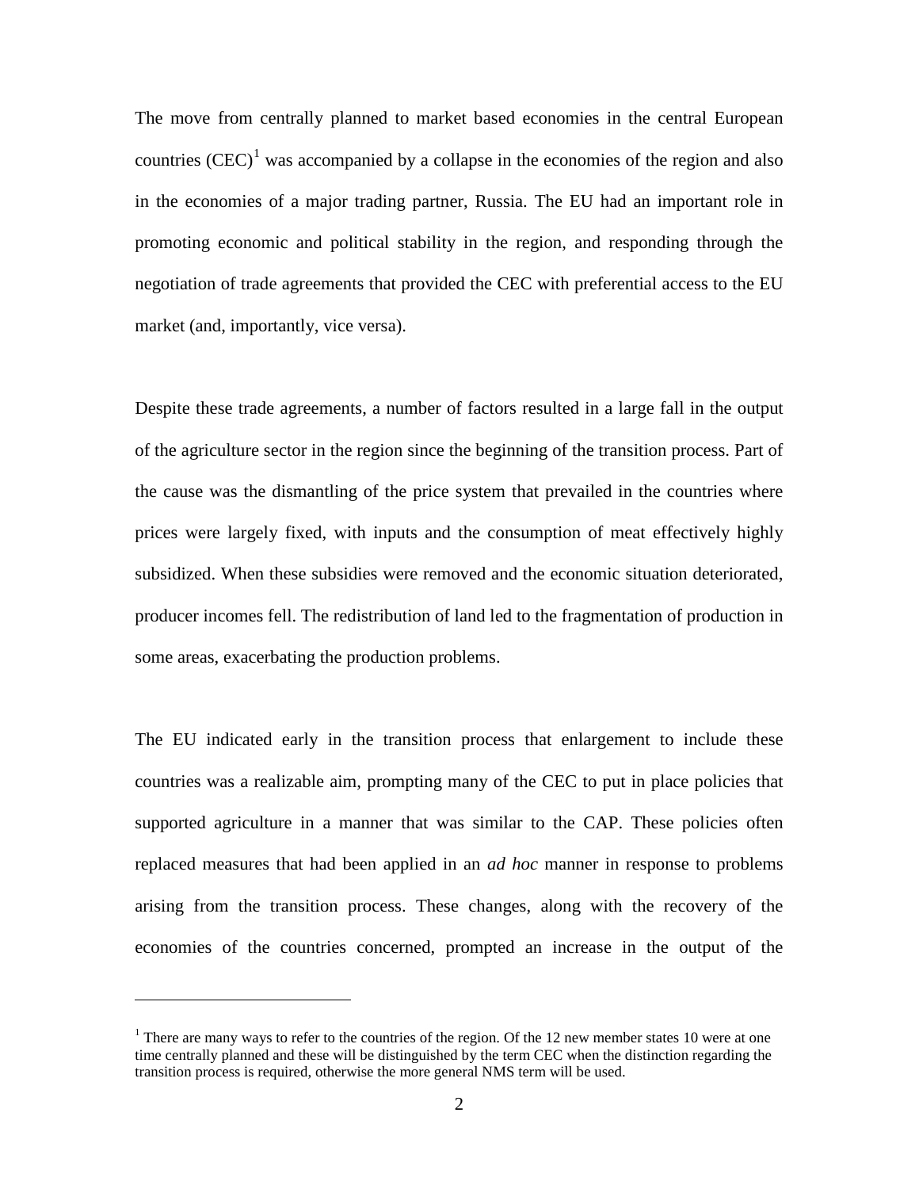The move from centrally planned to market based economies in the central European countries (CEC)[1] was accompanied by a collapse in the economies of the region and also in the economies of a major trading partner, Russia. The EU had an important role in promoting economic and political stability in the region, and responding through the negotiation of trade agreements that provided the CEC with preferential access to the EU market (and, importantly, vice versa).

Despite these trade agreements, a number of factors resulted in a large fall in the output of the agriculture sector in the region since the beginning of the transition process. Part of the cause was the dismantling of the price system that prevailed in the countries where prices were largely fixed, with inputs and the consumption of meat effectively highly subsidized. When these subsidies were removed and the economic situation deteriorated, producer incomes fell. The redistribution of land led to the fragmentation of production in some areas, exacerbating the production problems.

The EU indicated early in the transition process that enlargement to include these countries was a realizable aim, prompting many of the CEC to put in place policies that supported agriculture in a manner that was similar to the CAP. These policies often replaced measures that had been applied in an *ad hoc* manner in response to problems arising from the transition process. These changes, along with the recovery of the economies of the countries concerned, prompted an increase in the output of the

[1] There are many ways to refer to the countries of the region. Of the 12 new member states 10 were at one time centrally planned and these will be distinguished by the term CEC when the distinction regarding the transition process is required, otherwise the more general NMS term will be used.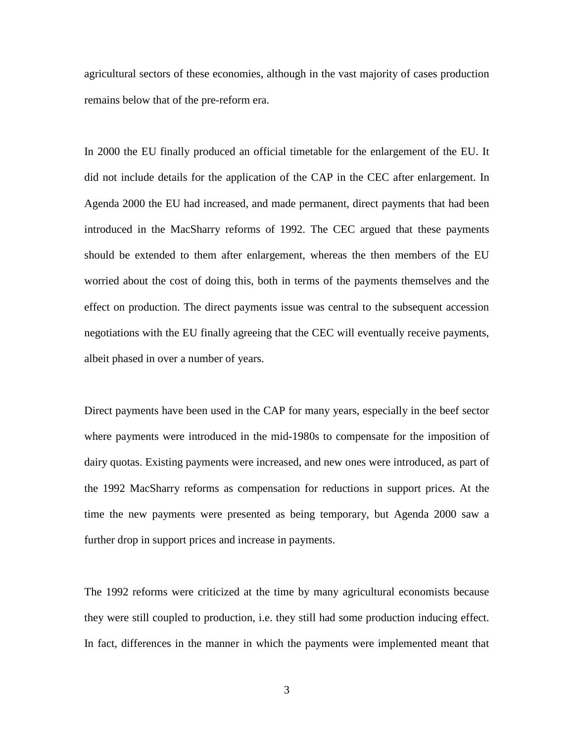agricultural sectors of these economies, although in the vast majority of cases production remains below that of the pre-reform era.

In 2000 the EU finally produced an official timetable for the enlargement of the EU. It did not include details for the application of the CAP in the CEC after enlargement. In Agenda 2000 the EU had increased, and made permanent, direct payments that had been introduced in the MacSharry reforms of 1992. The CEC argued that these payments should be extended to them after enlargement, whereas the then members of the EU worried about the cost of doing this, both in terms of the payments themselves and the effect on production. The direct payments issue was central to the subsequent accession negotiations with the EU finally agreeing that the CEC will eventually receive payments, albeit phased in over a number of years.

Direct payments have been used in the CAP for many years, especially in the beef sector where payments were introduced in the mid-1980s to compensate for the imposition of dairy quotas. Existing payments were increased, and new ones were introduced, as part of the 1992 MacSharry reforms as compensation for reductions in support prices. At the time the new payments were presented as being temporary, but Agenda 2000 saw a further drop in support prices and increase in payments.

The 1992 reforms were criticized at the time by many agricultural economists because they were still coupled to production, i.e. they still had some production inducing effect. In fact, differences in the manner in which the payments were implemented meant that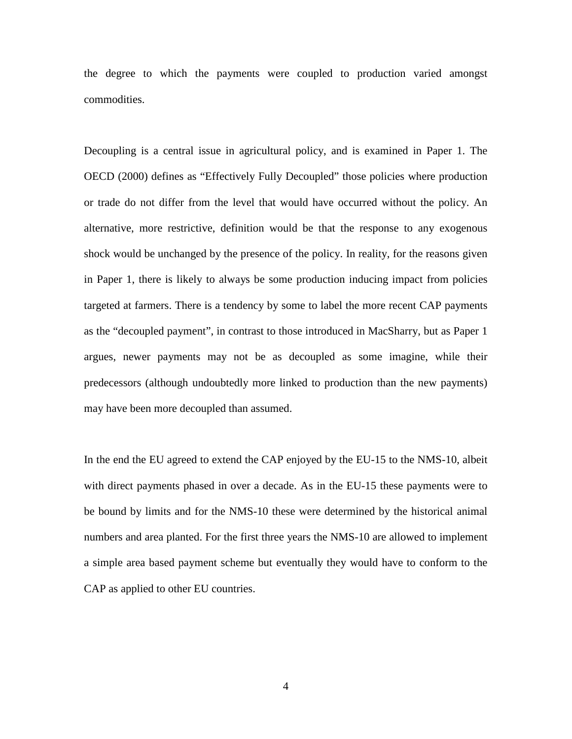the degree to which the payments were coupled to production varied amongst commodities.

Decoupling is a central issue in agricultural policy, and is examined in Paper 1. The OECD (2000) defines as "Effectively Fully Decoupled" those policies where production or trade do not differ from the level that would have occurred without the policy. An alternative, more restrictive, definition would be that the response to any exogenous shock would be unchanged by the presence of the policy. In reality, for the reasons given in Paper 1, there is likely to always be some production inducing impact from policies targeted at farmers. There is a tendency by some to label the more recent CAP payments as the "decoupled payment", in contrast to those introduced in MacSharry, but as Paper 1 argues, newer payments may not be as decoupled as some imagine, while their predecessors (although undoubtedly more linked to production than the new payments) may have been more decoupled than assumed.

In the end the EU agreed to extend the CAP enjoyed by the EU-15 to the NMS-10, albeit with direct payments phased in over a decade. As in the EU-15 these payments were to be bound by limits and for the NMS-10 these were determined by the historical animal numbers and area planted. For the first three years the NMS-10 are allowed to implement a simple area based payment scheme but eventually they would have to conform to the CAP as applied to other EU countries.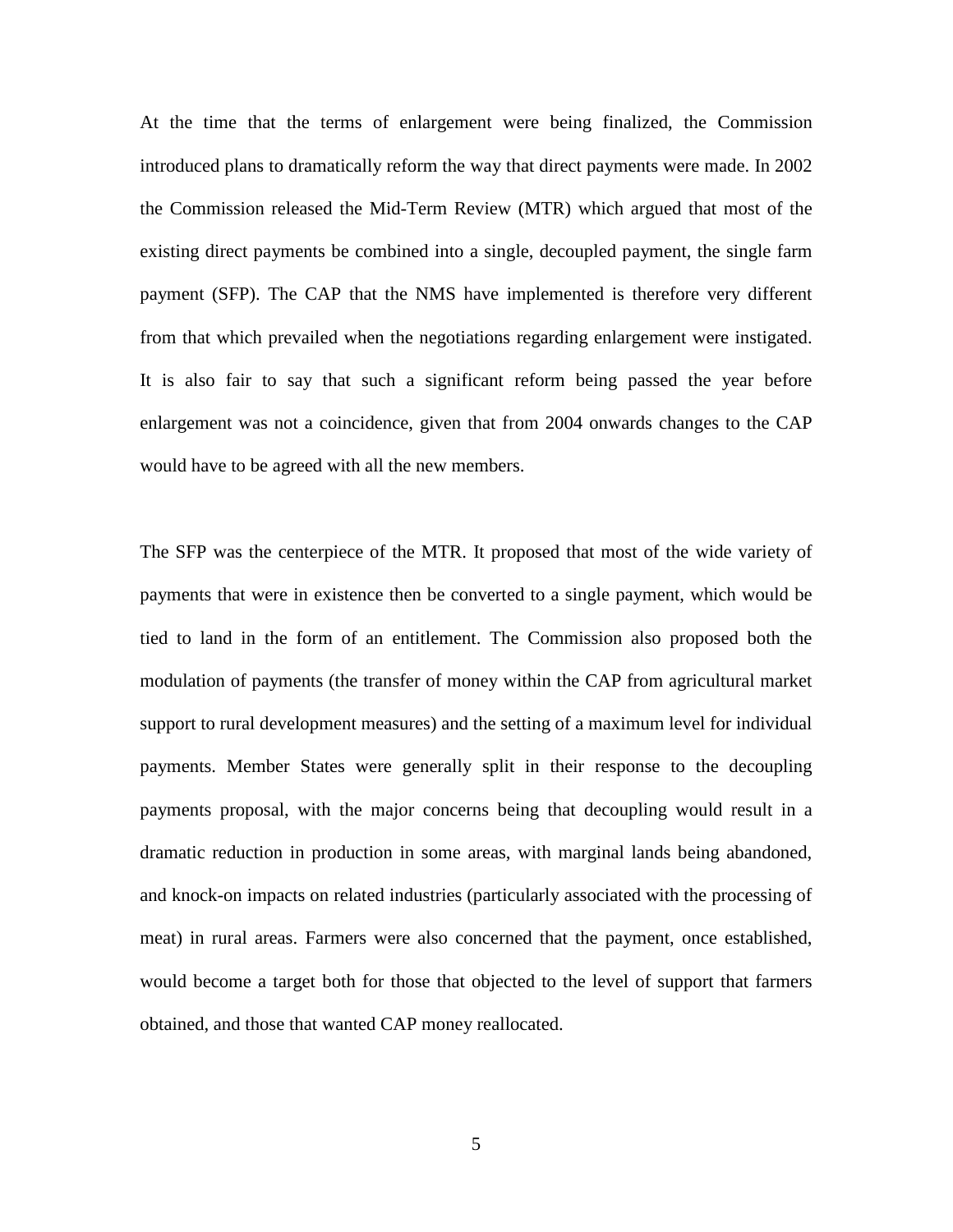At the time that the terms of enlargement were being finalized, the Commission introduced plans to dramatically reform the way that direct payments were made. In 2002 the Commission released the Mid-Term Review (MTR) which argued that most of the existing direct payments be combined into a single, decoupled payment, the single farm payment (SFP). The CAP that the NMS have implemented is therefore very different from that which prevailed when the negotiations regarding enlargement were instigated. It is also fair to say that such a significant reform being passed the year before enlargement was not a coincidence, given that from 2004 onwards changes to the CAP would have to be agreed with all the new members.

The SFP was the centerpiece of the MTR. It proposed that most of the wide variety of payments that were in existence then be converted to a single payment, which would be tied to land in the form of an entitlement. The Commission also proposed both the modulation of payments (the transfer of money within the CAP from agricultural market support to rural development measures) and the setting of a maximum level for individual payments. Member States were generally split in their response to the decoupling payments proposal, with the major concerns being that decoupling would result in a dramatic reduction in production in some areas, with marginal lands being abandoned, and knock-on impacts on related industries (particularly associated with the processing of meat) in rural areas. Farmers were also concerned that the payment, once established, would become a target both for those that objected to the level of support that farmers obtained, and those that wanted CAP money reallocated.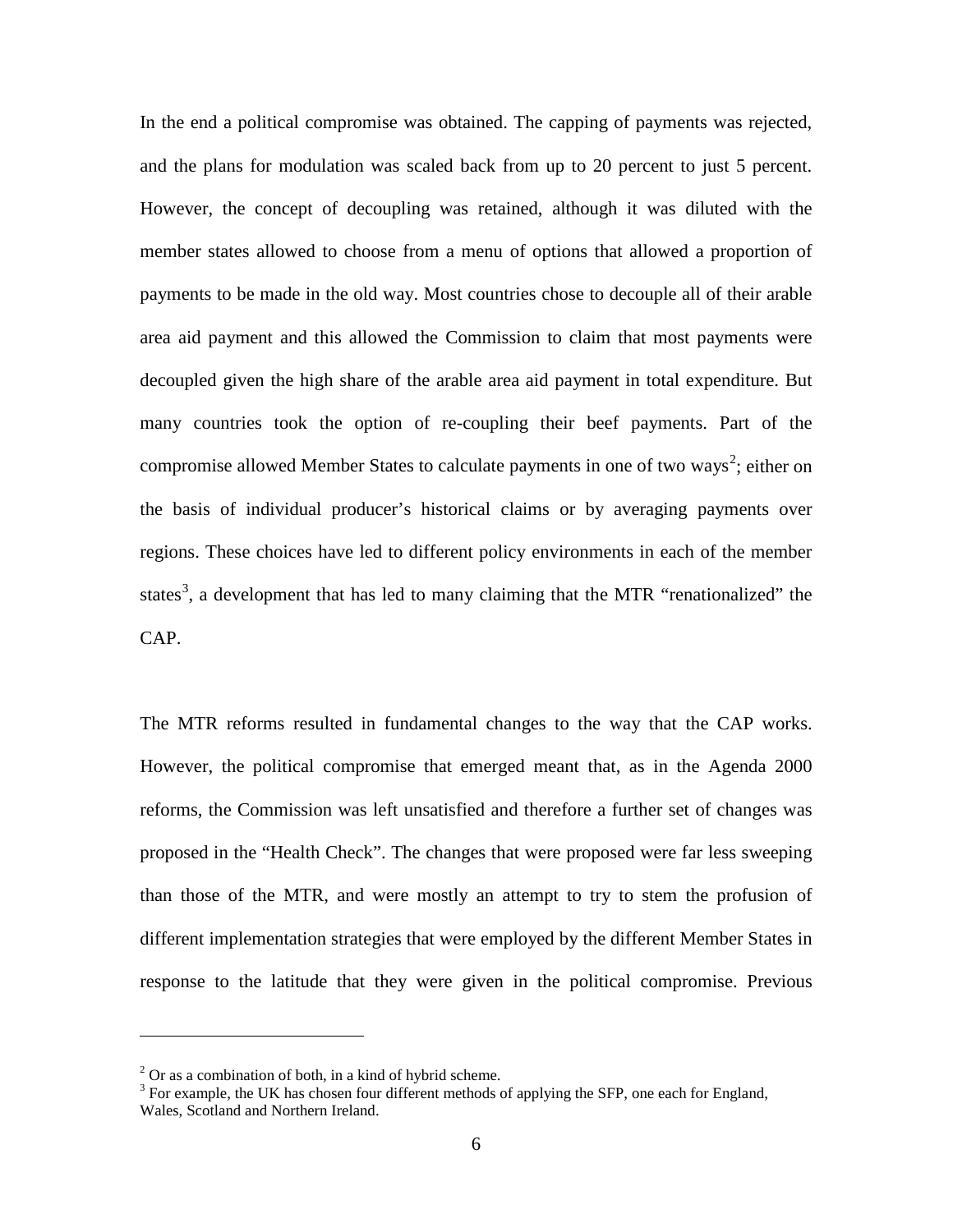In the end a political compromise was obtained. The capping of payments was rejected, and the plans for modulation was scaled back from up to 20 percent to just 5 percent. However, the concept of decoupling was retained, although it was diluted with the member states allowed to choose from a menu of options that allowed a proportion of payments to be made in the old way. Most countries chose to decouple all of their arable area aid payment and this allowed the Commission to claim that most payments were decoupled given the high share of the arable area aid payment in total expenditure. But many countries took the option of re-coupling their beef payments. Part of the compromise allowed Member States to calculate payments in one of two ways[2]; either on the basis of individual producer's historical claims or by averaging payments over regions. These choices have led to different policy environments in each of the member states[3], a development that has led to many claiming that the MTR "renationalized" the CAP.

The MTR reforms resulted in fundamental changes to the way that the CAP works. However, the political compromise that emerged meant that, as in the Agenda 2000 reforms, the Commission was left unsatisfied and therefore a further set of changes was proposed in the "Health Check". The changes that were proposed were far less sweeping than those of the MTR, and were mostly an attempt to try to stem the profusion of different implementation strategies that were employed by the different Member States in response to the latitude that they were given in the political compromise. Previous

---

[2] Or as a combination of both, in a kind of hybrid scheme.

[3] For example, the UK has chosen four different methods of applying the SFP, one each for England, Wales, Scotland and Northern Ireland.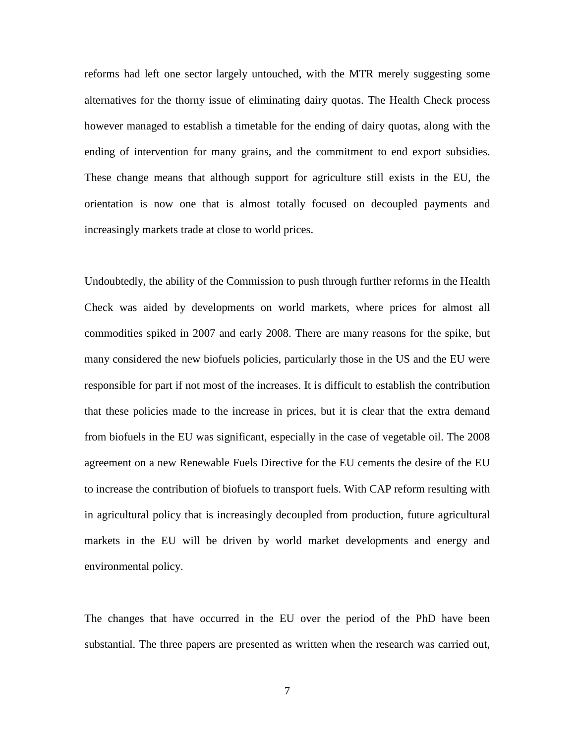reforms had left one sector largely untouched, with the MTR merely suggesting some alternatives for the thorny issue of eliminating dairy quotas. The Health Check process however managed to establish a timetable for the ending of dairy quotas, along with the ending of intervention for many grains, and the commitment to end export subsidies. These change means that although support for agriculture still exists in the EU, the orientation is now one that is almost totally focused on decoupled payments and increasingly markets trade at close to world prices.

Undoubtedly, the ability of the Commission to push through further reforms in the Health Check was aided by developments on world markets, where prices for almost all commodities spiked in 2007 and early 2008. There are many reasons for the spike, but many considered the new biofuels policies, particularly those in the US and the EU were responsible for part if not most of the increases. It is difficult to establish the contribution that these policies made to the increase in prices, but it is clear that the extra demand from biofuels in the EU was significant, especially in the case of vegetable oil. The 2008 agreement on a new Renewable Fuels Directive for the EU cements the desire of the EU to increase the contribution of biofuels to transport fuels. With CAP reform resulting with in agricultural policy that is increasingly decoupled from production, future agricultural markets in the EU will be driven by world market developments and energy and environmental policy.

The changes that have occurred in the EU over the period of the PhD have been substantial. The three papers are presented as written when the research was carried out,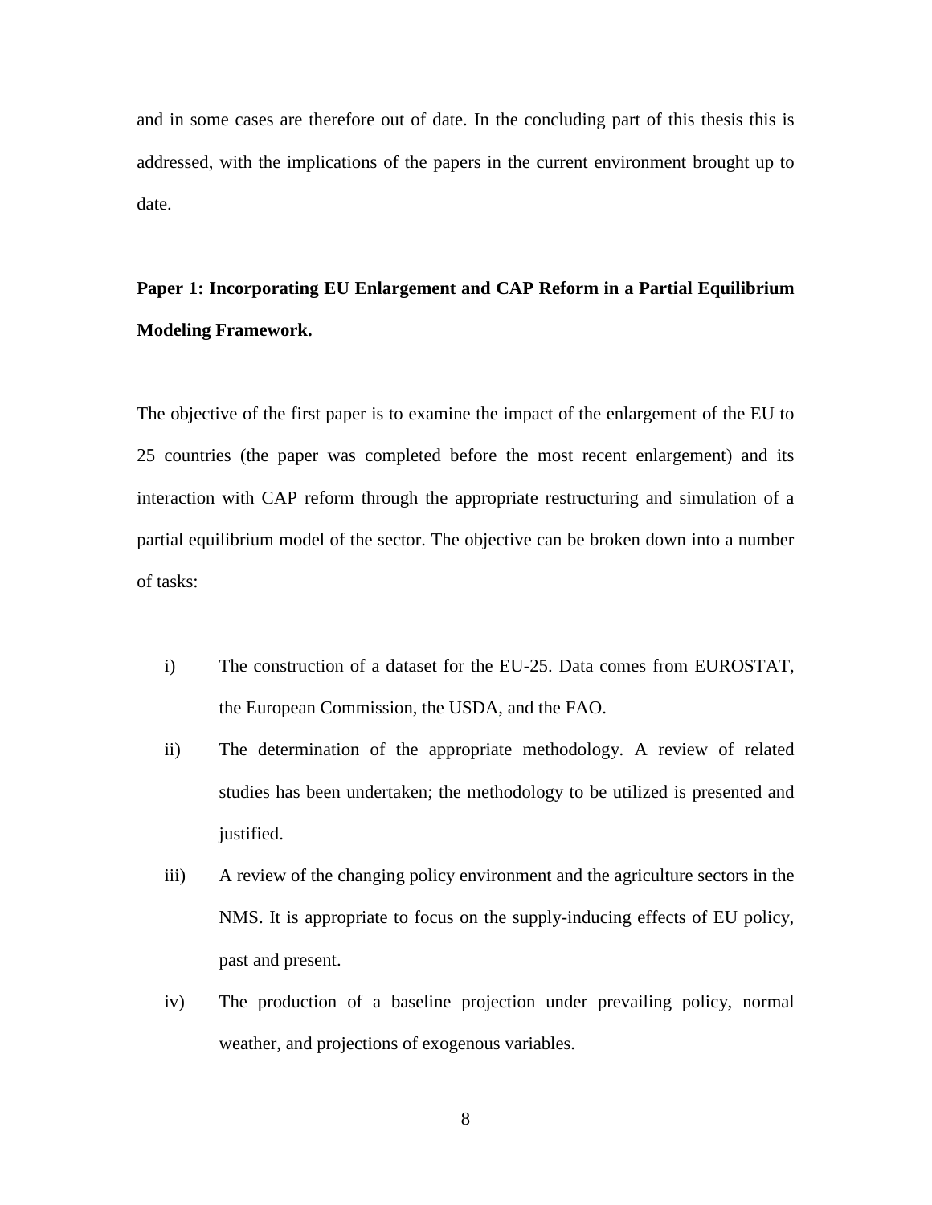and in some cases are therefore out of date. In the concluding part of this thesis this is addressed, with the implications of the papers in the current environment brought up to date.

**Paper 1: Incorporating EU Enlargement and CAP Reform in a Partial Equilibrium Modeling Framework.**

The objective of the first paper is to examine the impact of the enlargement of the EU to 25 countries (the paper was completed before the most recent enlargement) and its interaction with CAP reform through the appropriate restructuring and simulation of a partial equilibrium model of the sector. The objective can be broken down into a number of tasks:

i) The construction of a dataset for the EU-25. Data comes from EUROSTAT, the European Commission, the USDA, and the FAO.

ii) The determination of the appropriate methodology. A review of related studies has been undertaken; the methodology to be utilized is presented and justified.

iii) A review of the changing policy environment and the agriculture sectors in the NMS. It is appropriate to focus on the supply-inducing effects of EU policy, past and present.

iv) The production of a baseline projection under prevailing policy, normal weather, and projections of exogenous variables.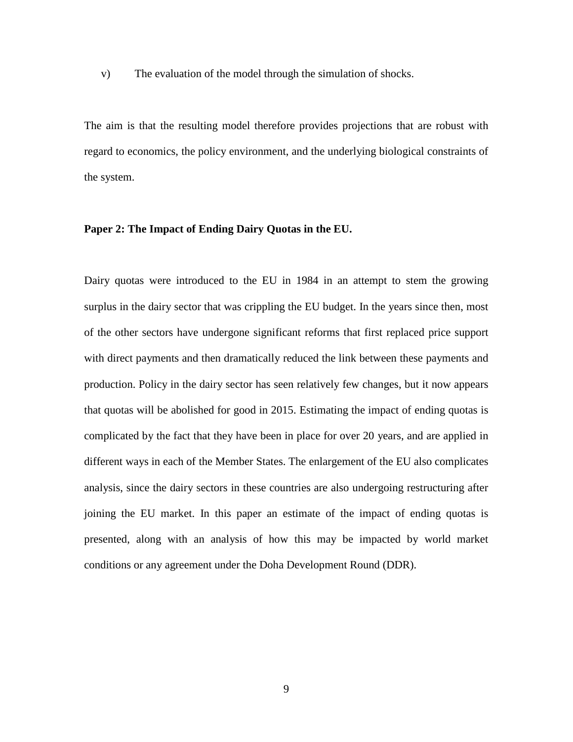v) The evaluation of the model through the simulation of shocks.

The aim is that the resulting model therefore provides projections that are robust with regard to economics, the policy environment, and the underlying biological constraints of the system.

**Paper 2: The Impact of Ending Dairy Quotas in the EU.**

Dairy quotas were introduced to the EU in 1984 in an attempt to stem the growing surplus in the dairy sector that was crippling the EU budget. In the years since then, most of the other sectors have undergone significant reforms that first replaced price support with direct payments and then dramatically reduced the link between these payments and production. Policy in the dairy sector has seen relatively few changes, but it now appears that quotas will be abolished for good in 2015. Estimating the impact of ending quotas is complicated by the fact that they have been in place for over 20 years, and are applied in different ways in each of the Member States. The enlargement of the EU also complicates analysis, since the dairy sectors in these countries are also undergoing restructuring after joining the EU market. In this paper an estimate of the impact of ending quotas is presented, along with an analysis of how this may be impacted by world market conditions or any agreement under the Doha Development Round (DDR).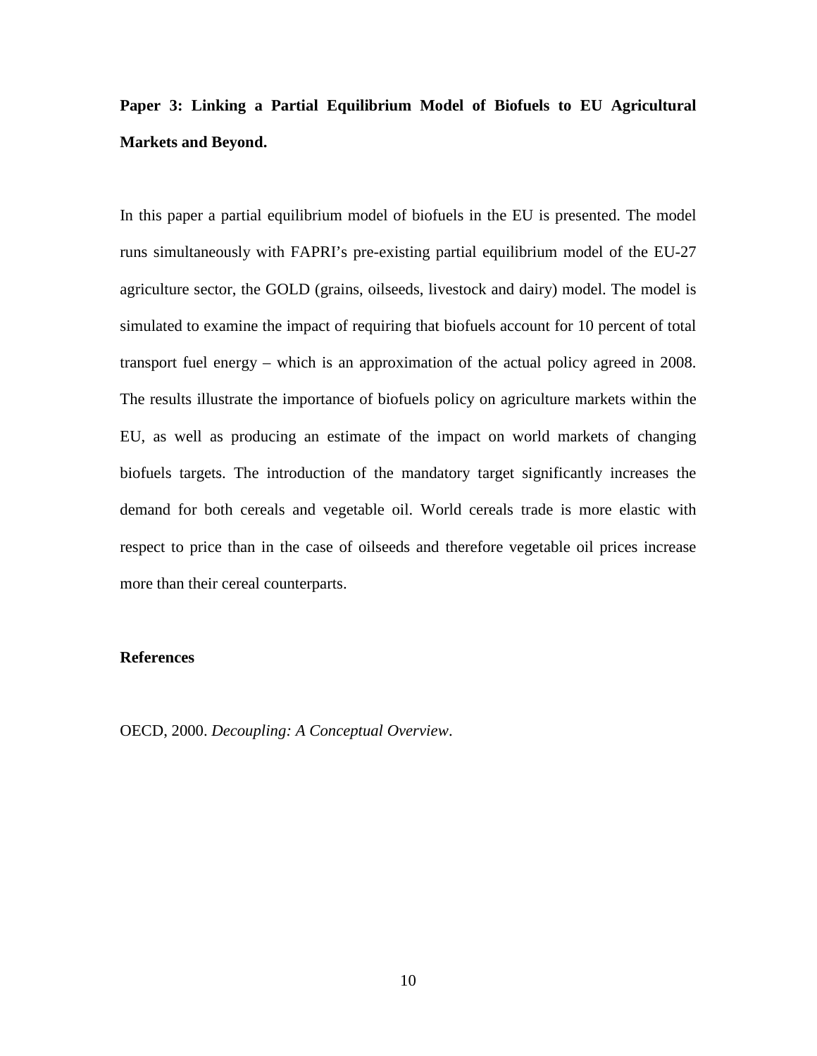**Paper 3: Linking a Partial Equilibrium Model of Biofuels to EU Agricultural Markets and Beyond.**

In this paper a partial equilibrium model of biofuels in the EU is presented. The model runs simultaneously with FAPRI's pre-existing partial equilibrium model of the EU-27 agriculture sector, the GOLD (grains, oilseeds, livestock and dairy) model. The model is simulated to examine the impact of requiring that biofuels account for 10 percent of total transport fuel energy – which is an approximation of the actual policy agreed in 2008. The results illustrate the importance of biofuels policy on agriculture markets within the EU, as well as producing an estimate of the impact on world markets of changing biofuels targets. The introduction of the mandatory target significantly increases the demand for both cereals and vegetable oil. World cereals trade is more elastic with respect to price than in the case of oilseeds and therefore vegetable oil prices increase more than their cereal counterparts.

**References**

OECD, 2000. *Decoupling: A Conceptual Overview*.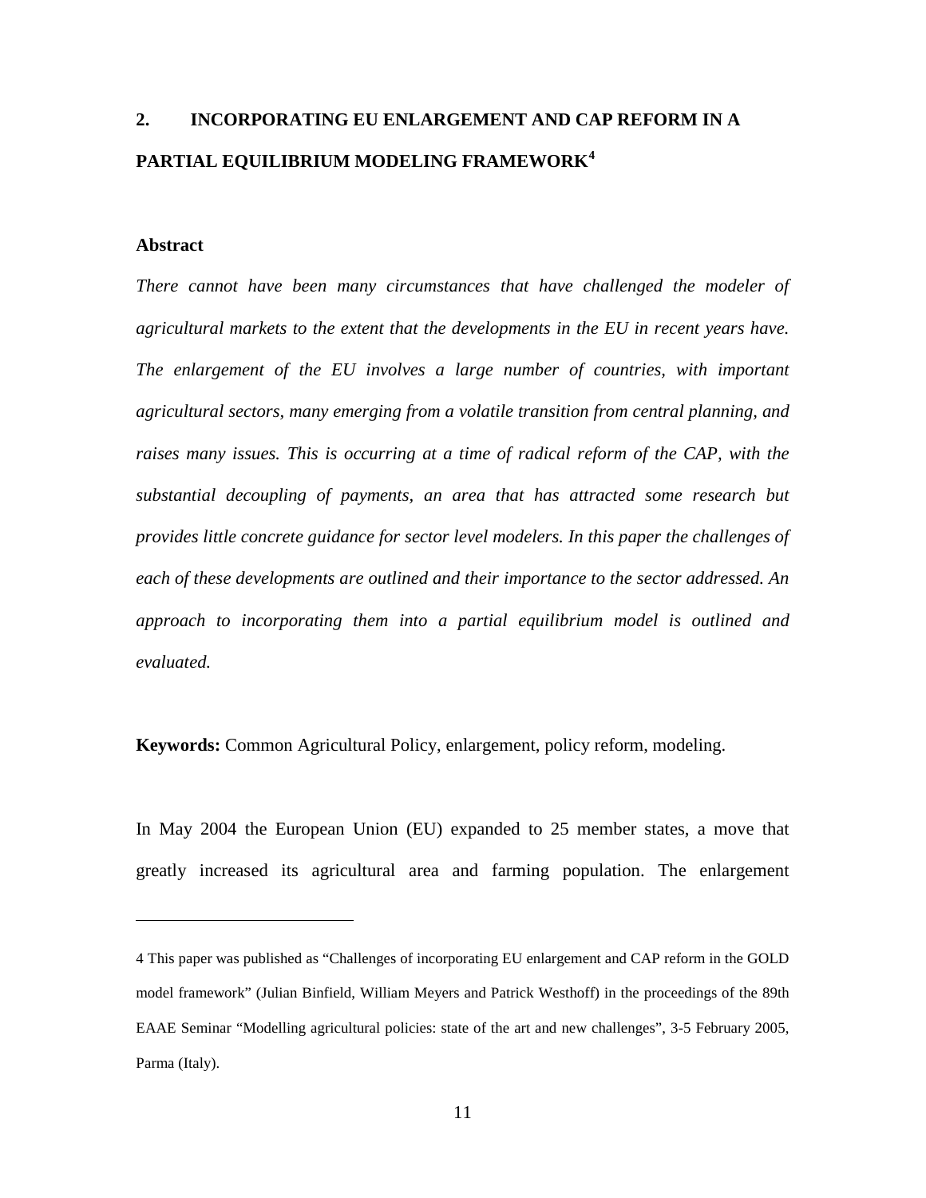## 2. INCORPORATING EU ENLARGEMENT AND CAP REFORM IN A PARTIAL EQUILIBRIUM MODELING FRAMEWORK[4]

### Abstract

*There cannot have been many circumstances that have challenged the modeler of agricultural markets to the extent that the developments in the EU in recent years have. The enlargement of the EU involves a large number of countries, with important agricultural sectors, many emerging from a volatile transition from central planning, and raises many issues. This is occurring at a time of radical reform of the CAP, with the substantial decoupling of payments, an area that has attracted some research but provides little concrete guidance for sector level modelers. In this paper the challenges of each of these developments are outlined and their importance to the sector addressed. An approach to incorporating them into a partial equilibrium model is outlined and evaluated.*

**Keywords:** Common Agricultural Policy, enlargement, policy reform, modeling.

In May 2004 the European Union (EU) expanded to 25 member states, a move that greatly increased its agricultural area and farming population. The enlargement

---

4 This paper was published as "Challenges of incorporating EU enlargement and CAP reform in the GOLD model framework" (Julian Binfield, William Meyers and Patrick Westhoff) in the proceedings of the 89th EAAE Seminar "Modelling agricultural policies: state of the art and new challenges", 3-5 February 2005, Parma (Italy).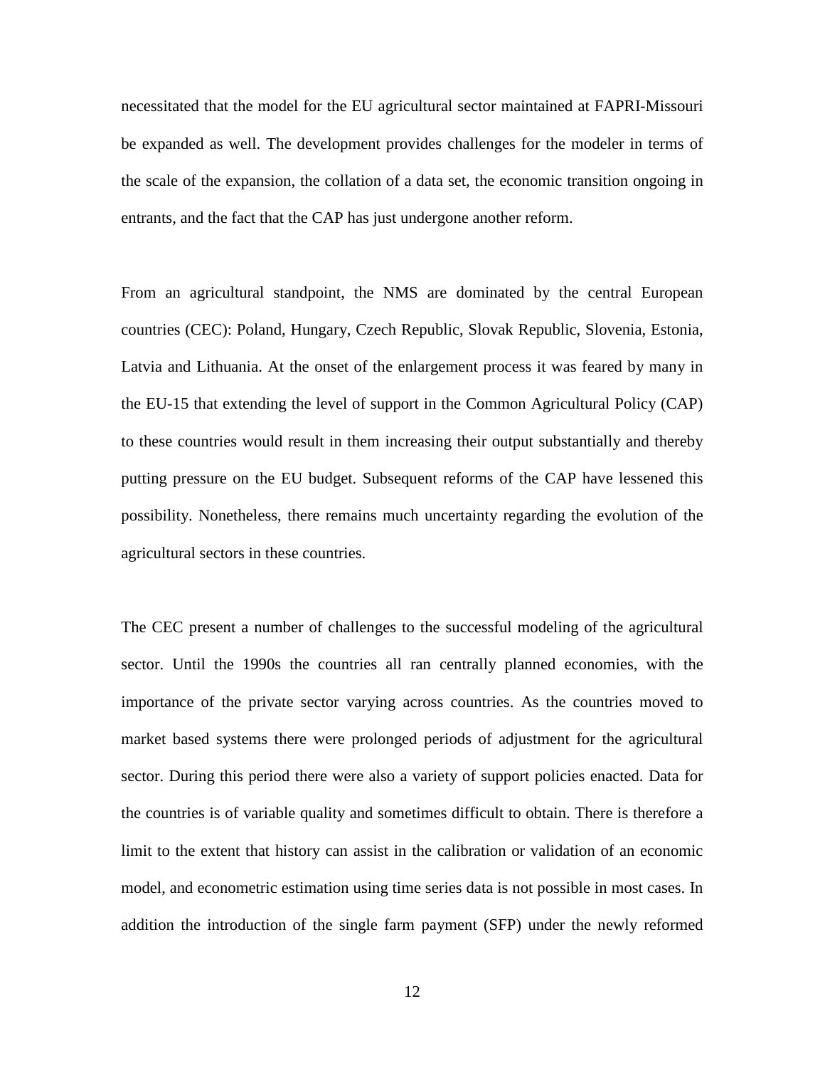necessitated that the model for the EU agricultural sector maintained at FAPRI-Missouri be expanded as well. The development provides challenges for the modeler in terms of the scale of the expansion, the collation of a data set, the economic transition ongoing in entrants, and the fact that the CAP has just undergone another reform.

From an agricultural standpoint, the NMS are dominated by the central European countries (CEC): Poland, Hungary, Czech Republic, Slovak Republic, Slovenia, Estonia, Latvia and Lithuania. At the onset of the enlargement process it was feared by many in the EU-15 that extending the level of support in the Common Agricultural Policy (CAP) to these countries would result in them increasing their output substantially and thereby putting pressure on the EU budget. Subsequent reforms of the CAP have lessened this possibility. Nonetheless, there remains much uncertainty regarding the evolution of the agricultural sectors in these countries.

The CEC present a number of challenges to the successful modeling of the agricultural sector. Until the 1990s the countries all ran centrally planned economies, with the importance of the private sector varying across countries. As the countries moved to market based systems there were prolonged periods of adjustment for the agricultural sector. During this period there were also a variety of support policies enacted. Data for the countries is of variable quality and sometimes difficult to obtain. There is therefore a limit to the extent that history can assist in the calibration or validation of an economic model, and econometric estimation using time series data is not possible in most cases. In addition the introduction of the single farm payment (SFP) under the newly reformed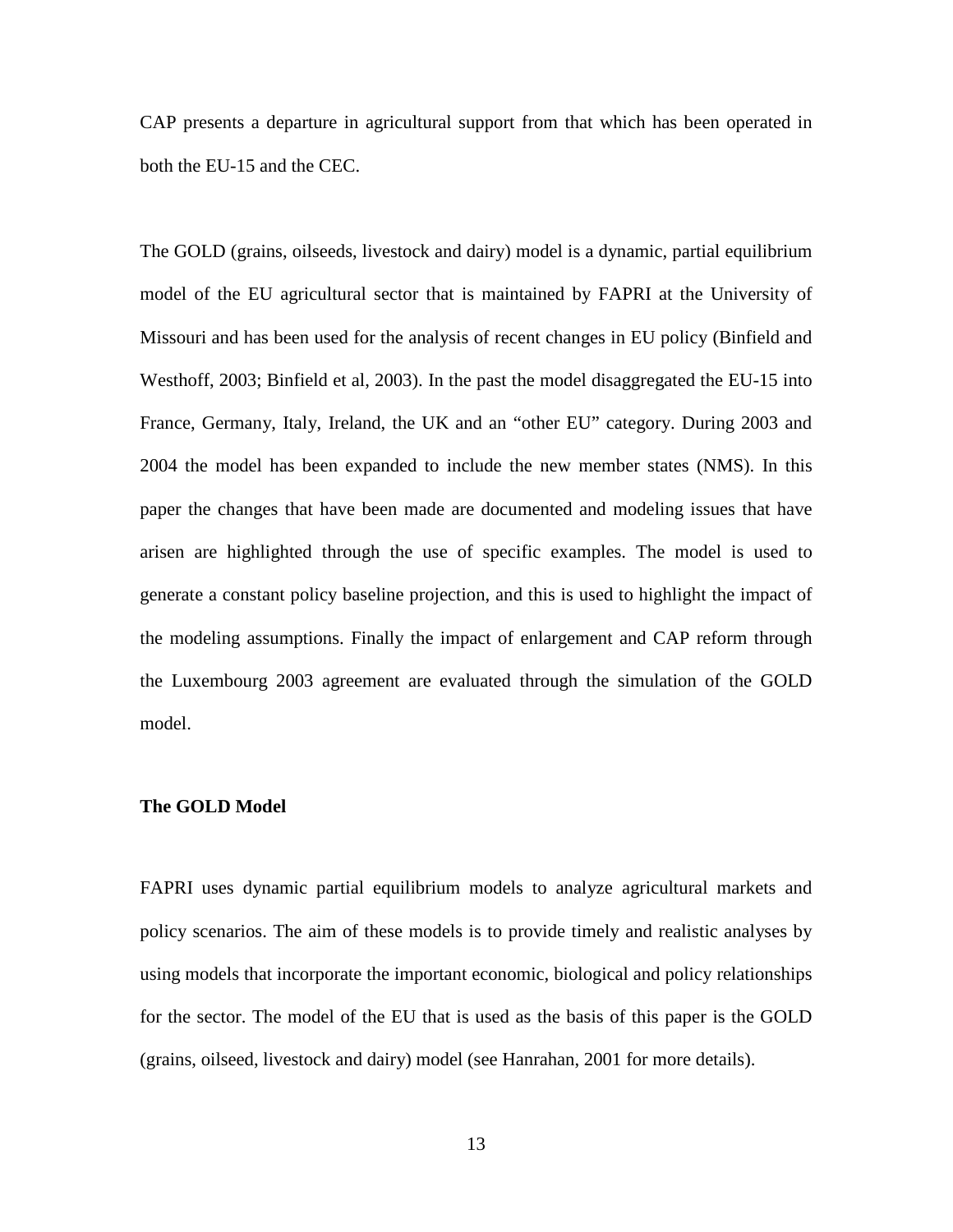CAP presents a departure in agricultural support from that which has been operated in both the EU-15 and the CEC.

The GOLD (grains, oilseeds, livestock and dairy) model is a dynamic, partial equilibrium model of the EU agricultural sector that is maintained by FAPRI at the University of Missouri and has been used for the analysis of recent changes in EU policy (Binfield and Westhoff, 2003; Binfield et al, 2003). In the past the model disaggregated the EU-15 into France, Germany, Italy, Ireland, the UK and an "other EU" category. During 2003 and 2004 the model has been expanded to include the new member states (NMS). In this paper the changes that have been made are documented and modeling issues that have arisen are highlighted through the use of specific examples. The model is used to generate a constant policy baseline projection, and this is used to highlight the impact of the modeling assumptions. Finally the impact of enlargement and CAP reform through the Luxembourg 2003 agreement are evaluated through the simulation of the GOLD model.

**The GOLD Model**

FAPRI uses dynamic partial equilibrium models to analyze agricultural markets and policy scenarios. The aim of these models is to provide timely and realistic analyses by using models that incorporate the important economic, biological and policy relationships for the sector. The model of the EU that is used as the basis of this paper is the GOLD (grains, oilseed, livestock and dairy) model (see Hanrahan, 2001 for more details).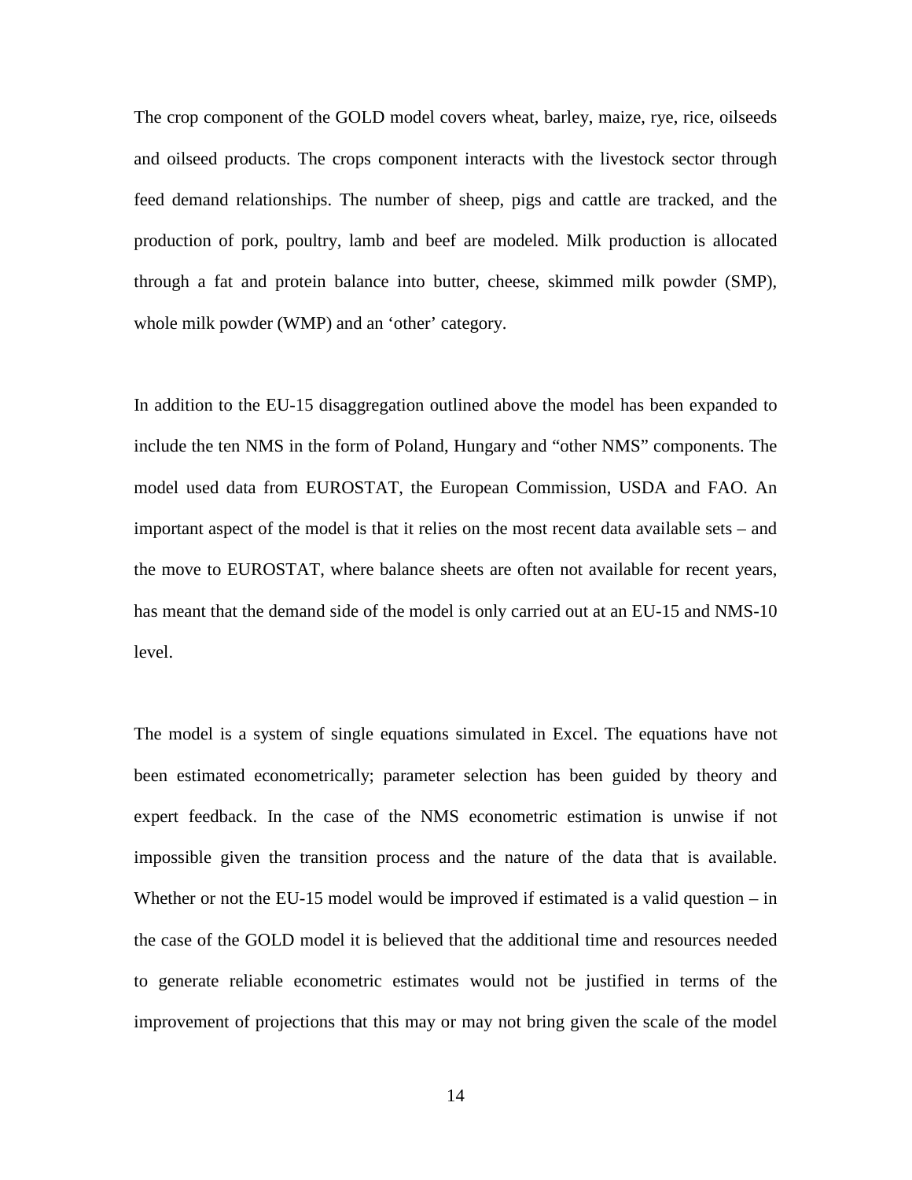The crop component of the GOLD model covers wheat, barley, maize, rye, rice, oilseeds and oilseed products. The crops component interacts with the livestock sector through feed demand relationships. The number of sheep, pigs and cattle are tracked, and the production of pork, poultry, lamb and beef are modeled. Milk production is allocated through a fat and protein balance into butter, cheese, skimmed milk powder (SMP), whole milk powder (WMP) and an 'other' category.

In addition to the EU-15 disaggregation outlined above the model has been expanded to include the ten NMS in the form of Poland, Hungary and "other NMS" components. The model used data from EUROSTAT, the European Commission, USDA and FAO. An important aspect of the model is that it relies on the most recent data available sets – and the move to EUROSTAT, where balance sheets are often not available for recent years, has meant that the demand side of the model is only carried out at an EU-15 and NMS-10 level.

The model is a system of single equations simulated in Excel. The equations have not been estimated econometrically; parameter selection has been guided by theory and expert feedback. In the case of the NMS econometric estimation is unwise if not impossible given the transition process and the nature of the data that is available. Whether or not the EU-15 model would be improved if estimated is a valid question – in the case of the GOLD model it is believed that the additional time and resources needed to generate reliable econometric estimates would not be justified in terms of the improvement of projections that this may or may not bring given the scale of the model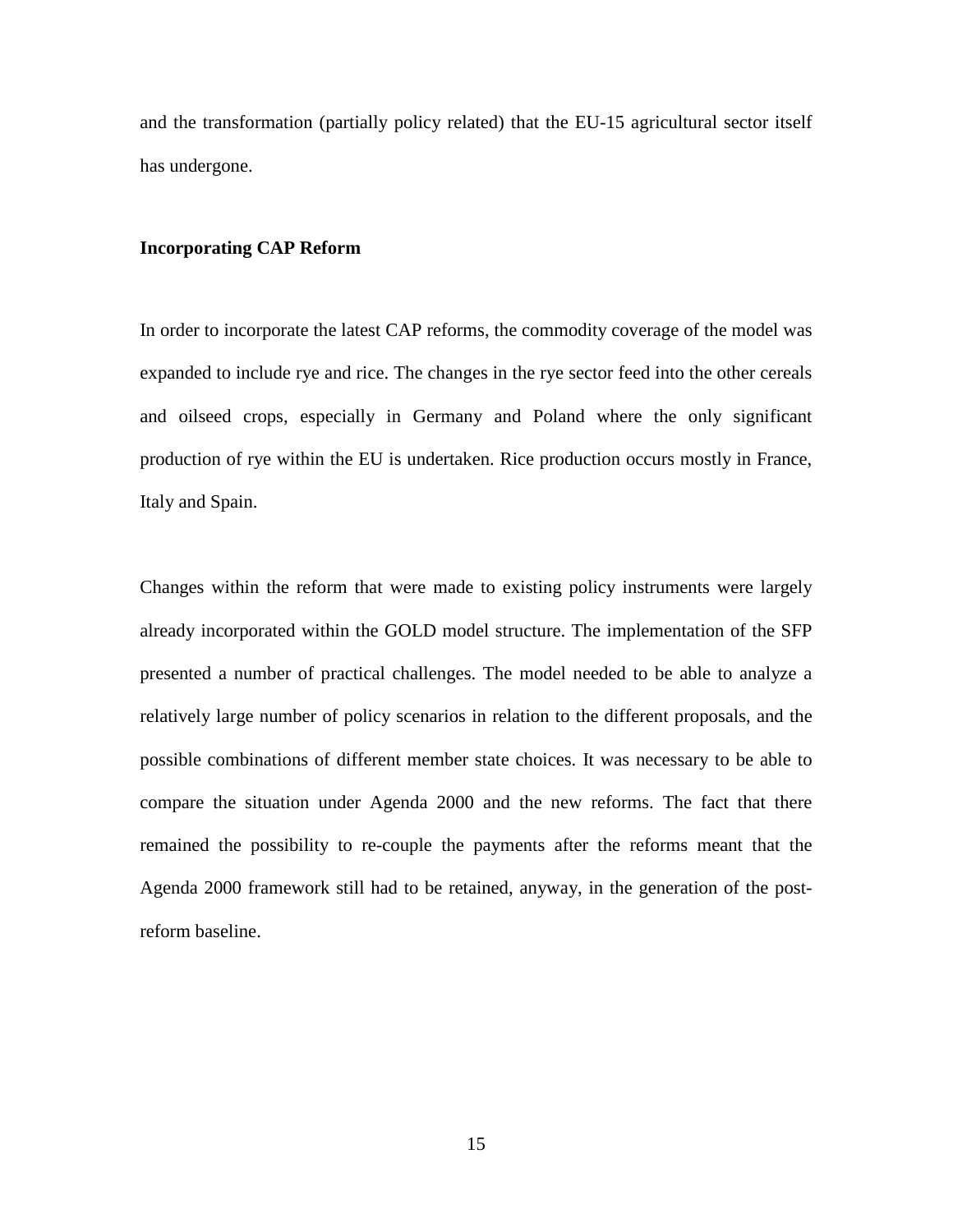and the transformation (partially policy related) that the EU-15 agricultural sector itself has undergone.

**Incorporating CAP Reform**

In order to incorporate the latest CAP reforms, the commodity coverage of the model was expanded to include rye and rice. The changes in the rye sector feed into the other cereals and oilseed crops, especially in Germany and Poland where the only significant production of rye within the EU is undertaken. Rice production occurs mostly in France, Italy and Spain.

Changes within the reform that were made to existing policy instruments were largely already incorporated within the GOLD model structure. The implementation of the SFP presented a number of practical challenges. The model needed to be able to analyze a relatively large number of policy scenarios in relation to the different proposals, and the possible combinations of different member state choices. It was necessary to be able to compare the situation under Agenda 2000 and the new reforms. The fact that there remained the possibility to re-couple the payments after the reforms meant that the Agenda 2000 framework still had to be retained, anyway, in the generation of the post-reform baseline.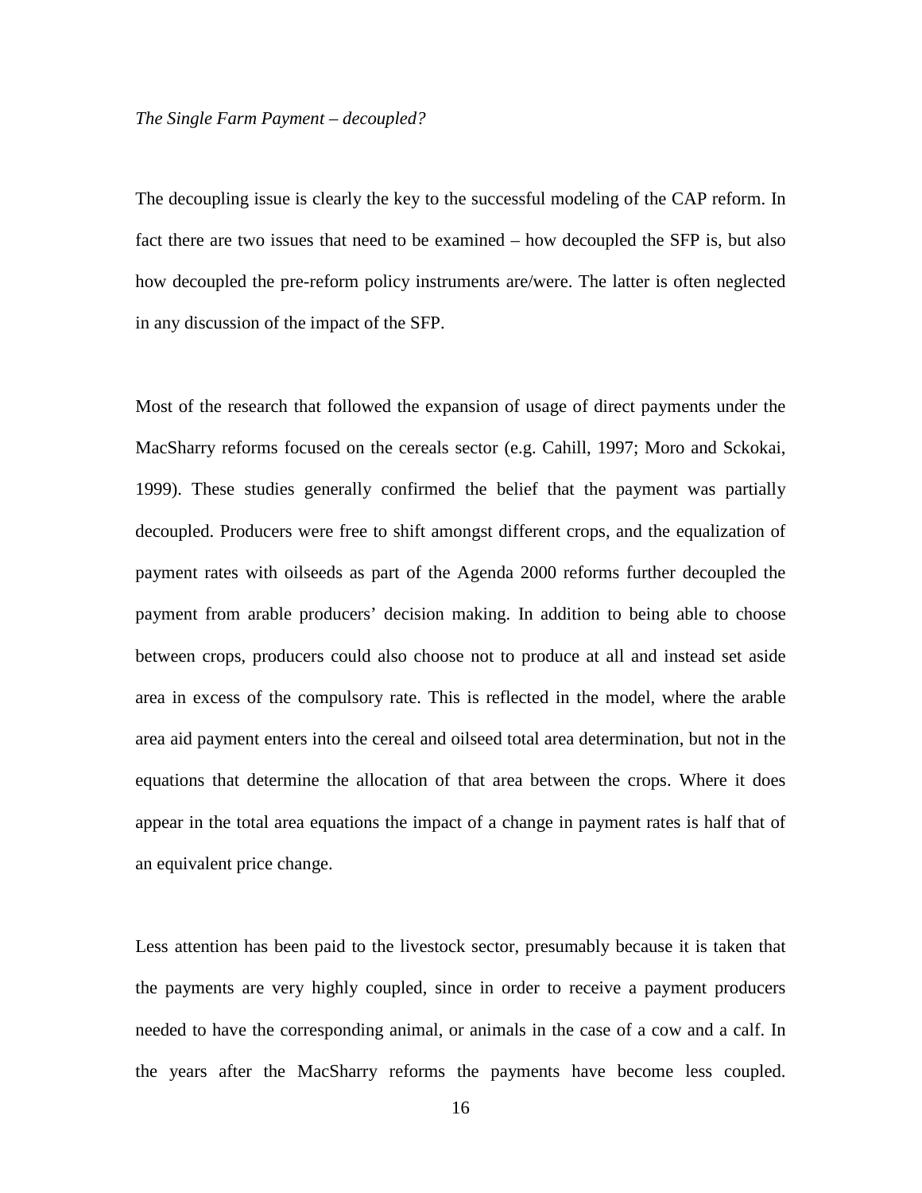*The Single Farm Payment – decoupled?*

The decoupling issue is clearly the key to the successful modeling of the CAP reform. In fact there are two issues that need to be examined – how decoupled the SFP is, but also how decoupled the pre-reform policy instruments are/were. The latter is often neglected in any discussion of the impact of the SFP.

Most of the research that followed the expansion of usage of direct payments under the MacSharry reforms focused on the cereals sector (e.g. Cahill, 1997; Moro and Sckokai, 1999). These studies generally confirmed the belief that the payment was partially decoupled. Producers were free to shift amongst different crops, and the equalization of payment rates with oilseeds as part of the Agenda 2000 reforms further decoupled the payment from arable producers' decision making. In addition to being able to choose between crops, producers could also choose not to produce at all and instead set aside area in excess of the compulsory rate. This is reflected in the model, where the arable area aid payment enters into the cereal and oilseed total area determination, but not in the equations that determine the allocation of that area between the crops. Where it does appear in the total area equations the impact of a change in payment rates is half that of an equivalent price change.

Less attention has been paid to the livestock sector, presumably because it is taken that the payments are very highly coupled, since in order to receive a payment producers needed to have the corresponding animal, or animals in the case of a cow and a calf. In the years after the MacSharry reforms the payments have become less coupled.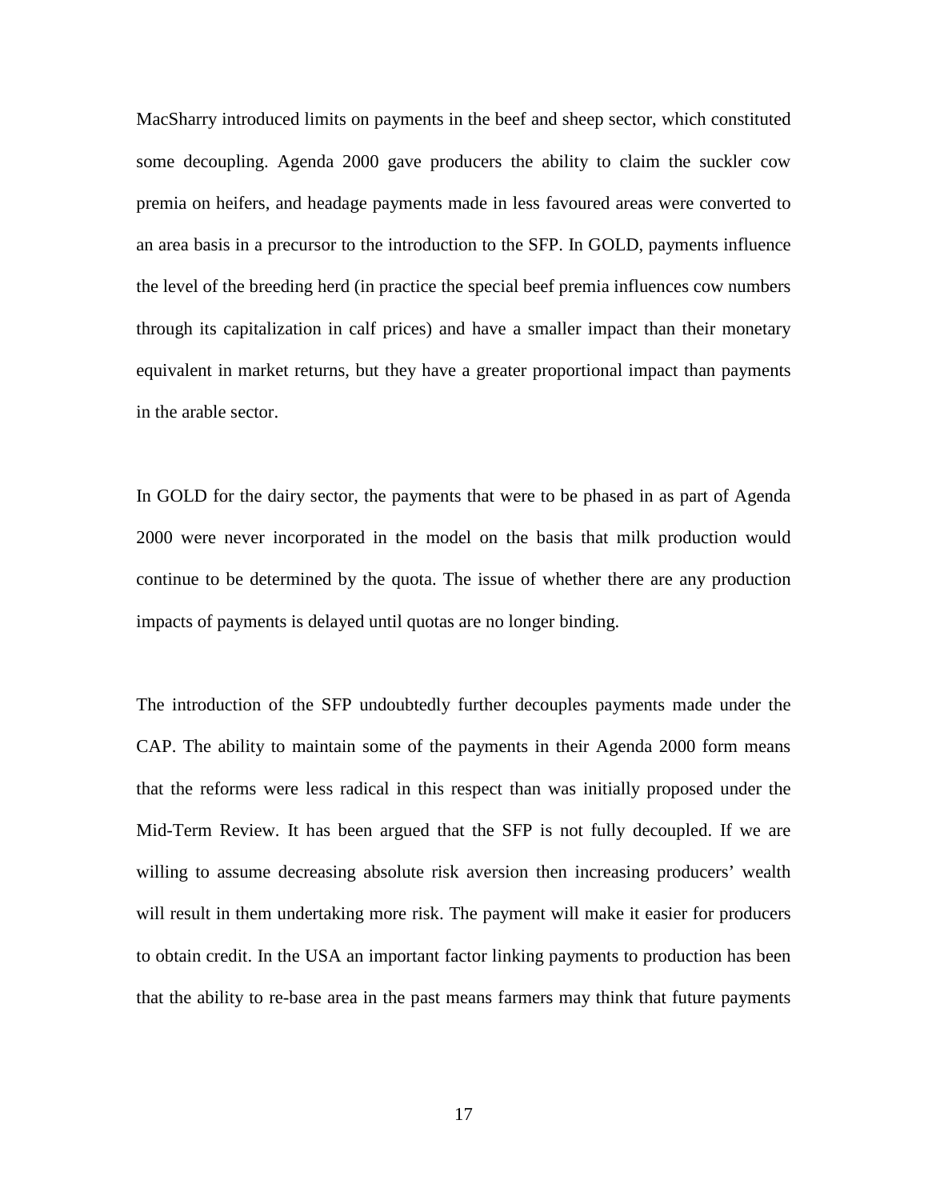MacSharry introduced limits on payments in the beef and sheep sector, which constituted some decoupling. Agenda 2000 gave producers the ability to claim the suckler cow premia on heifers, and headage payments made in less favoured areas were converted to an area basis in a precursor to the introduction to the SFP. In GOLD, payments influence the level of the breeding herd (in practice the special beef premia influences cow numbers through its capitalization in calf prices) and have a smaller impact than their monetary equivalent in market returns, but they have a greater proportional impact than payments in the arable sector.

In GOLD for the dairy sector, the payments that were to be phased in as part of Agenda 2000 were never incorporated in the model on the basis that milk production would continue to be determined by the quota. The issue of whether there are any production impacts of payments is delayed until quotas are no longer binding.

The introduction of the SFP undoubtedly further decouples payments made under the CAP. The ability to maintain some of the payments in their Agenda 2000 form means that the reforms were less radical in this respect than was initially proposed under the Mid-Term Review. It has been argued that the SFP is not fully decoupled. If we are willing to assume decreasing absolute risk aversion then increasing producers' wealth will result in them undertaking more risk. The payment will make it easier for producers to obtain credit. In the USA an important factor linking payments to production has been that the ability to re-base area in the past means farmers may think that future payments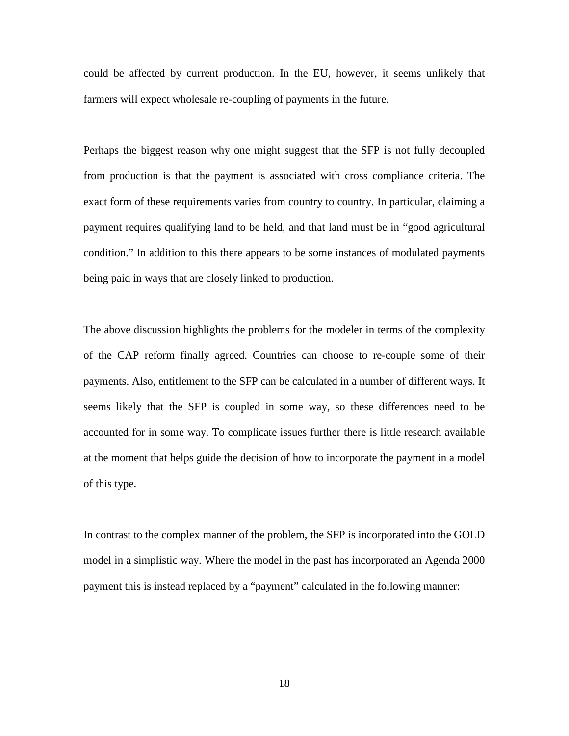could be affected by current production. In the EU, however, it seems unlikely that farmers will expect wholesale re-coupling of payments in the future.

Perhaps the biggest reason why one might suggest that the SFP is not fully decoupled from production is that the payment is associated with cross compliance criteria. The exact form of these requirements varies from country to country. In particular, claiming a payment requires qualifying land to be held, and that land must be in "good agricultural condition." In addition to this there appears to be some instances of modulated payments being paid in ways that are closely linked to production.

The above discussion highlights the problems for the modeler in terms of the complexity of the CAP reform finally agreed. Countries can choose to re-couple some of their payments. Also, entitlement to the SFP can be calculated in a number of different ways. It seems likely that the SFP is coupled in some way, so these differences need to be accounted for in some way. To complicate issues further there is little research available at the moment that helps guide the decision of how to incorporate the payment in a model of this type.

In contrast to the complex manner of the problem, the SFP is incorporated into the GOLD model in a simplistic way. Where the model in the past has incorporated an Agenda 2000 payment this is instead replaced by a "payment" calculated in the following manner: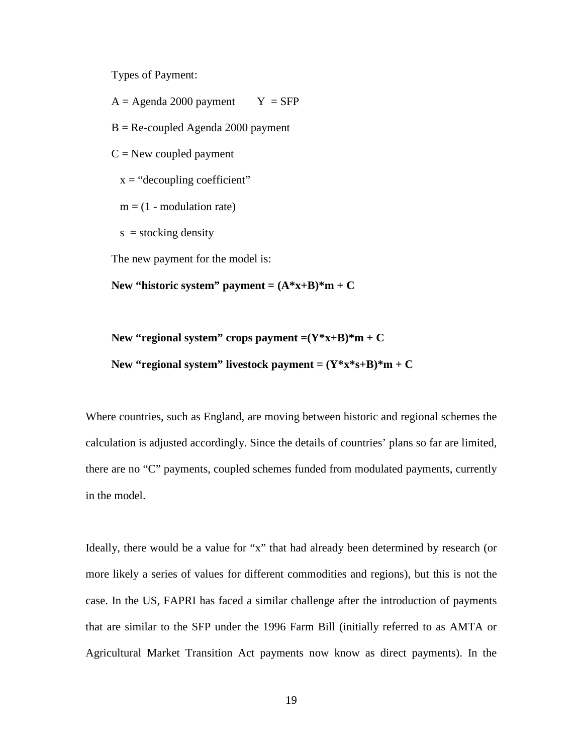Types of Payment:

A = Agenda 2000 payment    Y = SFP

B = Re-coupled Agenda 2000 payment

C = New coupled payment

x = "decoupling coefficient"

m = (1 - modulation rate)

s = stocking density

The new payment for the model is:

**New "historic system" payment = (A*x+B)*m + C**

**New "regional system" crops payment =(Y*x+B)*m + C**

**New "regional system" livestock payment = (Y*x*s+B)*m + C**

Where countries, such as England, are moving between historic and regional schemes the calculation is adjusted accordingly. Since the details of countries' plans so far are limited, there are no "C" payments, coupled schemes funded from modulated payments, currently in the model.

Ideally, there would be a value for "x" that had already been determined by research (or more likely a series of values for different commodities and regions), but this is not the case. In the US, FAPRI has faced a similar challenge after the introduction of payments that are similar to the SFP under the 1996 Farm Bill (initially referred to as AMTA or Agricultural Market Transition Act payments now know as direct payments). In the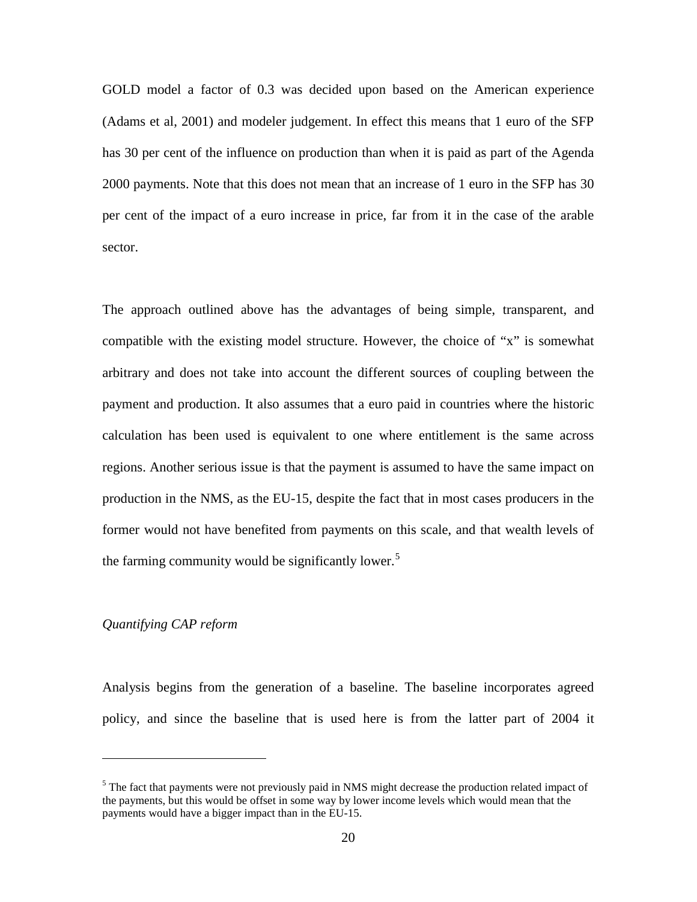GOLD model a factor of 0.3 was decided upon based on the American experience (Adams et al, 2001) and modeler judgement. In effect this means that 1 euro of the SFP has 30 per cent of the influence on production than when it is paid as part of the Agenda 2000 payments. Note that this does not mean that an increase of 1 euro in the SFP has 30 per cent of the impact of a euro increase in price, far from it in the case of the arable sector.

The approach outlined above has the advantages of being simple, transparent, and compatible with the existing model structure. However, the choice of "x" is somewhat arbitrary and does not take into account the different sources of coupling between the payment and production. It also assumes that a euro paid in countries where the historic calculation has been used is equivalent to one where entitlement is the same across regions. Another serious issue is that the payment is assumed to have the same impact on production in the NMS, as the EU-15, despite the fact that in most cases producers in the former would not have benefited from payments on this scale, and that wealth levels of the farming community would be significantly lower.[5]

*Quantifying CAP reform*

Analysis begins from the generation of a baseline. The baseline incorporates agreed policy, and since the baseline that is used here is from the latter part of 2004 it

[5] The fact that payments were not previously paid in NMS might decrease the production related impact of the payments, but this would be offset in some way by lower income levels which would mean that the payments would have a bigger impact than in the EU-15.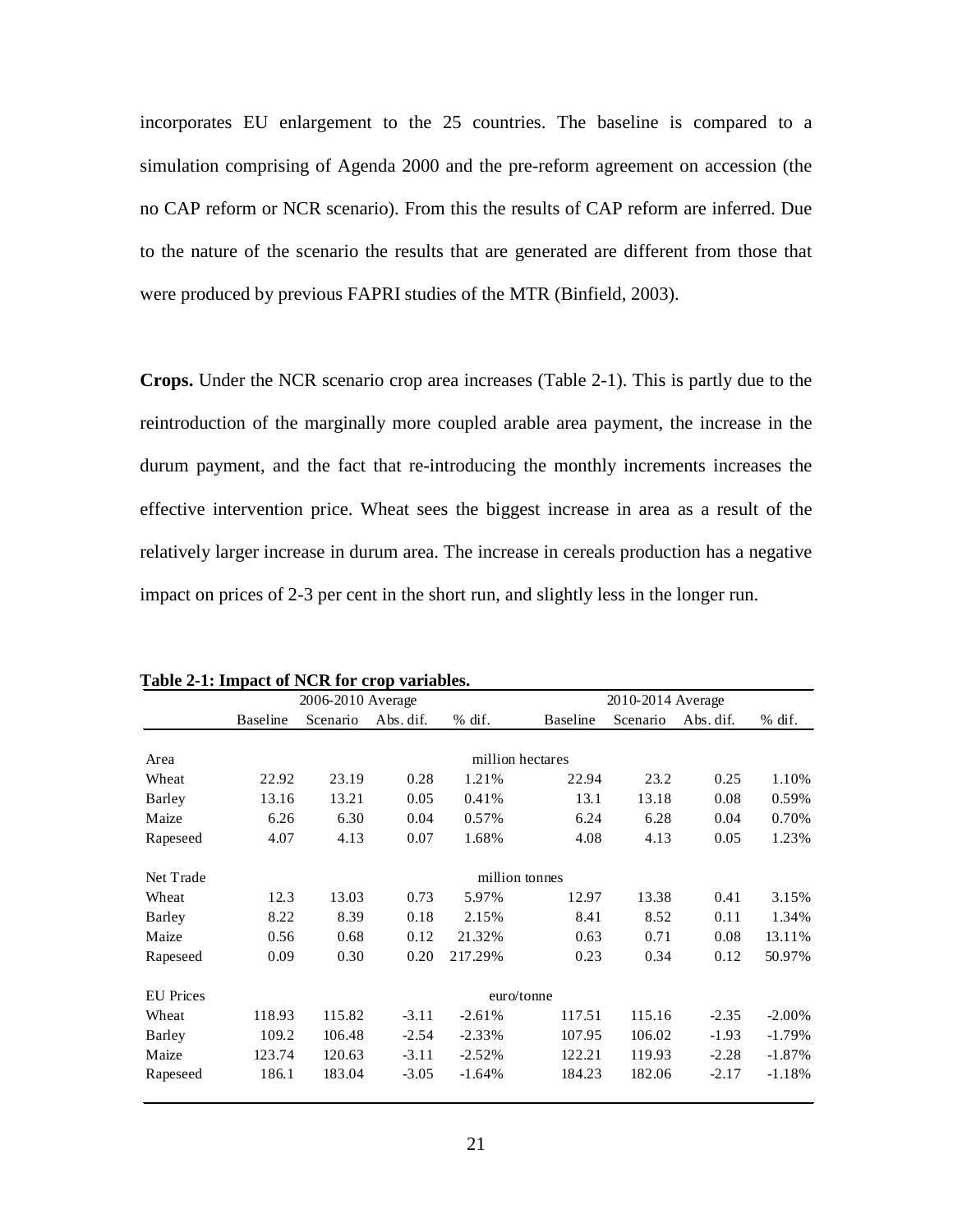incorporates EU enlargement to the 25 countries. The baseline is compared to a simulation comprising of Agenda 2000 and the pre-reform agreement on accession (the no CAP reform or NCR scenario). From this the results of CAP reform are inferred. Due to the nature of the scenario the results that are generated are different from those that were produced by previous FAPRI studies of the MTR (Binfield, 2003).

**Crops.** Under the NCR scenario crop area increases (Table 2-1). This is partly due to the reintroduction of the marginally more coupled arable area payment, the increase in the durum payment, and the fact that re-introducing the monthly increments increases the effective intervention price. Wheat sees the biggest increase in area as a result of the relatively larger increase in durum area. The increase in cereals production has a negative impact on prices of 2-3 per cent in the short run, and slightly less in the longer run.

**Table 2-1: Impact of NCR for crop variables.**

| | 2006-2010 Average | | | | 2010-2014 Average | | | |
|---|---|---|---|---|---|---|---|---|
| | Baseline | Scenario | Abs. dif. | % dif. | Baseline | Scenario | Abs. dif. | % dif. |
| Area | | | | million hectares | | | | |
| Wheat | 22.92 | 23.19 | 0.28 | 1.21% | 22.94 | 23.2 | 0.25 | 1.10% |
| Barley | 13.16 | 13.21 | 0.05 | 0.41% | 13.1 | 13.18 | 0.08 | 0.59% |
| Maize | 6.26 | 6.30 | 0.04 | 0.57% | 6.24 | 6.28 | 0.04 | 0.70% |
| Rapeseed | 4.07 | 4.13 | 0.07 | 1.68% | 4.08 | 4.13 | 0.05 | 1.23% |
| Net Trade | | | | million tonnes | | | | |
| Wheat | 12.3 | 13.03 | 0.73 | 5.97% | 12.97 | 13.38 | 0.41 | 3.15% |
| Barley | 8.22 | 8.39 | 0.18 | 2.15% | 8.41 | 8.52 | 0.11 | 1.34% |
| Maize | 0.56 | 0.68 | 0.12 | 21.32% | 0.63 | 0.71 | 0.08 | 13.11% |
| Rapeseed | 0.09 | 0.30 | 0.20 | 217.29% | 0.23 | 0.34 | 0.12 | 50.97% |
| EU Prices | | | | euro/tonne | | | | |
| Wheat | 118.93 | 115.82 | -3.11 | -2.61% | 117.51 | 115.16 | -2.35 | -2.00% |
| Barley | 109.2 | 106.48 | -2.54 | -2.33% | 107.95 | 106.02 | -1.93 | -1.79% |
| Maize | 123.74 | 120.63 | -3.11 | -2.52% | 122.21 | 119.93 | -2.28 | -1.87% |
| Rapeseed | 186.1 | 183.04 | -3.05 | -1.64% | 184.23 | 182.06 | -2.17 | -1.18% |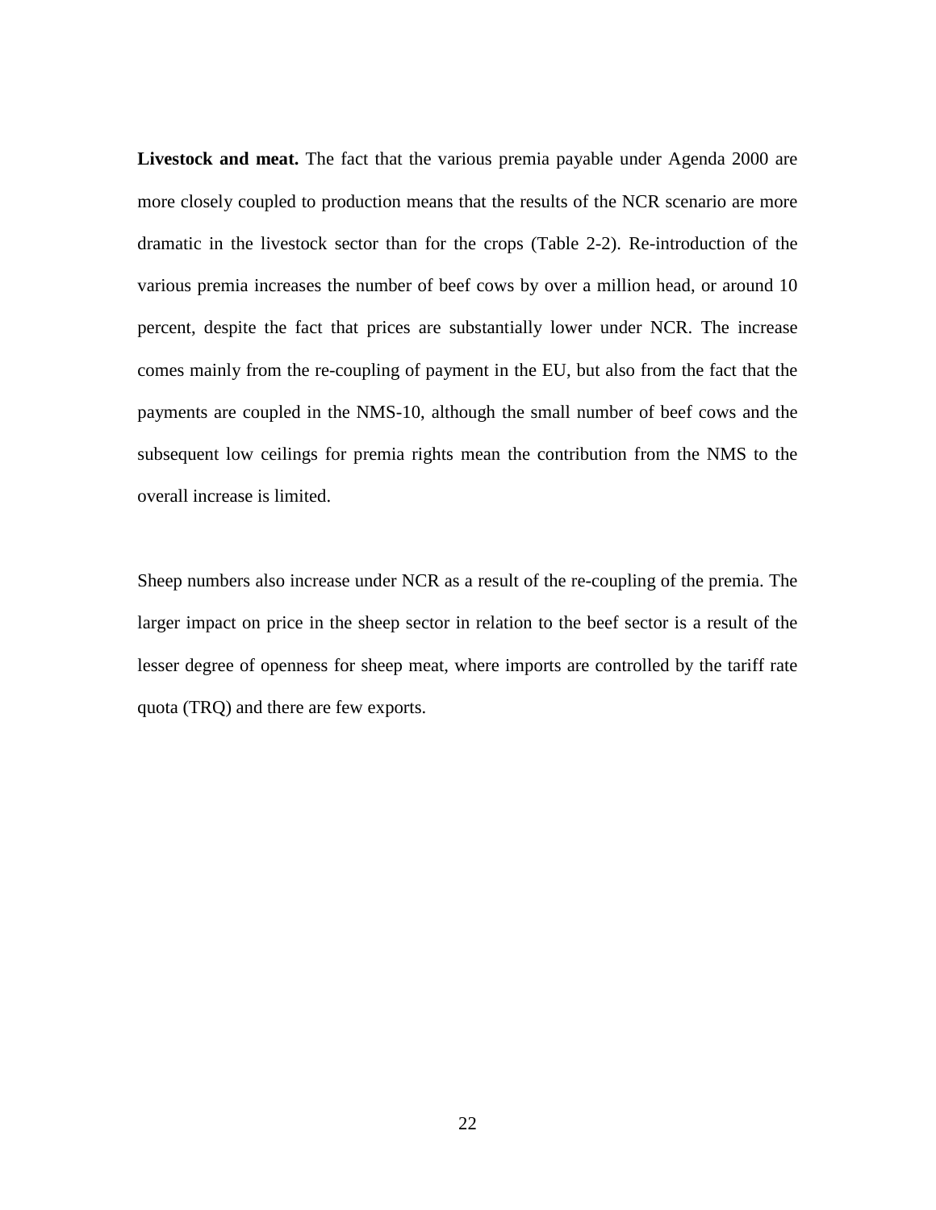**Livestock and meat.** The fact that the various premia payable under Agenda 2000 are more closely coupled to production means that the results of the NCR scenario are more dramatic in the livestock sector than for the crops (Table 2-2). Re-introduction of the various premia increases the number of beef cows by over a million head, or around 10 percent, despite the fact that prices are substantially lower under NCR. The increase comes mainly from the re-coupling of payment in the EU, but also from the fact that the payments are coupled in the NMS-10, although the small number of beef cows and the subsequent low ceilings for premia rights mean the contribution from the NMS to the overall increase is limited.

Sheep numbers also increase under NCR as a result of the re-coupling of the premia. The larger impact on price in the sheep sector in relation to the beef sector is a result of the lesser degree of openness for sheep meat, where imports are controlled by the tariff rate quota (TRQ) and there are few exports.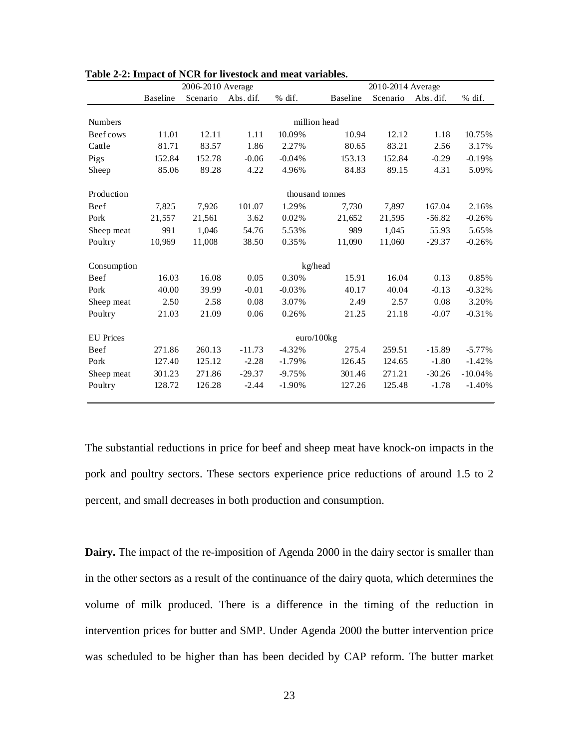**Table 2-2: Impact of NCR for livestock and meat variables.**

| | 2006-2010 Average | | | | 2010-2014 Average | | | |
|---|---|---|---|---|---|---|---|---|
| | Baseline | Scenario | Abs. dif. | % dif. | Baseline | Scenario | Abs. dif. | % dif. |
| Numbers | | | | million head | | | | |
| Beef cows | 11.01 | 12.11 | 1.11 | 10.09% | 10.94 | 12.12 | 1.18 | 10.75% |
| Cattle | 81.71 | 83.57 | 1.86 | 2.27% | 80.65 | 83.21 | 2.56 | 3.17% |
| Pigs | 152.84 | 152.78 | -0.06 | -0.04% | 153.13 | 152.84 | -0.29 | -0.19% |
| Sheep | 85.06 | 89.28 | 4.22 | 4.96% | 84.83 | 89.15 | 4.31 | 5.09% |
| Production | | | | thousand tonnes | | | | |
| Beef | 7,825 | 7,926 | 101.07 | 1.29% | 7,730 | 7,897 | 167.04 | 2.16% |
| Pork | 21,557 | 21,561 | 3.62 | 0.02% | 21,652 | 21,595 | -56.82 | -0.26% |
| Sheep meat | 991 | 1,046 | 54.76 | 5.53% | 989 | 1,045 | 55.93 | 5.65% |
| Poultry | 10,969 | 11,008 | 38.50 | 0.35% | 11,090 | 11,060 | -29.37 | -0.26% |
| Consumption | | | | kg/head | | | | |
| Beef | 16.03 | 16.08 | 0.05 | 0.30% | 15.91 | 16.04 | 0.13 | 0.85% |
| Pork | 40.00 | 39.99 | -0.01 | -0.03% | 40.17 | 40.04 | -0.13 | -0.32% |
| Sheep meat | 2.50 | 2.58 | 0.08 | 3.07% | 2.49 | 2.57 | 0.08 | 3.20% |
| Poultry | 21.03 | 21.09 | 0.06 | 0.26% | 21.25 | 21.18 | -0.07 | -0.31% |
| EU Prices | | | | euro/100kg | | | | |
| Beef | 271.86 | 260.13 | -11.73 | -4.32% | 275.4 | 259.51 | -15.89 | -5.77% |
| Pork | 127.40 | 125.12 | -2.28 | -1.79% | 126.45 | 124.65 | -1.80 | -1.42% |
| Sheep meat | 301.23 | 271.86 | -29.37 | -9.75% | 301.46 | 271.21 | -30.26 | -10.04% |
| Poultry | 128.72 | 126.28 | -2.44 | -1.90% | 127.26 | 125.48 | -1.78 | -1.40% |

The substantial reductions in price for beef and sheep meat have knock-on impacts in the pork and poultry sectors. These sectors experience price reductions of around 1.5 to 2 percent, and small decreases in both production and consumption.

**Dairy.** The impact of the re-imposition of Agenda 2000 in the dairy sector is smaller than in the other sectors as a result of the continuance of the dairy quota, which determines the volume of milk produced. There is a difference in the timing of the reduction in intervention prices for butter and SMP. Under Agenda 2000 the butter intervention price was scheduled to be higher than has been decided by CAP reform. The butter market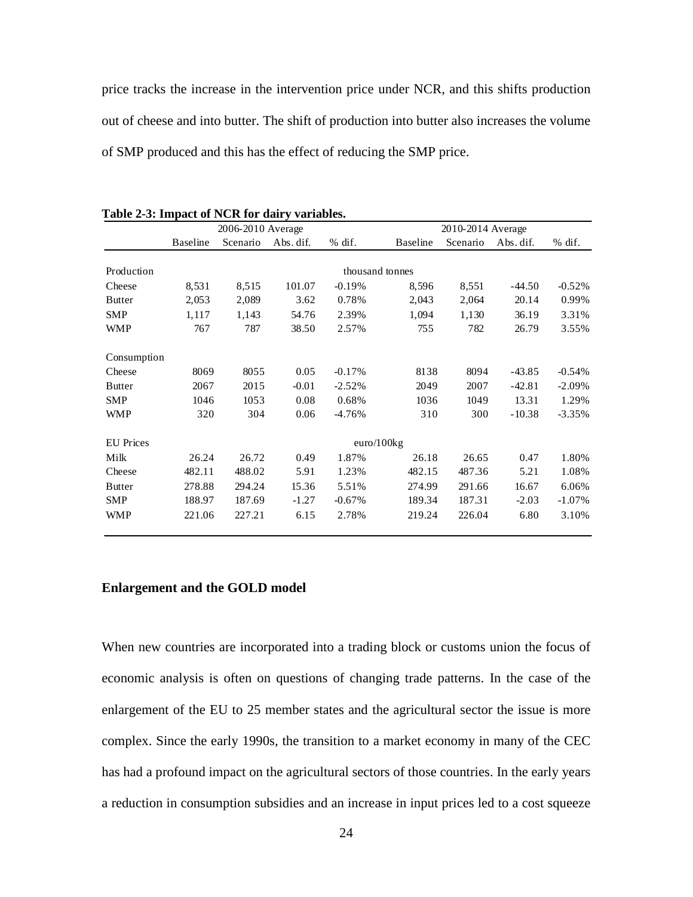price tracks the increase in the intervention price under NCR, and this shifts production out of cheese and into butter. The shift of production into butter also increases the volume of SMP produced and this has the effect of reducing the SMP price.

**Table 2-3: Impact of NCR for dairy variables.**

| | 2006-2010 Average | | | | 2010-2014 Average | | | |
|---|---|---|---|---|---|---|---|---|
| | Baseline | Scenario | Abs. dif. | % dif. | Baseline | Scenario | Abs. dif. | % dif. |
| Production | | | | thousand tonnes | | | | |
| Cheese | 8,531 | 8,515 | 101.07 | -0.19% | 8,596 | 8,551 | -44.50 | -0.52% |
| Butter | 2,053 | 2,089 | 3.62 | 0.78% | 2,043 | 2,064 | 20.14 | 0.99% |
| SMP | 1,117 | 1,143 | 54.76 | 2.39% | 1,094 | 1,130 | 36.19 | 3.31% |
| WMP | 767 | 787 | 38.50 | 2.57% | 755 | 782 | 26.79 | 3.55% |
| Consumption | | | | | | | | |
| Cheese | 8069 | 8055 | 0.05 | -0.17% | 8138 | 8094 | -43.85 | -0.54% |
| Butter | 2067 | 2015 | -0.01 | -2.52% | 2049 | 2007 | -42.81 | -2.09% |
| SMP | 1046 | 1053 | 0.08 | 0.68% | 1036 | 1049 | 13.31 | 1.29% |
| WMP | 320 | 304 | 0.06 | -4.76% | 310 | 300 | -10.38 | -3.35% |
| EU Prices | | | | euro/100kg | | | | |
| Milk | 26.24 | 26.72 | 0.49 | 1.87% | 26.18 | 26.65 | 0.47 | 1.80% |
| Cheese | 482.11 | 488.02 | 5.91 | 1.23% | 482.15 | 487.36 | 5.21 | 1.08% |
| Butter | 278.88 | 294.24 | 15.36 | 5.51% | 274.99 | 291.66 | 16.67 | 6.06% |
| SMP | 188.97 | 187.69 | -1.27 | -0.67% | 189.34 | 187.31 | -2.03 | -1.07% |
| WMP | 221.06 | 227.21 | 6.15 | 2.78% | 219.24 | 226.04 | 6.80 | 3.10% |

### Enlargement and the GOLD model

When new countries are incorporated into a trading block or customs union the focus of economic analysis is often on questions of changing trade patterns. In the case of the enlargement of the EU to 25 member states and the agricultural sector the issue is more complex. Since the early 1990s, the transition to a market economy in many of the CEC has had a profound impact on the agricultural sectors of those countries. In the early years a reduction in consumption subsidies and an increase in input prices led to a cost squeeze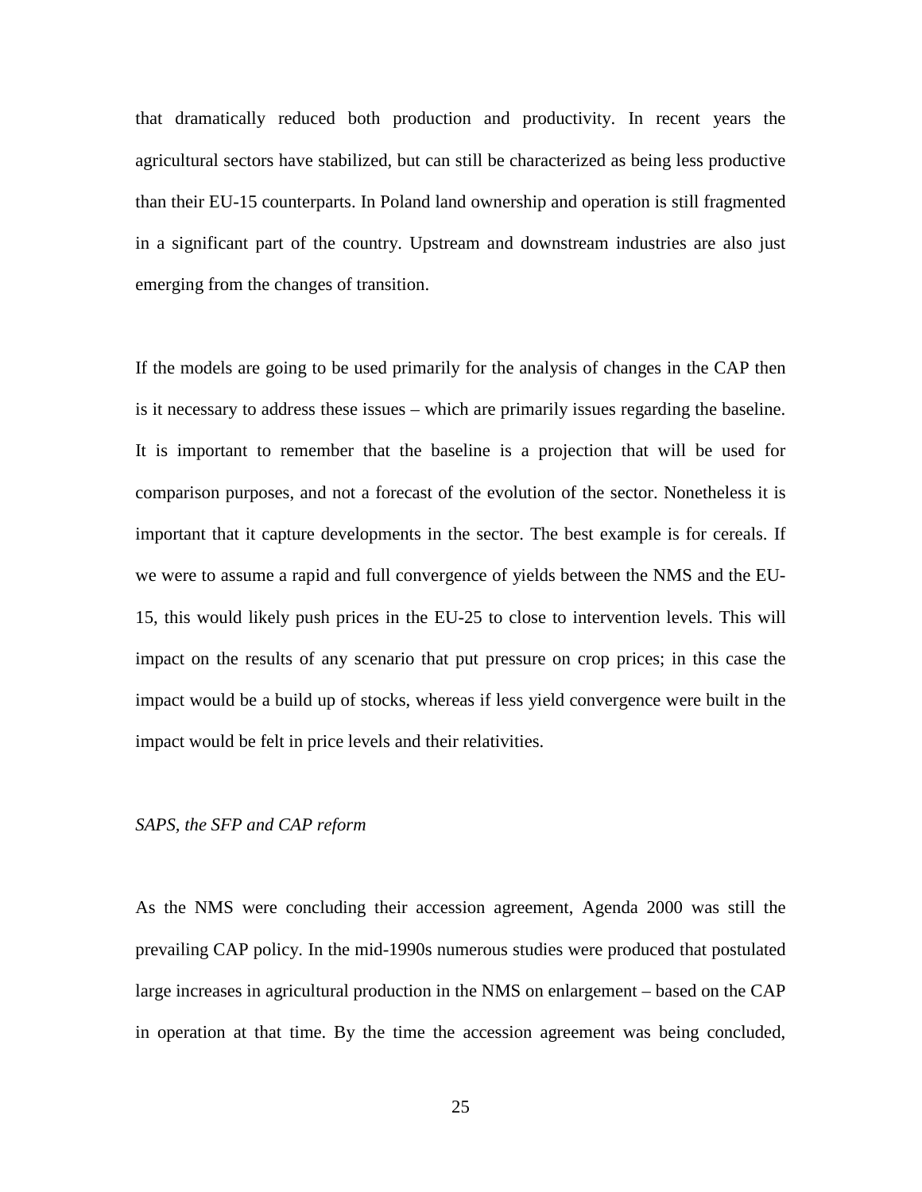that dramatically reduced both production and productivity. In recent years the agricultural sectors have stabilized, but can still be characterized as being less productive than their EU-15 counterparts. In Poland land ownership and operation is still fragmented in a significant part of the country. Upstream and downstream industries are also just emerging from the changes of transition.

If the models are going to be used primarily for the analysis of changes in the CAP then is it necessary to address these issues – which are primarily issues regarding the baseline. It is important to remember that the baseline is a projection that will be used for comparison purposes, and not a forecast of the evolution of the sector. Nonetheless it is important that it capture developments in the sector. The best example is for cereals. If we were to assume a rapid and full convergence of yields between the NMS and the EU-15, this would likely push prices in the EU-25 to close to intervention levels. This will impact on the results of any scenario that put pressure on crop prices; in this case the impact would be a build up of stocks, whereas if less yield convergence were built in the impact would be felt in price levels and their relativities.

*SAPS, the SFP and CAP reform*

As the NMS were concluding their accession agreement, Agenda 2000 was still the prevailing CAP policy. In the mid-1990s numerous studies were produced that postulated large increases in agricultural production in the NMS on enlargement – based on the CAP in operation at that time. By the time the accession agreement was being concluded,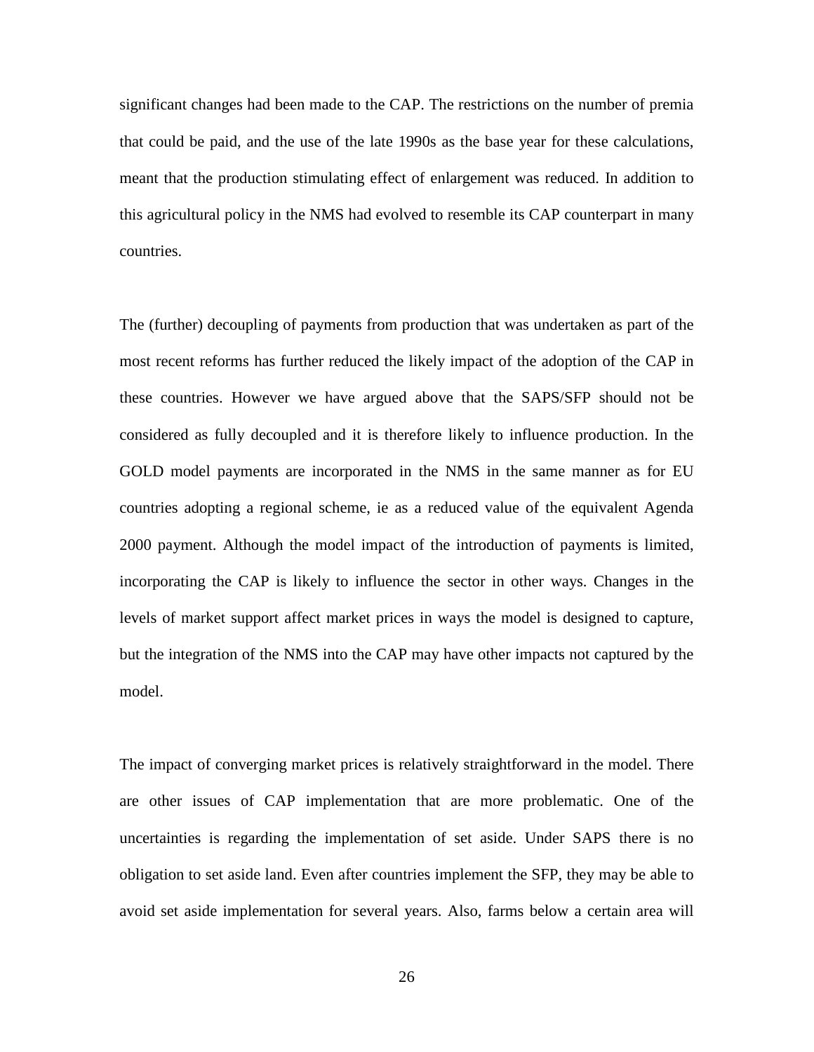significant changes had been made to the CAP. The restrictions on the number of premia that could be paid, and the use of the late 1990s as the base year for these calculations, meant that the production stimulating effect of enlargement was reduced. In addition to this agricultural policy in the NMS had evolved to resemble its CAP counterpart in many countries.

The (further) decoupling of payments from production that was undertaken as part of the most recent reforms has further reduced the likely impact of the adoption of the CAP in these countries. However we have argued above that the SAPS/SFP should not be considered as fully decoupled and it is therefore likely to influence production. In the GOLD model payments are incorporated in the NMS in the same manner as for EU countries adopting a regional scheme, ie as a reduced value of the equivalent Agenda 2000 payment. Although the model impact of the introduction of payments is limited, incorporating the CAP is likely to influence the sector in other ways. Changes in the levels of market support affect market prices in ways the model is designed to capture, but the integration of the NMS into the CAP may have other impacts not captured by the model.

The impact of converging market prices is relatively straightforward in the model. There are other issues of CAP implementation that are more problematic. One of the uncertainties is regarding the implementation of set aside. Under SAPS there is no obligation to set aside land. Even after countries implement the SFP, they may be able to avoid set aside implementation for several years. Also, farms below a certain area will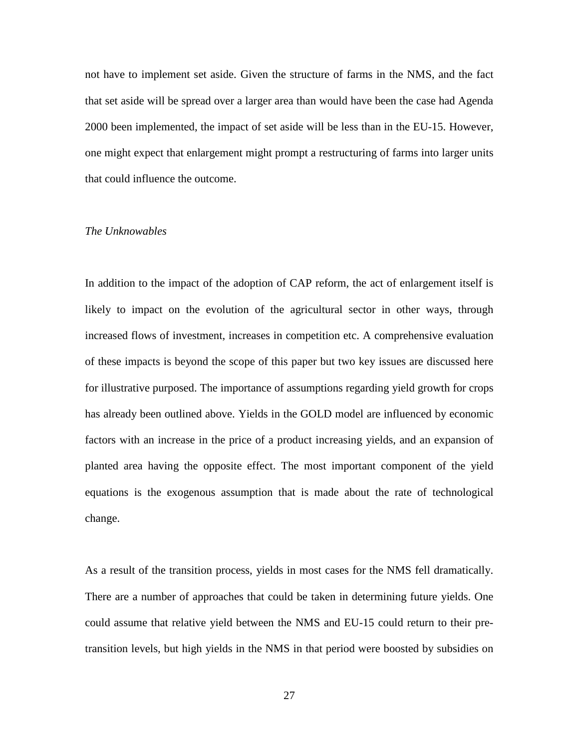not have to implement set aside. Given the structure of farms in the NMS, and the fact that set aside will be spread over a larger area than would have been the case had Agenda 2000 been implemented, the impact of set aside will be less than in the EU-15. However, one might expect that enlargement might prompt a restructuring of farms into larger units that could influence the outcome.

*The Unknowables*

In addition to the impact of the adoption of CAP reform, the act of enlargement itself is likely to impact on the evolution of the agricultural sector in other ways, through increased flows of investment, increases in competition etc. A comprehensive evaluation of these impacts is beyond the scope of this paper but two key issues are discussed here for illustrative purposed. The importance of assumptions regarding yield growth for crops has already been outlined above. Yields in the GOLD model are influenced by economic factors with an increase in the price of a product increasing yields, and an expansion of planted area having the opposite effect. The most important component of the yield equations is the exogenous assumption that is made about the rate of technological change.

As a result of the transition process, yields in most cases for the NMS fell dramatically. There are a number of approaches that could be taken in determining future yields. One could assume that relative yield between the NMS and EU-15 could return to their pre-transition levels, but high yields in the NMS in that period were boosted by subsidies on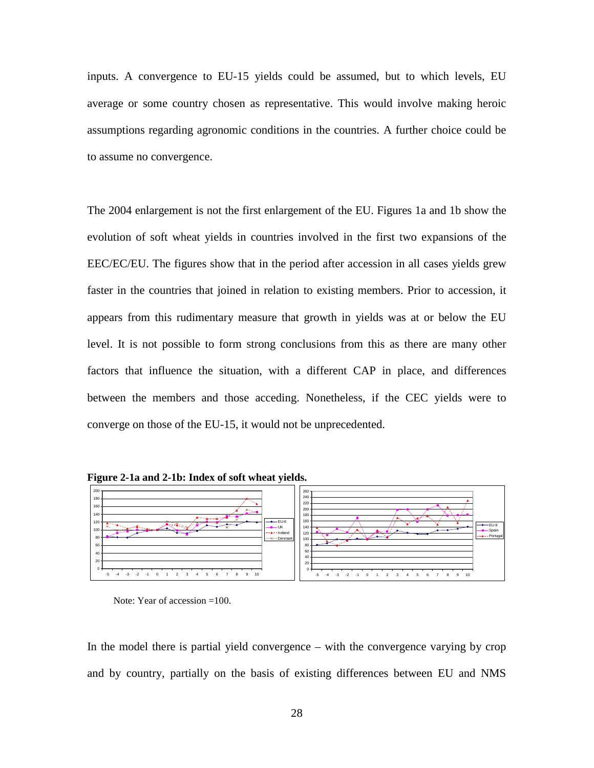inputs. A convergence to EU-15 yields could be assumed, but to which levels, EU average or some country chosen as representative. This would involve making heroic assumptions regarding agronomic conditions in the countries. A further choice could be to assume no convergence.

The 2004 enlargement is not the first enlargement of the EU. Figures 1a and 1b show the evolution of soft wheat yields in countries involved in the first two expansions of the EEC/EC/EU. The figures show that in the period after accession in all cases yields grew faster in the countries that joined in relation to existing members. Prior to accession, it appears from this rudimentary measure that growth in yields was at or below the EU level. It is not possible to form strong conclusions from this as there are many other factors that influence the situation, with a different CAP in place, and differences between the members and those acceding. Nonetheless, if the CEC yields were to converge on those of the EU-15, it would not be unprecedented.

**Figure 2-1a and 2-1b: Index of soft wheat yields.**

Note: Year of accession =100.

In the model there is partial yield convergence – with the convergence varying by crop and by country, partially on the basis of existing differences between EU and NMS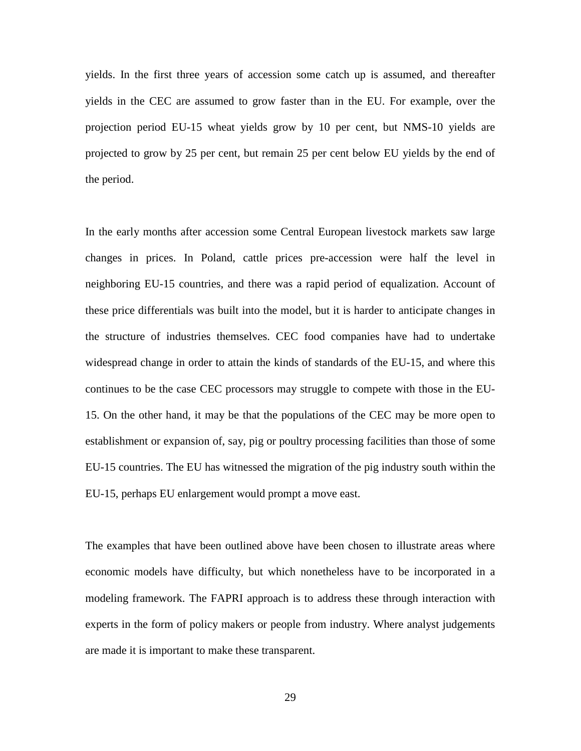yields. In the first three years of accession some catch up is assumed, and thereafter yields in the CEC are assumed to grow faster than in the EU. For example, over the projection period EU-15 wheat yields grow by 10 per cent, but NMS-10 yields are projected to grow by 25 per cent, but remain 25 per cent below EU yields by the end of the period.

In the early months after accession some Central European livestock markets saw large changes in prices. In Poland, cattle prices pre-accession were half the level in neighboring EU-15 countries, and there was a rapid period of equalization. Account of these price differentials was built into the model, but it is harder to anticipate changes in the structure of industries themselves. CEC food companies have had to undertake widespread change in order to attain the kinds of standards of the EU-15, and where this continues to be the case CEC processors may struggle to compete with those in the EU-15. On the other hand, it may be that the populations of the CEC may be more open to establishment or expansion of, say, pig or poultry processing facilities than those of some EU-15 countries. The EU has witnessed the migration of the pig industry south within the EU-15, perhaps EU enlargement would prompt a move east.

The examples that have been outlined above have been chosen to illustrate areas where economic models have difficulty, but which nonetheless have to be incorporated in a modeling framework. The FAPRI approach is to address these through interaction with experts in the form of policy makers or people from industry. Where analyst judgements are made it is important to make these transparent.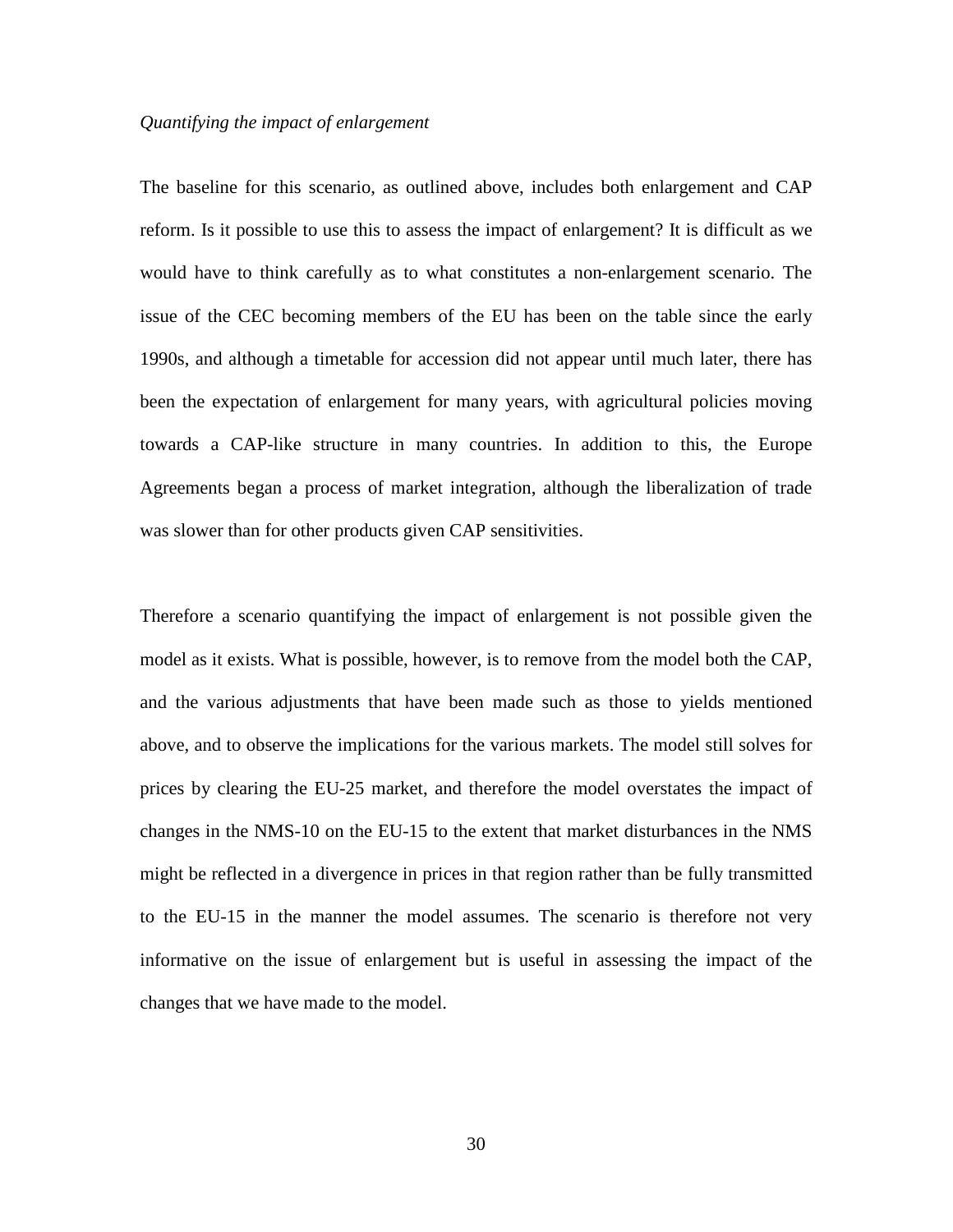*Quantifying the impact of enlargement*

The baseline for this scenario, as outlined above, includes both enlargement and CAP reform. Is it possible to use this to assess the impact of enlargement? It is difficult as we would have to think carefully as to what constitutes a non-enlargement scenario. The issue of the CEC becoming members of the EU has been on the table since the early 1990s, and although a timetable for accession did not appear until much later, there has been the expectation of enlargement for many years, with agricultural policies moving towards a CAP-like structure in many countries. In addition to this, the Europe Agreements began a process of market integration, although the liberalization of trade was slower than for other products given CAP sensitivities.

Therefore a scenario quantifying the impact of enlargement is not possible given the model as it exists. What is possible, however, is to remove from the model both the CAP, and the various adjustments that have been made such as those to yields mentioned above, and to observe the implications for the various markets. The model still solves for prices by clearing the EU-25 market, and therefore the model overstates the impact of changes in the NMS-10 on the EU-15 to the extent that market disturbances in the NMS might be reflected in a divergence in prices in that region rather than be fully transmitted to the EU-15 in the manner the model assumes. The scenario is therefore not very informative on the issue of enlargement but is useful in assessing the impact of the changes that we have made to the model.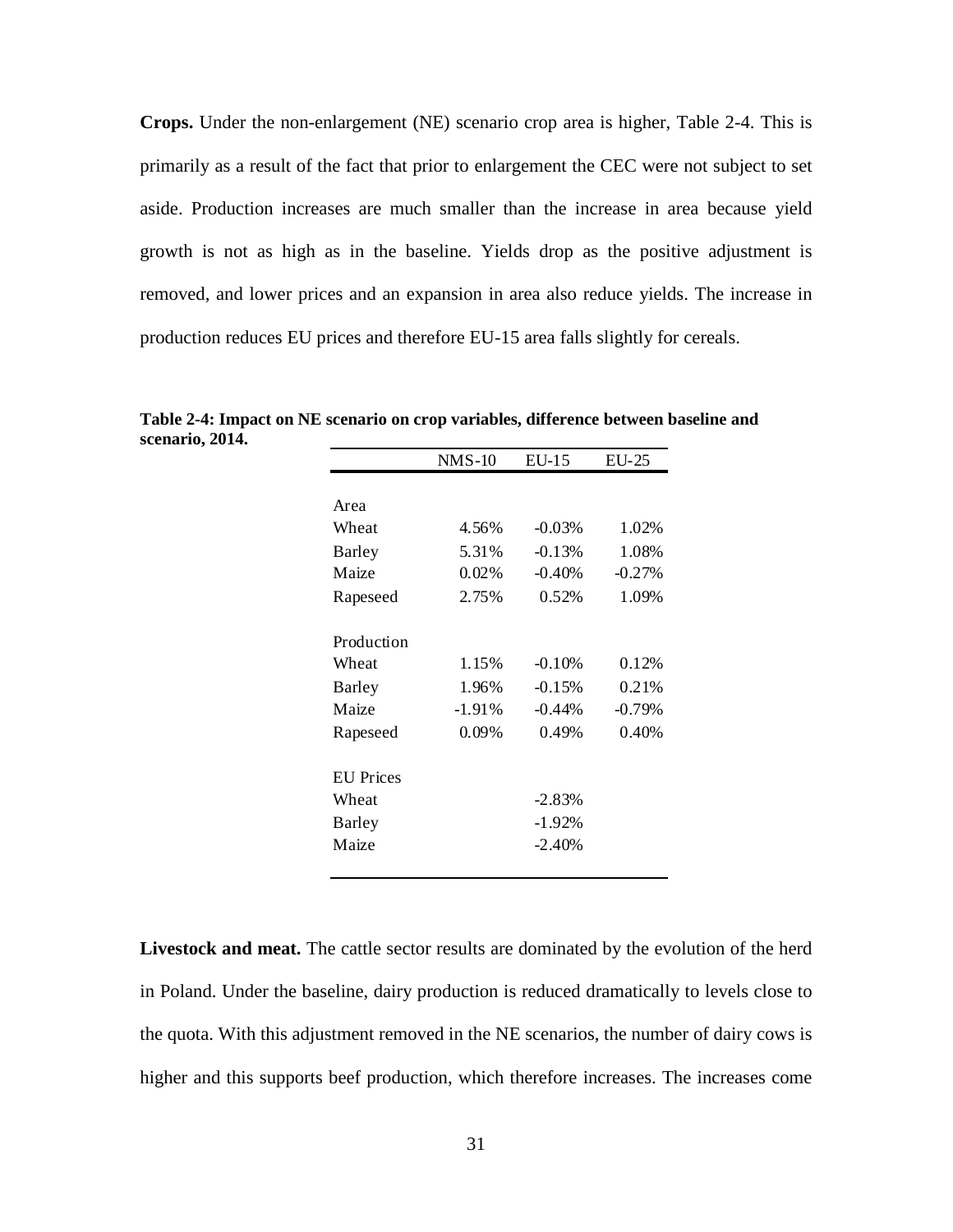**Crops.** Under the non-enlargement (NE) scenario crop area is higher, Table 2-4. This is primarily as a result of the fact that prior to enlargement the CEC were not subject to set aside. Production increases are much smaller than the increase in area because yield growth is not as high as in the baseline. Yields drop as the positive adjustment is removed, and lower prices and an expansion in area also reduce yields. The increase in production reduces EU prices and therefore EU-15 area falls slightly for cereals.

**Table 2-4: Impact on NE scenario on crop variables, difference between baseline and scenario, 2014.**

| | NMS-10 | EU-15 | EU-25 |
|---|---|---|---|
| Area | | | |
| Wheat | 4.56% | -0.03% | 1.02% |
| Barley | 5.31% | -0.13% | 1.08% |
| Maize | 0.02% | -0.40% | -0.27% |
| Rapeseed | 2.75% | 0.52% | 1.09% |
| Production | | | |
| Wheat | 1.15% | -0.10% | 0.12% |
| Barley | 1.96% | -0.15% | 0.21% |
| Maize | -1.91% | -0.44% | -0.79% |
| Rapeseed | 0.09% | 0.49% | 0.40% |
| EU Prices | | | |
| Wheat | | -2.83% | |
| Barley | | -1.92% | |
| Maize | | -2.40% | |

**Livestock and meat.** The cattle sector results are dominated by the evolution of the herd in Poland. Under the baseline, dairy production is reduced dramatically to levels close to the quota. With this adjustment removed in the NE scenarios, the number of dairy cows is higher and this supports beef production, which therefore increases. The increases come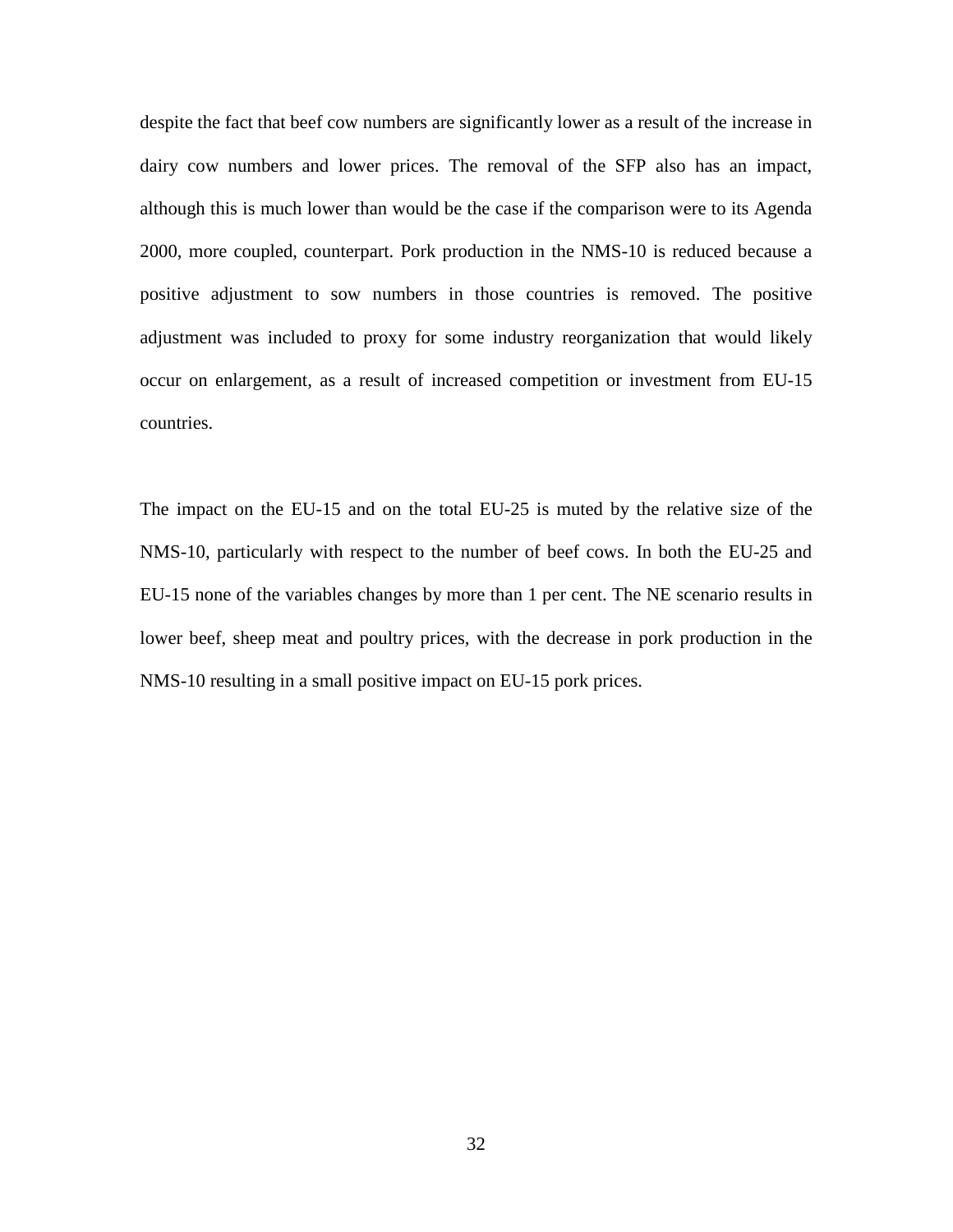despite the fact that beef cow numbers are significantly lower as a result of the increase in dairy cow numbers and lower prices. The removal of the SFP also has an impact, although this is much lower than would be the case if the comparison were to its Agenda 2000, more coupled, counterpart. Pork production in the NMS-10 is reduced because a positive adjustment to sow numbers in those countries is removed. The positive adjustment was included to proxy for some industry reorganization that would likely occur on enlargement, as a result of increased competition or investment from EU-15 countries.

The impact on the EU-15 and on the total EU-25 is muted by the relative size of the NMS-10, particularly with respect to the number of beef cows. In both the EU-25 and EU-15 none of the variables changes by more than 1 per cent. The NE scenario results in lower beef, sheep meat and poultry prices, with the decrease in pork production in the NMS-10 resulting in a small positive impact on EU-15 pork prices.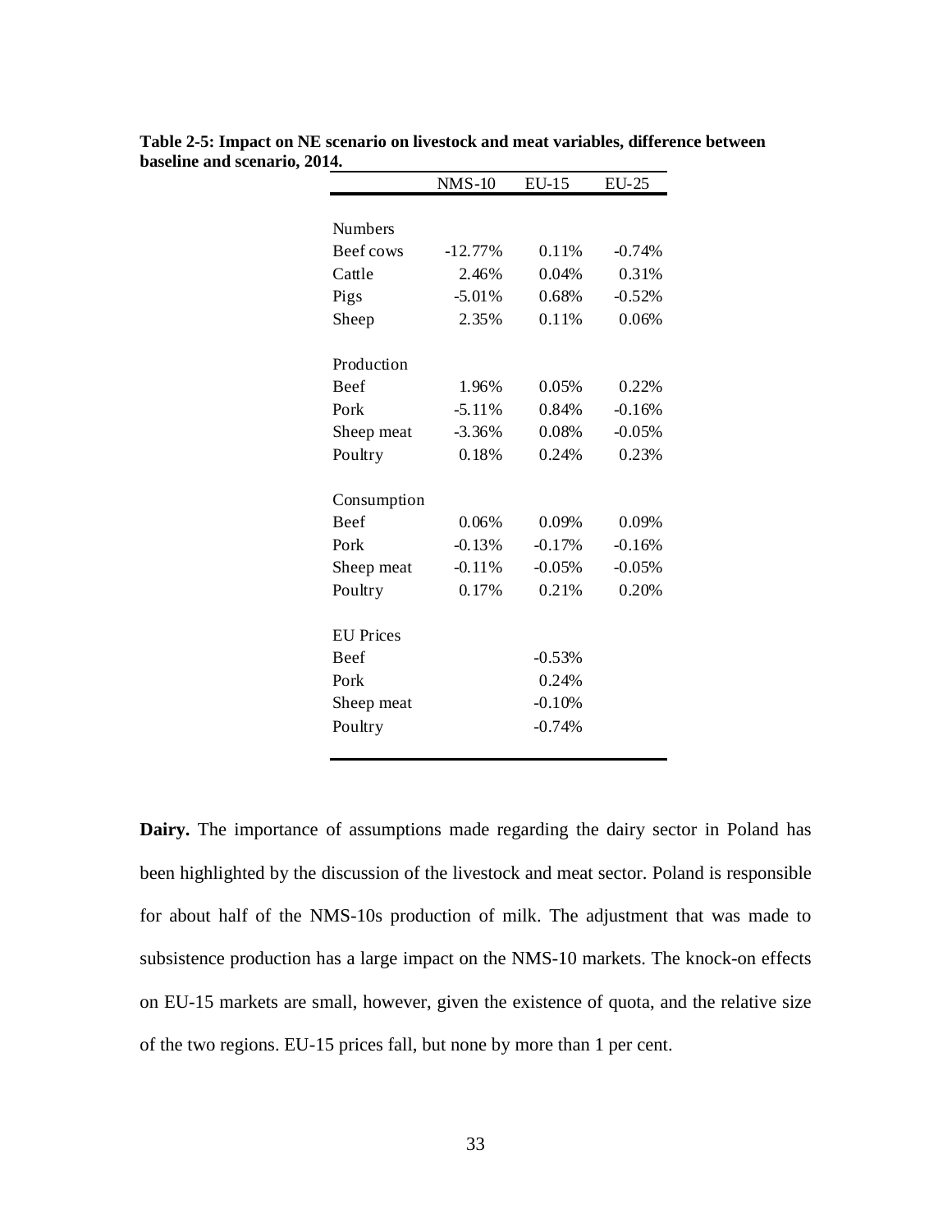**Table 2-5: Impact on NE scenario on livestock and meat variables, difference between baseline and scenario, 2014.**

| | NMS-10 | EU-15 | EU-25 |
|---|---|---|---|
| Numbers | | | |
| Beef cows | -12.77% | 0.11% | -0.74% |
| Cattle | 2.46% | 0.04% | 0.31% |
| Pigs | -5.01% | 0.68% | -0.52% |
| Sheep | 2.35% | 0.11% | 0.06% |
| Production | | | |
| Beef | 1.96% | 0.05% | 0.22% |
| Pork | -5.11% | 0.84% | -0.16% |
| Sheep meat | -3.36% | 0.08% | -0.05% |
| Poultry | 0.18% | 0.24% | 0.23% |
| Consumption | | | |
| Beef | 0.06% | 0.09% | 0.09% |
| Pork | -0.13% | -0.17% | -0.16% |
| Sheep meat | -0.11% | -0.05% | -0.05% |
| Poultry | 0.17% | 0.21% | 0.20% |
| EU Prices | | | |
| Beef | | -0.53% | |
| Pork | | 0.24% | |
| Sheep meat | | -0.10% | |
| Poultry | | -0.74% | |

**Dairy.** The importance of assumptions made regarding the dairy sector in Poland has been highlighted by the discussion of the livestock and meat sector. Poland is responsible for about half of the NMS-10s production of milk. The adjustment that was made to subsistence production has a large impact on the NMS-10 markets. The knock-on effects on EU-15 markets are small, however, given the existence of quota, and the relative size of the two regions. EU-15 prices fall, but none by more than 1 per cent.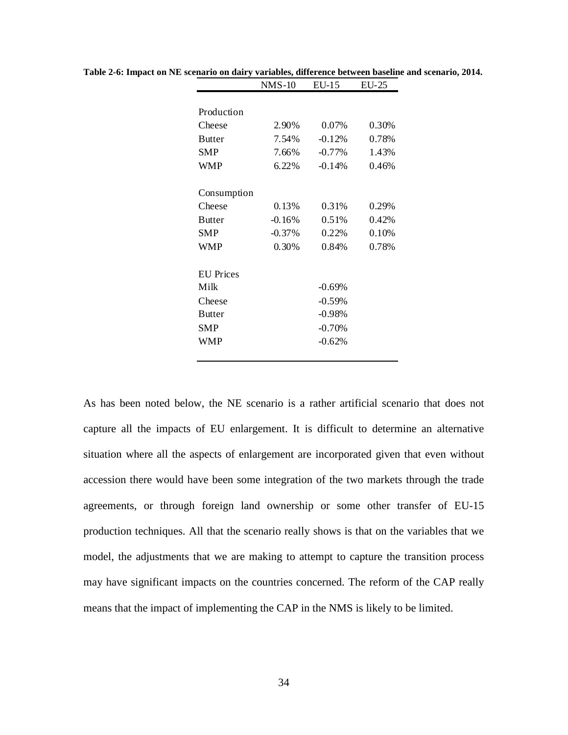**Table 2-6: Impact on NE scenario on dairy variables, difference between baseline and scenario, 2014.**

| | NMS-10 | EU-15 | EU-25 |
|---|---|---|---|
| Production | | | |
| Cheese | 2.90% | 0.07% | 0.30% |
| Butter | 7.54% | -0.12% | 0.78% |
| SMP | 7.66% | -0.77% | 1.43% |
| WMP | 6.22% | -0.14% | 0.46% |
| Consumption | | | |
| Cheese | 0.13% | 0.31% | 0.29% |
| Butter | -0.16% | 0.51% | 0.42% |
| SMP | -0.37% | 0.22% | 0.10% |
| WMP | 0.30% | 0.84% | 0.78% |
| EU Prices | | | |
| Milk | | -0.69% | |
| Cheese | | -0.59% | |
| Butter | | -0.98% | |
| SMP | | -0.70% | |
| WMP | | -0.62% | |

As has been noted below, the NE scenario is a rather artificial scenario that does not capture all the impacts of EU enlargement. It is difficult to determine an alternative situation where all the aspects of enlargement are incorporated given that even without accession there would have been some integration of the two markets through the trade agreements, or through foreign land ownership or some other transfer of EU-15 production techniques. All that the scenario really shows is that on the variables that we model, the adjustments that we are making to attempt to capture the transition process may have significant impacts on the countries concerned. The reform of the CAP really means that the impact of implementing the CAP in the NMS is likely to be limited.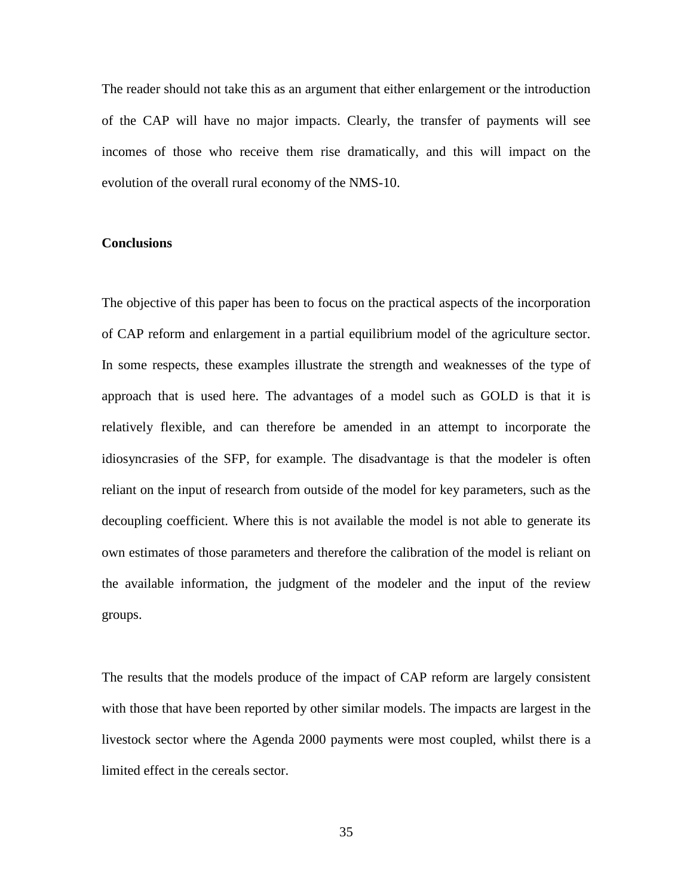The reader should not take this as an argument that either enlargement or the introduction of the CAP will have no major impacts. Clearly, the transfer of payments will see incomes of those who receive them rise dramatically, and this will impact on the evolution of the overall rural economy of the NMS-10.

**Conclusions**

The objective of this paper has been to focus on the practical aspects of the incorporation of CAP reform and enlargement in a partial equilibrium model of the agriculture sector. In some respects, these examples illustrate the strength and weaknesses of the type of approach that is used here. The advantages of a model such as GOLD is that it is relatively flexible, and can therefore be amended in an attempt to incorporate the idiosyncrasies of the SFP, for example. The disadvantage is that the modeler is often reliant on the input of research from outside of the model for key parameters, such as the decoupling coefficient. Where this is not available the model is not able to generate its own estimates of those parameters and therefore the calibration of the model is reliant on the available information, the judgment of the modeler and the input of the review groups.

The results that the models produce of the impact of CAP reform are largely consistent with those that have been reported by other similar models. The impacts are largest in the livestock sector where the Agenda 2000 payments were most coupled, whilst there is a limited effect in the cereals sector.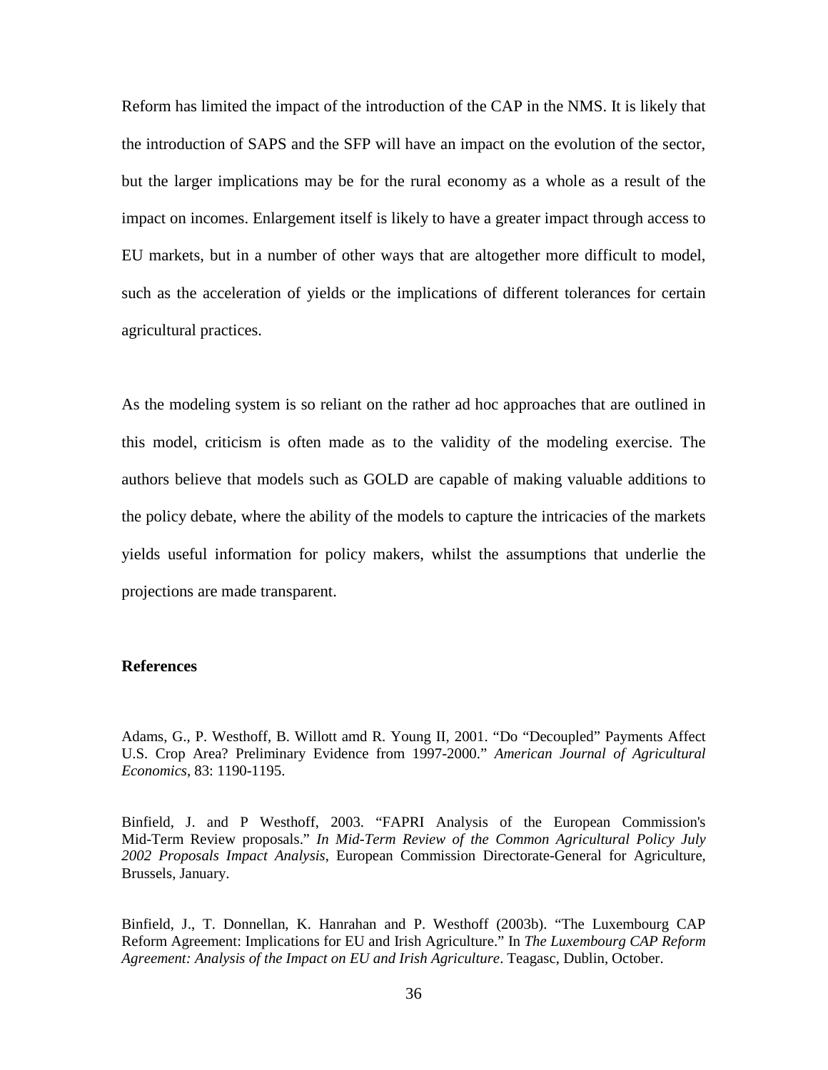Reform has limited the impact of the introduction of the CAP in the NMS. It is likely that the introduction of SAPS and the SFP will have an impact on the evolution of the sector, but the larger implications may be for the rural economy as a whole as a result of the impact on incomes. Enlargement itself is likely to have a greater impact through access to EU markets, but in a number of other ways that are altogether more difficult to model, such as the acceleration of yields or the implications of different tolerances for certain agricultural practices.

As the modeling system is so reliant on the rather ad hoc approaches that are outlined in this model, criticism is often made as to the validity of the modeling exercise. The authors believe that models such as GOLD are capable of making valuable additions to the policy debate, where the ability of the models to capture the intricacies of the markets yields useful information for policy makers, whilst the assumptions that underlie the projections are made transparent.

**References**

Adams, G., P. Westhoff, B. Willott amd R. Young II, 2001. "Do "Decoupled" Payments Affect U.S. Crop Area? Preliminary Evidence from 1997-2000." *American Journal of Agricultural Economics*, 83: 1190-1195.

Binfield, J. and P Westhoff, 2003. "FAPRI Analysis of the European Commission's Mid-Term Review proposals." *In Mid-Term Review of the Common Agricultural Policy July 2002 Proposals Impact Analysis*, European Commission Directorate-General for Agriculture, Brussels, January.

Binfield, J., T. Donnellan, K. Hanrahan and P. Westhoff (2003b). "The Luxembourg CAP Reform Agreement: Implications for EU and Irish Agriculture." In *The Luxembourg CAP Reform Agreement: Analysis of the Impact on EU and Irish Agriculture*. Teagasc, Dublin, October.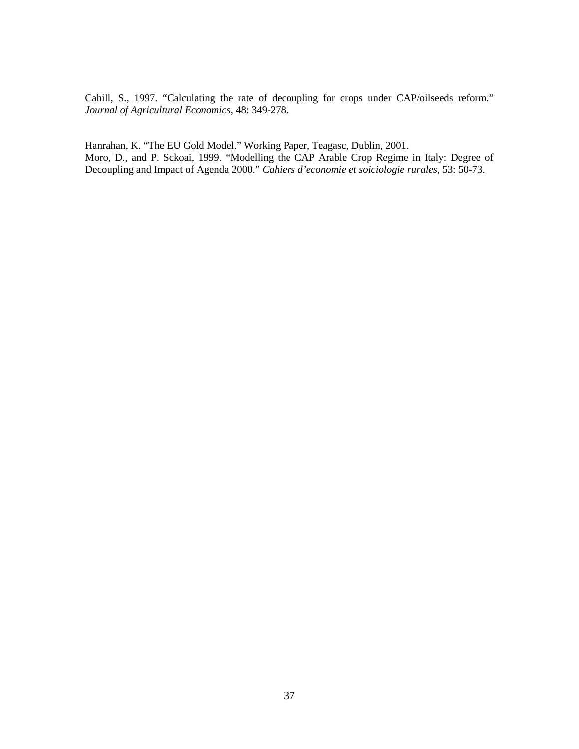Cahill, S., 1997. “Calculating the rate of decoupling for crops under CAP/oilseeds reform.” *Journal of Agricultural Economics*, 48: 349-278.

Hanrahan, K. “The EU Gold Model.” Working Paper, Teagasc, Dublin, 2001.

Moro, D., and P. Sckoai, 1999. “Modelling the CAP Arable Crop Regime in Italy: Degree of Decoupling and Impact of Agenda 2000.” *Cahiers d’economie et soiciologie rurales*, 53: 50-73.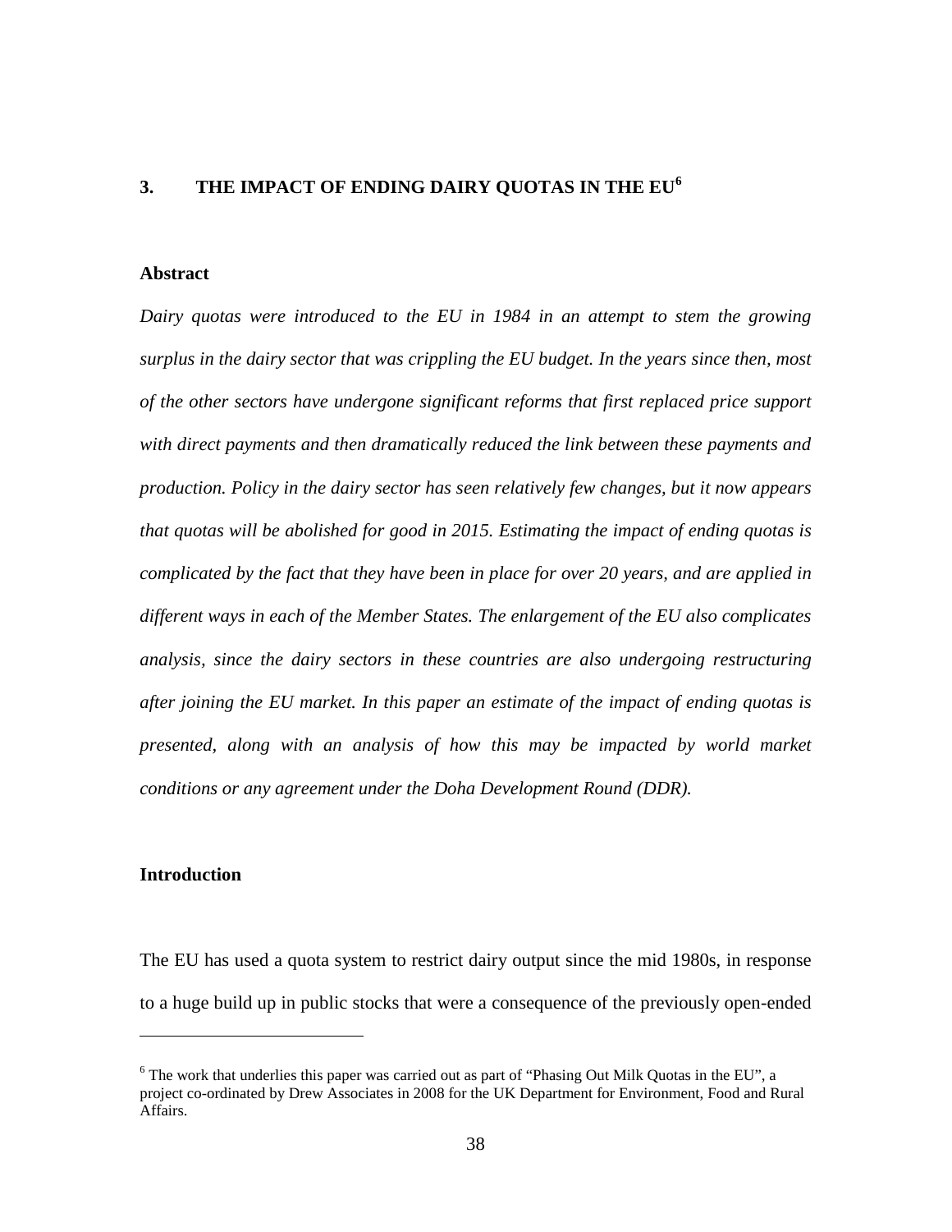## 3. THE IMPACT OF ENDING DAIRY QUOTAS IN THE EU[6]

### Abstract

*Dairy quotas were introduced to the EU in 1984 in an attempt to stem the growing surplus in the dairy sector that was crippling the EU budget. In the years since then, most of the other sectors have undergone significant reforms that first replaced price support with direct payments and then dramatically reduced the link between these payments and production. Policy in the dairy sector has seen relatively few changes, but it now appears that quotas will be abolished for good in 2015. Estimating the impact of ending quotas is complicated by the fact that they have been in place for over 20 years, and are applied in different ways in each of the Member States. The enlargement of the EU also complicates analysis, since the dairy sectors in these countries are also undergoing restructuring after joining the EU market. In this paper an estimate of the impact of ending quotas is presented, along with an analysis of how this may be impacted by world market conditions or any agreement under the Doha Development Round (DDR).*

### Introduction

The EU has used a quota system to restrict dairy output since the mid 1980s, in response to a huge build up in public stocks that were a consequence of the previously open-ended

---

[6] The work that underlies this paper was carried out as part of "Phasing Out Milk Quotas in the EU", a project co-ordinated by Drew Associates in 2008 for the UK Department for Environment, Food and Rural Affairs.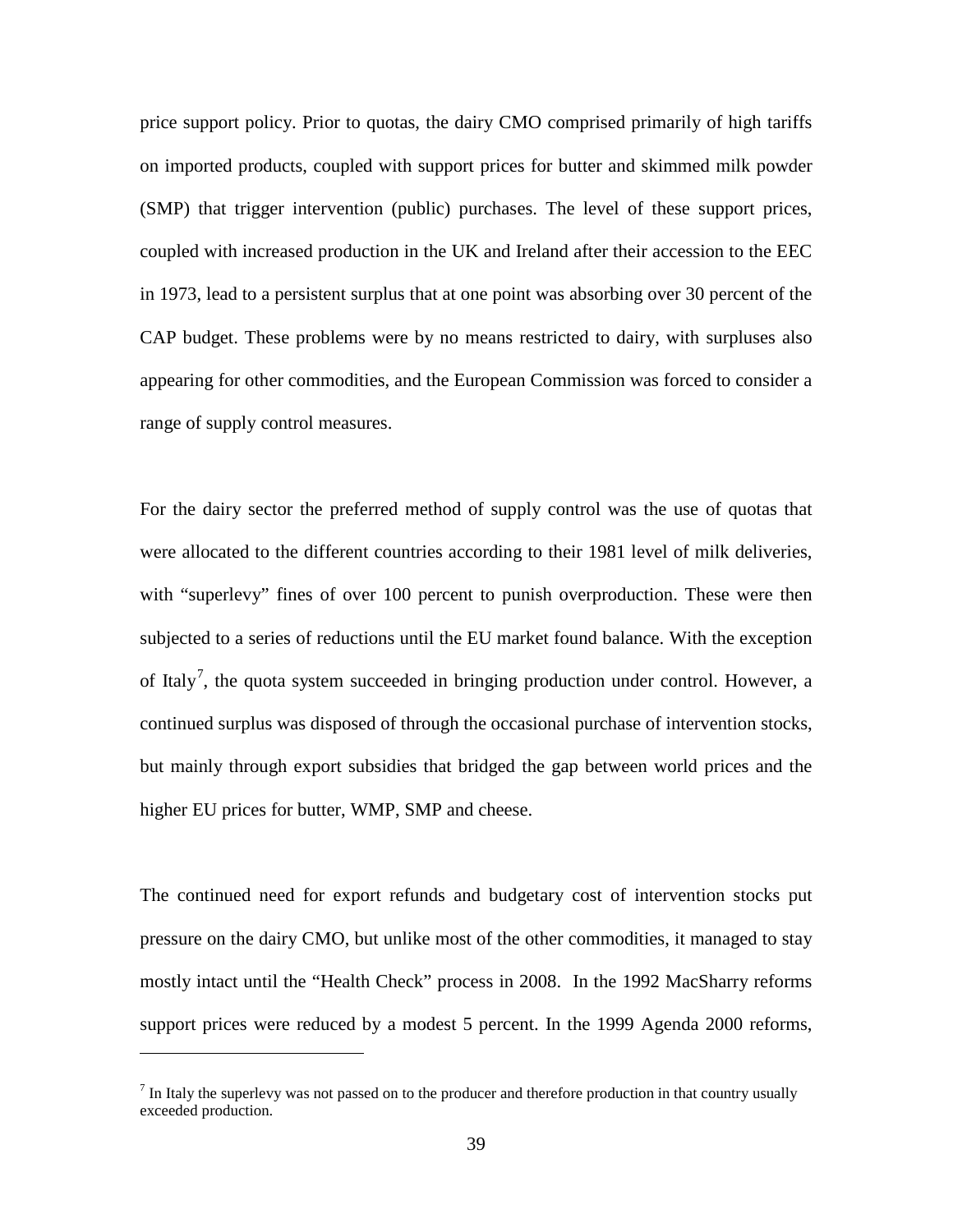price support policy. Prior to quotas, the dairy CMO comprised primarily of high tariffs on imported products, coupled with support prices for butter and skimmed milk powder (SMP) that trigger intervention (public) purchases. The level of these support prices, coupled with increased production in the UK and Ireland after their accession to the EEC in 1973, lead to a persistent surplus that at one point was absorbing over 30 percent of the CAP budget. These problems were by no means restricted to dairy, with surpluses also appearing for other commodities, and the European Commission was forced to consider a range of supply control measures.

For the dairy sector the preferred method of supply control was the use of quotas that were allocated to the different countries according to their 1981 level of milk deliveries, with "superlevy" fines of over 100 percent to punish overproduction. These were then subjected to a series of reductions until the EU market found balance. With the exception of Italy[7], the quota system succeeded in bringing production under control. However, a continued surplus was disposed of through the occasional purchase of intervention stocks, but mainly through export subsidies that bridged the gap between world prices and the higher EU prices for butter, WMP, SMP and cheese.

The continued need for export refunds and budgetary cost of intervention stocks put pressure on the dairy CMO, but unlike most of the other commodities, it managed to stay mostly intact until the "Health Check" process in 2008. In the 1992 MacSharry reforms support prices were reduced by a modest 5 percent. In the 1999 Agenda 2000 reforms,

[7] In Italy the superlevy was not passed on to the producer and therefore production in that country usually exceeded production.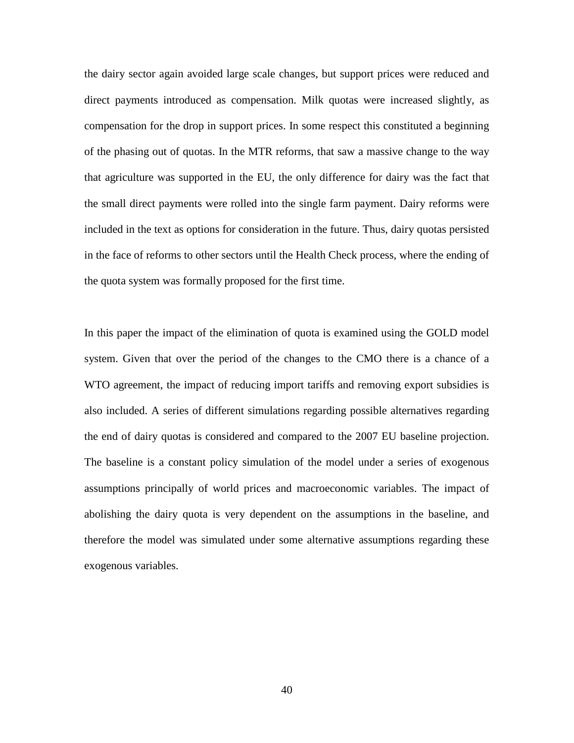the dairy sector again avoided large scale changes, but support prices were reduced and direct payments introduced as compensation. Milk quotas were increased slightly, as compensation for the drop in support prices. In some respect this constituted a beginning of the phasing out of quotas. In the MTR reforms, that saw a massive change to the way that agriculture was supported in the EU, the only difference for dairy was the fact that the small direct payments were rolled into the single farm payment. Dairy reforms were included in the text as options for consideration in the future. Thus, dairy quotas persisted in the face of reforms to other sectors until the Health Check process, where the ending of the quota system was formally proposed for the first time.

In this paper the impact of the elimination of quota is examined using the GOLD model system. Given that over the period of the changes to the CMO there is a chance of a WTO agreement, the impact of reducing import tariffs and removing export subsidies is also included. A series of different simulations regarding possible alternatives regarding the end of dairy quotas is considered and compared to the 2007 EU baseline projection. The baseline is a constant policy simulation of the model under a series of exogenous assumptions principally of world prices and macroeconomic variables. The impact of abolishing the dairy quota is very dependent on the assumptions in the baseline, and therefore the model was simulated under some alternative assumptions regarding these exogenous variables.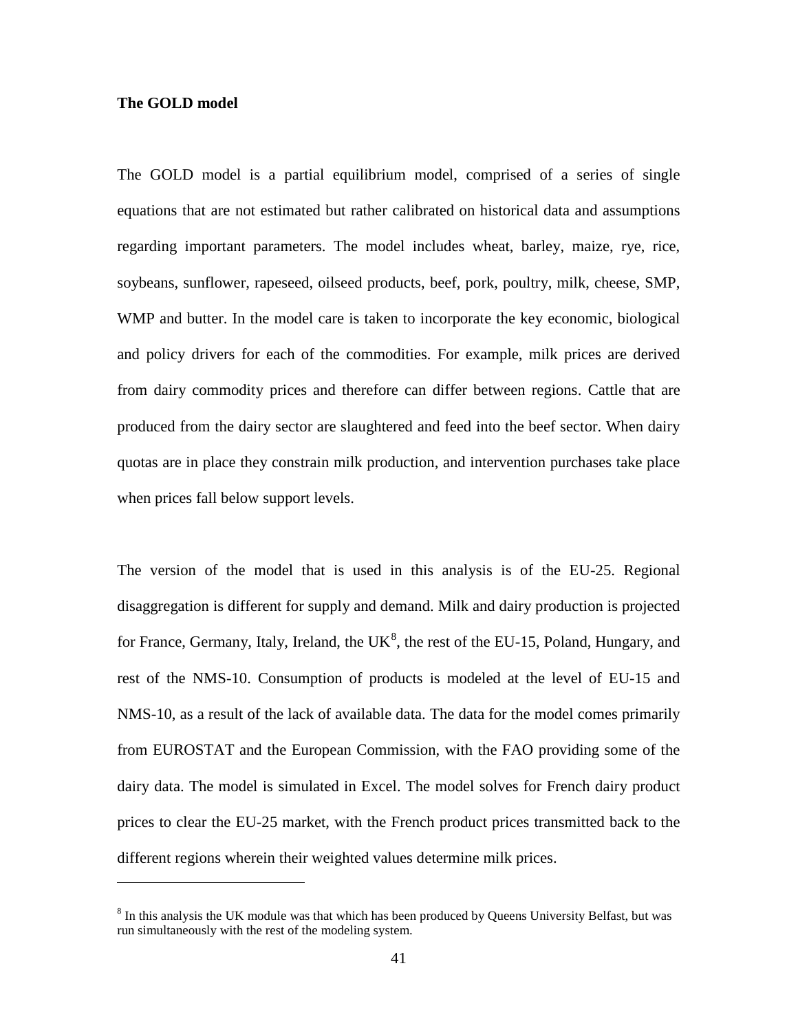**The GOLD model**

The GOLD model is a partial equilibrium model, comprised of a series of single equations that are not estimated but rather calibrated on historical data and assumptions regarding important parameters. The model includes wheat, barley, maize, rye, rice, soybeans, sunflower, rapeseed, oilseed products, beef, pork, poultry, milk, cheese, SMP, WMP and butter. In the model care is taken to incorporate the key economic, biological and policy drivers for each of the commodities. For example, milk prices are derived from dairy commodity prices and therefore can differ between regions. Cattle that are produced from the dairy sector are slaughtered and feed into the beef sector. When dairy quotas are in place they constrain milk production, and intervention purchases take place when prices fall below support levels.

The version of the model that is used in this analysis is of the EU-25. Regional disaggregation is different for supply and demand. Milk and dairy production is projected for France, Germany, Italy, Ireland, the UK[8], the rest of the EU-15, Poland, Hungary, and rest of the NMS-10. Consumption of products is modeled at the level of EU-15 and NMS-10, as a result of the lack of available data. The data for the model comes primarily from EUROSTAT and the European Commission, with the FAO providing some of the dairy data. The model is simulated in Excel. The model solves for French dairy product prices to clear the EU-25 market, with the French product prices transmitted back to the different regions wherein their weighted values determine milk prices.

[8] In this analysis the UK module was that which has been produced by Queens University Belfast, but was run simultaneously with the rest of the modeling system.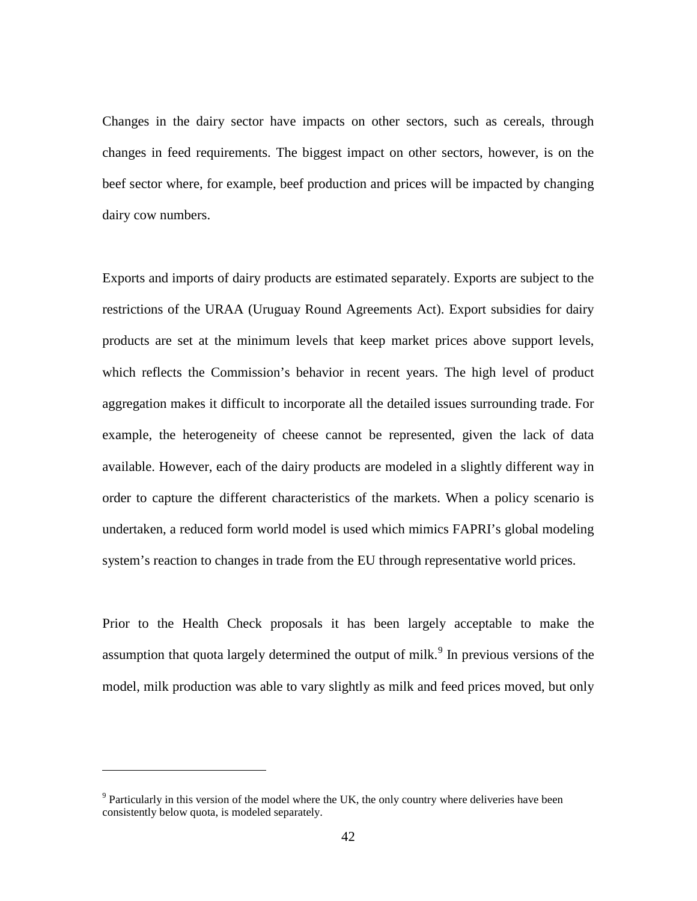Changes in the dairy sector have impacts on other sectors, such as cereals, through changes in feed requirements. The biggest impact on other sectors, however, is on the beef sector where, for example, beef production and prices will be impacted by changing dairy cow numbers.

Exports and imports of dairy products are estimated separately. Exports are subject to the restrictions of the URAA (Uruguay Round Agreements Act). Export subsidies for dairy products are set at the minimum levels that keep market prices above support levels, which reflects the Commission's behavior in recent years. The high level of product aggregation makes it difficult to incorporate all the detailed issues surrounding trade. For example, the heterogeneity of cheese cannot be represented, given the lack of data available. However, each of the dairy products are modeled in a slightly different way in order to capture the different characteristics of the markets. When a policy scenario is undertaken, a reduced form world model is used which mimics FAPRI's global modeling system's reaction to changes in trade from the EU through representative world prices.

Prior to the Health Check proposals it has been largely acceptable to make the assumption that quota largely determined the output of milk.[9] In previous versions of the model, milk production was able to vary slightly as milk and feed prices moved, but only

---

[9] Particularly in this version of the model where the UK, the only country where deliveries have been consistently below quota, is modeled separately.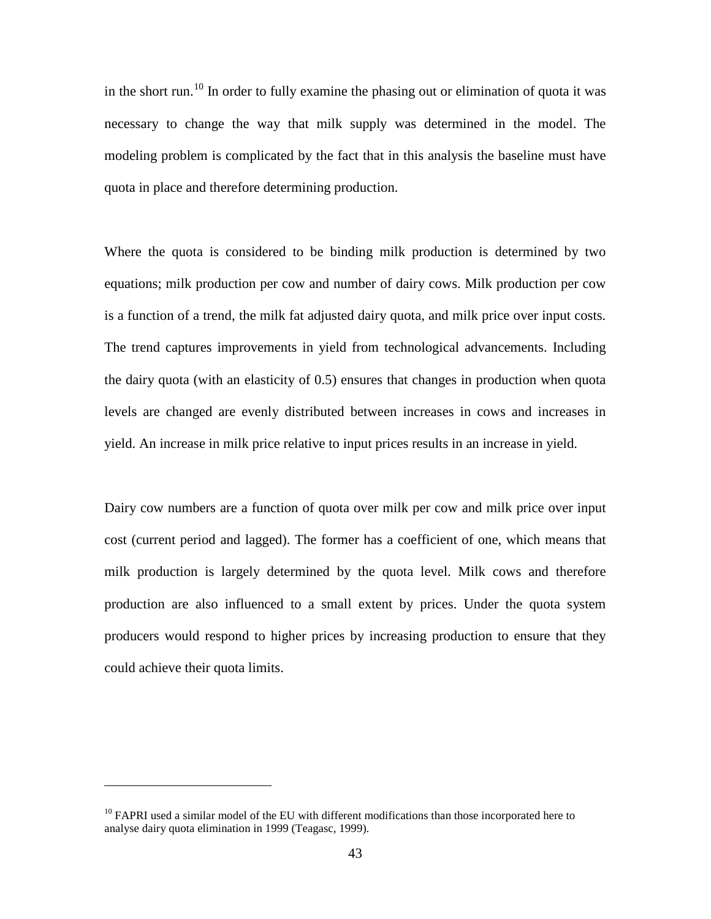in the short run.[10] In order to fully examine the phasing out or elimination of quota it was necessary to change the way that milk supply was determined in the model. The modeling problem is complicated by the fact that in this analysis the baseline must have quota in place and therefore determining production.

Where the quota is considered to be binding milk production is determined by two equations; milk production per cow and number of dairy cows. Milk production per cow is a function of a trend, the milk fat adjusted dairy quota, and milk price over input costs. The trend captures improvements in yield from technological advancements. Including the dairy quota (with an elasticity of 0.5) ensures that changes in production when quota levels are changed are evenly distributed between increases in cows and increases in yield. An increase in milk price relative to input prices results in an increase in yield.

Dairy cow numbers are a function of quota over milk per cow and milk price over input cost (current period and lagged). The former has a coefficient of one, which means that milk production is largely determined by the quota level. Milk cows and therefore production are also influenced to a small extent by prices. Under the quota system producers would respond to higher prices by increasing production to ensure that they could achieve their quota limits.

---

[10] FAPRI used a similar model of the EU with different modifications than those incorporated here to analyse dairy quota elimination in 1999 (Teagasc, 1999).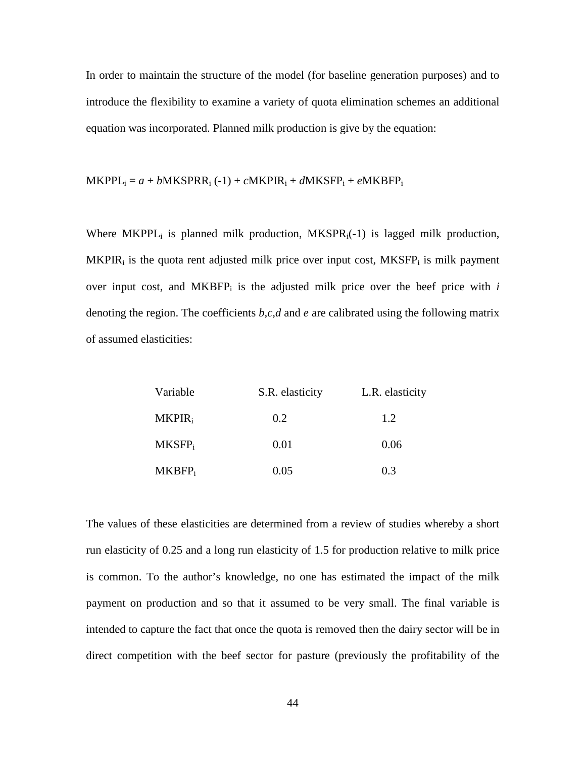In order to maintain the structure of the model (for baseline generation purposes) and to introduce the flexibility to examine a variety of quota elimination schemes an additional equation was incorporated. Planned milk production is give by the equation:

$$MKPPL_i = a + bMKSPRR_i\,(-1) + cMKPIR_i + dMKSFP_i + eMKBFP_i$$

Where $MKPPL_i$ is planned milk production, $MKSPR_i(-1)$ is lagged milk production, $MKPIR_i$ is the quota rent adjusted milk price over input cost, $MKSFP_i$ is milk payment over input cost, and $MKBFP_i$ is the adjusted milk price over the beef price with *i* denoting the region. The coefficients *b,c,d* and *e* are calibrated using the following matrix of assumed elasticities:

| Variable | S.R. elasticity | L.R. elasticity |
|---|---|---|
| $MKPIR_i$ | 0.2 | 1.2 |
| $MKSFP_i$ | 0.01 | 0.06 |
| $MKBFP_i$ | 0.05 | 0.3 |

The values of these elasticities are determined from a review of studies whereby a short run elasticity of 0.25 and a long run elasticity of 1.5 for production relative to milk price is common. To the author's knowledge, no one has estimated the impact of the milk payment on production and so that it assumed to be very small. The final variable is intended to capture the fact that once the quota is removed then the dairy sector will be in direct competition with the beef sector for pasture (previously the profitability of the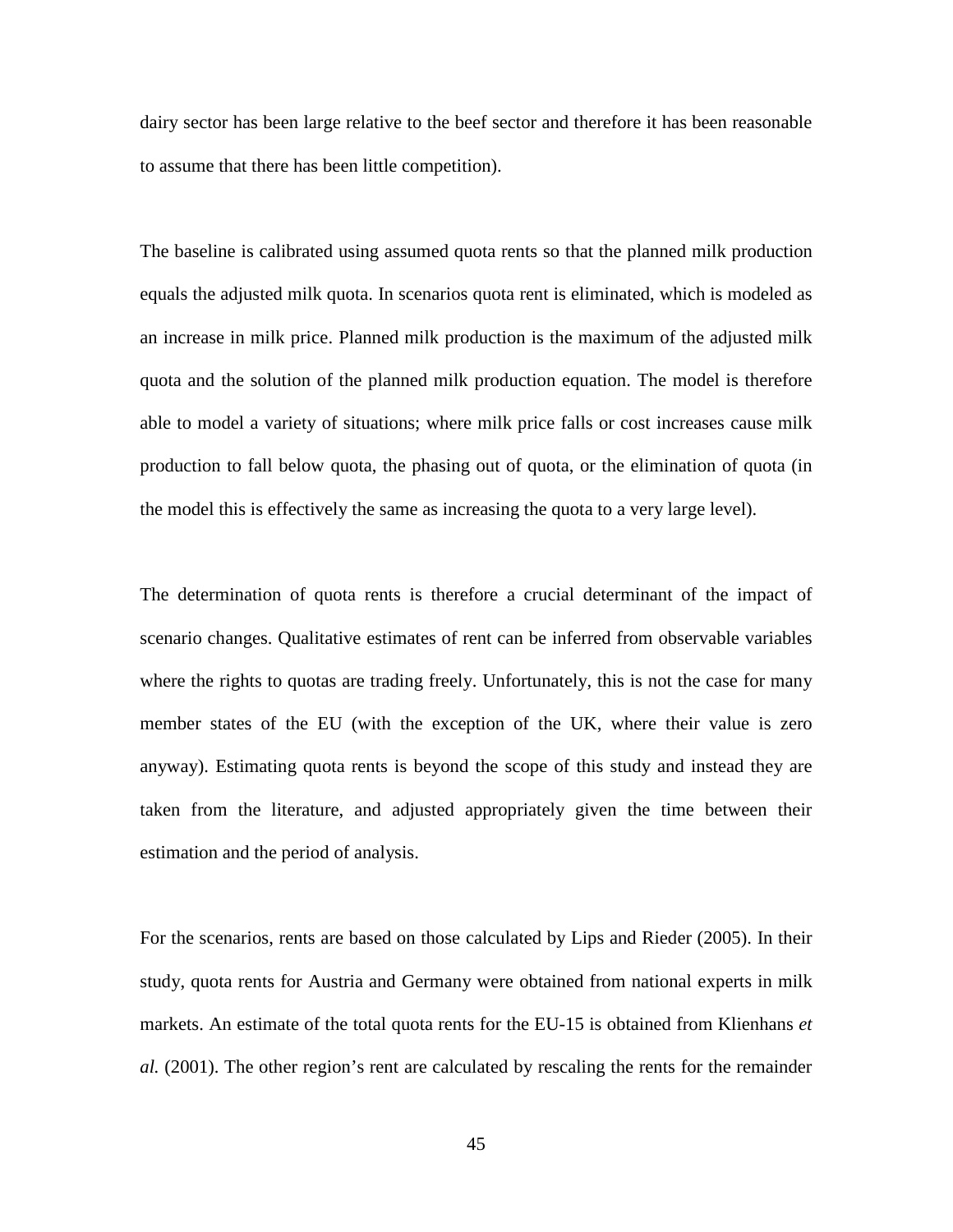dairy sector has been large relative to the beef sector and therefore it has been reasonable to assume that there has been little competition).

The baseline is calibrated using assumed quota rents so that the planned milk production equals the adjusted milk quota. In scenarios quota rent is eliminated, which is modeled as an increase in milk price. Planned milk production is the maximum of the adjusted milk quota and the solution of the planned milk production equation. The model is therefore able to model a variety of situations; where milk price falls or cost increases cause milk production to fall below quota, the phasing out of quota, or the elimination of quota (in the model this is effectively the same as increasing the quota to a very large level).

The determination of quota rents is therefore a crucial determinant of the impact of scenario changes. Qualitative estimates of rent can be inferred from observable variables where the rights to quotas are trading freely. Unfortunately, this is not the case for many member states of the EU (with the exception of the UK, where their value is zero anyway). Estimating quota rents is beyond the scope of this study and instead they are taken from the literature, and adjusted appropriately given the time between their estimation and the period of analysis.

For the scenarios, rents are based on those calculated by Lips and Rieder (2005). In their study, quota rents for Austria and Germany were obtained from national experts in milk markets. An estimate of the total quota rents for the EU-15 is obtained from Klienhans *et al.* (2001). The other region's rent are calculated by rescaling the rents for the remainder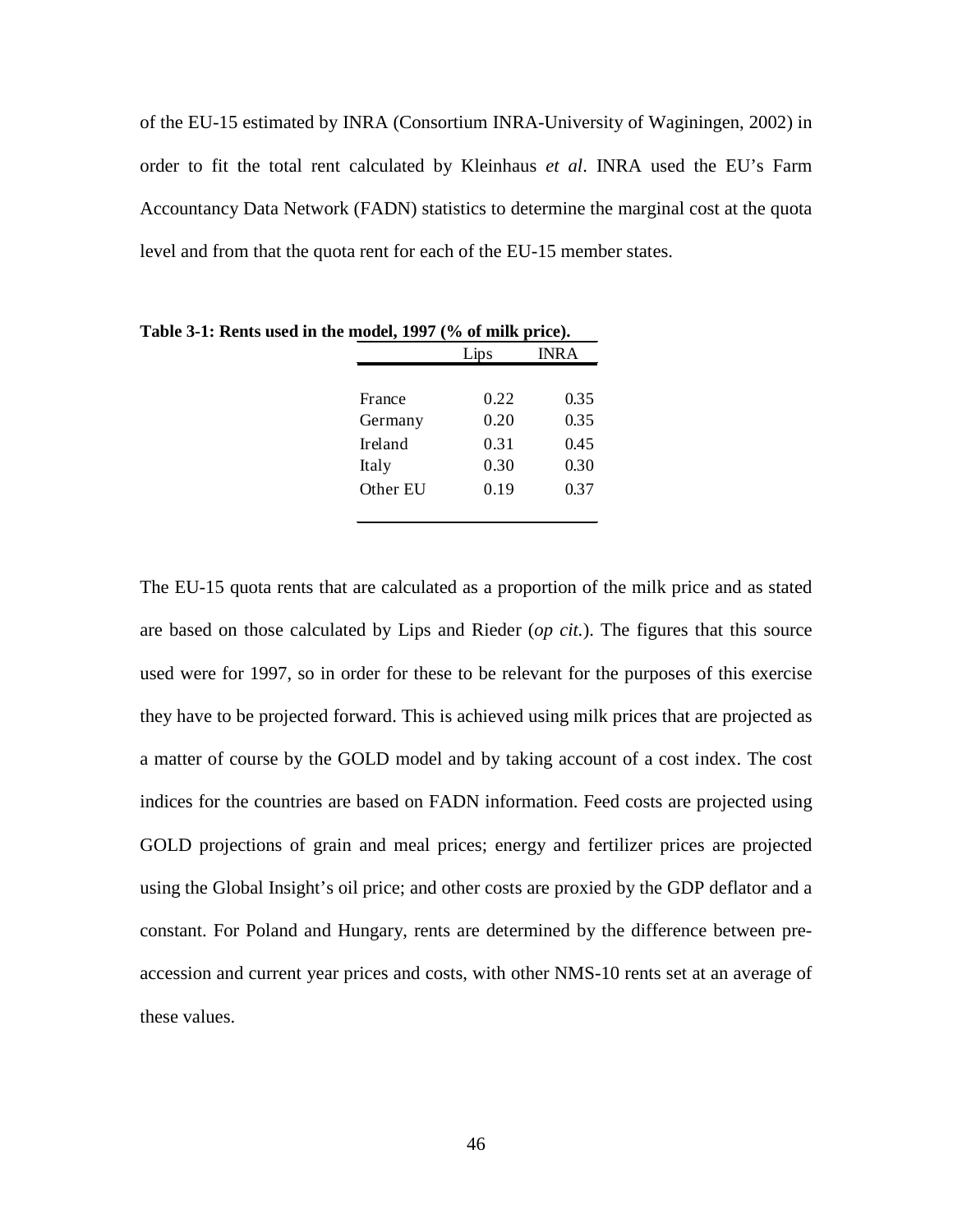of the EU-15 estimated by INRA (Consortium INRA-University of Waginingen, 2002) in order to fit the total rent calculated by Kleinhaus *et al*. INRA used the EU's Farm Accountancy Data Network (FADN) statistics to determine the marginal cost at the quota level and from that the quota rent for each of the EU-15 member states.

**Table 3-1: Rents used in the model, 1997 (% of milk price).**

| | Lips | INRA |
|---|---|---|
| France | 0.22 | 0.35 |
| Germany | 0.20 | 0.35 |
| Ireland | 0.31 | 0.45 |
| Italy | 0.30 | 0.30 |
| Other EU | 0.19 | 0.37 |

The EU-15 quota rents that are calculated as a proportion of the milk price and as stated are based on those calculated by Lips and Rieder (*op cit.*). The figures that this source used were for 1997, so in order for these to be relevant for the purposes of this exercise they have to be projected forward. This is achieved using milk prices that are projected as a matter of course by the GOLD model and by taking account of a cost index. The cost indices for the countries are based on FADN information. Feed costs are projected using GOLD projections of grain and meal prices; energy and fertilizer prices are projected using the Global Insight's oil price; and other costs are proxied by the GDP deflator and a constant. For Poland and Hungary, rents are determined by the difference between pre-accession and current year prices and costs, with other NMS-10 rents set at an average of these values.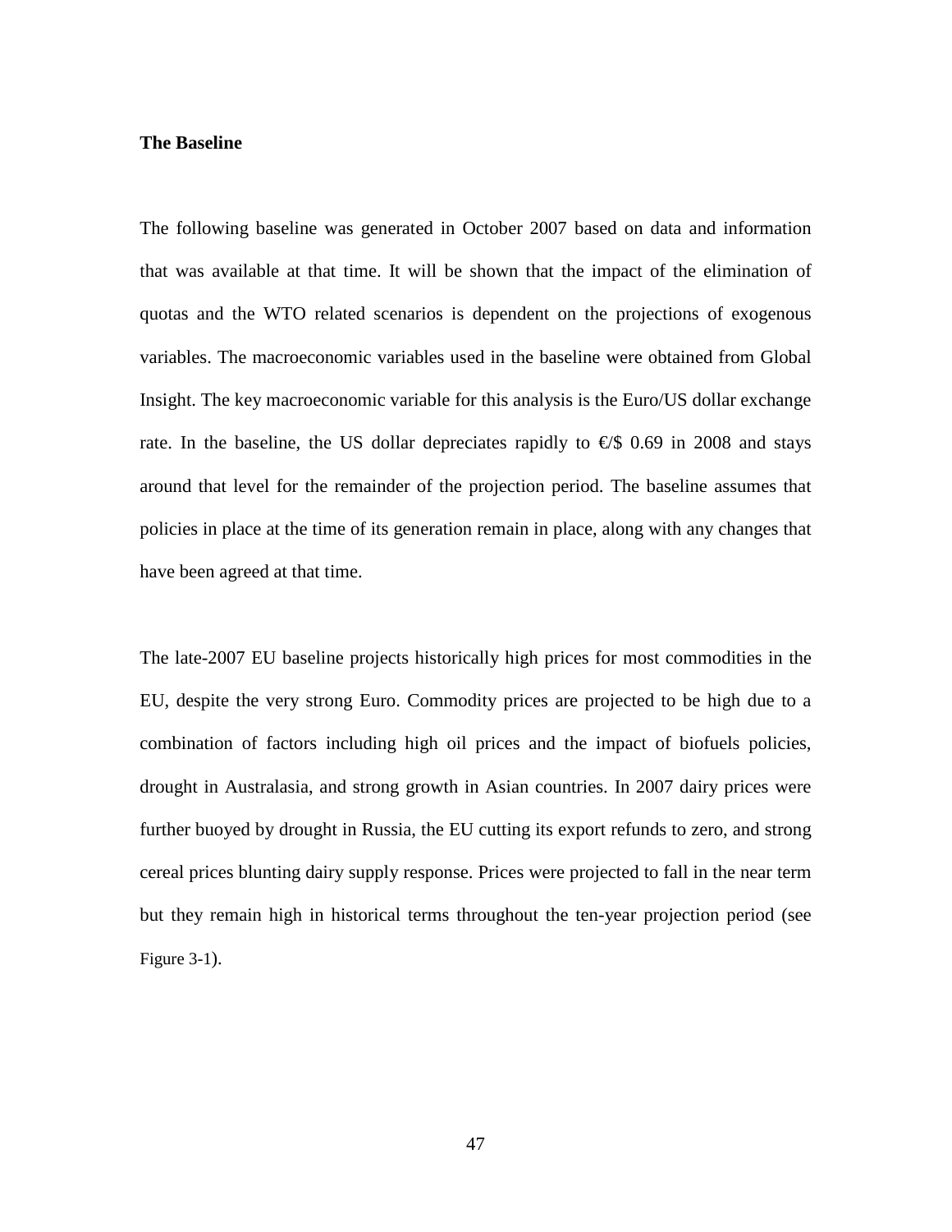### The Baseline

The following baseline was generated in October 2007 based on data and information that was available at that time. It will be shown that the impact of the elimination of quotas and the WTO related scenarios is dependent on the projections of exogenous variables. The macroeconomic variables used in the baseline were obtained from Global Insight. The key macroeconomic variable for this analysis is the Euro/US dollar exchange rate. In the baseline, the US dollar depreciates rapidly to €/$ 0.69 in 2008 and stays around that level for the remainder of the projection period. The baseline assumes that policies in place at the time of its generation remain in place, along with any changes that have been agreed at that time.

The late-2007 EU baseline projects historically high prices for most commodities in the EU, despite the very strong Euro. Commodity prices are projected to be high due to a combination of factors including high oil prices and the impact of biofuels policies, drought in Australasia, and strong growth in Asian countries. In 2007 dairy prices were further buoyed by drought in Russia, the EU cutting its export refunds to zero, and strong cereal prices blunting dairy supply response. Prices were projected to fall in the near term but they remain high in historical terms throughout the ten-year projection period (see Figure 3-1).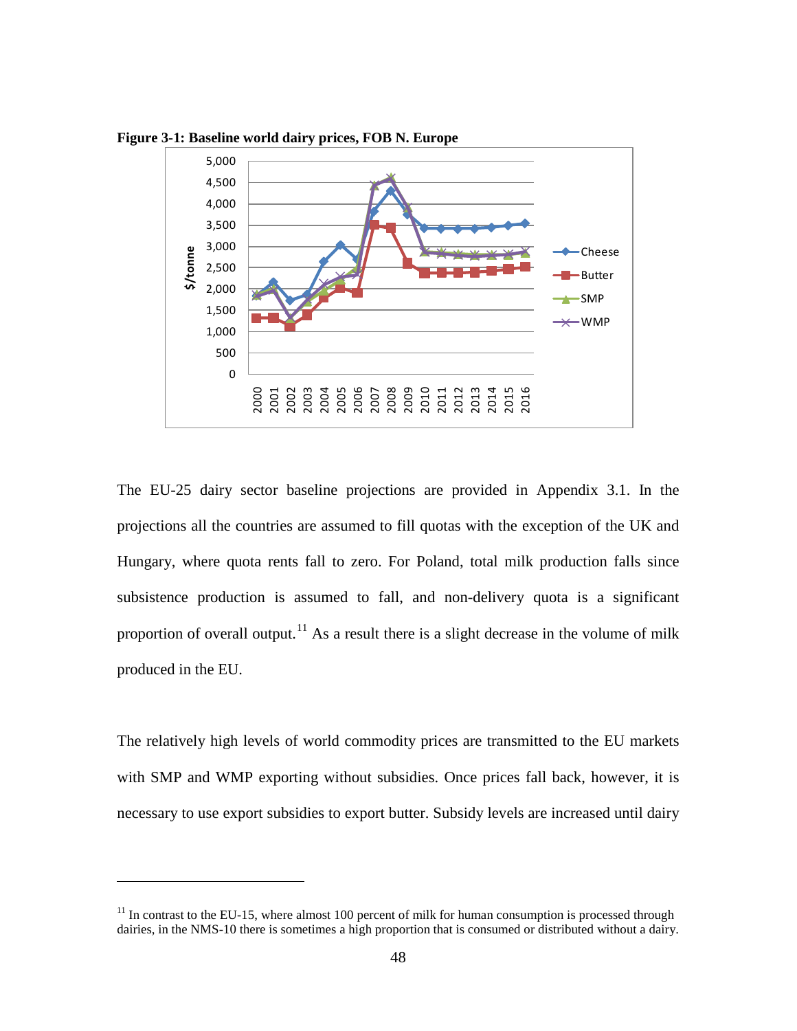**Figure 3-1: Baseline world dairy prices, FOB N. Europe**

The EU-25 dairy sector baseline projections are provided in Appendix 3.1. In the projections all the countries are assumed to fill quotas with the exception of the UK and Hungary, where quota rents fall to zero. For Poland, total milk production falls since subsistence production is assumed to fall, and non-delivery quota is a significant proportion of overall output.[11] As a result there is a slight decrease in the volume of milk produced in the EU.

The relatively high levels of world commodity prices are transmitted to the EU markets with SMP and WMP exporting without subsidies. Once prices fall back, however, it is necessary to use export subsidies to export butter. Subsidy levels are increased until dairy

[11] In contrast to the EU-15, where almost 100 percent of milk for human consumption is processed through dairies, in the NMS-10 there is sometimes a high proportion that is consumed or distributed without a dairy.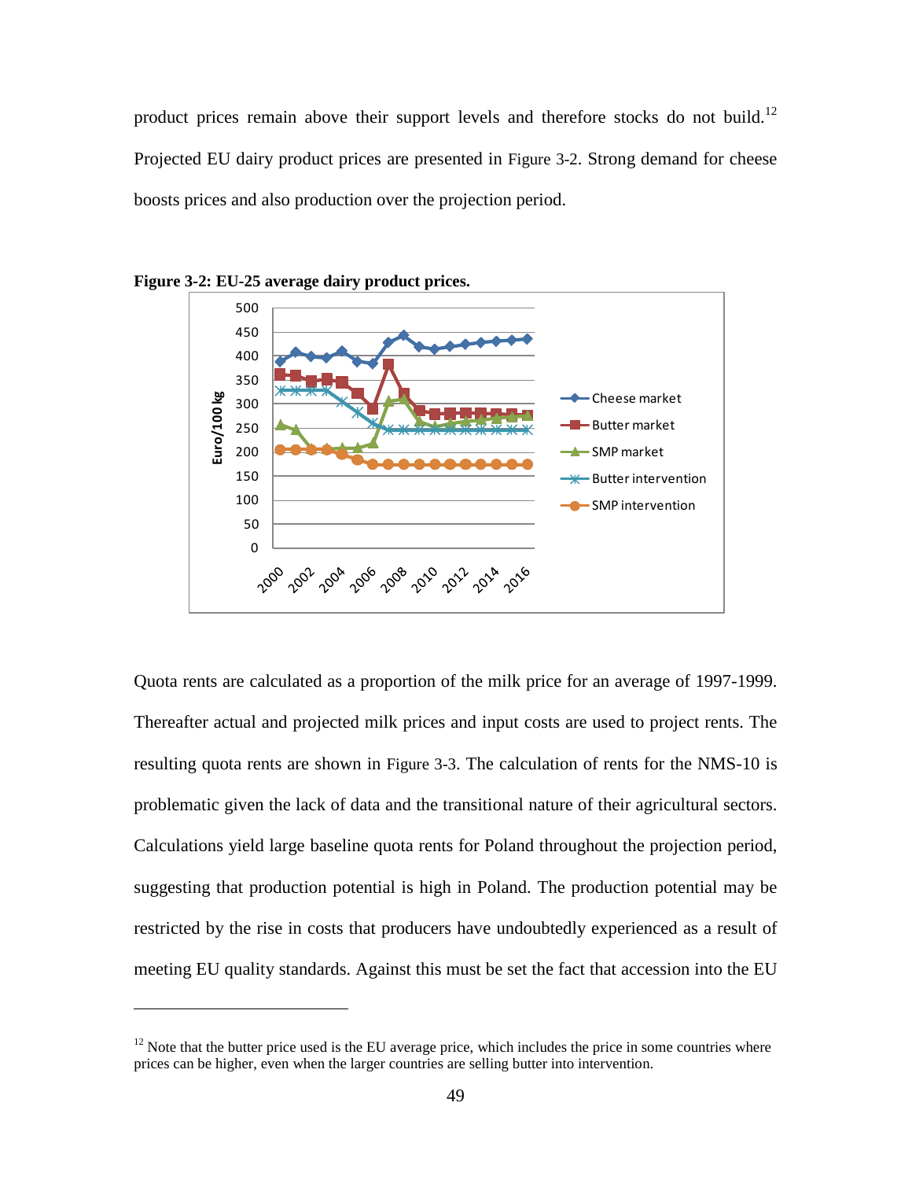product prices remain above their support levels and therefore stocks do not build.[12] Projected EU dairy product prices are presented in Figure 3-2. Strong demand for cheese boosts prices and also production over the projection period.

**Figure 3-2: EU-25 average dairy product prices.**

Quota rents are calculated as a proportion of the milk price for an average of 1997-1999. Thereafter actual and projected milk prices and input costs are used to project rents. The resulting quota rents are shown in Figure 3-3. The calculation of rents for the NMS-10 is problematic given the lack of data and the transitional nature of their agricultural sectors. Calculations yield large baseline quota rents for Poland throughout the projection period, suggesting that production potential is high in Poland. The production potential may be restricted by the rise in costs that producers have undoubtedly experienced as a result of meeting EU quality standards. Against this must be set the fact that accession into the EU

[12] Note that the butter price used is the EU average price, which includes the price in some countries where prices can be higher, even when the larger countries are selling butter into intervention.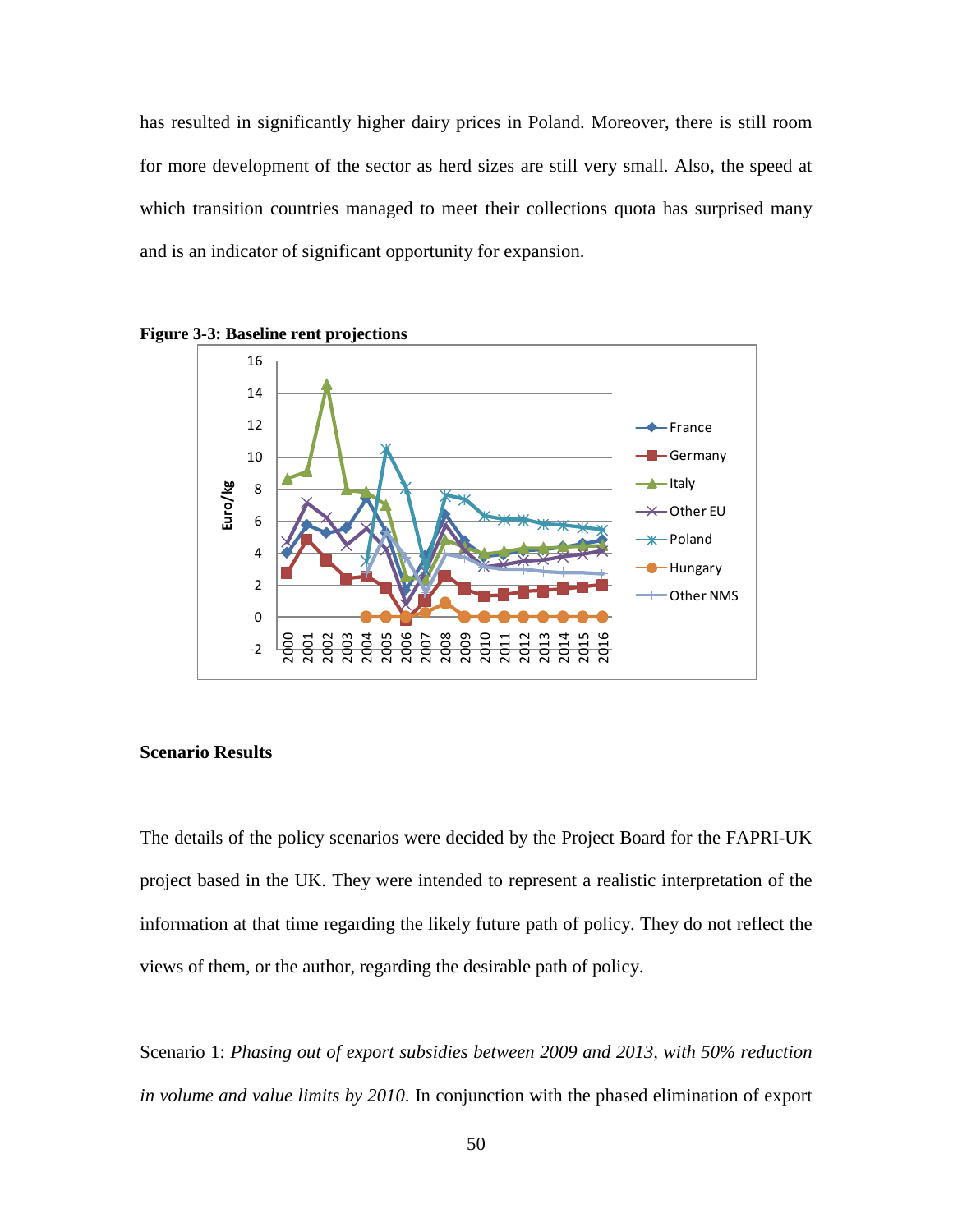has resulted in significantly higher dairy prices in Poland. Moreover, there is still room for more development of the sector as herd sizes are still very small. Also, the speed at which transition countries managed to meet their collections quota has surprised many and is an indicator of significant opportunity for expansion.

**Figure 3-3: Baseline rent projections**

### Scenario Results

The details of the policy scenarios were decided by the Project Board for the FAPRI-UK project based in the UK. They were intended to represent a realistic interpretation of the information at that time regarding the likely future path of policy. They do not reflect the views of them, or the author, regarding the desirable path of policy.

Scenario 1: *Phasing out of export subsidies between 2009 and 2013, with 50% reduction in volume and value limits by 2010.* In conjunction with the phased elimination of export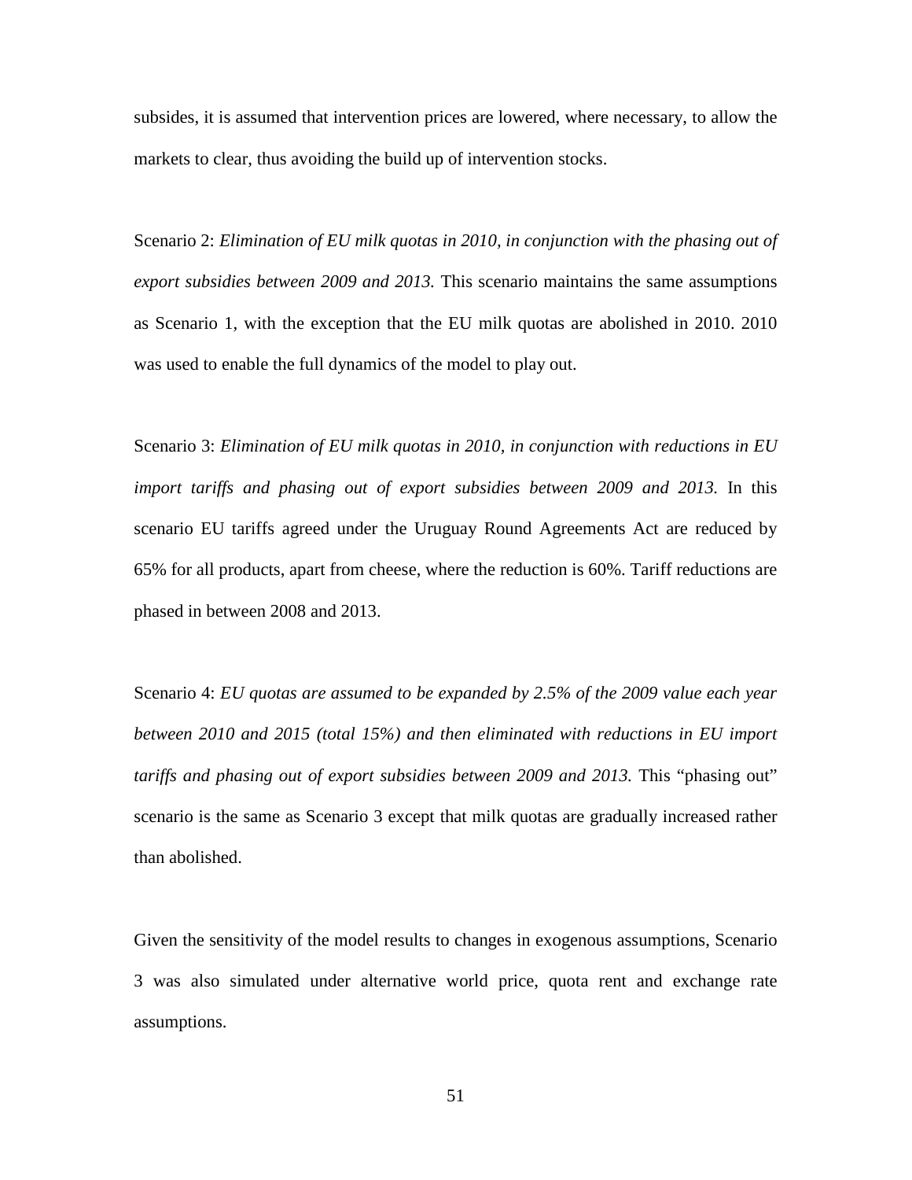subsides, it is assumed that intervention prices are lowered, where necessary, to allow the markets to clear, thus avoiding the build up of intervention stocks.

Scenario 2: *Elimination of EU milk quotas in 2010, in conjunction with the phasing out of export subsidies between 2009 and 2013.* This scenario maintains the same assumptions as Scenario 1, with the exception that the EU milk quotas are abolished in 2010. 2010 was used to enable the full dynamics of the model to play out.

Scenario 3: *Elimination of EU milk quotas in 2010, in conjunction with reductions in EU import tariffs and phasing out of export subsidies between 2009 and 2013.* In this scenario EU tariffs agreed under the Uruguay Round Agreements Act are reduced by 65% for all products, apart from cheese, where the reduction is 60%. Tariff reductions are phased in between 2008 and 2013.

Scenario 4: *EU quotas are assumed to be expanded by 2.5% of the 2009 value each year between 2010 and 2015 (total 15%) and then eliminated with reductions in EU import tariffs and phasing out of export subsidies between 2009 and 2013.* This "phasing out" scenario is the same as Scenario 3 except that milk quotas are gradually increased rather than abolished.

Given the sensitivity of the model results to changes in exogenous assumptions, Scenario 3 was also simulated under alternative world price, quota rent and exchange rate assumptions.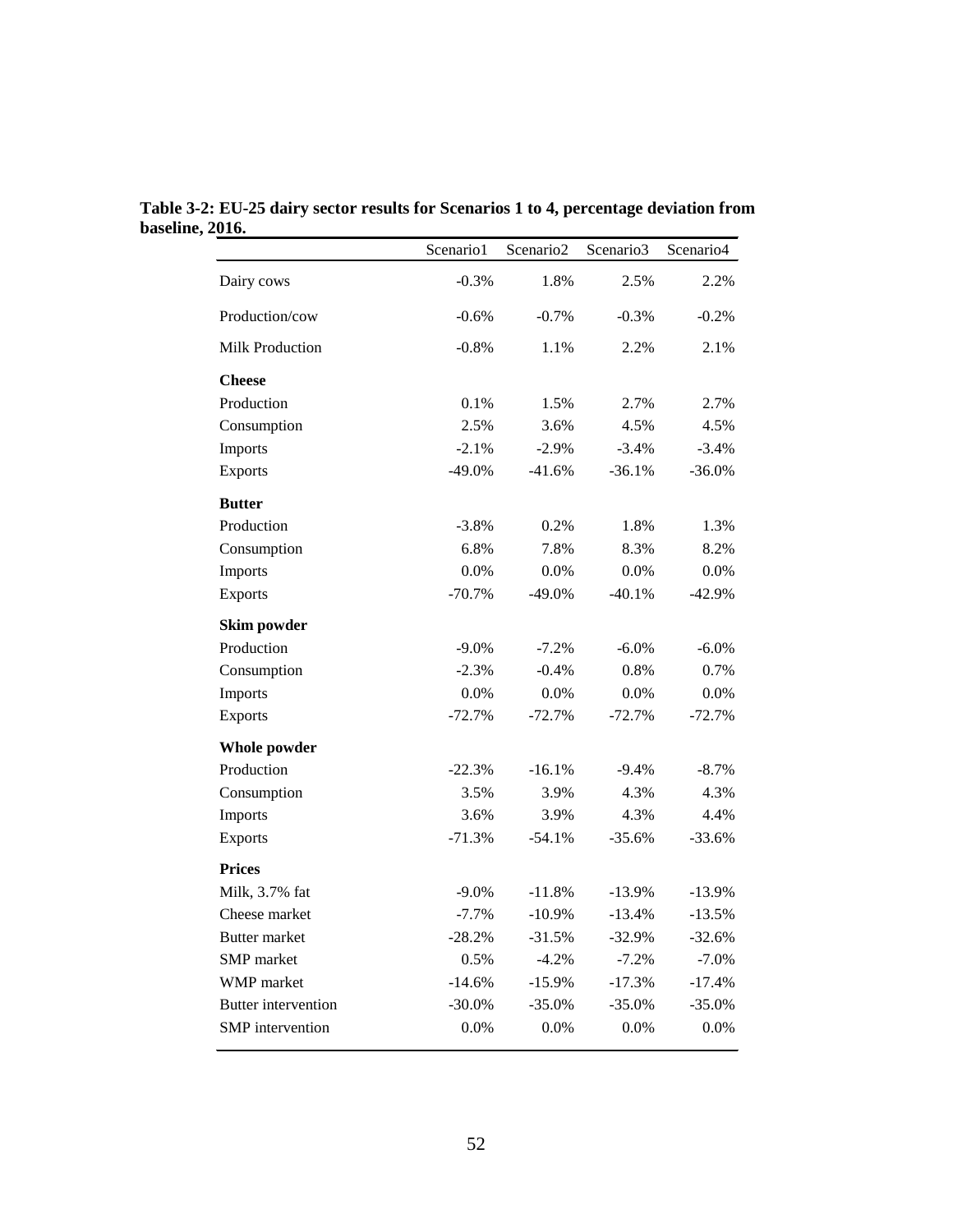**Table 3-2: EU-25 dairy sector results for Scenarios 1 to 4, percentage deviation from baseline, 2016.**

| | Scenario1 | Scenario2 | Scenario3 | Scenario4 |
|---|---|---|---|---|
| Dairy cows | -0.3% | 1.8% | 2.5% | 2.2% |
| Production/cow | -0.6% | -0.7% | -0.3% | -0.2% |
| Milk Production | -0.8% | 1.1% | 2.2% | 2.1% |
| **Cheese** | | | | |
| Production | 0.1% | 1.5% | 2.7% | 2.7% |
| Consumption | 2.5% | 3.6% | 4.5% | 4.5% |
| Imports | -2.1% | -2.9% | -3.4% | -3.4% |
| Exports | -49.0% | -41.6% | -36.1% | -36.0% |
| **Butter** | | | | |
| Production | -3.8% | 0.2% | 1.8% | 1.3% |
| Consumption | 6.8% | 7.8% | 8.3% | 8.2% |
| Imports | 0.0% | 0.0% | 0.0% | 0.0% |
| Exports | -70.7% | -49.0% | -40.1% | -42.9% |
| **Skim powder** | | | | |
| Production | -9.0% | -7.2% | -6.0% | -6.0% |
| Consumption | -2.3% | -0.4% | 0.8% | 0.7% |
| Imports | 0.0% | 0.0% | 0.0% | 0.0% |
| Exports | -72.7% | -72.7% | -72.7% | -72.7% |
| **Whole powder** | | | | |
| Production | -22.3% | -16.1% | -9.4% | -8.7% |
| Consumption | 3.5% | 3.9% | 4.3% | 4.3% |
| Imports | 3.6% | 3.9% | 4.3% | 4.4% |
| Exports | -71.3% | -54.1% | -35.6% | -33.6% |
| **Prices** | | | | |
| Milk, 3.7% fat | -9.0% | -11.8% | -13.9% | -13.9% |
| Cheese market | -7.7% | -10.9% | -13.4% | -13.5% |
| Butter market | -28.2% | -31.5% | -32.9% | -32.6% |
| SMP market | 0.5% | -4.2% | -7.2% | -7.0% |
| WMP market | -14.6% | -15.9% | -17.3% | -17.4% |
| Butter intervention | -30.0% | -35.0% | -35.0% | -35.0% |
| SMP intervention | 0.0% | 0.0% | 0.0% | 0.0% |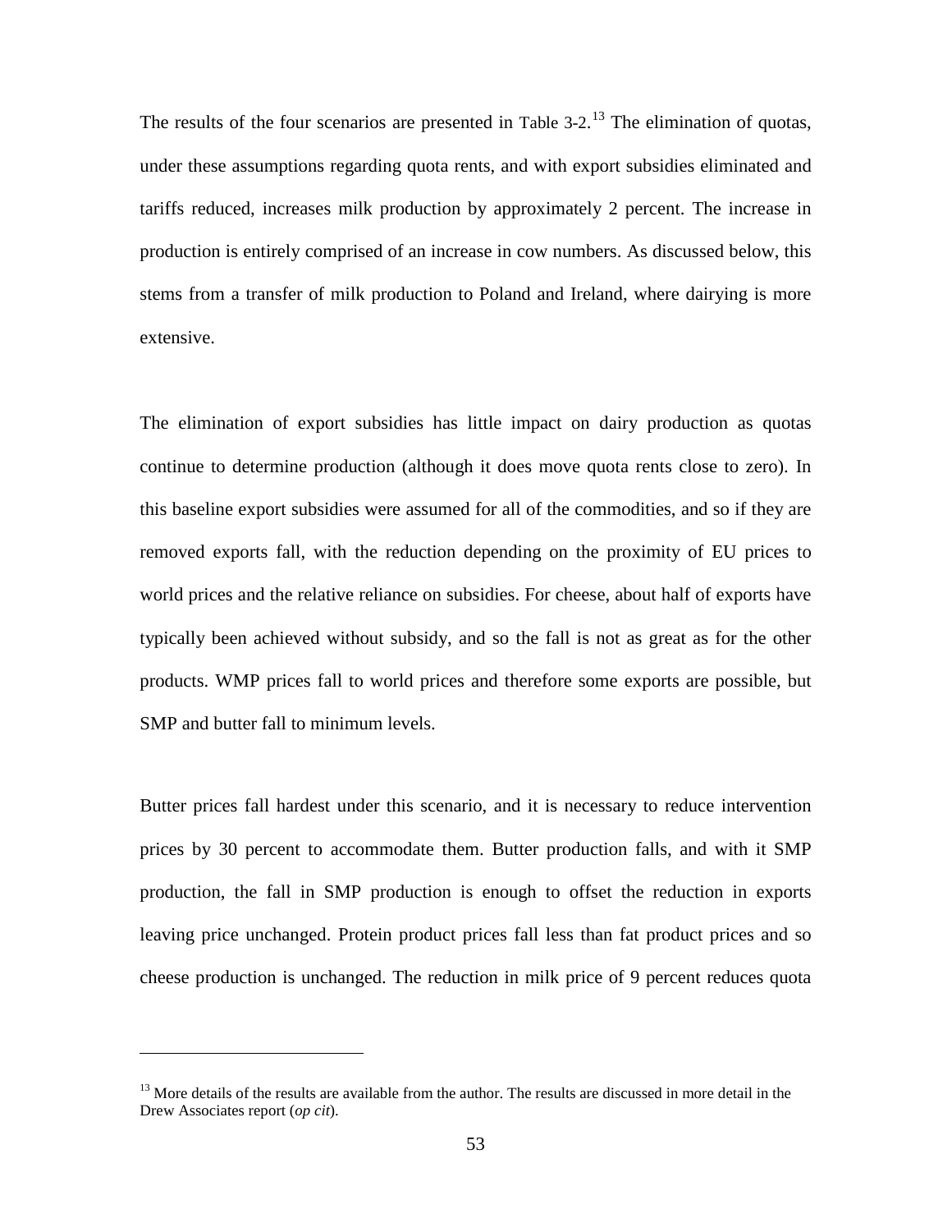The results of the four scenarios are presented in Table 3-2.[13] The elimination of quotas, under these assumptions regarding quota rents, and with export subsidies eliminated and tariffs reduced, increases milk production by approximately 2 percent. The increase in production is entirely comprised of an increase in cow numbers. As discussed below, this stems from a transfer of milk production to Poland and Ireland, where dairying is more extensive.

The elimination of export subsidies has little impact on dairy production as quotas continue to determine production (although it does move quota rents close to zero). In this baseline export subsidies were assumed for all of the commodities, and so if they are removed exports fall, with the reduction depending on the proximity of EU prices to world prices and the relative reliance on subsidies. For cheese, about half of exports have typically been achieved without subsidy, and so the fall is not as great as for the other products. WMP prices fall to world prices and therefore some exports are possible, but SMP and butter fall to minimum levels.

Butter prices fall hardest under this scenario, and it is necessary to reduce intervention prices by 30 percent to accommodate them. Butter production falls, and with it SMP production, the fall in SMP production is enough to offset the reduction in exports leaving price unchanged. Protein product prices fall less than fat product prices and so cheese production is unchanged. The reduction in milk price of 9 percent reduces quota

---

[13] More details of the results are available from the author. The results are discussed in more detail in the Drew Associates report (*op cit*).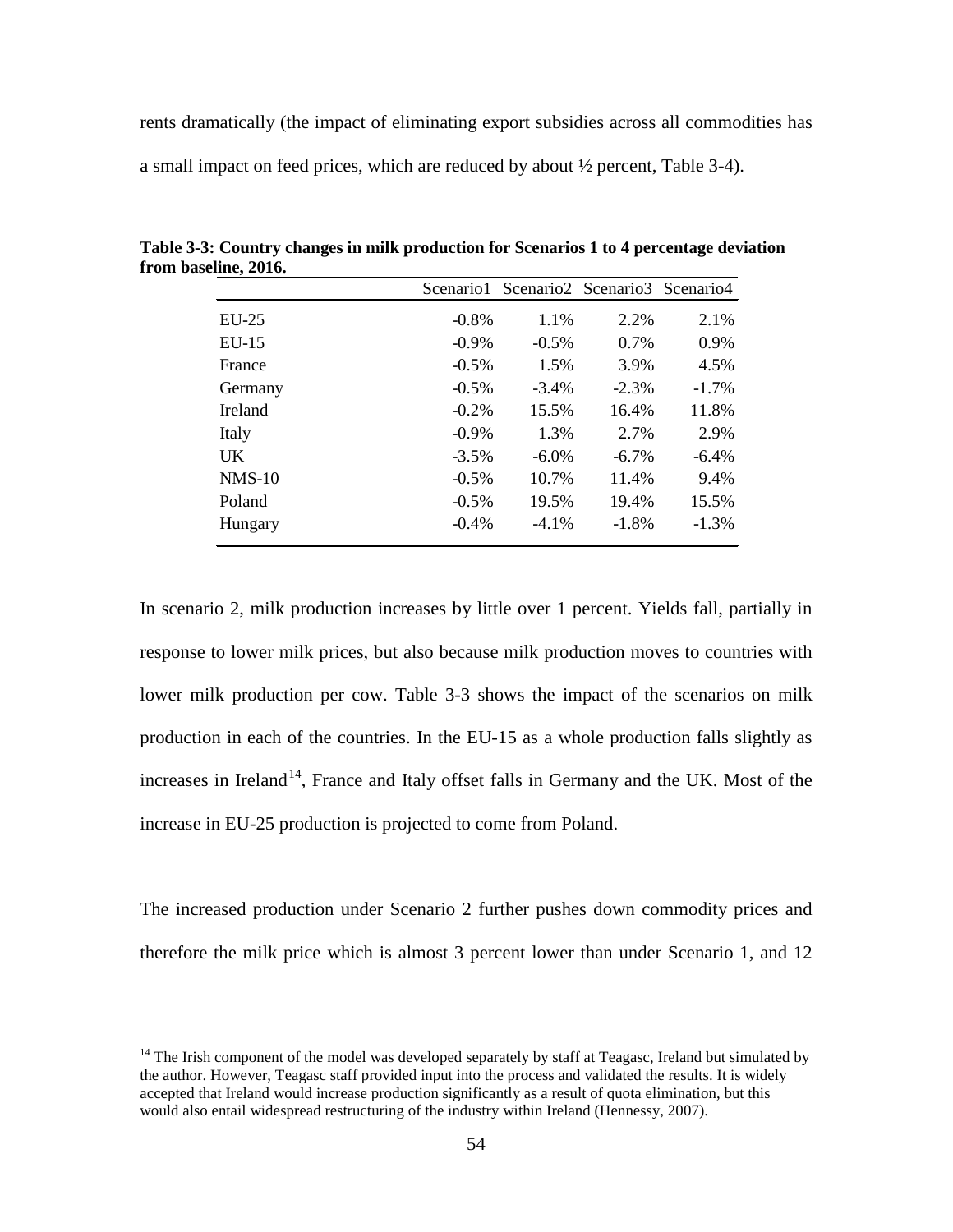rents dramatically (the impact of eliminating export subsidies across all commodities has a small impact on feed prices, which are reduced by about ½ percent, Table 3-4).

**Table 3-3: Country changes in milk production for Scenarios 1 to 4 percentage deviation from baseline, 2016.**

| | Scenario1 | Scenario2 | Scenario3 | Scenario4 |
|---|---|---|---|---|
| EU-25 | -0.8% | 1.1% | 2.2% | 2.1% |
| EU-15 | -0.9% | -0.5% | 0.7% | 0.9% |
| France | -0.5% | 1.5% | 3.9% | 4.5% |
| Germany | -0.5% | -3.4% | -2.3% | -1.7% |
| Ireland | -0.2% | 15.5% | 16.4% | 11.8% |
| Italy | -0.9% | 1.3% | 2.7% | 2.9% |
| UK | -3.5% | -6.0% | -6.7% | -6.4% |
| NMS-10 | -0.5% | 10.7% | 11.4% | 9.4% |
| Poland | -0.5% | 19.5% | 19.4% | 15.5% |
| Hungary | -0.4% | -4.1% | -1.8% | -1.3% |

In scenario 2, milk production increases by little over 1 percent. Yields fall, partially in response to lower milk prices, but also because milk production moves to countries with lower milk production per cow. Table 3-3 shows the impact of the scenarios on milk production in each of the countries. In the EU-15 as a whole production falls slightly as increases in Ireland[14], France and Italy offset falls in Germany and the UK. Most of the increase in EU-25 production is projected to come from Poland.

The increased production under Scenario 2 further pushes down commodity prices and therefore the milk price which is almost 3 percent lower than under Scenario 1, and 12

[14] The Irish component of the model was developed separately by staff at Teagasc, Ireland but simulated by the author. However, Teagasc staff provided input into the process and validated the results. It is widely accepted that Ireland would increase production significantly as a result of quota elimination, but this would also entail widespread restructuring of the industry within Ireland (Hennessy, 2007).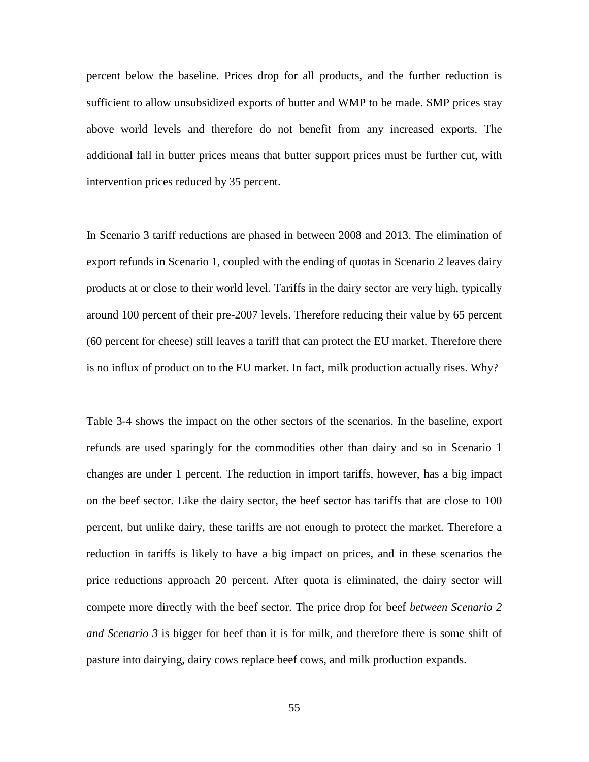percent below the baseline. Prices drop for all products, and the further reduction is sufficient to allow unsubsidized exports of butter and WMP to be made. SMP prices stay above world levels and therefore do not benefit from any increased exports. The additional fall in butter prices means that butter support prices must be further cut, with intervention prices reduced by 35 percent.

In Scenario 3 tariff reductions are phased in between 2008 and 2013. The elimination of export refunds in Scenario 1, coupled with the ending of quotas in Scenario 2 leaves dairy products at or close to their world level. Tariffs in the dairy sector are very high, typically around 100 percent of their pre-2007 levels. Therefore reducing their value by 65 percent (60 percent for cheese) still leaves a tariff that can protect the EU market. Therefore there is no influx of product on to the EU market. In fact, milk production actually rises. Why?

Table 3-4 shows the impact on the other sectors of the scenarios. In the baseline, export refunds are used sparingly for the commodities other than dairy and so in Scenario 1 changes are under 1 percent. The reduction in import tariffs, however, has a big impact on the beef sector. Like the dairy sector, the beef sector has tariffs that are close to 100 percent, but unlike dairy, these tariffs are not enough to protect the market. Therefore a reduction in tariffs is likely to have a big impact on prices, and in these scenarios the price reductions approach 20 percent. After quota is eliminated, the dairy sector will compete more directly with the beef sector. The price drop for beef *between Scenario 2 and Scenario 3* is bigger for beef than it is for milk, and therefore there is some shift of pasture into dairying, dairy cows replace beef cows, and milk production expands.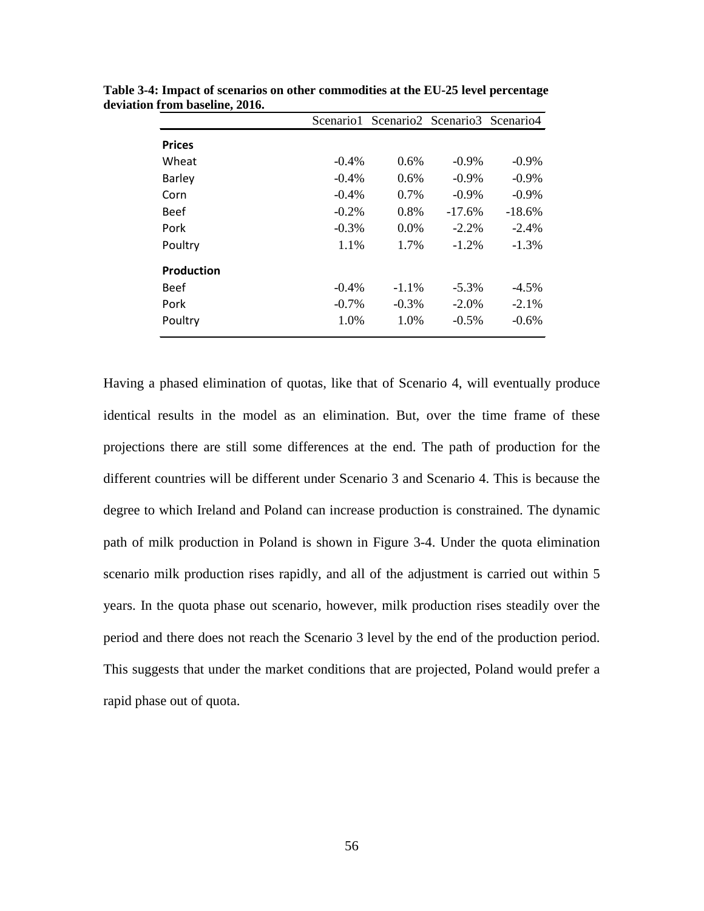**Table 3-4: Impact of scenarios on other commodities at the EU-25 level percentage deviation from baseline, 2016.**

| | Scenario1 | Scenario2 | Scenario3 | Scenario4 |
|---|---|---|---|---|
| **Prices** | | | | |
| Wheat | -0.4% | 0.6% | -0.9% | -0.9% |
| Barley | -0.4% | 0.6% | -0.9% | -0.9% |
| Corn | -0.4% | 0.7% | -0.9% | -0.9% |
| Beef | -0.2% | 0.8% | -17.6% | -18.6% |
| Pork | -0.3% | 0.0% | -2.2% | -2.4% |
| Poultry | 1.1% | 1.7% | -1.2% | -1.3% |
| **Production** | | | | |
| Beef | -0.4% | -1.1% | -5.3% | -4.5% |
| Pork | -0.7% | -0.3% | -2.0% | -2.1% |
| Poultry | 1.0% | 1.0% | -0.5% | -0.6% |

Having a phased elimination of quotas, like that of Scenario 4, will eventually produce identical results in the model as an elimination. But, over the time frame of these projections there are still some differences at the end. The path of production for the different countries will be different under Scenario 3 and Scenario 4. This is because the degree to which Ireland and Poland can increase production is constrained. The dynamic path of milk production in Poland is shown in Figure 3-4. Under the quota elimination scenario milk production rises rapidly, and all of the adjustment is carried out within 5 years. In the quota phase out scenario, however, milk production rises steadily over the period and there does not reach the Scenario 3 level by the end of the production period. This suggests that under the market conditions that are projected, Poland would prefer a rapid phase out of quota.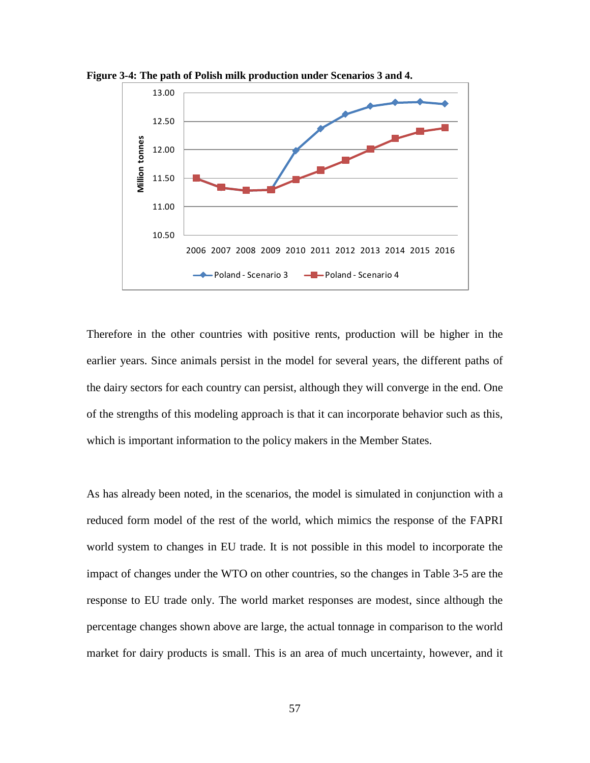**Figure 3-4: The path of Polish milk production under Scenarios 3 and 4.**

Therefore in the other countries with positive rents, production will be higher in the earlier years. Since animals persist in the model for several years, the different paths of the dairy sectors for each country can persist, although they will converge in the end. One of the strengths of this modeling approach is that it can incorporate behavior such as this, which is important information to the policy makers in the Member States.

As has already been noted, in the scenarios, the model is simulated in conjunction with a reduced form model of the rest of the world, which mimics the response of the FAPRI world system to changes in EU trade. It is not possible in this model to incorporate the impact of changes under the WTO on other countries, so the changes in Table 3-5 are the response to EU trade only. The world market responses are modest, since although the percentage changes shown above are large, the actual tonnage in comparison to the world market for dairy products is small. This is an area of much uncertainty, however, and it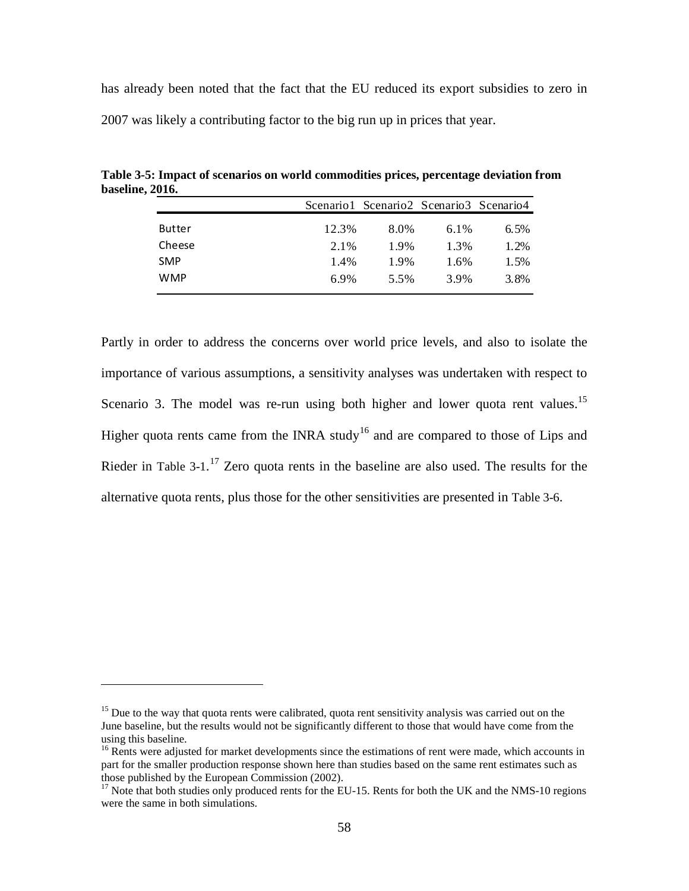has already been noted that the fact that the EU reduced its export subsidies to zero in 2007 was likely a contributing factor to the big run up in prices that year.

**Table 3-5: Impact of scenarios on world commodities prices, percentage deviation from baseline, 2016.**

| | Scenario1 | Scenario2 | Scenario3 | Scenario4 |
|---|---|---|---|---|
| Butter | 12.3% | 8.0% | 6.1% | 6.5% |
| Cheese | 2.1% | 1.9% | 1.3% | 1.2% |
| SMP | 1.4% | 1.9% | 1.6% | 1.5% |
| WMP | 6.9% | 5.5% | 3.9% | 3.8% |

Partly in order to address the concerns over world price levels, and also to isolate the importance of various assumptions, a sensitivity analyses was undertaken with respect to Scenario 3. The model was re-run using both higher and lower quota rent values.[15] Higher quota rents came from the INRA study[16] and are compared to those of Lips and Rieder in Table 3-1.[17] Zero quota rents in the baseline are also used. The results for the alternative quota rents, plus those for the other sensitivities are presented in Table 3-6.

---

[15] Due to the way that quota rents were calibrated, quota rent sensitivity analysis was carried out on the June baseline, but the results would not be significantly different to those that would have come from the using this baseline.

[16] Rents were adjusted for market developments since the estimations of rent were made, which accounts in part for the smaller production response shown here than studies based on the same rent estimates such as those published by the European Commission (2002).

[17] Note that both studies only produced rents for the EU-15. Rents for both the UK and the NMS-10 regions were the same in both simulations.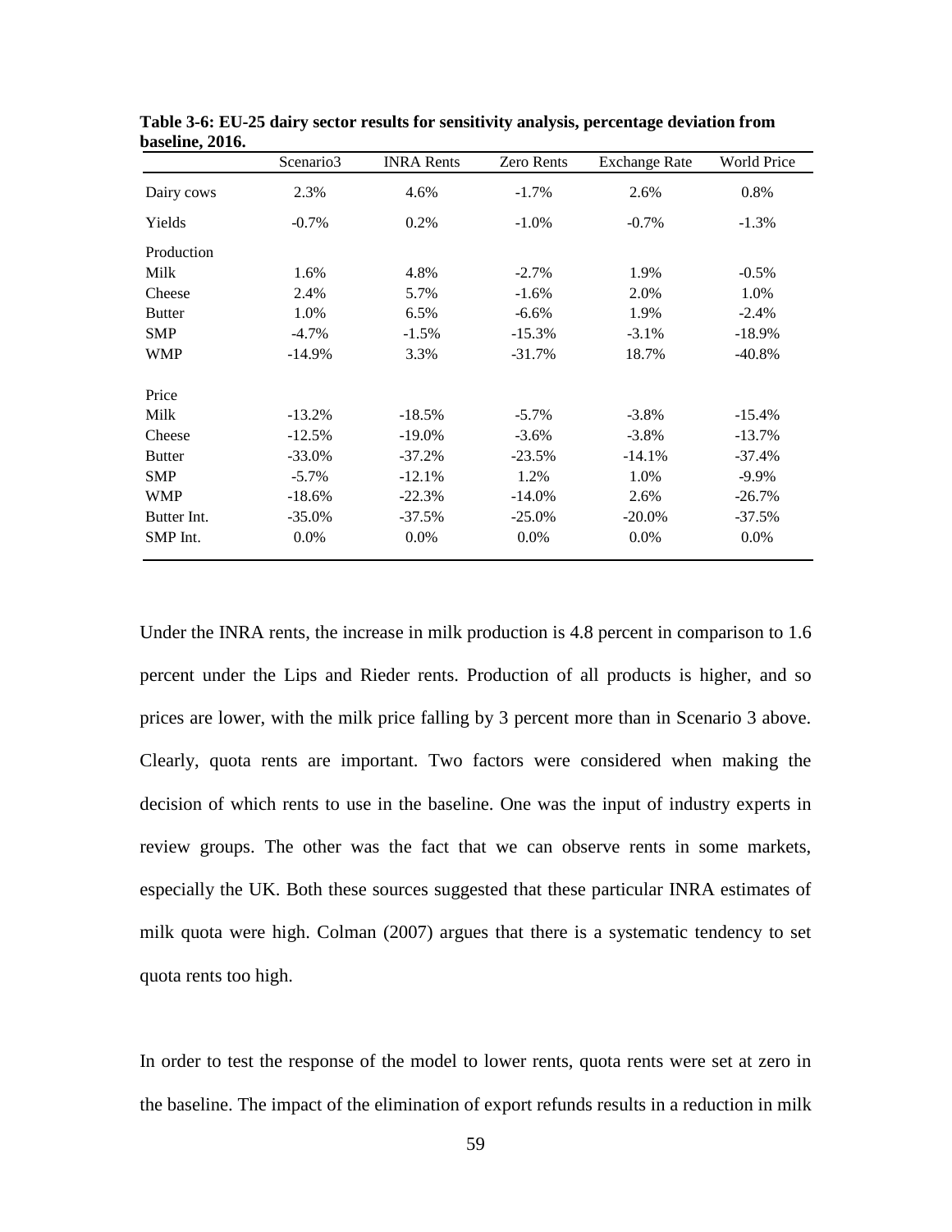**Table 3-6: EU-25 dairy sector results for sensitivity analysis, percentage deviation from baseline, 2016.**

| | Scenario3 | INRA Rents | Zero Rents | Exchange Rate | World Price |
|---|---|---|---|---|---|
| Dairy cows | 2.3% | 4.6% | -1.7% | 2.6% | 0.8% |
| Yields | -0.7% | 0.2% | -1.0% | -0.7% | -1.3% |
| Production | | | | | |
| Milk | 1.6% | 4.8% | -2.7% | 1.9% | -0.5% |
| Cheese | 2.4% | 5.7% | -1.6% | 2.0% | 1.0% |
| Butter | 1.0% | 6.5% | -6.6% | 1.9% | -2.4% |
| SMP | -4.7% | -1.5% | -15.3% | -3.1% | -18.9% |
| WMP | -14.9% | 3.3% | -31.7% | 18.7% | -40.8% |
| Price | | | | | |
| Milk | -13.2% | -18.5% | -5.7% | -3.8% | -15.4% |
| Cheese | -12.5% | -19.0% | -3.6% | -3.8% | -13.7% |
| Butter | -33.0% | -37.2% | -23.5% | -14.1% | -37.4% |
| SMP | -5.7% | -12.1% | 1.2% | 1.0% | -9.9% |
| WMP | -18.6% | -22.3% | -14.0% | 2.6% | -26.7% |
| Butter Int. | -35.0% | -37.5% | -25.0% | -20.0% | -37.5% |
| SMP Int. | 0.0% | 0.0% | 0.0% | 0.0% | 0.0% |

Under the INRA rents, the increase in milk production is 4.8 percent in comparison to 1.6 percent under the Lips and Rieder rents. Production of all products is higher, and so prices are lower, with the milk price falling by 3 percent more than in Scenario 3 above. Clearly, quota rents are important. Two factors were considered when making the decision of which rents to use in the baseline. One was the input of industry experts in review groups. The other was the fact that we can observe rents in some markets, especially the UK. Both these sources suggested that these particular INRA estimates of milk quota were high. Colman (2007) argues that there is a systematic tendency to set quota rents too high.

In order to test the response of the model to lower rents, quota rents were set at zero in the baseline. The impact of the elimination of export refunds results in a reduction in milk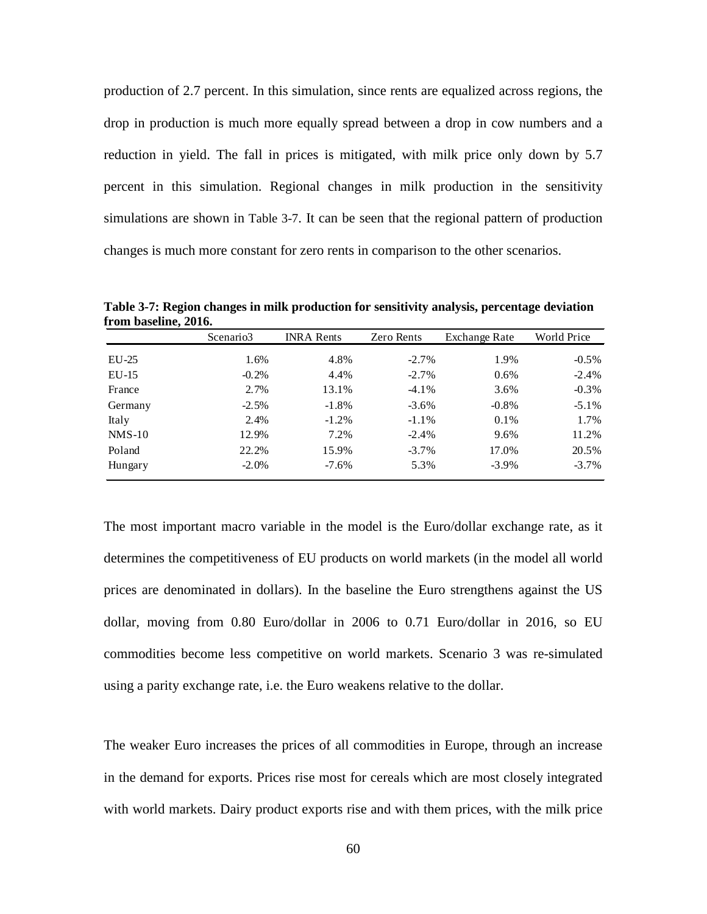production of 2.7 percent. In this simulation, since rents are equalized across regions, the drop in production is much more equally spread between a drop in cow numbers and a reduction in yield. The fall in prices is mitigated, with milk price only down by 5.7 percent in this simulation. Regional changes in milk production in the sensitivity simulations are shown in Table 3-7. It can be seen that the regional pattern of production changes is much more constant for zero rents in comparison to the other scenarios.

**Table 3-7: Region changes in milk production for sensitivity analysis, percentage deviation from baseline, 2016.**

| | Scenario3 | INRA Rents | Zero Rents | Exchange Rate | World Price |
|---|---|---|---|---|---|
| EU-25 | 1.6% | 4.8% | -2.7% | 1.9% | -0.5% |
| EU-15 | -0.2% | 4.4% | -2.7% | 0.6% | -2.4% |
| France | 2.7% | 13.1% | -4.1% | 3.6% | -0.3% |
| Germany | -2.5% | -1.8% | -3.6% | -0.8% | -5.1% |
| Italy | 2.4% | -1.2% | -1.1% | 0.1% | 1.7% |
| NMS-10 | 12.9% | 7.2% | -2.4% | 9.6% | 11.2% |
| Poland | 22.2% | 15.9% | -3.7% | 17.0% | 20.5% |
| Hungary | -2.0% | -7.6% | 5.3% | -3.9% | -3.7% |

The most important macro variable in the model is the Euro/dollar exchange rate, as it determines the competitiveness of EU products on world markets (in the model all world prices are denominated in dollars). In the baseline the Euro strengthens against the US dollar, moving from 0.80 Euro/dollar in 2006 to 0.71 Euro/dollar in 2016, so EU commodities become less competitive on world markets. Scenario 3 was re-simulated using a parity exchange rate, i.e. the Euro weakens relative to the dollar.

The weaker Euro increases the prices of all commodities in Europe, through an increase in the demand for exports. Prices rise most for cereals which are most closely integrated with world markets. Dairy product exports rise and with them prices, with the milk price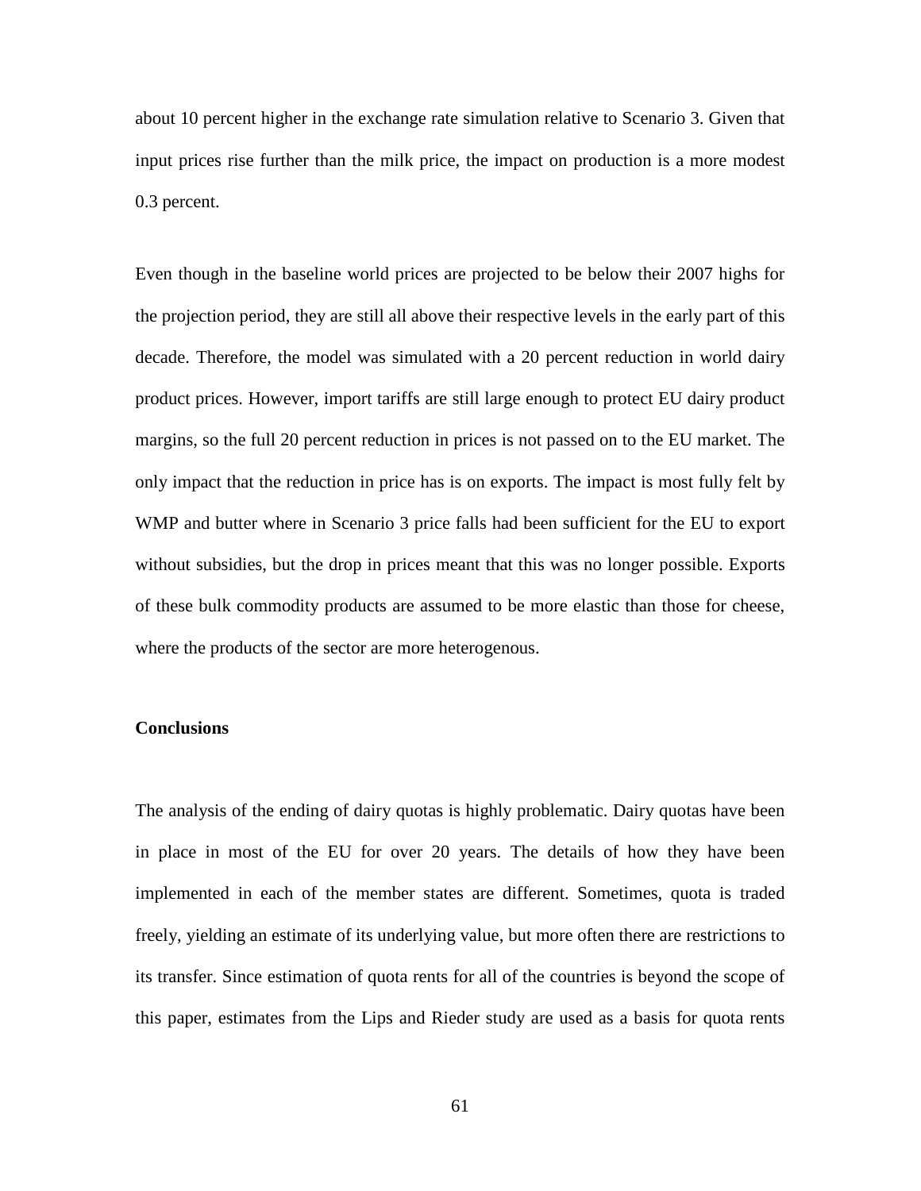about 10 percent higher in the exchange rate simulation relative to Scenario 3. Given that input prices rise further than the milk price, the impact on production is a more modest 0.3 percent.

Even though in the baseline world prices are projected to be below their 2007 highs for the projection period, they are still all above their respective levels in the early part of this decade. Therefore, the model was simulated with a 20 percent reduction in world dairy product prices. However, import tariffs are still large enough to protect EU dairy product margins, so the full 20 percent reduction in prices is not passed on to the EU market. The only impact that the reduction in price has is on exports. The impact is most fully felt by WMP and butter where in Scenario 3 price falls had been sufficient for the EU to export without subsidies, but the drop in prices meant that this was no longer possible. Exports of these bulk commodity products are assumed to be more elastic than those for cheese, where the products of the sector are more heterogenous.

**Conclusions**

The analysis of the ending of dairy quotas is highly problematic. Dairy quotas have been in place in most of the EU for over 20 years. The details of how they have been implemented in each of the member states are different. Sometimes, quota is traded freely, yielding an estimate of its underlying value, but more often there are restrictions to its transfer. Since estimation of quota rents for all of the countries is beyond the scope of this paper, estimates from the Lips and Rieder study are used as a basis for quota rents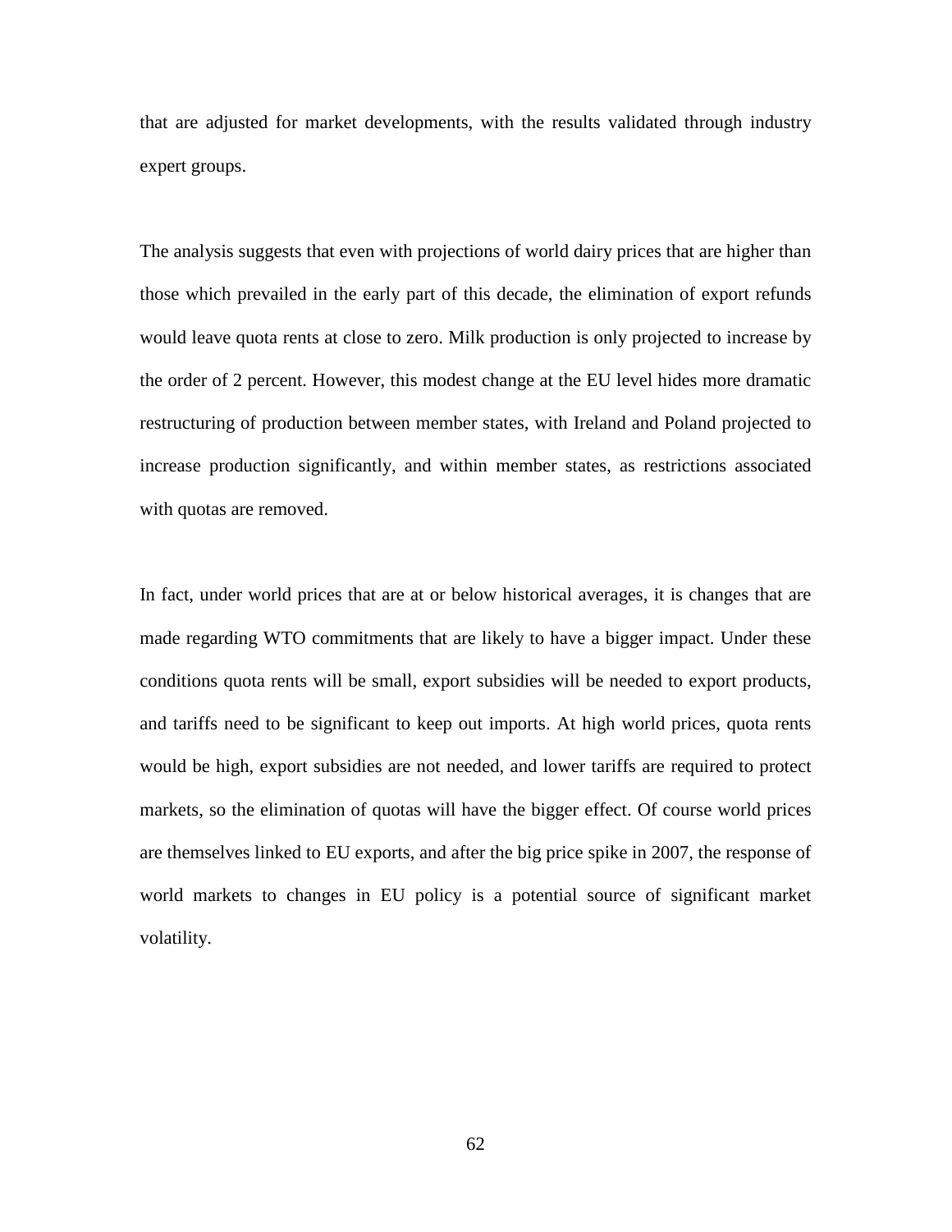that are adjusted for market developments, with the results validated through industry expert groups.

The analysis suggests that even with projections of world dairy prices that are higher than those which prevailed in the early part of this decade, the elimination of export refunds would leave quota rents at close to zero. Milk production is only projected to increase by the order of 2 percent. However, this modest change at the EU level hides more dramatic restructuring of production between member states, with Ireland and Poland projected to increase production significantly, and within member states, as restrictions associated with quotas are removed.

In fact, under world prices that are at or below historical averages, it is changes that are made regarding WTO commitments that are likely to have a bigger impact. Under these conditions quota rents will be small, export subsidies will be needed to export products, and tariffs need to be significant to keep out imports. At high world prices, quota rents would be high, export subsidies are not needed, and lower tariffs are required to protect markets, so the elimination of quotas will have the bigger effect. Of course world prices are themselves linked to EU exports, and after the big price spike in 2007, the response of world markets to changes in EU policy is a potential source of significant market volatility.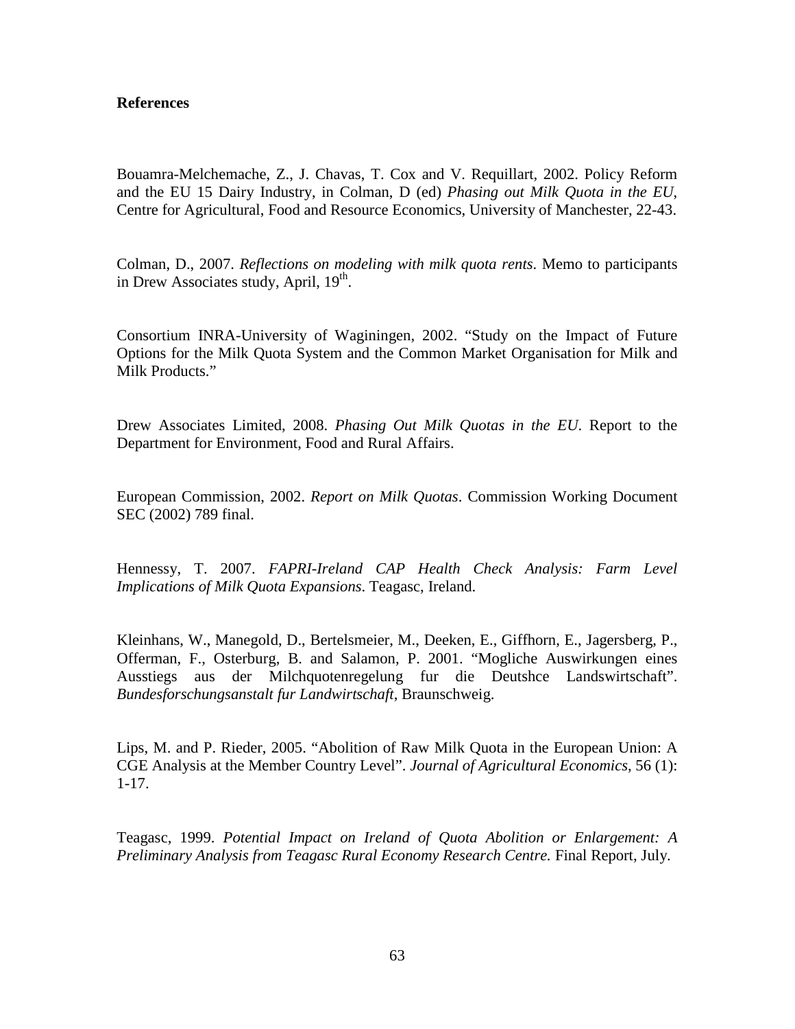**References**

Bouamra-Melchemache, Z., J. Chavas, T. Cox and V. Requillart, 2002. Policy Reform and the EU 15 Dairy Industry, in Colman, D (ed) *Phasing out Milk Quota in the EU*, Centre for Agricultural, Food and Resource Economics, University of Manchester, 22-43.

Colman, D., 2007. *Reflections on modeling with milk quota rents*. Memo to participants in Drew Associates study, April, 19th.

Consortium INRA-University of Waginingen, 2002. "Study on the Impact of Future Options for the Milk Quota System and the Common Market Organisation for Milk and Milk Products."

Drew Associates Limited, 2008. *Phasing Out Milk Quotas in the EU*. Report to the Department for Environment, Food and Rural Affairs.

European Commission, 2002. *Report on Milk Quotas*. Commission Working Document SEC (2002) 789 final.

Hennessy, T. 2007. *FAPRI-Ireland CAP Health Check Analysis: Farm Level Implications of Milk Quota Expansions*. Teagasc, Ireland.

Kleinhans, W., Manegold, D., Bertelsmeier, M., Deeken, E., Giffhorn, E., Jagersberg, P., Offerman, F., Osterburg, B. and Salamon, P. 2001. "Mogliche Auswirkungen eines Ausstiegs aus der Milchquotenregelung fur die Deutshce Landswirtschaft". *Bundesforschungsanstalt fur Landwirtschaft*, Braunschweig.

Lips, M. and P. Rieder, 2005. "Abolition of Raw Milk Quota in the European Union: A CGE Analysis at the Member Country Level". *Journal of Agricultural Economics*, 56 (1): 1-17.

Teagasc, 1999. *Potential Impact on Ireland of Quota Abolition or Enlargement: A Preliminary Analysis from Teagasc Rural Economy Research Centre.* Final Report, July.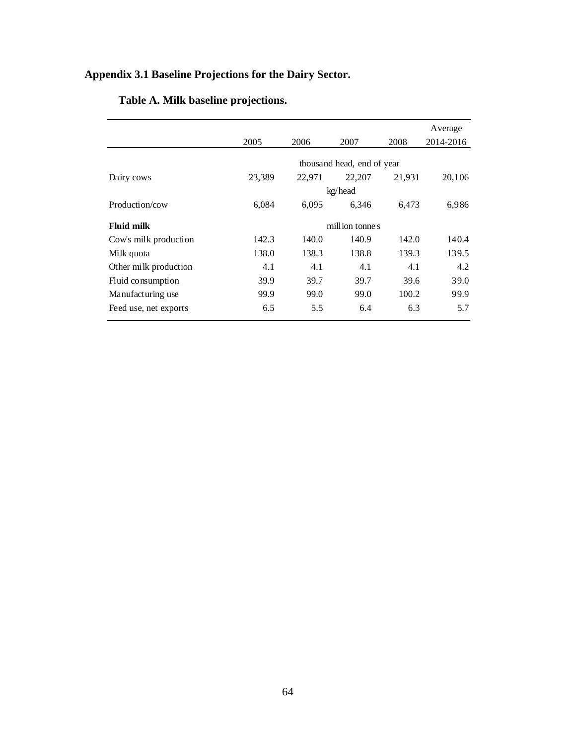## Appendix 3.1 Baseline Projections for the Dairy Sector.

### Table A. Milk baseline projections.

| | 2005 | 2006 | 2007 | 2008 | Average 2014-2016 |
|---|---|---|---|---|---|
| | thousand head, end of year | | | | |
| Dairy cows | 23,389 | 22,971 | 22,207 | 21,931 | 20,106 |
| | kg/head | | | | |
| Production/cow | 6,084 | 6,095 | 6,346 | 6,473 | 6,986 |
| **Fluid milk** | million tonnes | | | | |
| Cow's milk production | 142.3 | 140.0 | 140.9 | 142.0 | 140.4 |
| Milk quota | 138.0 | 138.3 | 138.8 | 139.3 | 139.5 |
| Other milk production | 4.1 | 4.1 | 4.1 | 4.1 | 4.2 |
| Fluid consumption | 39.9 | 39.7 | 39.7 | 39.6 | 39.0 |
| Manufacturing use | 99.9 | 99.0 | 99.0 | 100.2 | 99.9 |
| Feed use, net exports | 6.5 | 5.5 | 6.4 | 6.3 | 5.7 |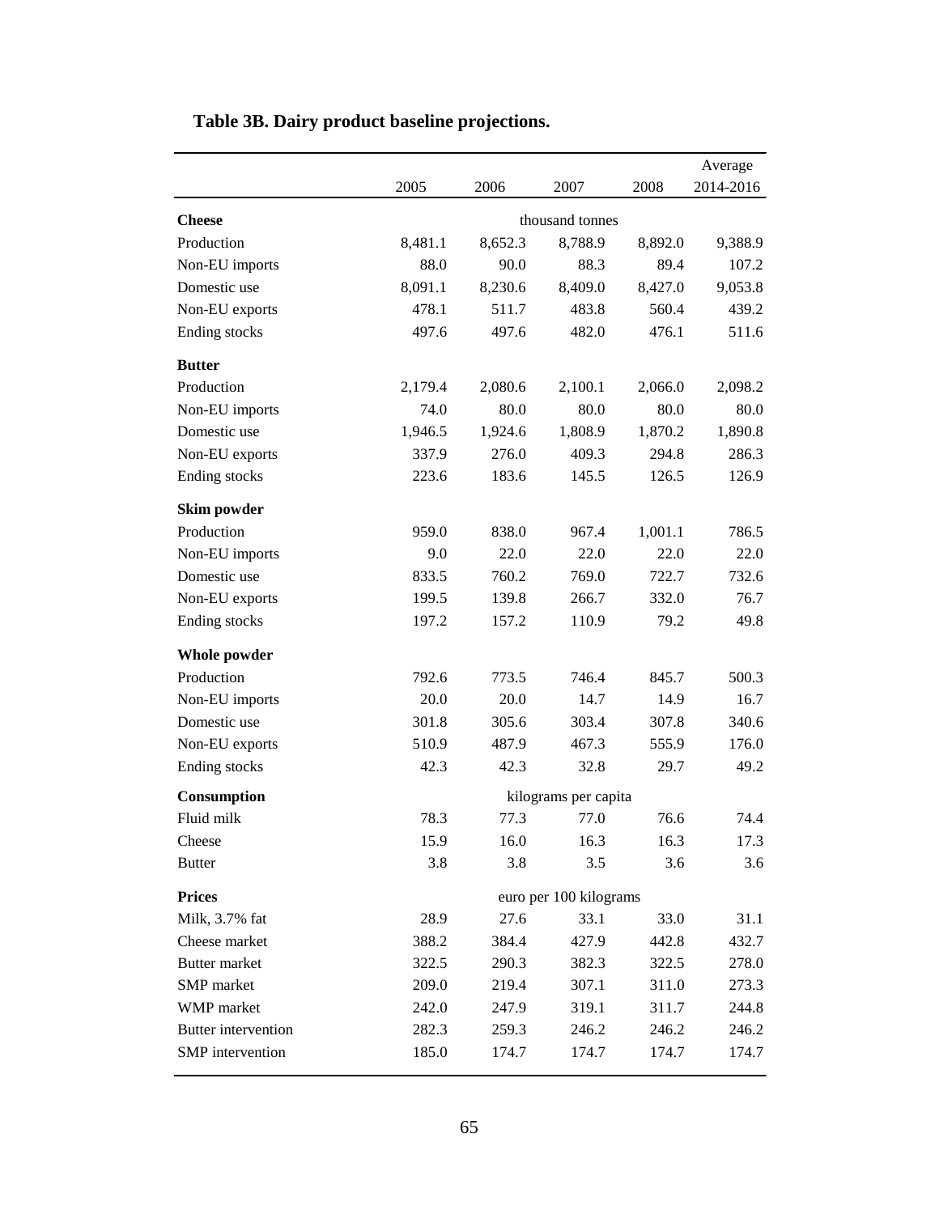**Table 3B. Dairy product baseline projections.**

| | 2005 | 2006 | 2007 | 2008 | Average 2014-2016 |
|---|---|---|---|---|---|
| **Cheese** | | | thousand tonnes | | |
| Production | 8,481.1 | 8,652.3 | 8,788.9 | 8,892.0 | 9,388.9 |
| Non-EU imports | 88.0 | 90.0 | 88.3 | 89.4 | 107.2 |
| Domestic use | 8,091.1 | 8,230.6 | 8,409.0 | 8,427.0 | 9,053.8 |
| Non-EU exports | 478.1 | 511.7 | 483.8 | 560.4 | 439.2 |
| Ending stocks | 497.6 | 497.6 | 482.0 | 476.1 | 511.6 |
| **Butter** | | | | | |
| Production | 2,179.4 | 2,080.6 | 2,100.1 | 2,066.0 | 2,098.2 |
| Non-EU imports | 74.0 | 80.0 | 80.0 | 80.0 | 80.0 |
| Domestic use | 1,946.5 | 1,924.6 | 1,808.9 | 1,870.2 | 1,890.8 |
| Non-EU exports | 337.9 | 276.0 | 409.3 | 294.8 | 286.3 |
| Ending stocks | 223.6 | 183.6 | 145.5 | 126.5 | 126.9 |
| **Skim powder** | | | | | |
| Production | 959.0 | 838.0 | 967.4 | 1,001.1 | 786.5 |
| Non-EU imports | 9.0 | 22.0 | 22.0 | 22.0 | 22.0 |
| Domestic use | 833.5 | 760.2 | 769.0 | 722.7 | 732.6 |
| Non-EU exports | 199.5 | 139.8 | 266.7 | 332.0 | 76.7 |
| Ending stocks | 197.2 | 157.2 | 110.9 | 79.2 | 49.8 |
| **Whole powder** | | | | | |
| Production | 792.6 | 773.5 | 746.4 | 845.7 | 500.3 |
| Non-EU imports | 20.0 | 20.0 | 14.7 | 14.9 | 16.7 |
| Domestic use | 301.8 | 305.6 | 303.4 | 307.8 | 340.6 |
| Non-EU exports | 510.9 | 487.9 | 467.3 | 555.9 | 176.0 |
| Ending stocks | 42.3 | 42.3 | 32.8 | 29.7 | 49.2 |
| **Consumption** | | | kilograms per capita | | |
| Fluid milk | 78.3 | 77.3 | 77.0 | 76.6 | 74.4 |
| Cheese | 15.9 | 16.0 | 16.3 | 16.3 | 17.3 |
| Butter | 3.8 | 3.8 | 3.5 | 3.6 | 3.6 |
| **Prices** | | | euro per 100 kilograms | | |
| Milk, 3.7% fat | 28.9 | 27.6 | 33.1 | 33.0 | 31.1 |
| Cheese market | 388.2 | 384.4 | 427.9 | 442.8 | 432.7 |
| Butter market | 322.5 | 290.3 | 382.3 | 322.5 | 278.0 |
| SMP market | 209.0 | 219.4 | 307.1 | 311.0 | 273.3 |
| WMP market | 242.0 | 247.9 | 319.1 | 311.7 | 244.8 |
| Butter intervention | 282.3 | 259.3 | 246.2 | 246.2 | 246.2 |
| SMP intervention | 185.0 | 174.7 | 174.7 | 174.7 | 174.7 |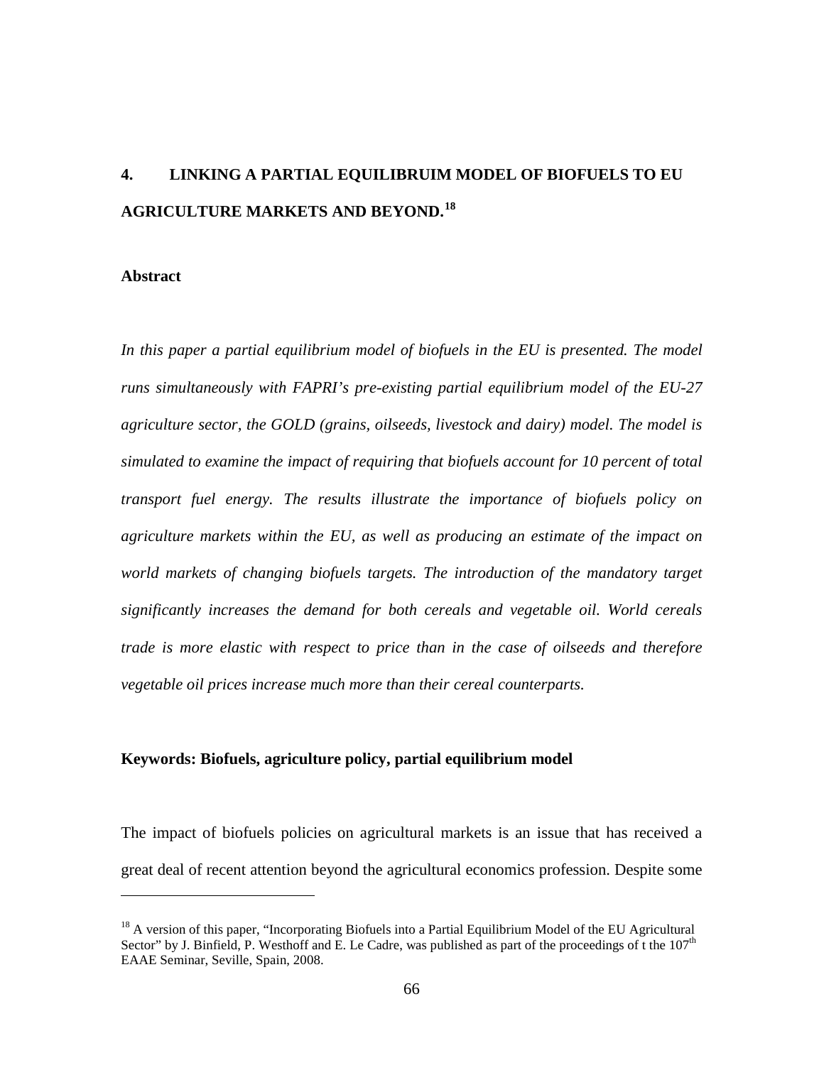# 4. LINKING A PARTIAL EQUILIBRUIM MODEL OF BIOFUELS TO EU AGRICULTURE MARKETS AND BEYOND.[18]

## Abstract

*In this paper a partial equilibrium model of biofuels in the EU is presented. The model runs simultaneously with FAPRI's pre-existing partial equilibrium model of the EU-27 agriculture sector, the GOLD (grains, oilseeds, livestock and dairy) model. The model is simulated to examine the impact of requiring that biofuels account for 10 percent of total transport fuel energy. The results illustrate the importance of biofuels policy on agriculture markets within the EU, as well as producing an estimate of the impact on world markets of changing biofuels targets. The introduction of the mandatory target significantly increases the demand for both cereals and vegetable oil. World cereals trade is more elastic with respect to price than in the case of oilseeds and therefore vegetable oil prices increase much more than their cereal counterparts.*

**Keywords: Biofuels, agriculture policy, partial equilibrium model**

The impact of biofuels policies on agricultural markets is an issue that has received a great deal of recent attention beyond the agricultural economics profession. Despite some

---

[18] A version of this paper, "Incorporating Biofuels into a Partial Equilibrium Model of the EU Agricultural Sector" by J. Binfield, P. Westhoff and E. Le Cadre, was published as part of the proceedings of t the 107th EAAE Seminar, Seville, Spain, 2008.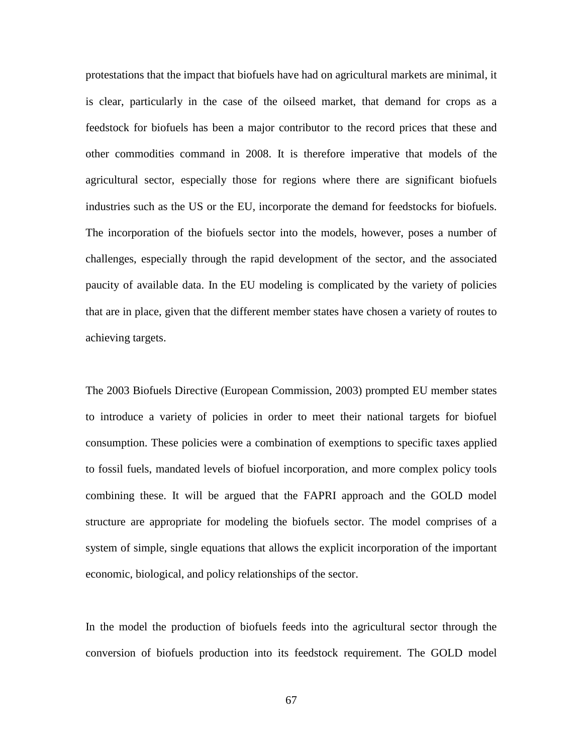protestations that the impact that biofuels have had on agricultural markets are minimal, it is clear, particularly in the case of the oilseed market, that demand for crops as a feedstock for biofuels has been a major contributor to the record prices that these and other commodities command in 2008. It is therefore imperative that models of the agricultural sector, especially those for regions where there are significant biofuels industries such as the US or the EU, incorporate the demand for feedstocks for biofuels. The incorporation of the biofuels sector into the models, however, poses a number of challenges, especially through the rapid development of the sector, and the associated paucity of available data. In the EU modeling is complicated by the variety of policies that are in place, given that the different member states have chosen a variety of routes to achieving targets.

The 2003 Biofuels Directive (European Commission, 2003) prompted EU member states to introduce a variety of policies in order to meet their national targets for biofuel consumption. These policies were a combination of exemptions to specific taxes applied to fossil fuels, mandated levels of biofuel incorporation, and more complex policy tools combining these. It will be argued that the FAPRI approach and the GOLD model structure are appropriate for modeling the biofuels sector. The model comprises of a system of simple, single equations that allows the explicit incorporation of the important economic, biological, and policy relationships of the sector.

In the model the production of biofuels feeds into the agricultural sector through the conversion of biofuels production into its feedstock requirement. The GOLD model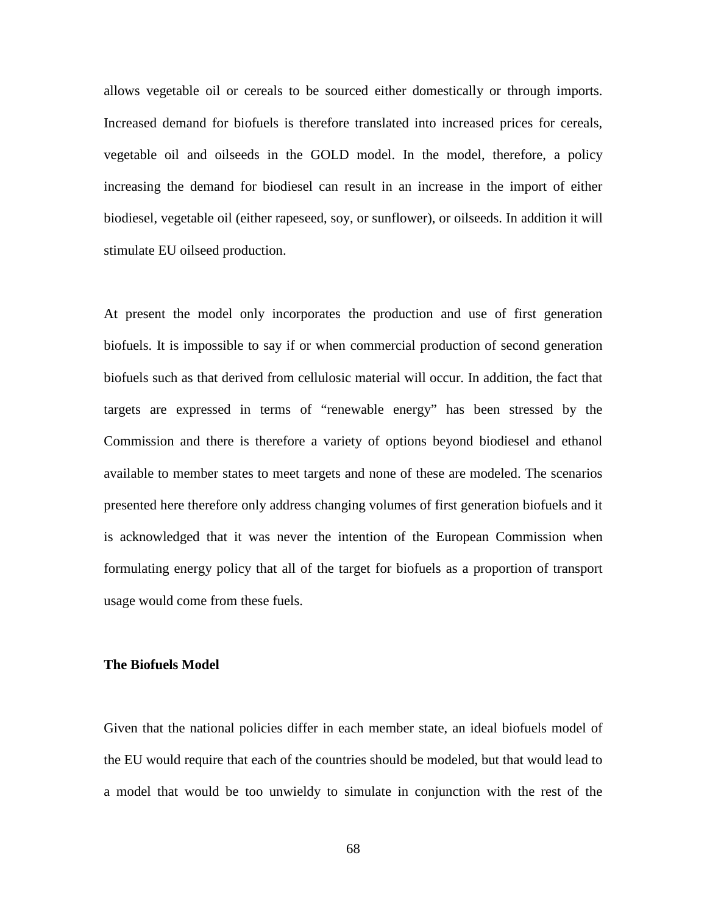allows vegetable oil or cereals to be sourced either domestically or through imports. Increased demand for biofuels is therefore translated into increased prices for cereals, vegetable oil and oilseeds in the GOLD model. In the model, therefore, a policy increasing the demand for biodiesel can result in an increase in the import of either biodiesel, vegetable oil (either rapeseed, soy, or sunflower), or oilseeds. In addition it will stimulate EU oilseed production.

At present the model only incorporates the production and use of first generation biofuels. It is impossible to say if or when commercial production of second generation biofuels such as that derived from cellulosic material will occur. In addition, the fact that targets are expressed in terms of "renewable energy" has been stressed by the Commission and there is therefore a variety of options beyond biodiesel and ethanol available to member states to meet targets and none of these are modeled. The scenarios presented here therefore only address changing volumes of first generation biofuels and it is acknowledged that it was never the intention of the European Commission when formulating energy policy that all of the target for biofuels as a proportion of transport usage would come from these fuels.

**The Biofuels Model**

Given that the national policies differ in each member state, an ideal biofuels model of the EU would require that each of the countries should be modeled, but that would lead to a model that would be too unwieldy to simulate in conjunction with the rest of the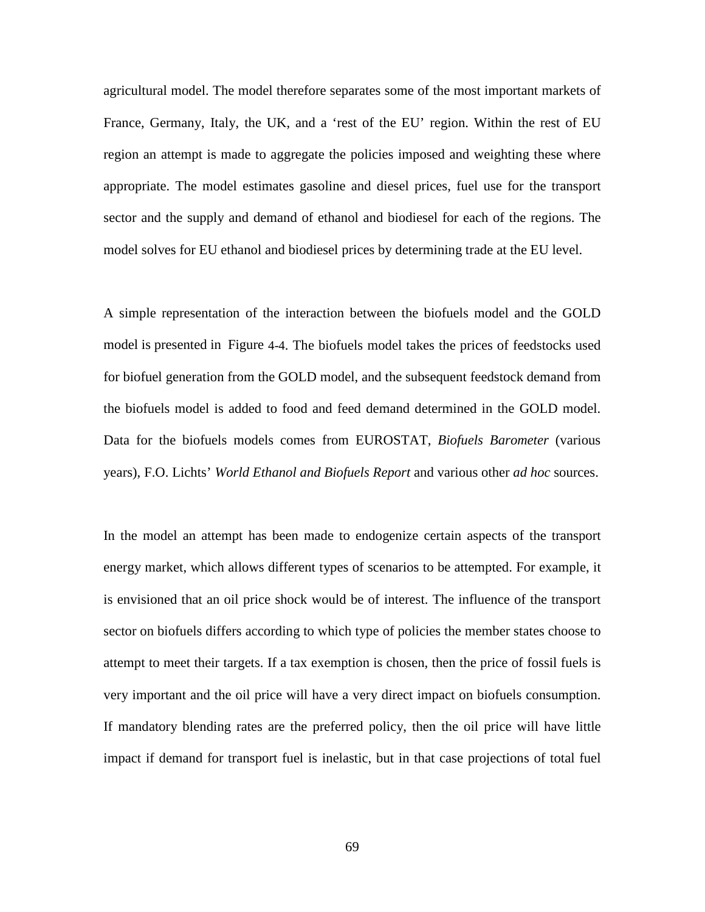agricultural model. The model therefore separates some of the most important markets of France, Germany, Italy, the UK, and a 'rest of the EU' region. Within the rest of EU region an attempt is made to aggregate the policies imposed and weighting these where appropriate. The model estimates gasoline and diesel prices, fuel use for the transport sector and the supply and demand of ethanol and biodiesel for each of the regions. The model solves for EU ethanol and biodiesel prices by determining trade at the EU level.

A simple representation of the interaction between the biofuels model and the GOLD model is presented in Figure 4-4. The biofuels model takes the prices of feedstocks used for biofuel generation from the GOLD model, and the subsequent feedstock demand from the biofuels model is added to food and feed demand determined in the GOLD model. Data for the biofuels models comes from EUROSTAT, *Biofuels Barometer* (various years), F.O. Lichts' *World Ethanol and Biofuels Report* and various other *ad hoc* sources.

In the model an attempt has been made to endogenize certain aspects of the transport energy market, which allows different types of scenarios to be attempted. For example, it is envisioned that an oil price shock would be of interest. The influence of the transport sector on biofuels differs according to which type of policies the member states choose to attempt to meet their targets. If a tax exemption is chosen, then the price of fossil fuels is very important and the oil price will have a very direct impact on biofuels consumption. If mandatory blending rates are the preferred policy, then the oil price will have little impact if demand for transport fuel is inelastic, but in that case projections of total fuel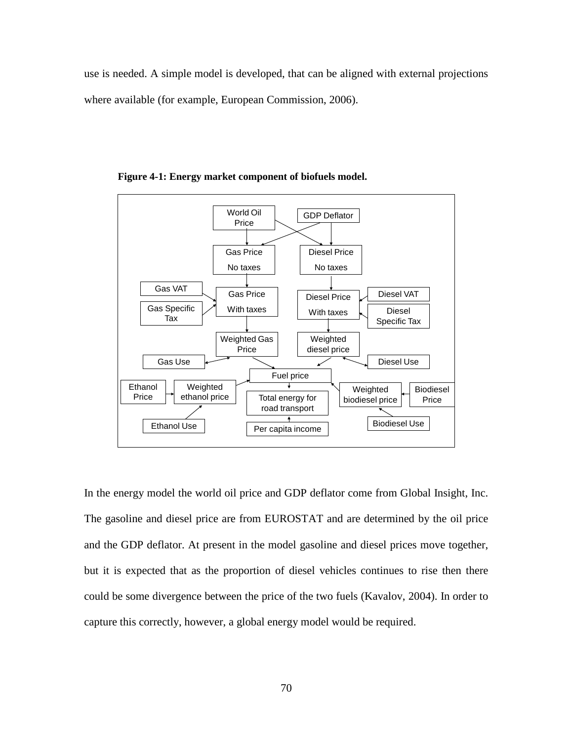use is needed. A simple model is developed, that can be aligned with external projections where available (for example, European Commission, 2006).

**Figure 4-1: Energy market component of biofuels model.**

In the energy model the world oil price and GDP deflator come from Global Insight, Inc. The gasoline and diesel price are from EUROSTAT and are determined by the oil price and the GDP deflator. At present in the model gasoline and diesel prices move together, but it is expected that as the proportion of diesel vehicles continues to rise then there could be some divergence between the price of the two fuels (Kavalov, 2004). In order to capture this correctly, however, a global energy model would be required.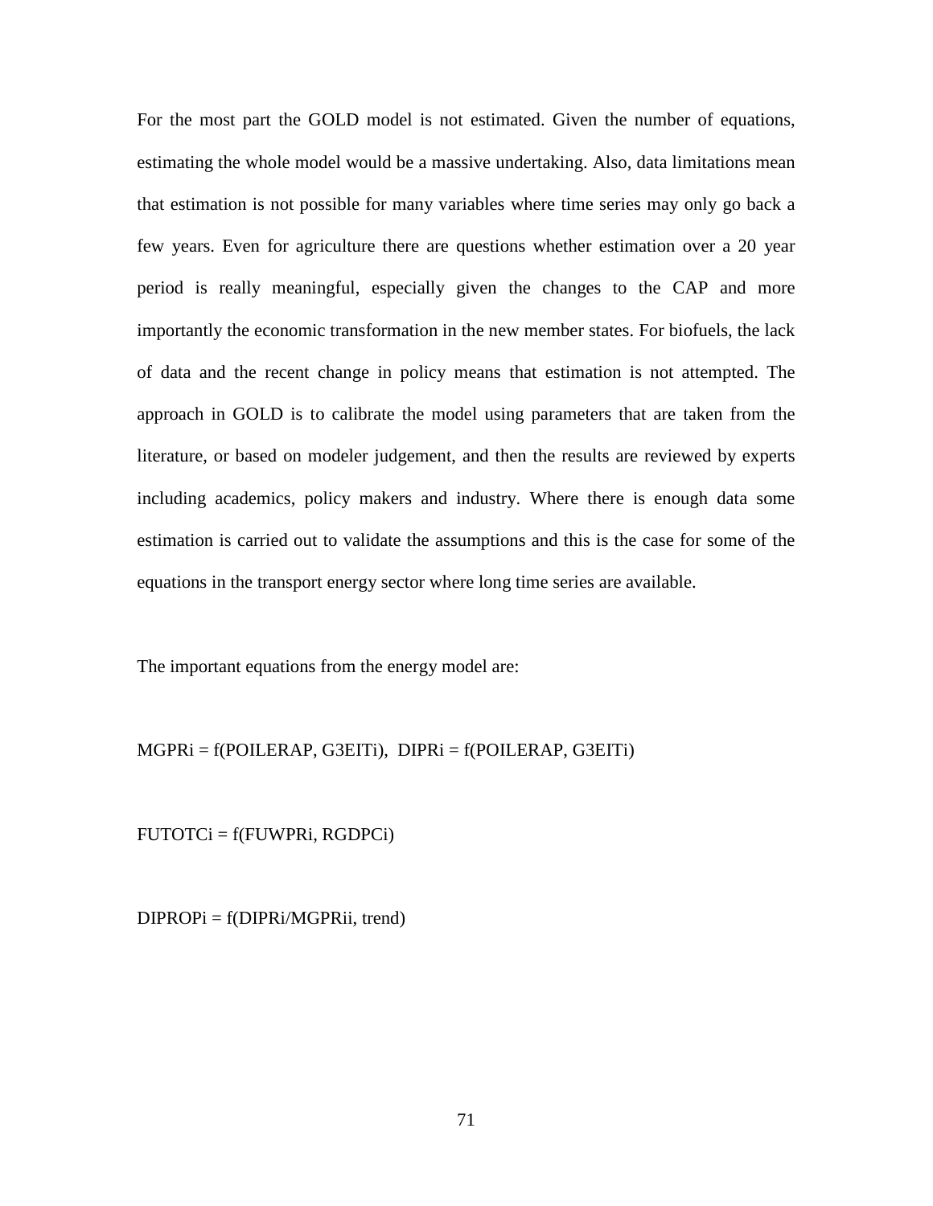For the most part the GOLD model is not estimated. Given the number of equations, estimating the whole model would be a massive undertaking. Also, data limitations mean that estimation is not possible for many variables where time series may only go back a few years. Even for agriculture there are questions whether estimation over a 20 year period is really meaningful, especially given the changes to the CAP and more importantly the economic transformation in the new member states. For biofuels, the lack of data and the recent change in policy means that estimation is not attempted. The approach in GOLD is to calibrate the model using parameters that are taken from the literature, or based on modeler judgement, and then the results are reviewed by experts including academics, policy makers and industry. Where there is enough data some estimation is carried out to validate the assumptions and this is the case for some of the equations in the transport energy sector where long time series are available.

The important equations from the energy model are:

MGPRi = f(POILERAP, G3EITi), DIPRi = f(POILERAP, G3EITi)

FUTOTCi = f(FUWPRi, RGDPCi)

DIPROPi = f(DIPRi/MGPRii, trend)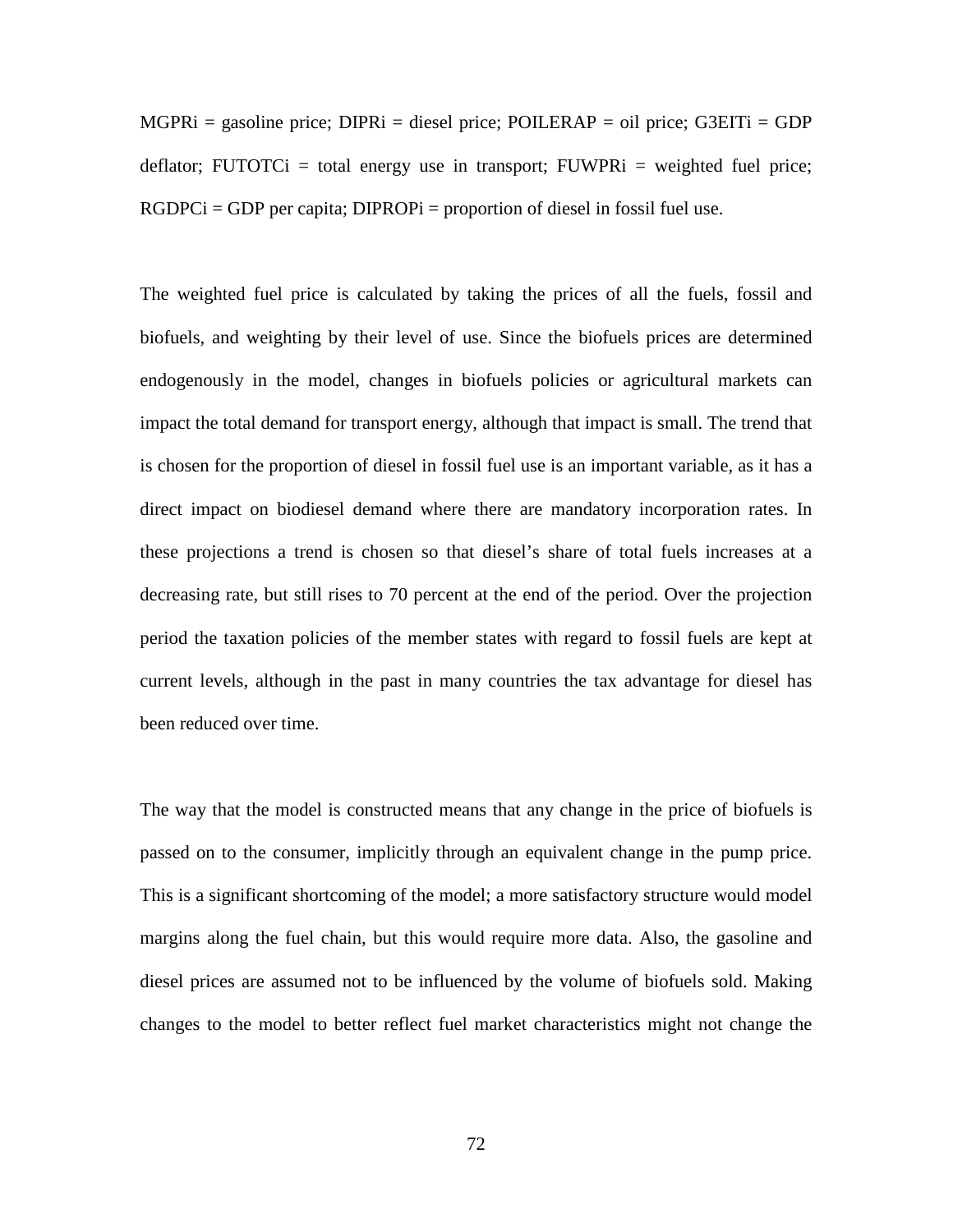MGPRi = gasoline price; DIPRi = diesel price; POILERAP = oil price; G3EITi = GDP deflator; FUTOTCi = total energy use in transport; FUWPRi = weighted fuel price; RGDPCi = GDP per capita; DIPROPi = proportion of diesel in fossil fuel use.

The weighted fuel price is calculated by taking the prices of all the fuels, fossil and biofuels, and weighting by their level of use. Since the biofuels prices are determined endogenously in the model, changes in biofuels policies or agricultural markets can impact the total demand for transport energy, although that impact is small. The trend that is chosen for the proportion of diesel in fossil fuel use is an important variable, as it has a direct impact on biodiesel demand where there are mandatory incorporation rates. In these projections a trend is chosen so that diesel's share of total fuels increases at a decreasing rate, but still rises to 70 percent at the end of the period. Over the projection period the taxation policies of the member states with regard to fossil fuels are kept at current levels, although in the past in many countries the tax advantage for diesel has been reduced over time.

The way that the model is constructed means that any change in the price of biofuels is passed on to the consumer, implicitly through an equivalent change in the pump price. This is a significant shortcoming of the model; a more satisfactory structure would model margins along the fuel chain, but this would require more data. Also, the gasoline and diesel prices are assumed not to be influenced by the volume of biofuels sold. Making changes to the model to better reflect fuel market characteristics might not change the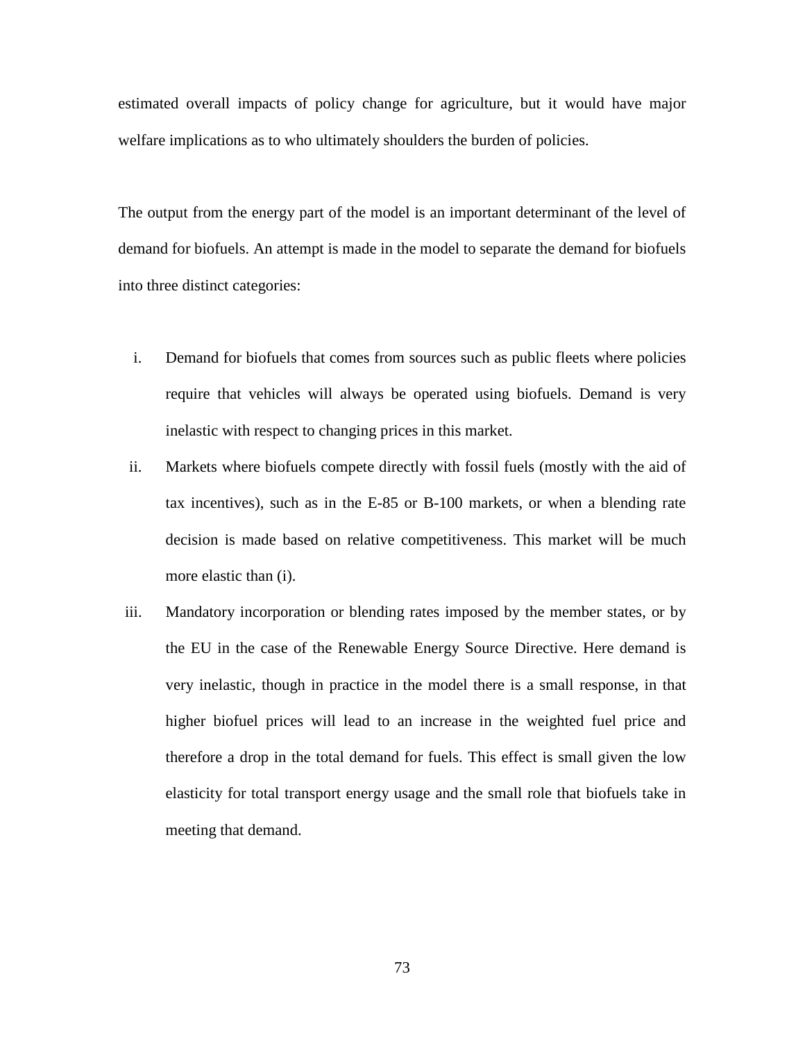estimated overall impacts of policy change for agriculture, but it would have major welfare implications as to who ultimately shoulders the burden of policies.

The output from the energy part of the model is an important determinant of the level of demand for biofuels. An attempt is made in the model to separate the demand for biofuels into three distinct categories:

i. Demand for biofuels that comes from sources such as public fleets where policies require that vehicles will always be operated using biofuels. Demand is very inelastic with respect to changing prices in this market.

ii. Markets where biofuels compete directly with fossil fuels (mostly with the aid of tax incentives), such as in the E-85 or B-100 markets, or when a blending rate decision is made based on relative competitiveness. This market will be much more elastic than (i).

iii. Mandatory incorporation or blending rates imposed by the member states, or by the EU in the case of the Renewable Energy Source Directive. Here demand is very inelastic, though in practice in the model there is a small response, in that higher biofuel prices will lead to an increase in the weighted fuel price and therefore a drop in the total demand for fuels. This effect is small given the low elasticity for total transport energy usage and the small role that biofuels take in meeting that demand.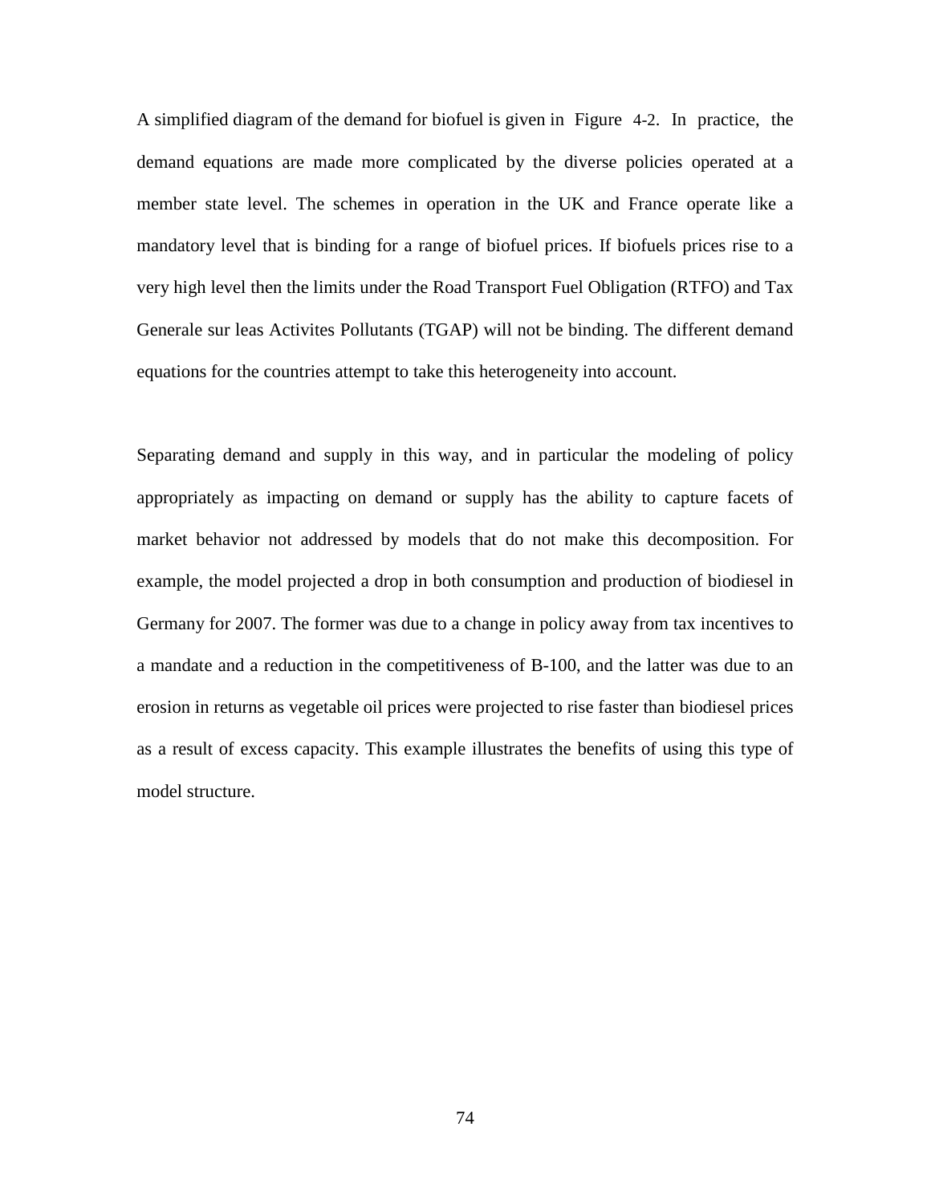A simplified diagram of the demand for biofuel is given in Figure 4-2. In practice, the demand equations are made more complicated by the diverse policies operated at a member state level. The schemes in operation in the UK and France operate like a mandatory level that is binding for a range of biofuel prices. If biofuels prices rise to a very high level then the limits under the Road Transport Fuel Obligation (RTFO) and Tax Generale sur leas Activites Pollutants (TGAP) will not be binding. The different demand equations for the countries attempt to take this heterogeneity into account.

Separating demand and supply in this way, and in particular the modeling of policy appropriately as impacting on demand or supply has the ability to capture facets of market behavior not addressed by models that do not make this decomposition. For example, the model projected a drop in both consumption and production of biodiesel in Germany for 2007. The former was due to a change in policy away from tax incentives to a mandate and a reduction in the competitiveness of B-100, and the latter was due to an erosion in returns as vegetable oil prices were projected to rise faster than biodiesel prices as a result of excess capacity. This example illustrates the benefits of using this type of model structure.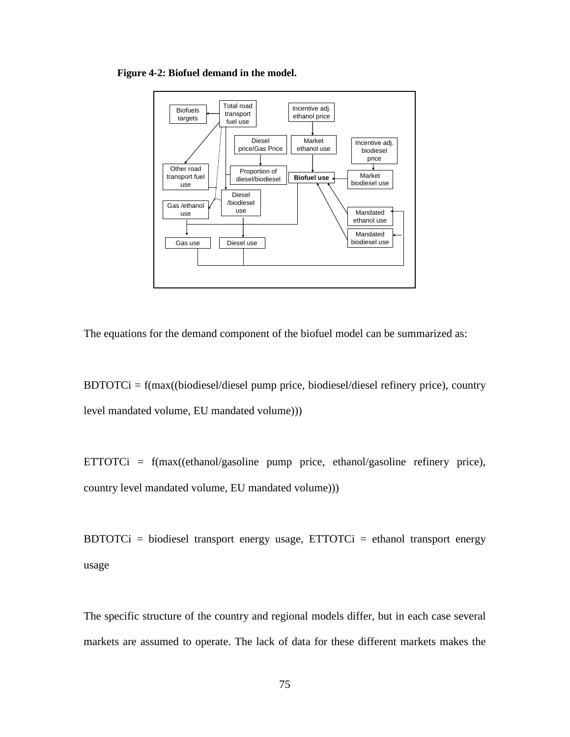**Figure 4-2: Biofuel demand in the model.**

Biofuels targets

Total road transport fuel use

Incentive adj. ethanol price

Diesel price/Gas Price

Market ethanol use

Incentive adj. biodiesel price

Other road transport fuel use

Proportion of diesel/biodiesel

**Biofuel use**

Market biodiesel use

Diesel /biodiesel use

Gas /ethanol use

Mandated ethanol use

Mandated biodiesel use

Gas use

Diesel use

The equations for the demand component of the biofuel model can be summarized as:

BDTOTCi = f(max((biodiesel/diesel pump price, biodiesel/diesel refinery price), country level mandated volume, EU mandated volume)))

ETTOTCi = f(max((ethanol/gasoline pump price, ethanol/gasoline refinery price), country level mandated volume, EU mandated volume)))

BDTOTCi = biodiesel transport energy usage, ETTOTCi = ethanol transport energy usage

The specific structure of the country and regional models differ, but in each case several markets are assumed to operate. The lack of data for these different markets makes the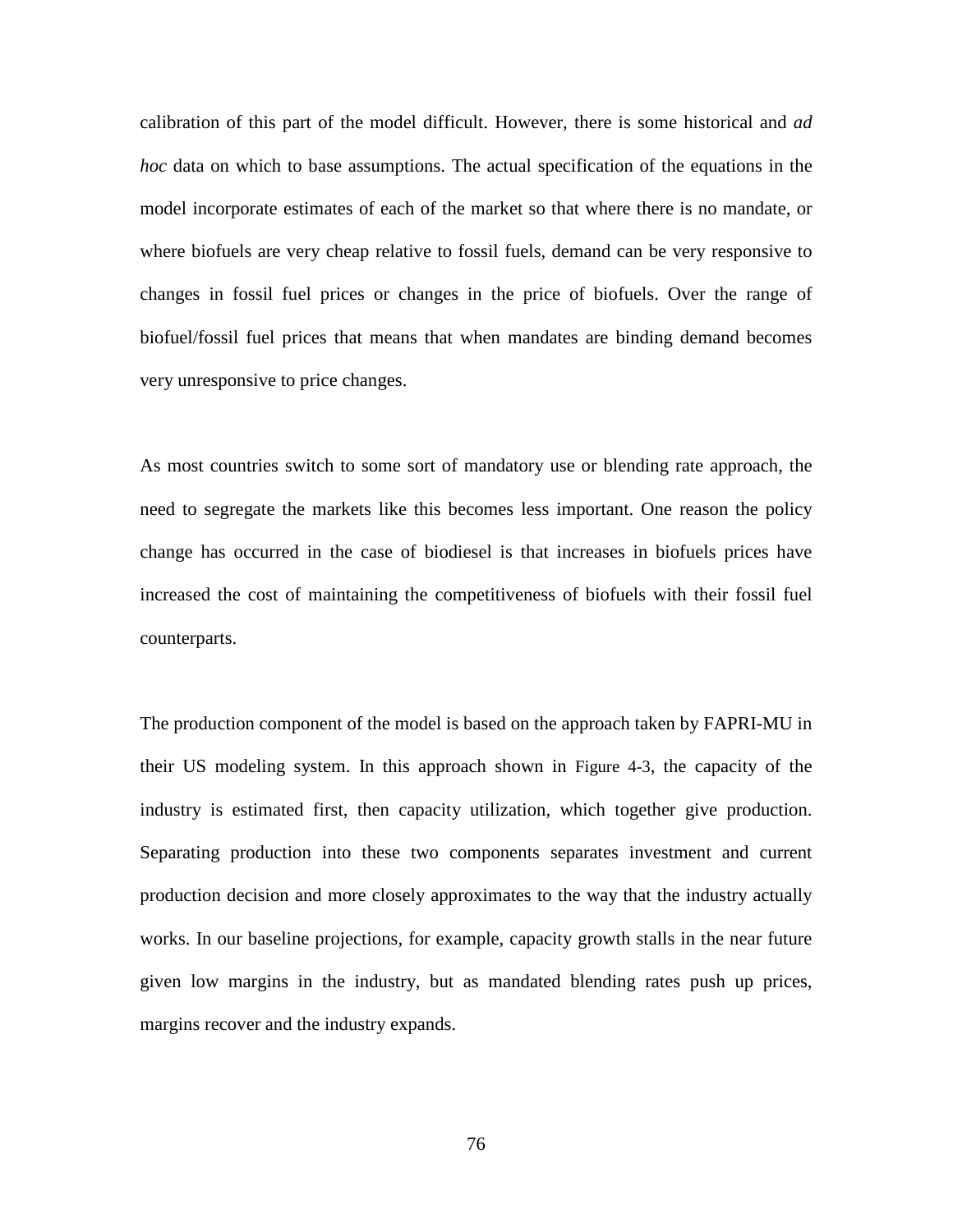calibration of this part of the model difficult. However, there is some historical and *ad hoc* data on which to base assumptions. The actual specification of the equations in the model incorporate estimates of each of the market so that where there is no mandate, or where biofuels are very cheap relative to fossil fuels, demand can be very responsive to changes in fossil fuel prices or changes in the price of biofuels. Over the range of biofuel/fossil fuel prices that means that when mandates are binding demand becomes very unresponsive to price changes.

As most countries switch to some sort of mandatory use or blending rate approach, the need to segregate the markets like this becomes less important. One reason the policy change has occurred in the case of biodiesel is that increases in biofuels prices have increased the cost of maintaining the competitiveness of biofuels with their fossil fuel counterparts.

The production component of the model is based on the approach taken by FAPRI-MU in their US modeling system. In this approach shown in Figure 4-3, the capacity of the industry is estimated first, then capacity utilization, which together give production. Separating production into these two components separates investment and current production decision and more closely approximates to the way that the industry actually works. In our baseline projections, for example, capacity growth stalls in the near future given low margins in the industry, but as mandated blending rates push up prices, margins recover and the industry expands.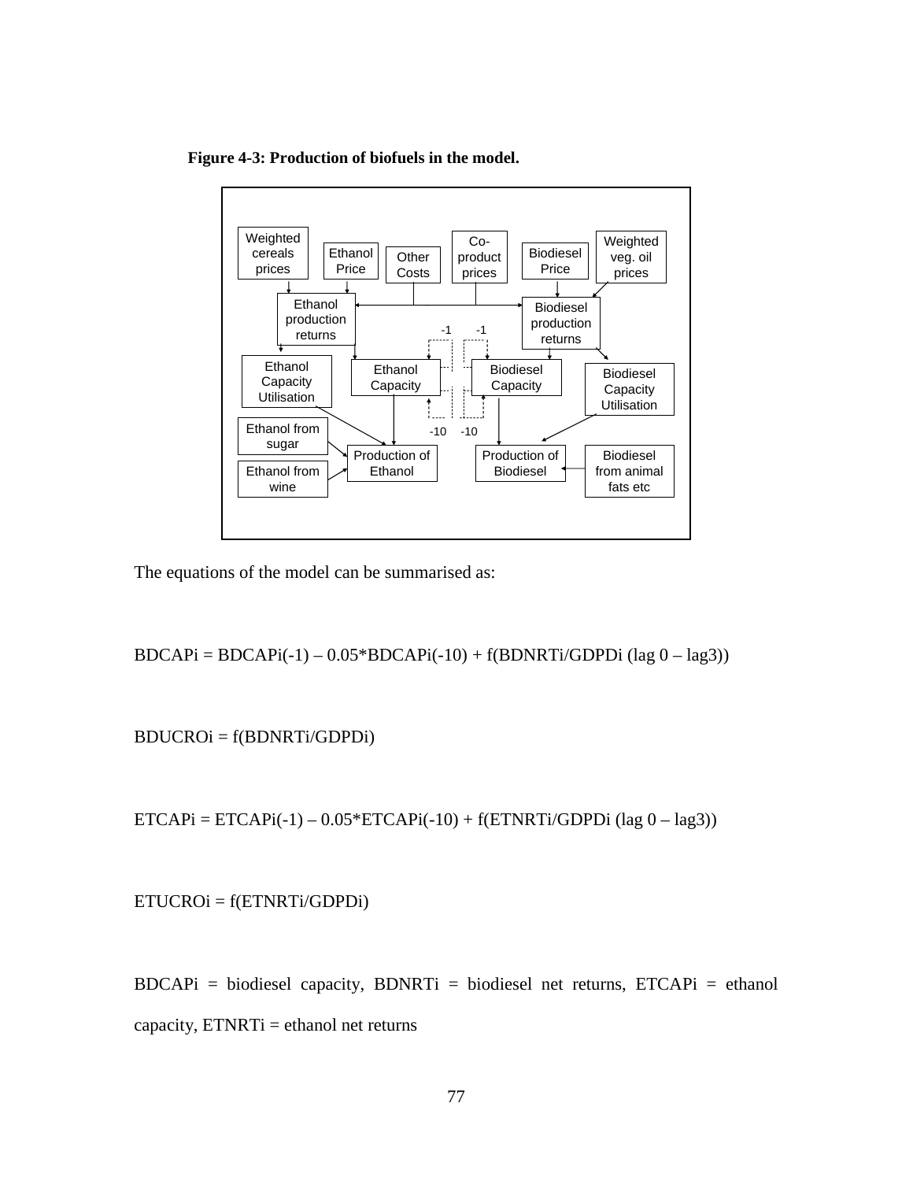**Figure 4-3: Production of biofuels in the model.**

The equations of the model can be summarised as:

$$BDCAPi = BDCAPi(-1) - 0.05*BDCAPi(-10) + f(BDNRTi/GDPDi \text{ (lag 0 – lag3)})$$

$$BDUCROi = f(BDNRTi/GDPDi)$$

$$ETCAPi = ETCAPi(-1) - 0.05*ETCAPi(-10) + f(ETNRTi/GDPDi \text{ (lag 0 – lag3)})$$

$$ETUCROi = f(ETNRTi/GDPDi)$$

BDCAPi = biodiesel capacity, BDNRTi = biodiesel net returns, ETCAPi = ethanol capacity, ETNRTi = ethanol net returns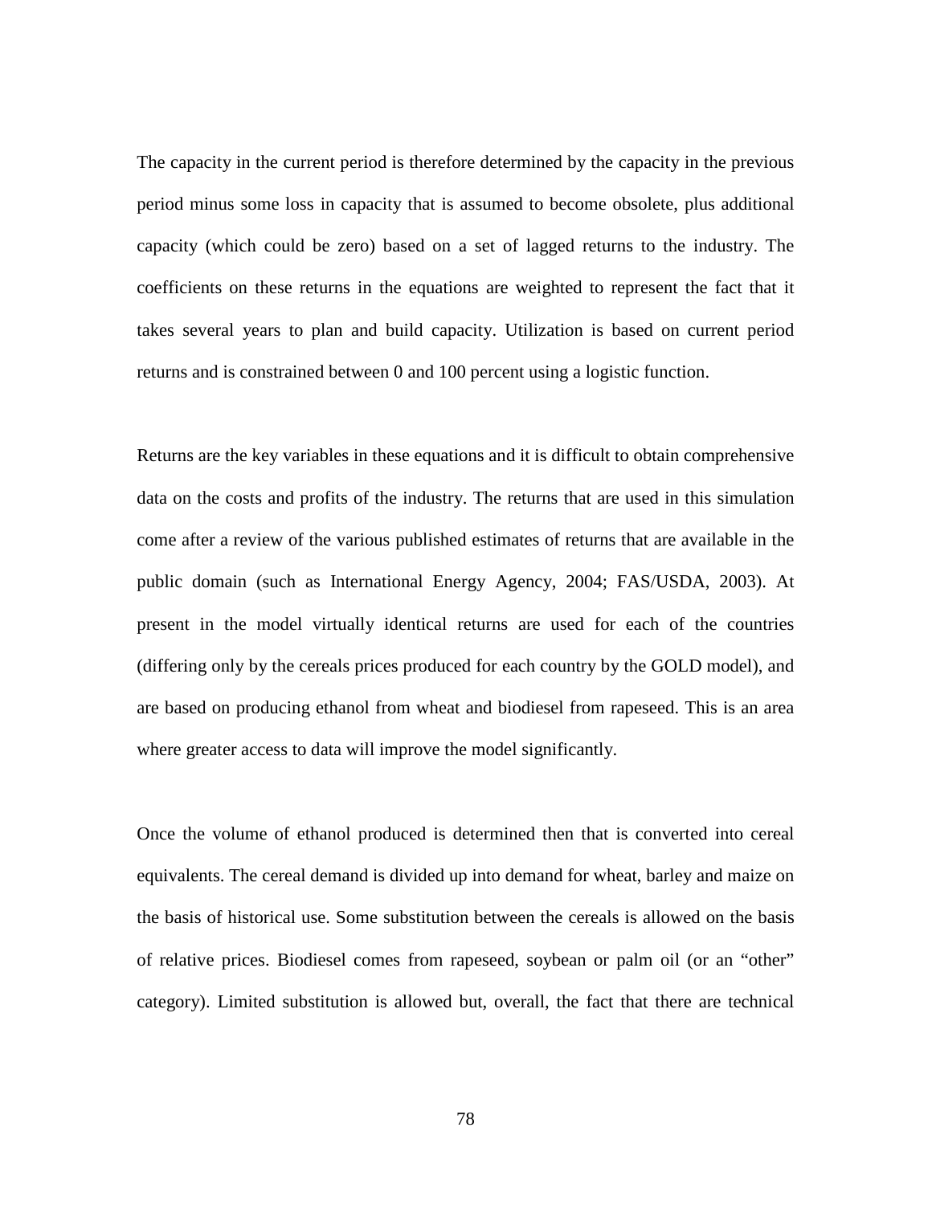The capacity in the current period is therefore determined by the capacity in the previous period minus some loss in capacity that is assumed to become obsolete, plus additional capacity (which could be zero) based on a set of lagged returns to the industry. The coefficients on these returns in the equations are weighted to represent the fact that it takes several years to plan and build capacity. Utilization is based on current period returns and is constrained between 0 and 100 percent using a logistic function.

Returns are the key variables in these equations and it is difficult to obtain comprehensive data on the costs and profits of the industry. The returns that are used in this simulation come after a review of the various published estimates of returns that are available in the public domain (such as International Energy Agency, 2004; FAS/USDA, 2003). At present in the model virtually identical returns are used for each of the countries (differing only by the cereals prices produced for each country by the GOLD model), and are based on producing ethanol from wheat and biodiesel from rapeseed. This is an area where greater access to data will improve the model significantly.

Once the volume of ethanol produced is determined then that is converted into cereal equivalents. The cereal demand is divided up into demand for wheat, barley and maize on the basis of historical use. Some substitution between the cereals is allowed on the basis of relative prices. Biodiesel comes from rapeseed, soybean or palm oil (or an "other" category). Limited substitution is allowed but, overall, the fact that there are technical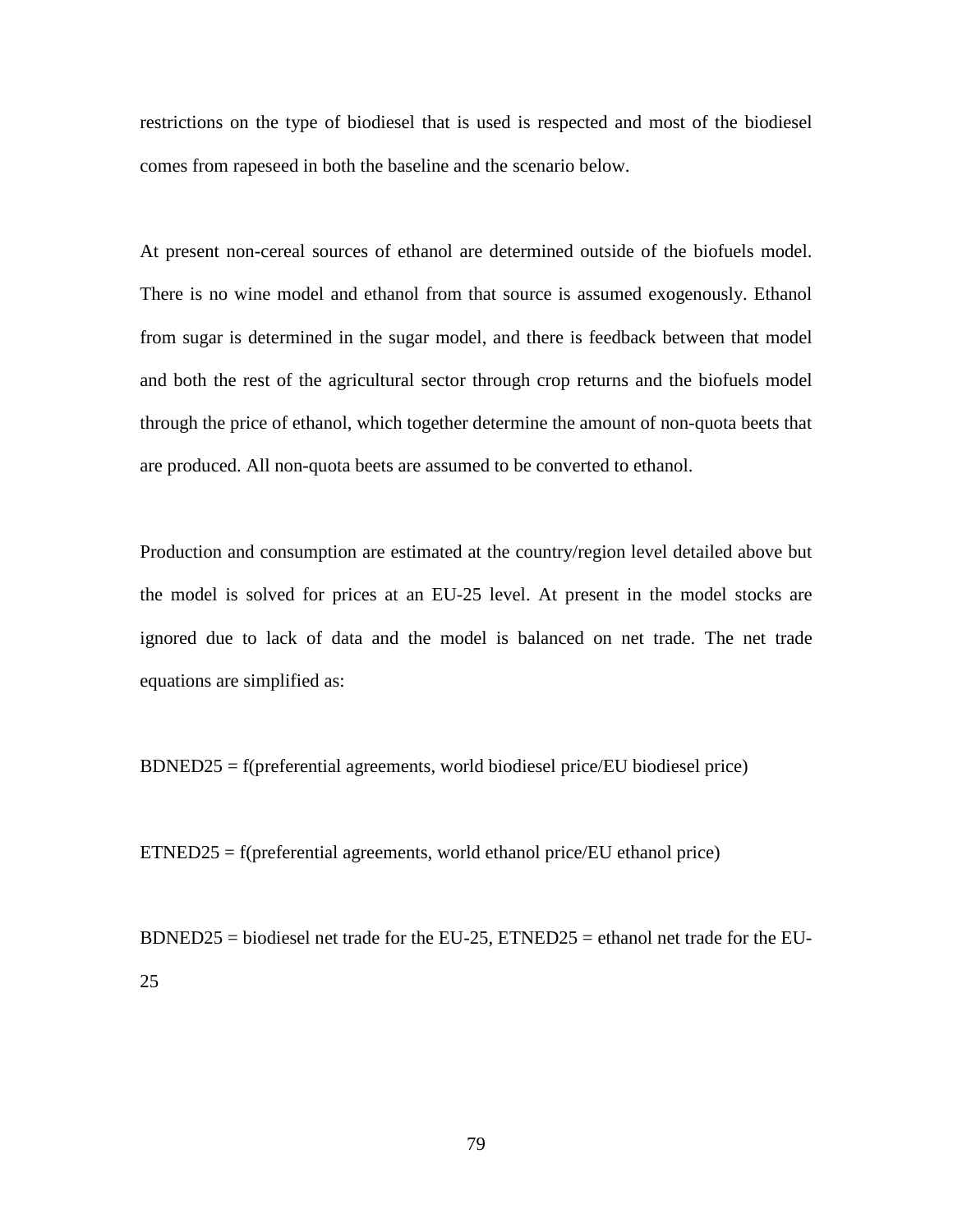restrictions on the type of biodiesel that is used is respected and most of the biodiesel comes from rapeseed in both the baseline and the scenario below.

At present non-cereal sources of ethanol are determined outside of the biofuels model. There is no wine model and ethanol from that source is assumed exogenously. Ethanol from sugar is determined in the sugar model, and there is feedback between that model and both the rest of the agricultural sector through crop returns and the biofuels model through the price of ethanol, which together determine the amount of non-quota beets that are produced. All non-quota beets are assumed to be converted to ethanol.

Production and consumption are estimated at the country/region level detailed above but the model is solved for prices at an EU-25 level. At present in the model stocks are ignored due to lack of data and the model is balanced on net trade. The net trade equations are simplified as:

BDNED25 = f(preferential agreements, world biodiesel price/EU biodiesel price)

ETNED25 = f(preferential agreements, world ethanol price/EU ethanol price)

BDNED25 = biodiesel net trade for the EU-25, ETNED25 = ethanol net trade for the EU-25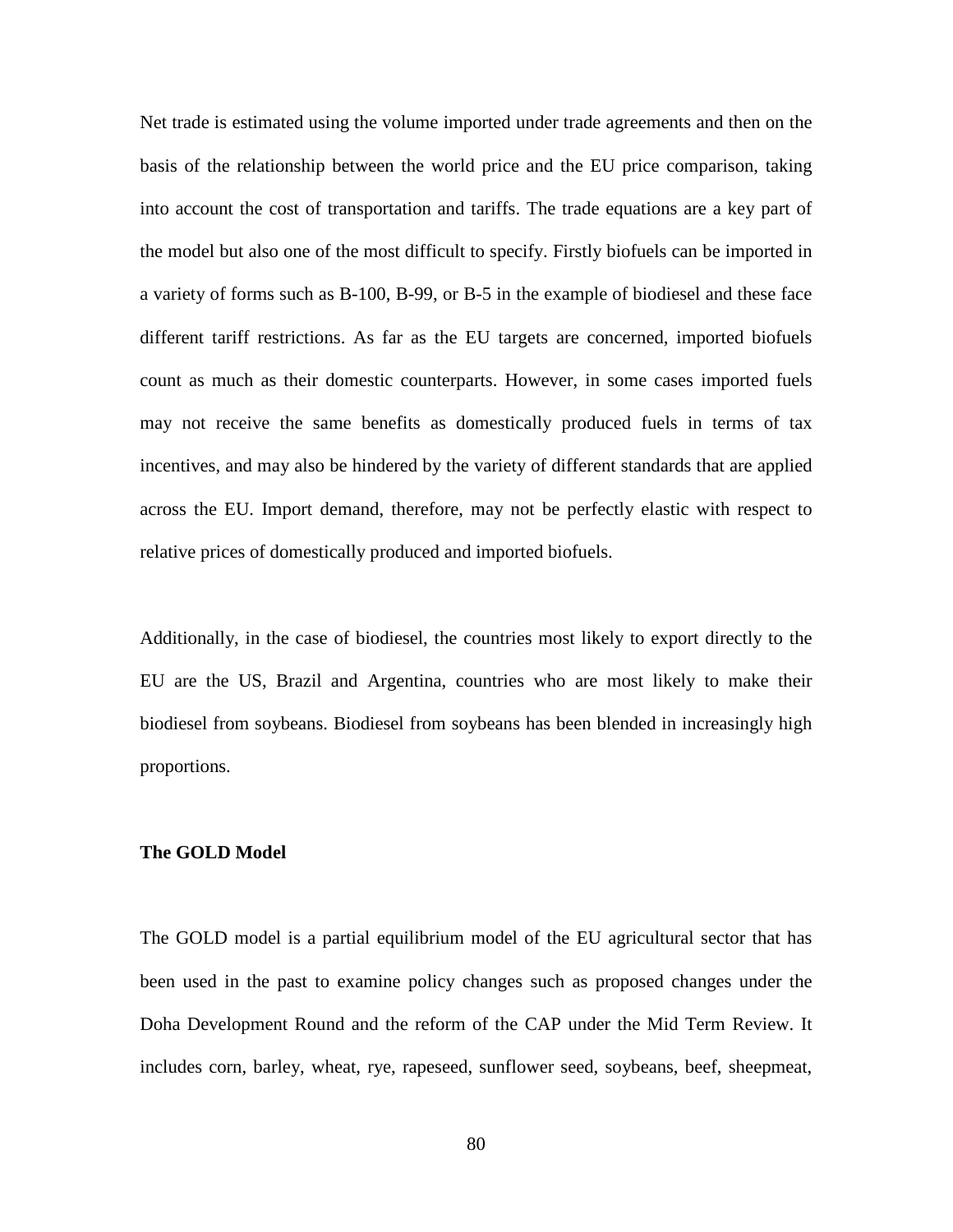Net trade is estimated using the volume imported under trade agreements and then on the basis of the relationship between the world price and the EU price comparison, taking into account the cost of transportation and tariffs. The trade equations are a key part of the model but also one of the most difficult to specify. Firstly biofuels can be imported in a variety of forms such as B-100, B-99, or B-5 in the example of biodiesel and these face different tariff restrictions. As far as the EU targets are concerned, imported biofuels count as much as their domestic counterparts. However, in some cases imported fuels may not receive the same benefits as domestically produced fuels in terms of tax incentives, and may also be hindered by the variety of different standards that are applied across the EU. Import demand, therefore, may not be perfectly elastic with respect to relative prices of domestically produced and imported biofuels.

Additionally, in the case of biodiesel, the countries most likely to export directly to the EU are the US, Brazil and Argentina, countries who are most likely to make their biodiesel from soybeans. Biodiesel from soybeans has been blended in increasingly high proportions.

**The GOLD Model**

The GOLD model is a partial equilibrium model of the EU agricultural sector that has been used in the past to examine policy changes such as proposed changes under the Doha Development Round and the reform of the CAP under the Mid Term Review. It includes corn, barley, wheat, rye, rapeseed, sunflower seed, soybeans, beef, sheepmeat,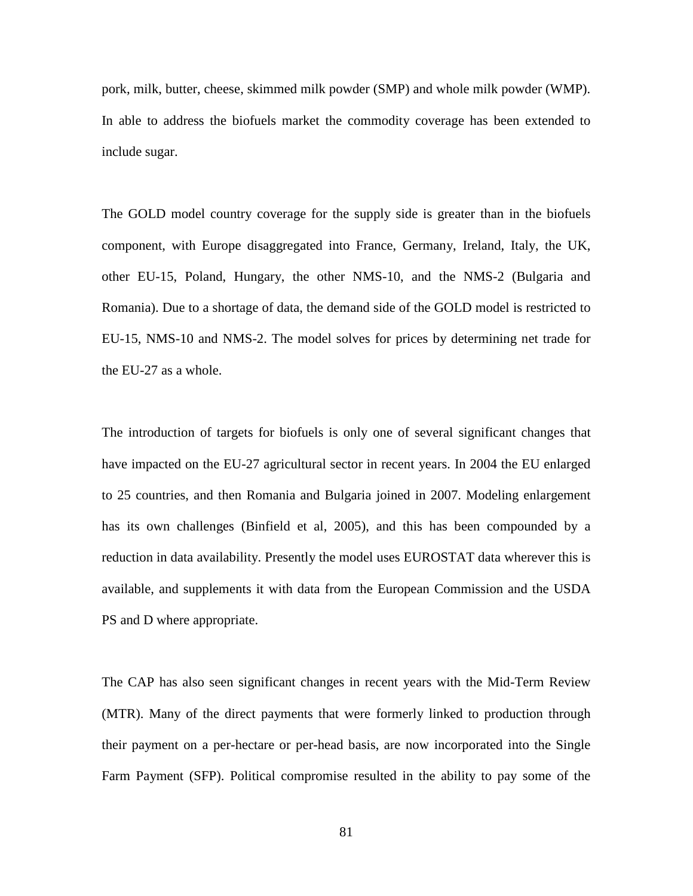pork, milk, butter, cheese, skimmed milk powder (SMP) and whole milk powder (WMP). In able to address the biofuels market the commodity coverage has been extended to include sugar.

The GOLD model country coverage for the supply side is greater than in the biofuels component, with Europe disaggregated into France, Germany, Ireland, Italy, the UK, other EU-15, Poland, Hungary, the other NMS-10, and the NMS-2 (Bulgaria and Romania). Due to a shortage of data, the demand side of the GOLD model is restricted to EU-15, NMS-10 and NMS-2. The model solves for prices by determining net trade for the EU-27 as a whole.

The introduction of targets for biofuels is only one of several significant changes that have impacted on the EU-27 agricultural sector in recent years. In 2004 the EU enlarged to 25 countries, and then Romania and Bulgaria joined in 2007. Modeling enlargement has its own challenges (Binfield et al, 2005), and this has been compounded by a reduction in data availability. Presently the model uses EUROSTAT data wherever this is available, and supplements it with data from the European Commission and the USDA PS and D where appropriate.

The CAP has also seen significant changes in recent years with the Mid-Term Review (MTR). Many of the direct payments that were formerly linked to production through their payment on a per-hectare or per-head basis, are now incorporated into the Single Farm Payment (SFP). Political compromise resulted in the ability to pay some of the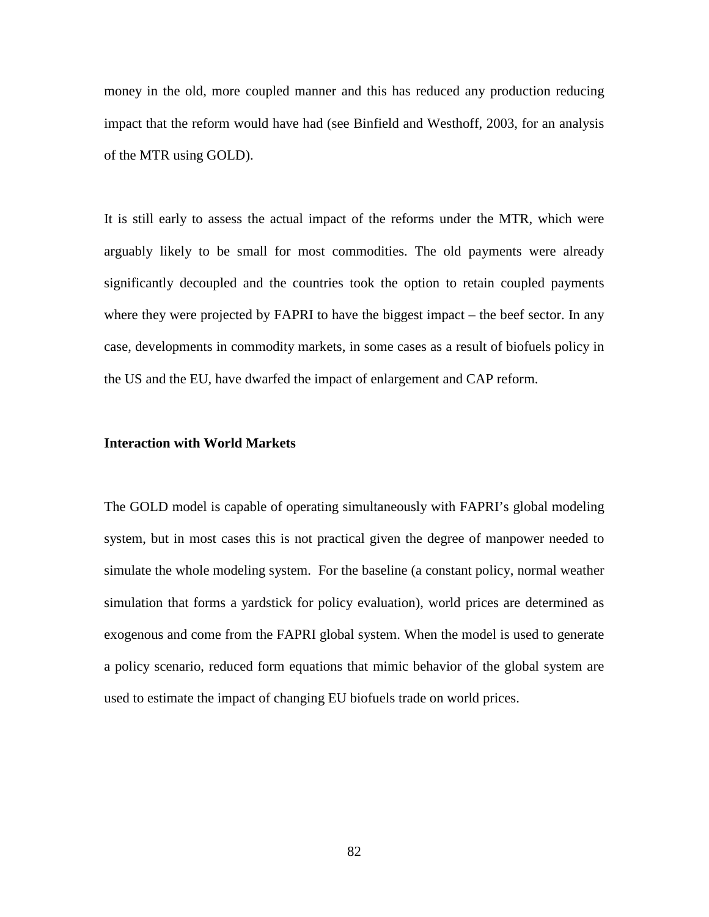money in the old, more coupled manner and this has reduced any production reducing impact that the reform would have had (see Binfield and Westhoff, 2003, for an analysis of the MTR using GOLD).

It is still early to assess the actual impact of the reforms under the MTR, which were arguably likely to be small for most commodities. The old payments were already significantly decoupled and the countries took the option to retain coupled payments where they were projected by FAPRI to have the biggest impact – the beef sector. In any case, developments in commodity markets, in some cases as a result of biofuels policy in the US and the EU, have dwarfed the impact of enlargement and CAP reform.

**Interaction with World Markets**

The GOLD model is capable of operating simultaneously with FAPRI's global modeling system, but in most cases this is not practical given the degree of manpower needed to simulate the whole modeling system. For the baseline (a constant policy, normal weather simulation that forms a yardstick for policy evaluation), world prices are determined as exogenous and come from the FAPRI global system. When the model is used to generate a policy scenario, reduced form equations that mimic behavior of the global system are used to estimate the impact of changing EU biofuels trade on world prices.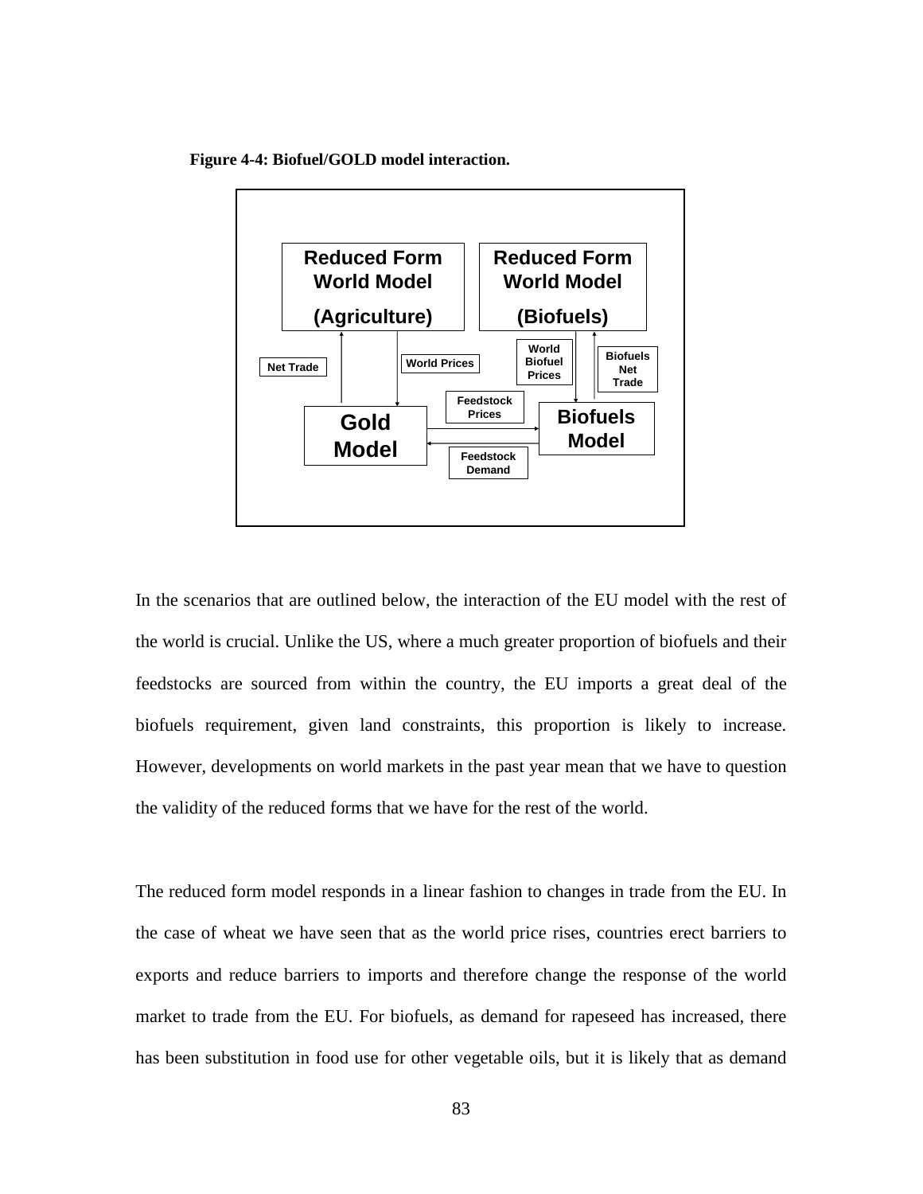**Figure 4-4: Biofuel/GOLD model interaction.**

In the scenarios that are outlined below, the interaction of the EU model with the rest of the world is crucial. Unlike the US, where a much greater proportion of biofuels and their feedstocks are sourced from within the country, the EU imports a great deal of the biofuels requirement, given land constraints, this proportion is likely to increase. However, developments on world markets in the past year mean that we have to question the validity of the reduced forms that we have for the rest of the world.

The reduced form model responds in a linear fashion to changes in trade from the EU. In the case of wheat we have seen that as the world price rises, countries erect barriers to exports and reduce barriers to imports and therefore change the response of the world market to trade from the EU. For biofuels, as demand for rapeseed has increased, there has been substitution in food use for other vegetable oils, but it is likely that as demand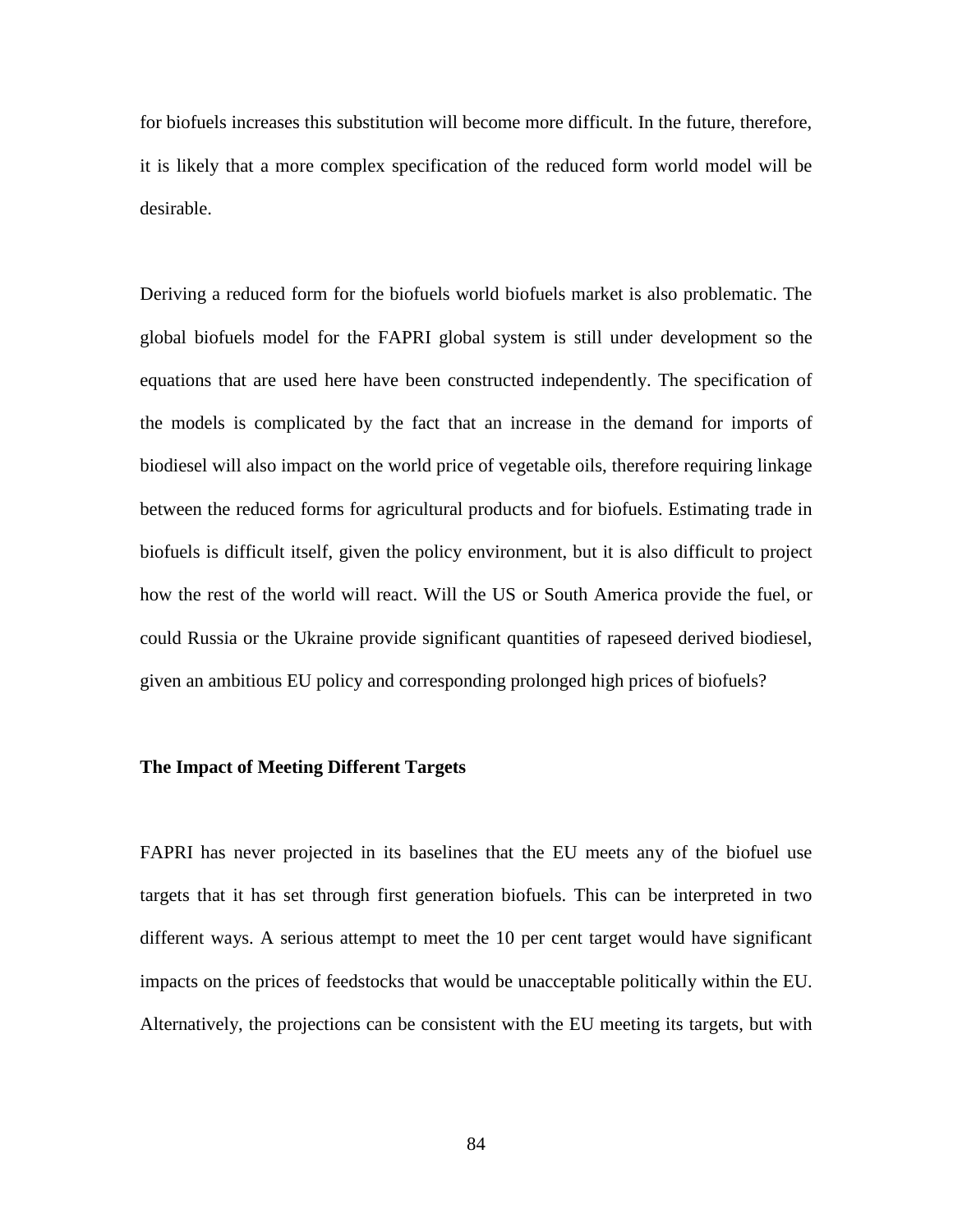for biofuels increases this substitution will become more difficult. In the future, therefore, it is likely that a more complex specification of the reduced form world model will be desirable.

Deriving a reduced form for the biofuels world biofuels market is also problematic. The global biofuels model for the FAPRI global system is still under development so the equations that are used here have been constructed independently. The specification of the models is complicated by the fact that an increase in the demand for imports of biodiesel will also impact on the world price of vegetable oils, therefore requiring linkage between the reduced forms for agricultural products and for biofuels. Estimating trade in biofuels is difficult itself, given the policy environment, but it is also difficult to project how the rest of the world will react. Will the US or South America provide the fuel, or could Russia or the Ukraine provide significant quantities of rapeseed derived biodiesel, given an ambitious EU policy and corresponding prolonged high prices of biofuels?

**The Impact of Meeting Different Targets**

FAPRI has never projected in its baselines that the EU meets any of the biofuel use targets that it has set through first generation biofuels. This can be interpreted in two different ways. A serious attempt to meet the 10 per cent target would have significant impacts on the prices of feedstocks that would be unacceptable politically within the EU. Alternatively, the projections can be consistent with the EU meeting its targets, but with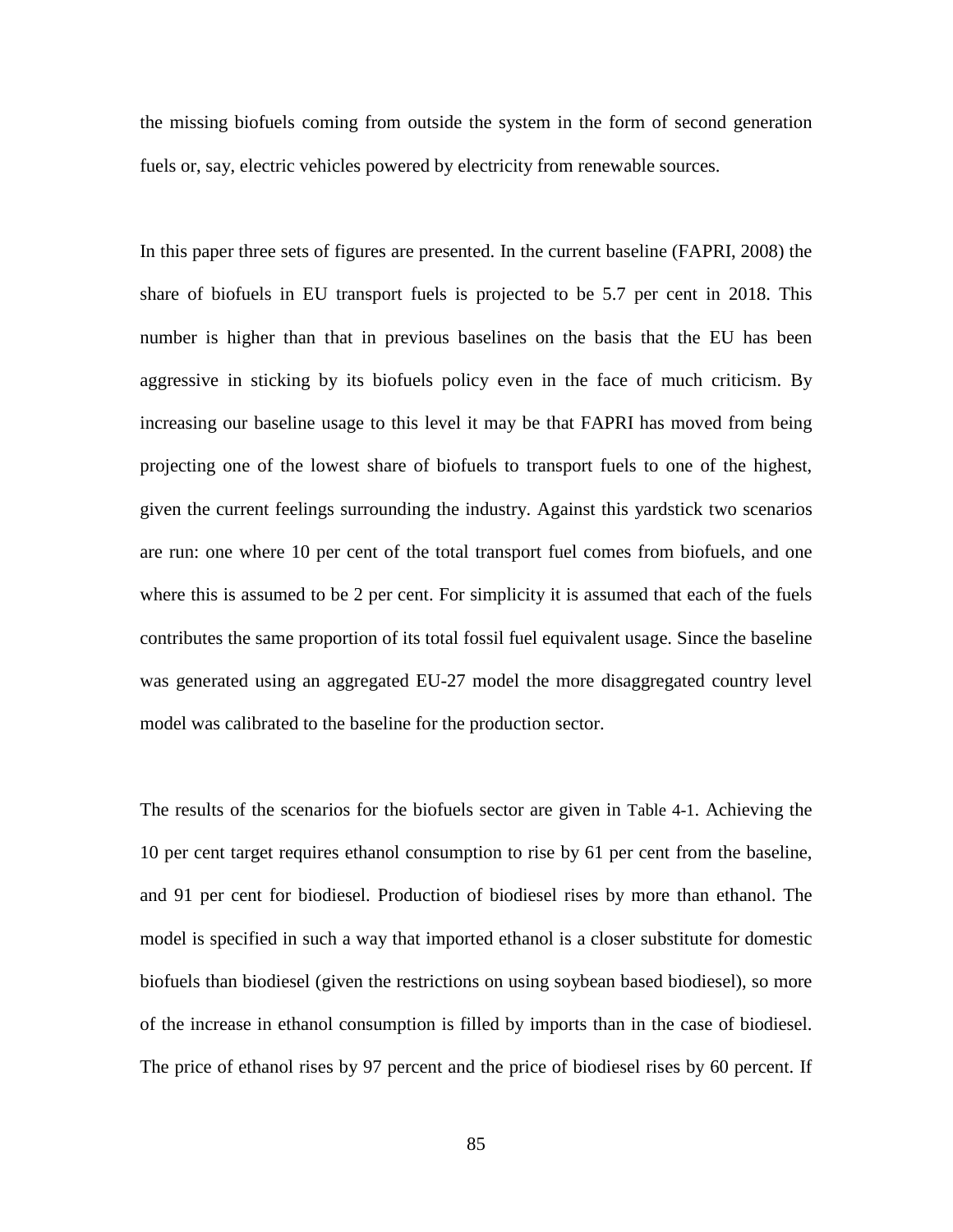the missing biofuels coming from outside the system in the form of second generation fuels or, say, electric vehicles powered by electricity from renewable sources.

In this paper three sets of figures are presented. In the current baseline (FAPRI, 2008) the share of biofuels in EU transport fuels is projected to be 5.7 per cent in 2018. This number is higher than that in previous baselines on the basis that the EU has been aggressive in sticking by its biofuels policy even in the face of much criticism. By increasing our baseline usage to this level it may be that FAPRI has moved from being projecting one of the lowest share of biofuels to transport fuels to one of the highest, given the current feelings surrounding the industry. Against this yardstick two scenarios are run: one where 10 per cent of the total transport fuel comes from biofuels, and one where this is assumed to be 2 per cent. For simplicity it is assumed that each of the fuels contributes the same proportion of its total fossil fuel equivalent usage. Since the baseline was generated using an aggregated EU-27 model the more disaggregated country level model was calibrated to the baseline for the production sector.

The results of the scenarios for the biofuels sector are given in Table 4-1. Achieving the 10 per cent target requires ethanol consumption to rise by 61 per cent from the baseline, and 91 per cent for biodiesel. Production of biodiesel rises by more than ethanol. The model is specified in such a way that imported ethanol is a closer substitute for domestic biofuels than biodiesel (given the restrictions on using soybean based biodiesel), so more of the increase in ethanol consumption is filled by imports than in the case of biodiesel. The price of ethanol rises by 97 percent and the price of biodiesel rises by 60 percent. If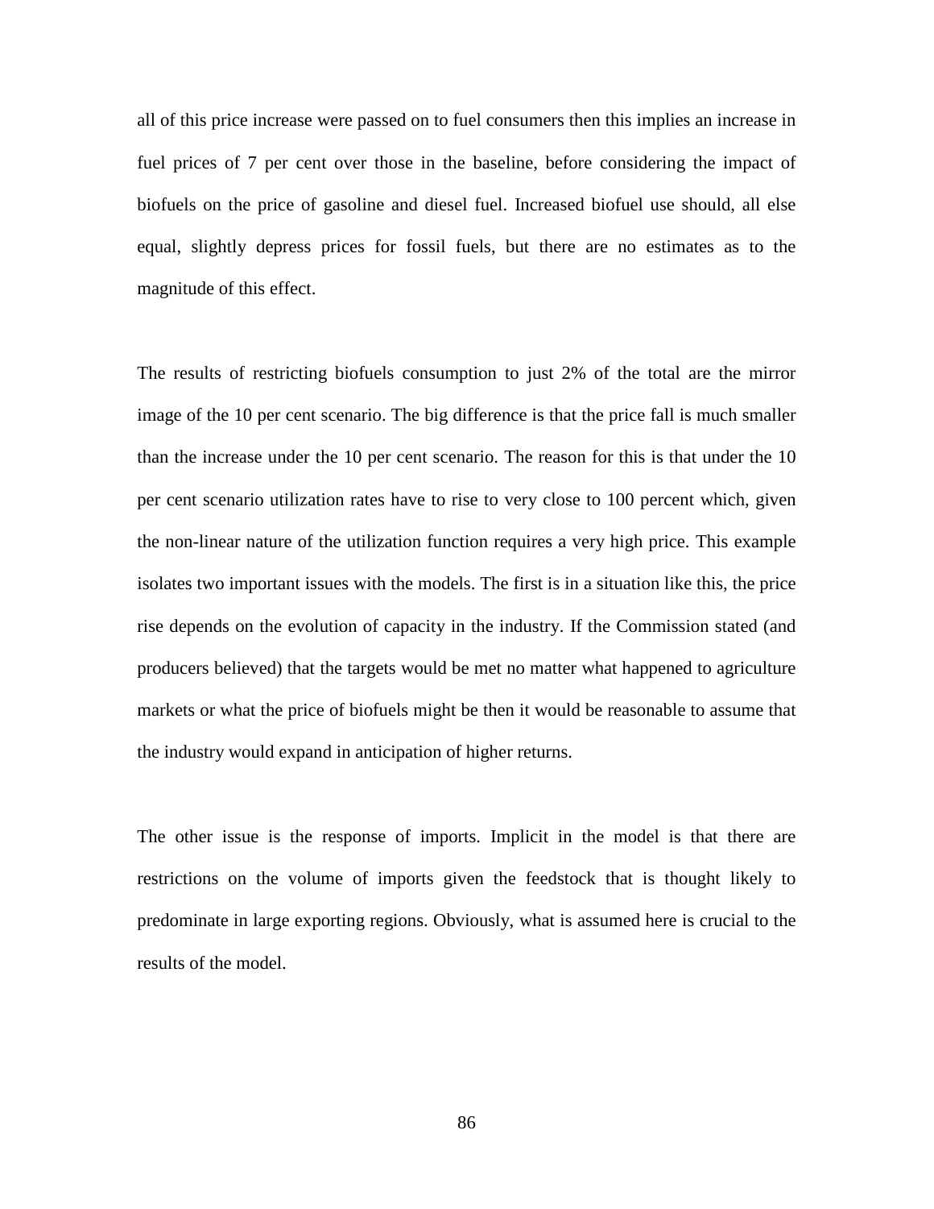all of this price increase were passed on to fuel consumers then this implies an increase in fuel prices of 7 per cent over those in the baseline, before considering the impact of biofuels on the price of gasoline and diesel fuel. Increased biofuel use should, all else equal, slightly depress prices for fossil fuels, but there are no estimates as to the magnitude of this effect.

The results of restricting biofuels consumption to just 2% of the total are the mirror image of the 10 per cent scenario. The big difference is that the price fall is much smaller than the increase under the 10 per cent scenario. The reason for this is that under the 10 per cent scenario utilization rates have to rise to very close to 100 percent which, given the non-linear nature of the utilization function requires a very high price. This example isolates two important issues with the models. The first is in a situation like this, the price rise depends on the evolution of capacity in the industry. If the Commission stated (and producers believed) that the targets would be met no matter what happened to agriculture markets or what the price of biofuels might be then it would be reasonable to assume that the industry would expand in anticipation of higher returns.

The other issue is the response of imports. Implicit in the model is that there are restrictions on the volume of imports given the feedstock that is thought likely to predominate in large exporting regions. Obviously, what is assumed here is crucial to the results of the model.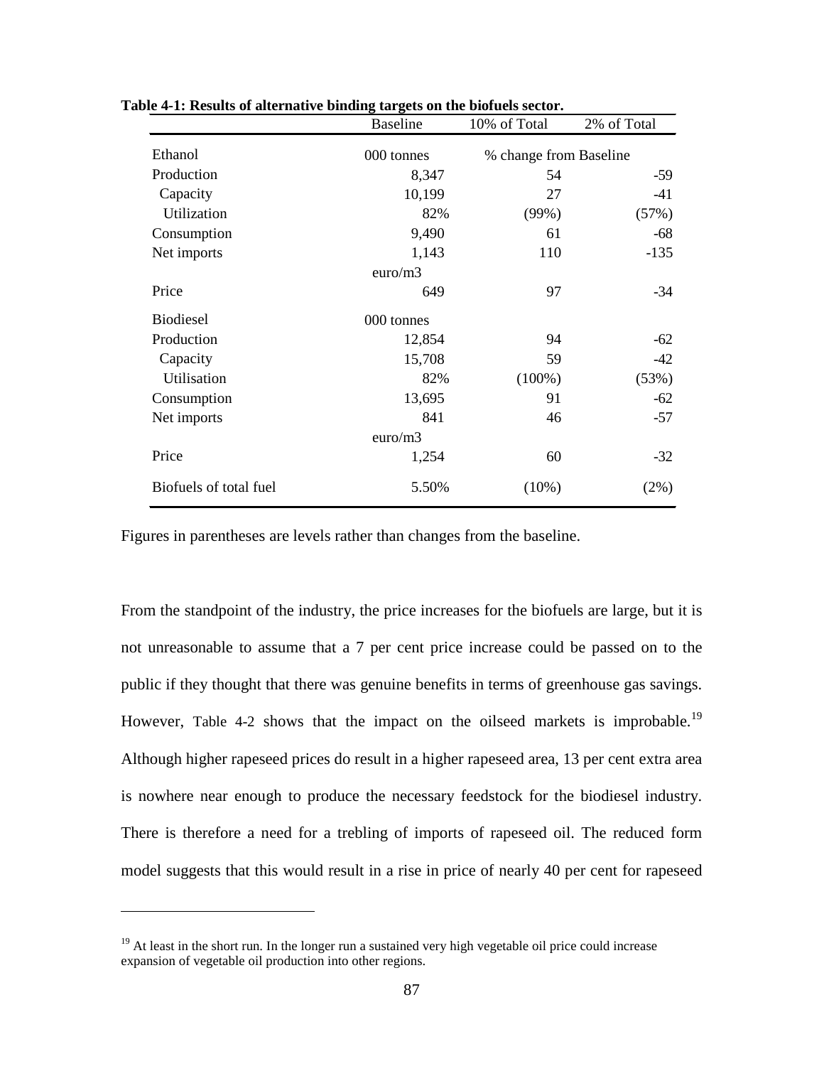**Table 4-1: Results of alternative binding targets on the biofuels sector.**

| | Baseline | 10% of Total | 2% of Total |
|---|---|---|---|
| Ethanol | 000 tonnes | % change from Baseline | |
| Production | 8,347 | 54 | -59 |
| Capacity | 10,199 | 27 | -41 |
| Utilization | 82% | (99%) | (57%) |
| Consumption | 9,490 | 61 | -68 |
| Net imports | 1,143 | 110 | -135 |
| | euro/m3 | | |
| Price | 649 | 97 | -34 |
| Biodiesel | 000 tonnes | | |
| Production | 12,854 | 94 | -62 |
| Capacity | 15,708 | 59 | -42 |
| Utilisation | 82% | (100%) | (53%) |
| Consumption | 13,695 | 91 | -62 |
| Net imports | 841 | 46 | -57 |
| | euro/m3 | | |
| Price | 1,254 | 60 | -32 |
| Biofuels of total fuel | 5.50% | (10%) | (2%) |

Figures in parentheses are levels rather than changes from the baseline.

From the standpoint of the industry, the price increases for the biofuels are large, but it is not unreasonable to assume that a 7 per cent price increase could be passed on to the public if they thought that there was genuine benefits in terms of greenhouse gas savings. However, Table 4-2 shows that the impact on the oilseed markets is improbable.[19] Although higher rapeseed prices do result in a higher rapeseed area, 13 per cent extra area is nowhere near enough to produce the necessary feedstock for the biodiesel industry. There is therefore a need for a trebling of imports of rapeseed oil. The reduced form model suggests that this would result in a rise in price of nearly 40 per cent for rapeseed

[19] At least in the short run. In the longer run a sustained very high vegetable oil price could increase expansion of vegetable oil production into other regions.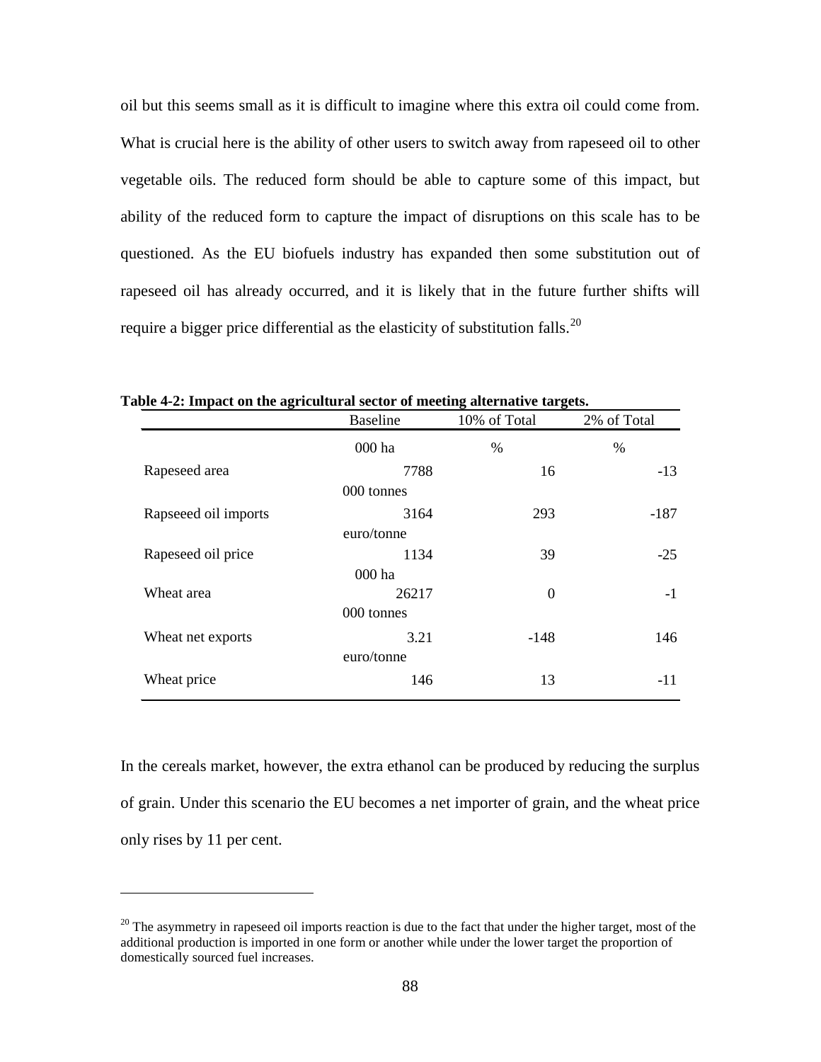oil but this seems small as it is difficult to imagine where this extra oil could come from. What is crucial here is the ability of other users to switch away from rapeseed oil to other vegetable oils. The reduced form should be able to capture some of this impact, but ability of the reduced form to capture the impact of disruptions on this scale has to be questioned. As the EU biofuels industry has expanded then some substitution out of rapeseed oil has already occurred, and it is likely that in the future further shifts will require a bigger price differential as the elasticity of substitution falls.[20]

**Table 4-2: Impact on the agricultural sector of meeting alternative targets.**

| | Baseline | 10% of Total | 2% of Total |
|---|---|---|---|
| | 000 ha | % | % |
| Rapeseed area | 7788 | 16 | -13 |
| | 000 tonnes | | |
| Rapseeed oil imports | 3164 | 293 | -187 |
| | euro/tonne | | |
| Rapeseed oil price | 1134 | 39 | -25 |
| | 000 ha | | |
| Wheat area | 26217 | 0 | -1 |
| | 000 tonnes | | |
| Wheat net exports | 3.21 | -148 | 146 |
| | euro/tonne | | |
| Wheat price | 146 | 13 | -11 |

In the cereals market, however, the extra ethanol can be produced by reducing the surplus of grain. Under this scenario the EU becomes a net importer of grain, and the wheat price only rises by 11 per cent.

[20] The asymmetry in rapeseed oil imports reaction is due to the fact that under the higher target, most of the additional production is imported in one form or another while under the lower target the proportion of domestically sourced fuel increases.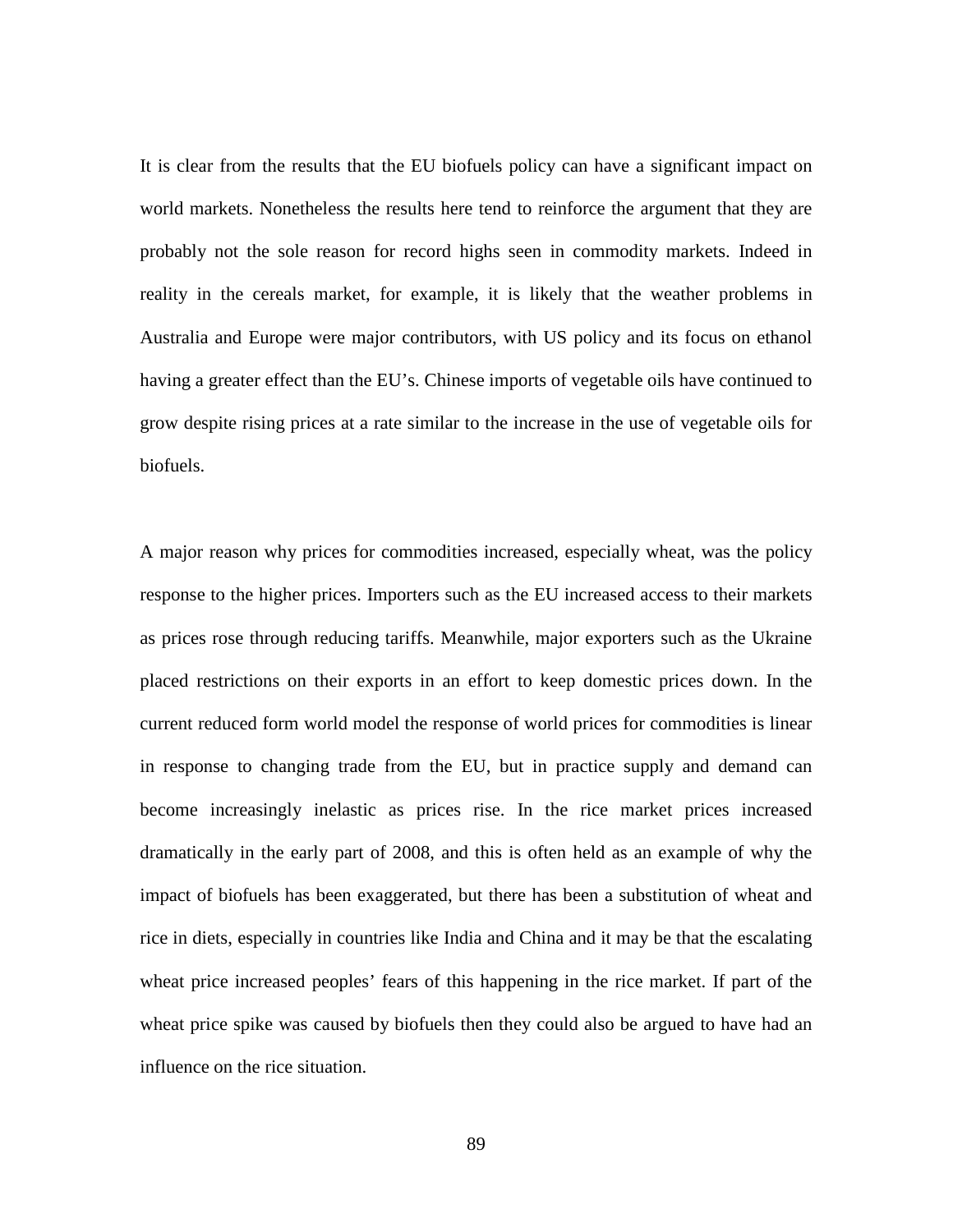It is clear from the results that the EU biofuels policy can have a significant impact on world markets. Nonetheless the results here tend to reinforce the argument that they are probably not the sole reason for record highs seen in commodity markets. Indeed in reality in the cereals market, for example, it is likely that the weather problems in Australia and Europe were major contributors, with US policy and its focus on ethanol having a greater effect than the EU's. Chinese imports of vegetable oils have continued to grow despite rising prices at a rate similar to the increase in the use of vegetable oils for biofuels.

A major reason why prices for commodities increased, especially wheat, was the policy response to the higher prices. Importers such as the EU increased access to their markets as prices rose through reducing tariffs. Meanwhile, major exporters such as the Ukraine placed restrictions on their exports in an effort to keep domestic prices down. In the current reduced form world model the response of world prices for commodities is linear in response to changing trade from the EU, but in practice supply and demand can become increasingly inelastic as prices rise. In the rice market prices increased dramatically in the early part of 2008, and this is often held as an example of why the impact of biofuels has been exaggerated, but there has been a substitution of wheat and rice in diets, especially in countries like India and China and it may be that the escalating wheat price increased peoples' fears of this happening in the rice market. If part of the wheat price spike was caused by biofuels then they could also be argued to have had an influence on the rice situation.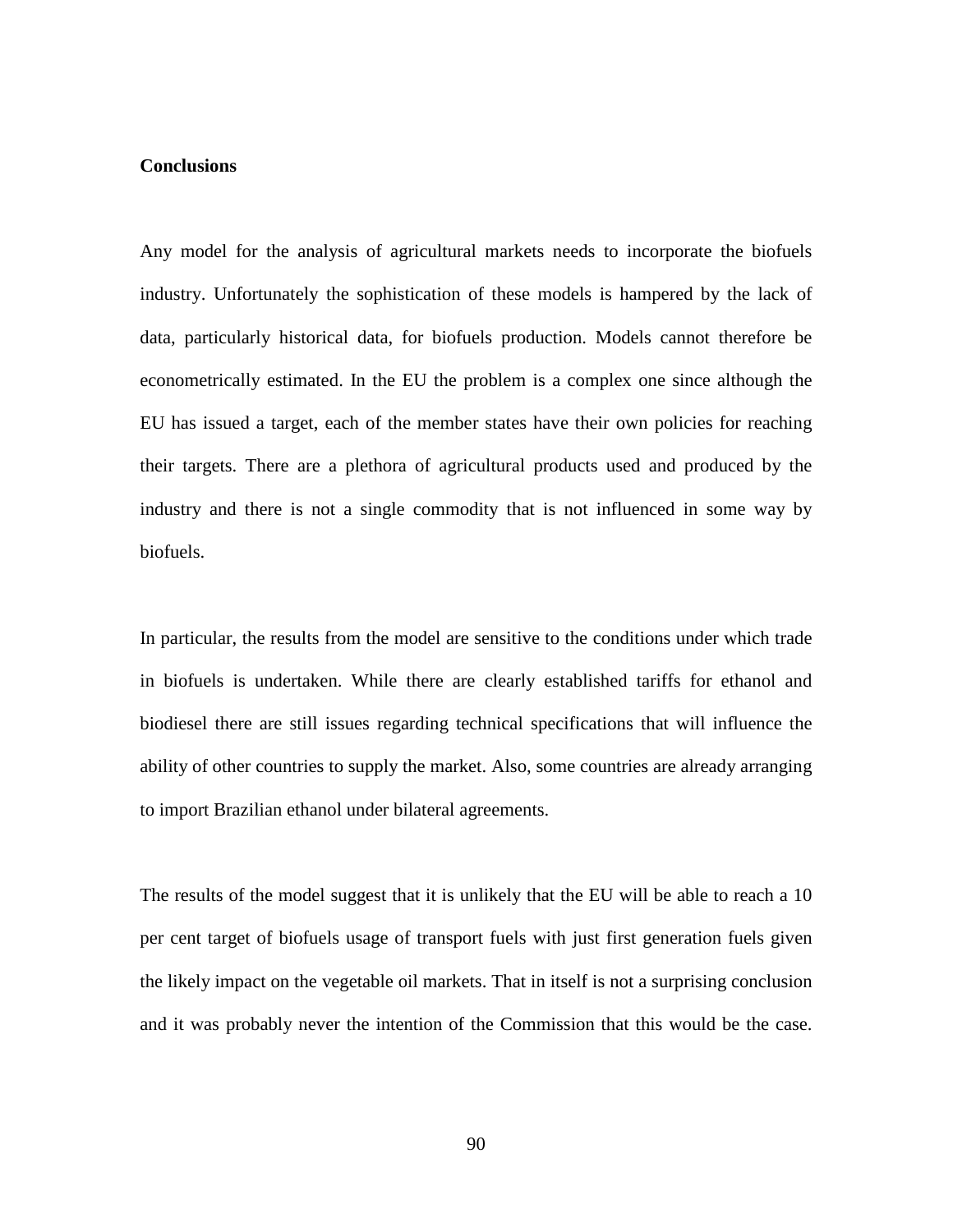## Conclusions

Any model for the analysis of agricultural markets needs to incorporate the biofuels industry. Unfortunately the sophistication of these models is hampered by the lack of data, particularly historical data, for biofuels production. Models cannot therefore be econometrically estimated. In the EU the problem is a complex one since although the EU has issued a target, each of the member states have their own policies for reaching their targets. There are a plethora of agricultural products used and produced by the industry and there is not a single commodity that is not influenced in some way by biofuels.

In particular, the results from the model are sensitive to the conditions under which trade in biofuels is undertaken. While there are clearly established tariffs for ethanol and biodiesel there are still issues regarding technical specifications that will influence the ability of other countries to supply the market. Also, some countries are already arranging to import Brazilian ethanol under bilateral agreements.

The results of the model suggest that it is unlikely that the EU will be able to reach a 10 per cent target of biofuels usage of transport fuels with just first generation fuels given the likely impact on the vegetable oil markets. That in itself is not a surprising conclusion and it was probably never the intention of the Commission that this would be the case.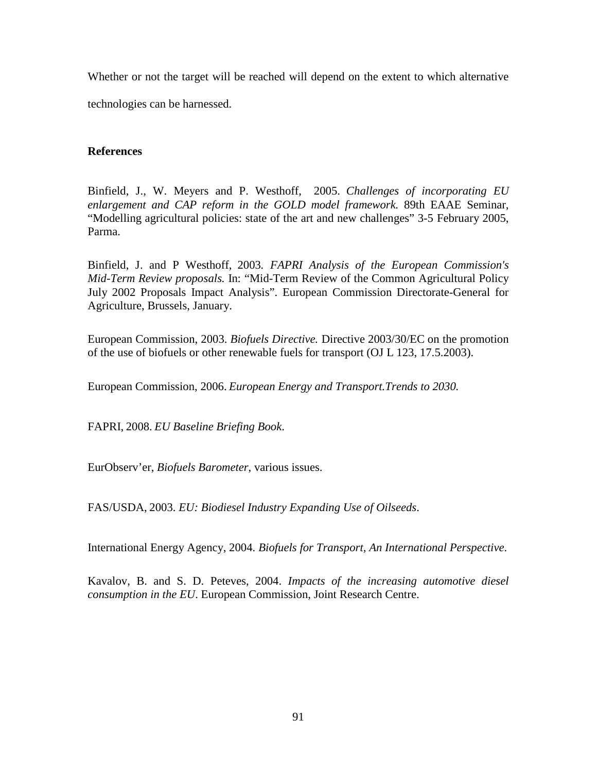Whether or not the target will be reached will depend on the extent to which alternative technologies can be harnessed.

**References**

Binfield, J., W. Meyers and P. Westhoff, 2005. *Challenges of incorporating EU enlargement and CAP reform in the GOLD model framework.* 89th EAAE Seminar, "Modelling agricultural policies: state of the art and new challenges" 3-5 February 2005, Parma.

Binfield, J. and P Westhoff, 2003. *FAPRI Analysis of the European Commission's Mid-Term Review proposals.* In: "Mid-Term Review of the Common Agricultural Policy July 2002 Proposals Impact Analysis". European Commission Directorate-General for Agriculture, Brussels, January.

European Commission, 2003. *Biofuels Directive.* Directive 2003/30/EC on the promotion of the use of biofuels or other renewable fuels for transport (OJ L 123, 17.5.2003).

European Commission, 2006. *European Energy and Transport.Trends to 2030.*

FAPRI, 2008. *EU Baseline Briefing Book.*

EurObserv'er, *Biofuels Barometer*, various issues.

FAS/USDA, 2003. *EU: Biodiesel Industry Expanding Use of Oilseeds*.

International Energy Agency, 2004. *Biofuels for Transport, An International Perspective*.

Kavalov, B. and S. D. Peteves, 2004. *Impacts of the increasing automotive diesel consumption in the EU*. European Commission, Joint Research Centre.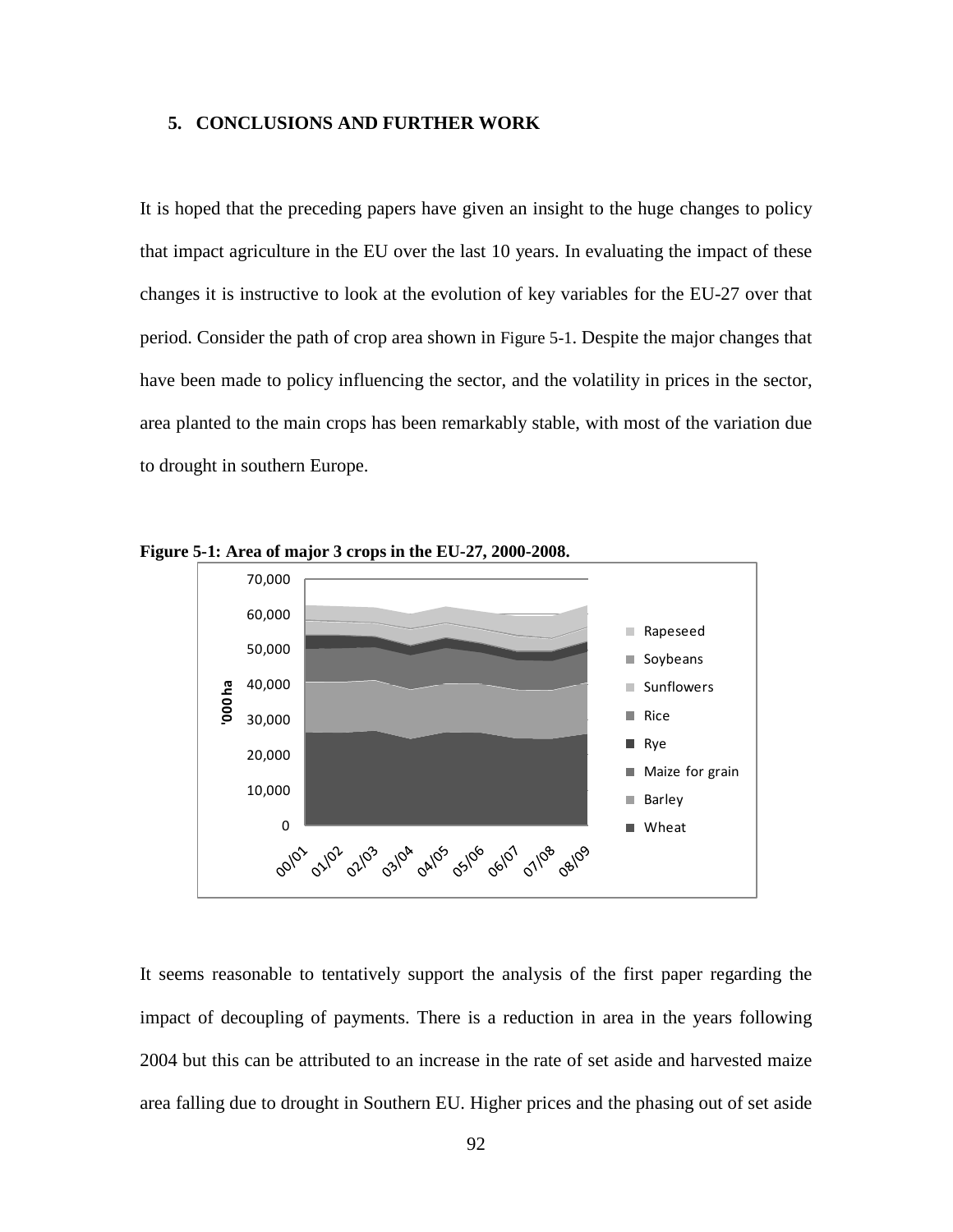## 5. CONCLUSIONS AND FURTHER WORK

It is hoped that the preceding papers have given an insight to the huge changes to policy that impact agriculture in the EU over the last 10 years. In evaluating the impact of these changes it is instructive to look at the evolution of key variables for the EU-27 over that period. Consider the path of crop area shown in Figure 5-1. Despite the major changes that have been made to policy influencing the sector, and the volatility in prices in the sector, area planted to the main crops has been remarkably stable, with most of the variation due to drought in southern Europe.

**Figure 5-1: Area of major 3 crops in the EU-27, 2000-2008.**

It seems reasonable to tentatively support the analysis of the first paper regarding the impact of decoupling of payments. There is a reduction in area in the years following 2004 but this can be attributed to an increase in the rate of set aside and harvested maize area falling due to drought in Southern EU. Higher prices and the phasing out of set aside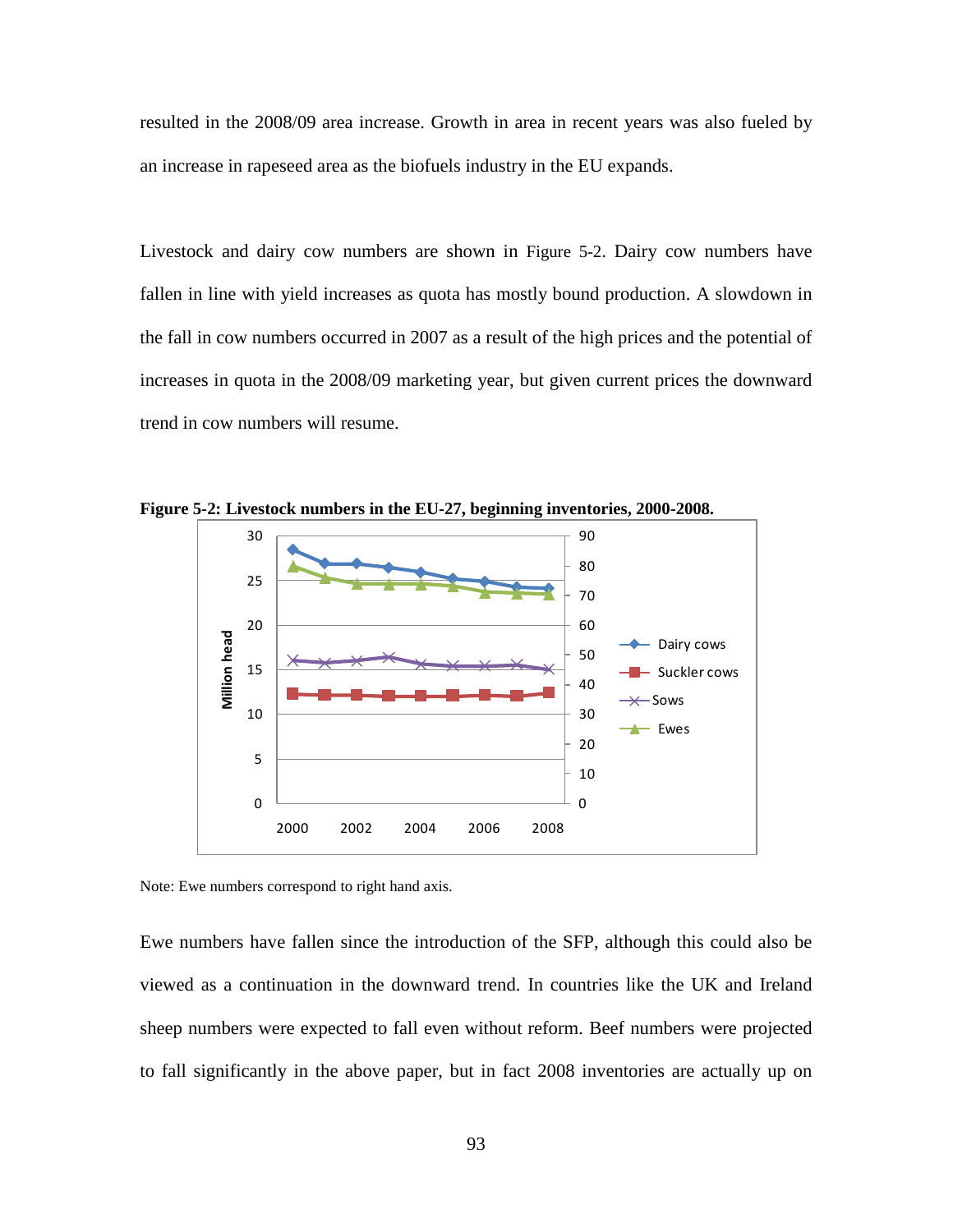resulted in the 2008/09 area increase. Growth in area in recent years was also fueled by an increase in rapeseed area as the biofuels industry in the EU expands.

Livestock and dairy cow numbers are shown in Figure 5-2. Dairy cow numbers have fallen in line with yield increases as quota has mostly bound production. A slowdown in the fall in cow numbers occurred in 2007 as a result of the high prices and the potential of increases in quota in the 2008/09 marketing year, but given current prices the downward trend in cow numbers will resume.

**Figure 5-2: Livestock numbers in the EU-27, beginning inventories, 2000-2008.**

Note: Ewe numbers correspond to right hand axis.

Ewe numbers have fallen since the introduction of the SFP, although this could also be viewed as a continuation in the downward trend. In countries like the UK and Ireland sheep numbers were expected to fall even without reform. Beef numbers were projected to fall significantly in the above paper, but in fact 2008 inventories are actually up on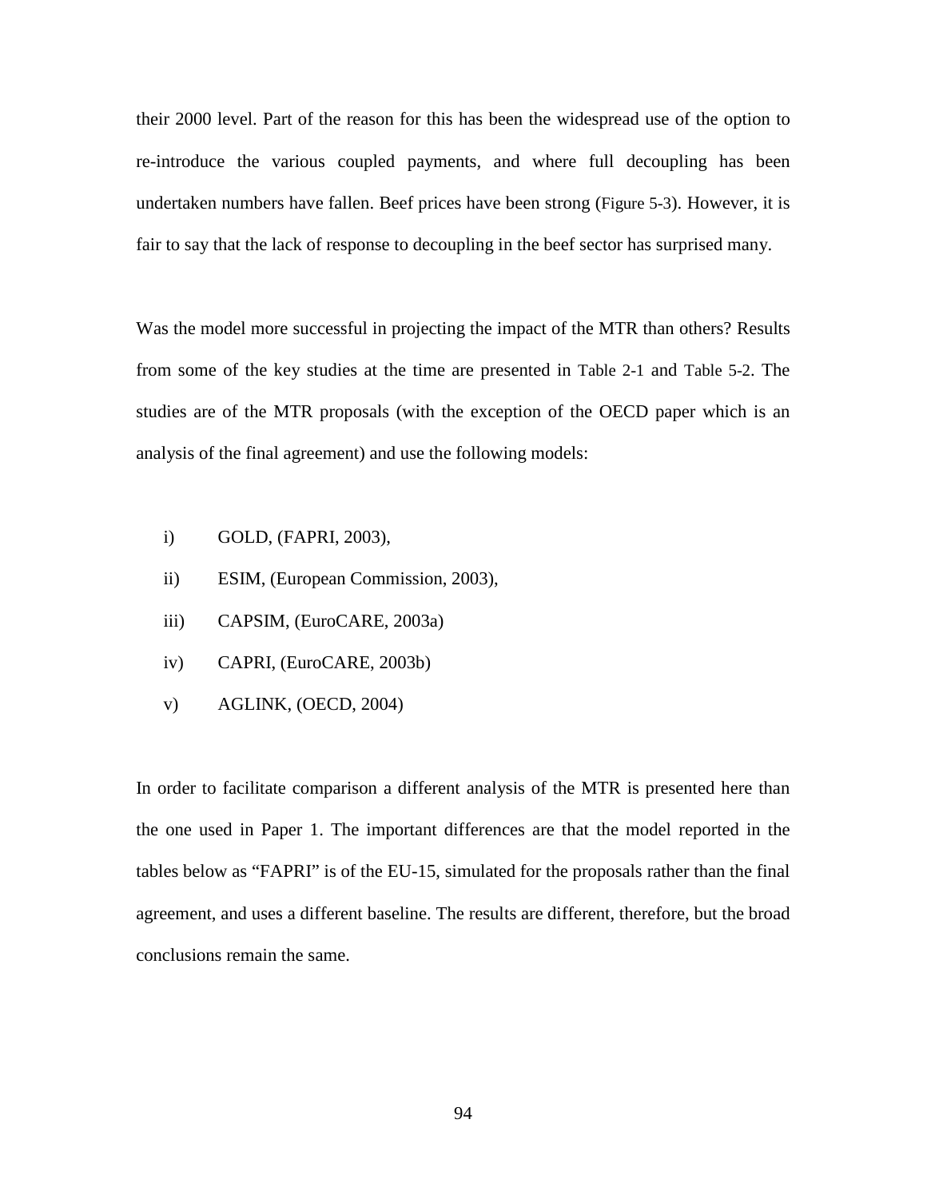their 2000 level. Part of the reason for this has been the widespread use of the option to re-introduce the various coupled payments, and where full decoupling has been undertaken numbers have fallen. Beef prices have been strong (Figure 5-3). However, it is fair to say that the lack of response to decoupling in the beef sector has surprised many.

Was the model more successful in projecting the impact of the MTR than others? Results from some of the key studies at the time are presented in Table 2-1 and Table 5-2. The studies are of the MTR proposals (with the exception of the OECD paper which is an analysis of the final agreement) and use the following models:

i) GOLD, (FAPRI, 2003),

ii) ESIM, (European Commission, 2003),

iii) CAPSIM, (EuroCARE, 2003a)

iv) CAPRI, (EuroCARE, 2003b)

v) AGLINK, (OECD, 2004)

In order to facilitate comparison a different analysis of the MTR is presented here than the one used in Paper 1. The important differences are that the model reported in the tables below as “FAPRI” is of the EU-15, simulated for the proposals rather than the final agreement, and uses a different baseline. The results are different, therefore, but the broad conclusions remain the same.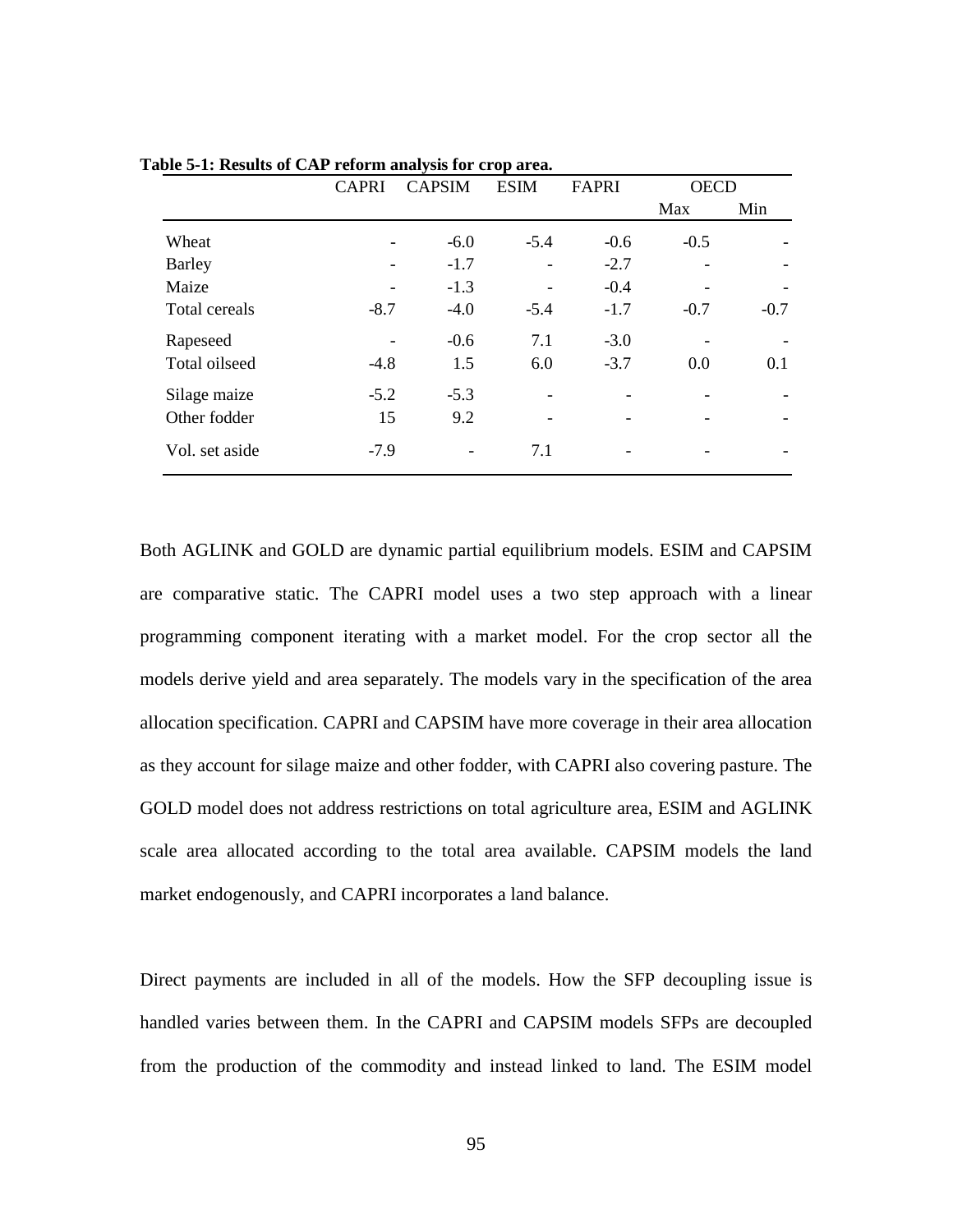**Table 5-1: Results of CAP reform analysis for crop area.**

| | CAPRI | CAPSIM | ESIM | FAPRI | OECD | |
|---|---|---|---|---|---|---|
| | | | | | Max | Min |
| Wheat | - | -6.0 | -5.4 | -0.6 | -0.5 | - |
| Barley | - | -1.7 | - | -2.7 | - | - |
| Maize | - | -1.3 | - | -0.4 | - | - |
| Total cereals | -8.7 | -4.0 | -5.4 | -1.7 | -0.7 | -0.7 |
| Rapeseed | - | -0.6 | 7.1 | -3.0 | - | - |
| Total oilseed | -4.8 | 1.5 | 6.0 | -3.7 | 0.0 | 0.1 |
| Silage maize | -5.2 | -5.3 | - | - | - | - |
| Other fodder | 15 | 9.2 | - | - | - | - |
| Vol. set aside | -7.9 | - | 7.1 | - | - | - |

Both AGLINK and GOLD are dynamic partial equilibrium models. ESIM and CAPSIM are comparative static. The CAPRI model uses a two step approach with a linear programming component iterating with a market model. For the crop sector all the models derive yield and area separately. The models vary in the specification of the area allocation specification. CAPRI and CAPSIM have more coverage in their area allocation as they account for silage maize and other fodder, with CAPRI also covering pasture. The GOLD model does not address restrictions on total agriculture area, ESIM and AGLINK scale area allocated according to the total area available. CAPSIM models the land market endogenously, and CAPRI incorporates a land balance.

Direct payments are included in all of the models. How the SFP decoupling issue is handled varies between them. In the CAPRI and CAPSIM models SFPs are decoupled from the production of the commodity and instead linked to land. The ESIM model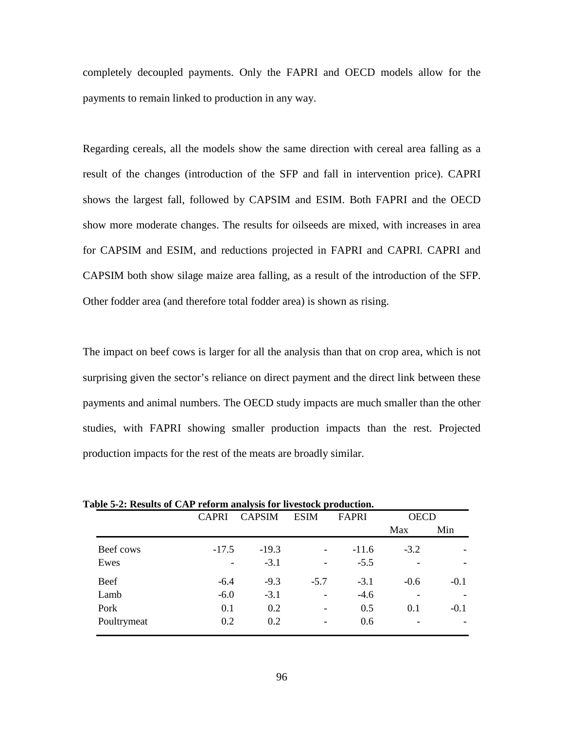completely decoupled payments. Only the FAPRI and OECD models allow for the payments to remain linked to production in any way.

Regarding cereals, all the models show the same direction with cereal area falling as a result of the changes (introduction of the SFP and fall in intervention price). CAPRI shows the largest fall, followed by CAPSIM and ESIM. Both FAPRI and the OECD show more moderate changes. The results for oilseeds are mixed, with increases in area for CAPSIM and ESIM, and reductions projected in FAPRI and CAPRI. CAPRI and CAPSIM both show silage maize area falling, as a result of the introduction of the SFP. Other fodder area (and therefore total fodder area) is shown as rising.

The impact on beef cows is larger for all the analysis than that on crop area, which is not surprising given the sector's reliance on direct payment and the direct link between these payments and animal numbers. The OECD study impacts are much smaller than the other studies, with FAPRI showing smaller production impacts than the rest. Projected production impacts for the rest of the meats are broadly similar.

**Table 5-2: Results of CAP reform analysis for livestock production.**

| | CAPRI | CAPSIM | ESIM | FAPRI | OECD | |
|---|---|---|---|---|---|---|
| | | | | | Max | Min |
| Beef cows | -17.5 | -19.3 | - | -11.6 | -3.2 | - |
| Ewes | - | -3.1 | - | -5.5 | - | - |
| Beef | -6.4 | -9.3 | -5.7 | -3.1 | -0.6 | -0.1 |
| Lamb | -6.0 | -3.1 | - | -4.6 | - | - |
| Pork | 0.1 | 0.2 | - | 0.5 | 0.1 | -0.1 |
| Poultrymeat | 0.2 | 0.2 | - | 0.6 | - | - |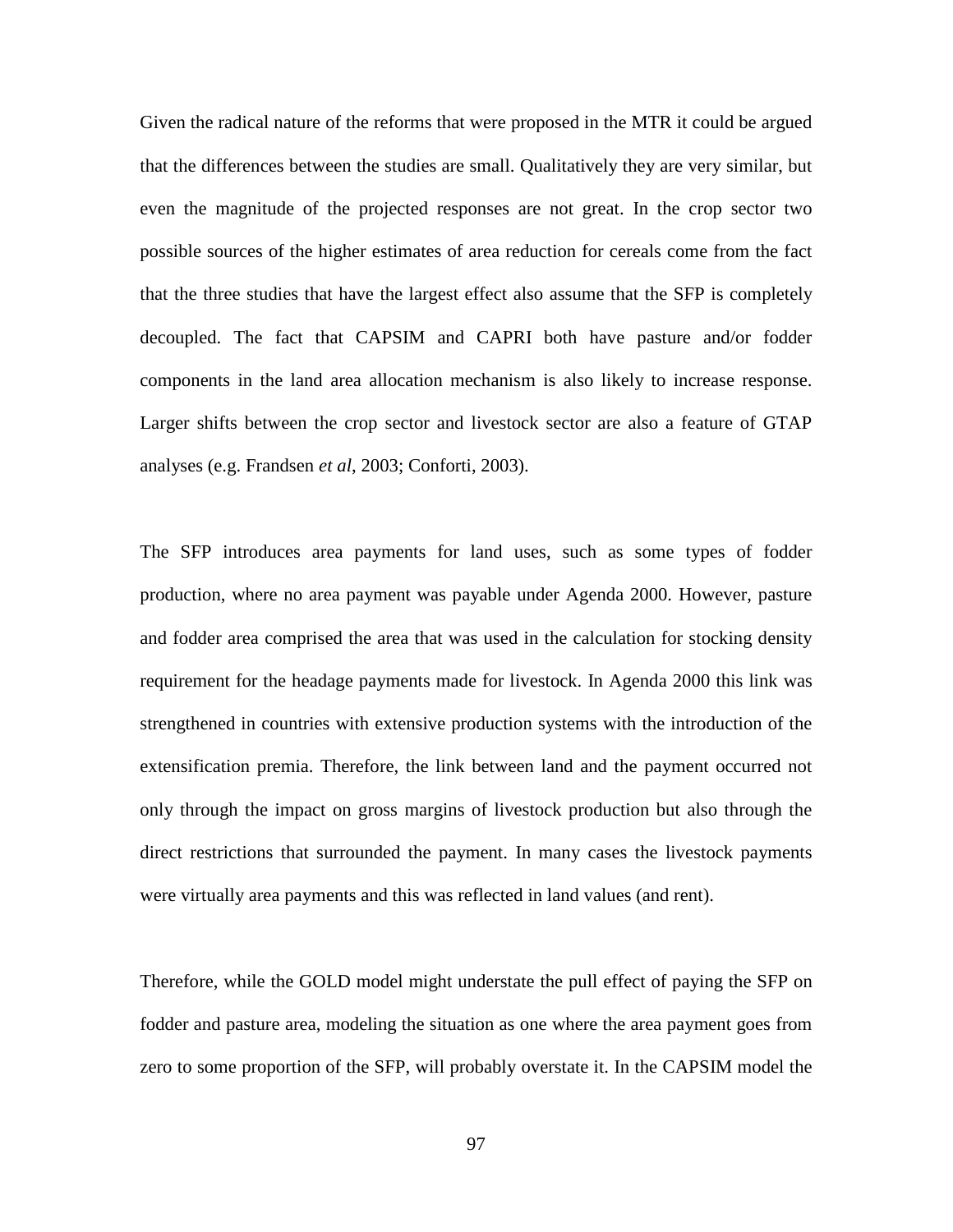Given the radical nature of the reforms that were proposed in the MTR it could be argued that the differences between the studies are small. Qualitatively they are very similar, but even the magnitude of the projected responses are not great. In the crop sector two possible sources of the higher estimates of area reduction for cereals come from the fact that the three studies that have the largest effect also assume that the SFP is completely decoupled. The fact that CAPSIM and CAPRI both have pasture and/or fodder components in the land area allocation mechanism is also likely to increase response. Larger shifts between the crop sector and livestock sector are also a feature of GTAP analyses (e.g. Frandsen *et al*, 2003; Conforti, 2003).

The SFP introduces area payments for land uses, such as some types of fodder production, where no area payment was payable under Agenda 2000. However, pasture and fodder area comprised the area that was used in the calculation for stocking density requirement for the headage payments made for livestock. In Agenda 2000 this link was strengthened in countries with extensive production systems with the introduction of the extensification premia. Therefore, the link between land and the payment occurred not only through the impact on gross margins of livestock production but also through the direct restrictions that surrounded the payment. In many cases the livestock payments were virtually area payments and this was reflected in land values (and rent).

Therefore, while the GOLD model might understate the pull effect of paying the SFP on fodder and pasture area, modeling the situation as one where the area payment goes from zero to some proportion of the SFP, will probably overstate it. In the CAPSIM model the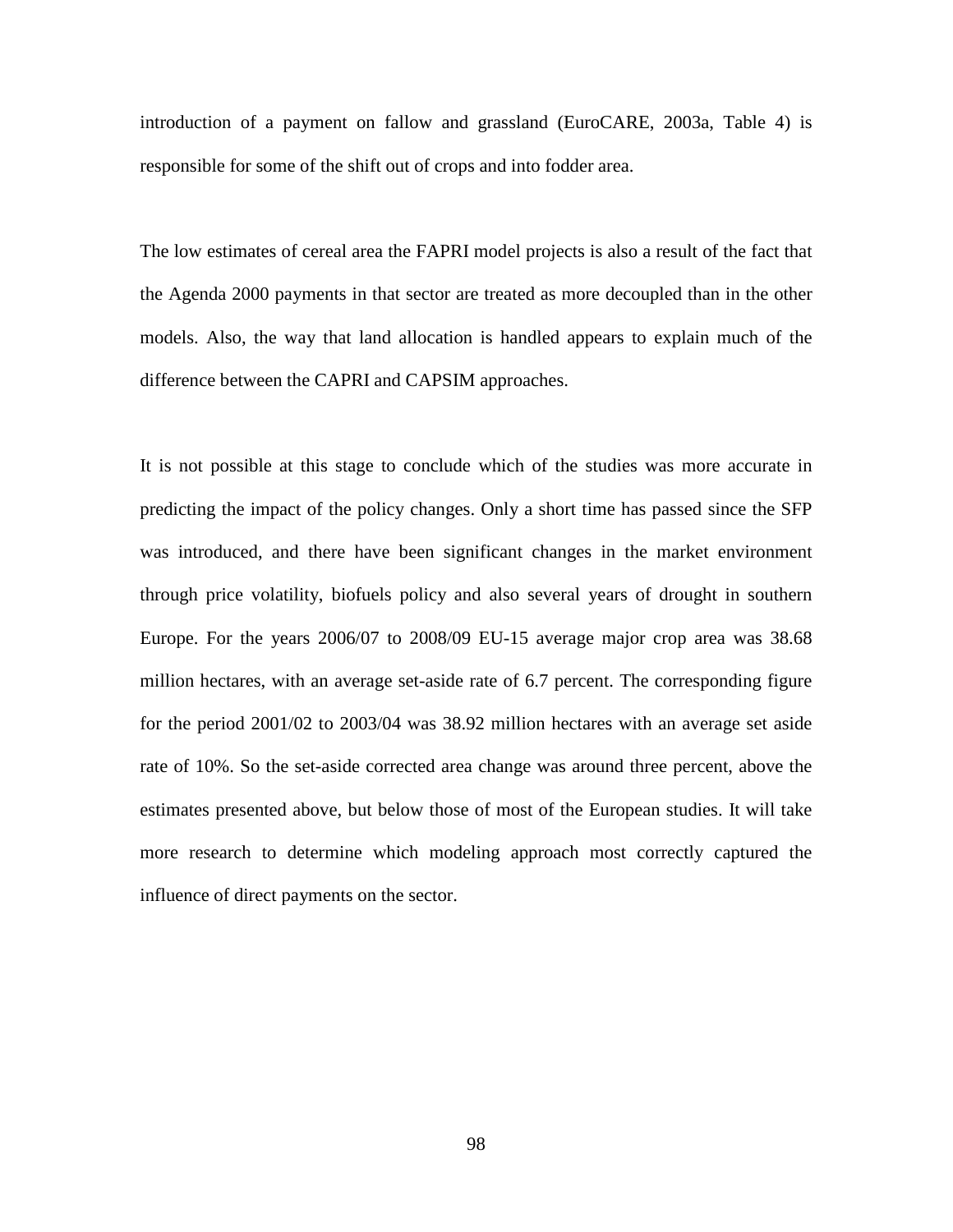introduction of a payment on fallow and grassland (EuroCARE, 2003a, Table 4) is responsible for some of the shift out of crops and into fodder area.

The low estimates of cereal area the FAPRI model projects is also a result of the fact that the Agenda 2000 payments in that sector are treated as more decoupled than in the other models. Also, the way that land allocation is handled appears to explain much of the difference between the CAPRI and CAPSIM approaches.

It is not possible at this stage to conclude which of the studies was more accurate in predicting the impact of the policy changes. Only a short time has passed since the SFP was introduced, and there have been significant changes in the market environment through price volatility, biofuels policy and also several years of drought in southern Europe. For the years 2006/07 to 2008/09 EU-15 average major crop area was 38.68 million hectares, with an average set-aside rate of 6.7 percent. The corresponding figure for the period 2001/02 to 2003/04 was 38.92 million hectares with an average set aside rate of 10%. So the set-aside corrected area change was around three percent, above the estimates presented above, but below those of most of the European studies. It will take more research to determine which modeling approach most correctly captured the influence of direct payments on the sector.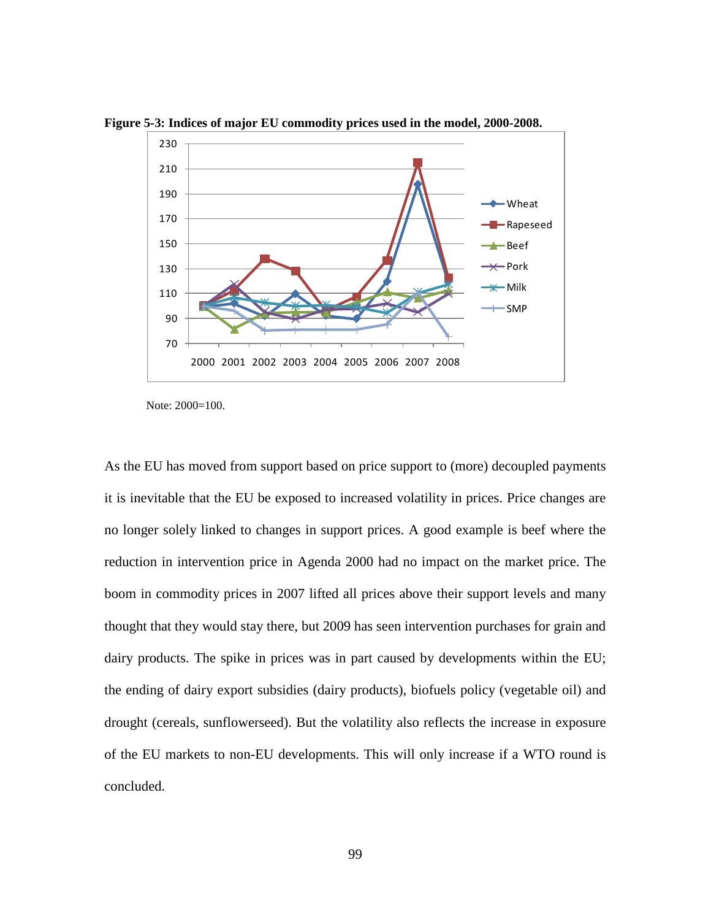**Figure 5-3: Indices of major EU commodity prices used in the model, 2000-2008.**

Note: 2000=100.

As the EU has moved from support based on price support to (more) decoupled payments it is inevitable that the EU be exposed to increased volatility in prices. Price changes are no longer solely linked to changes in support prices. A good example is beef where the reduction in intervention price in Agenda 2000 had no impact on the market price. The boom in commodity prices in 2007 lifted all prices above their support levels and many thought that they would stay there, but 2009 has seen intervention purchases for grain and dairy products. The spike in prices was in part caused by developments within the EU; the ending of dairy export subsidies (dairy products), biofuels policy (vegetable oil) and drought (cereals, sunflowerseed). But the volatility also reflects the increase in exposure of the EU markets to non-EU developments. This will only increase if a WTO round is concluded.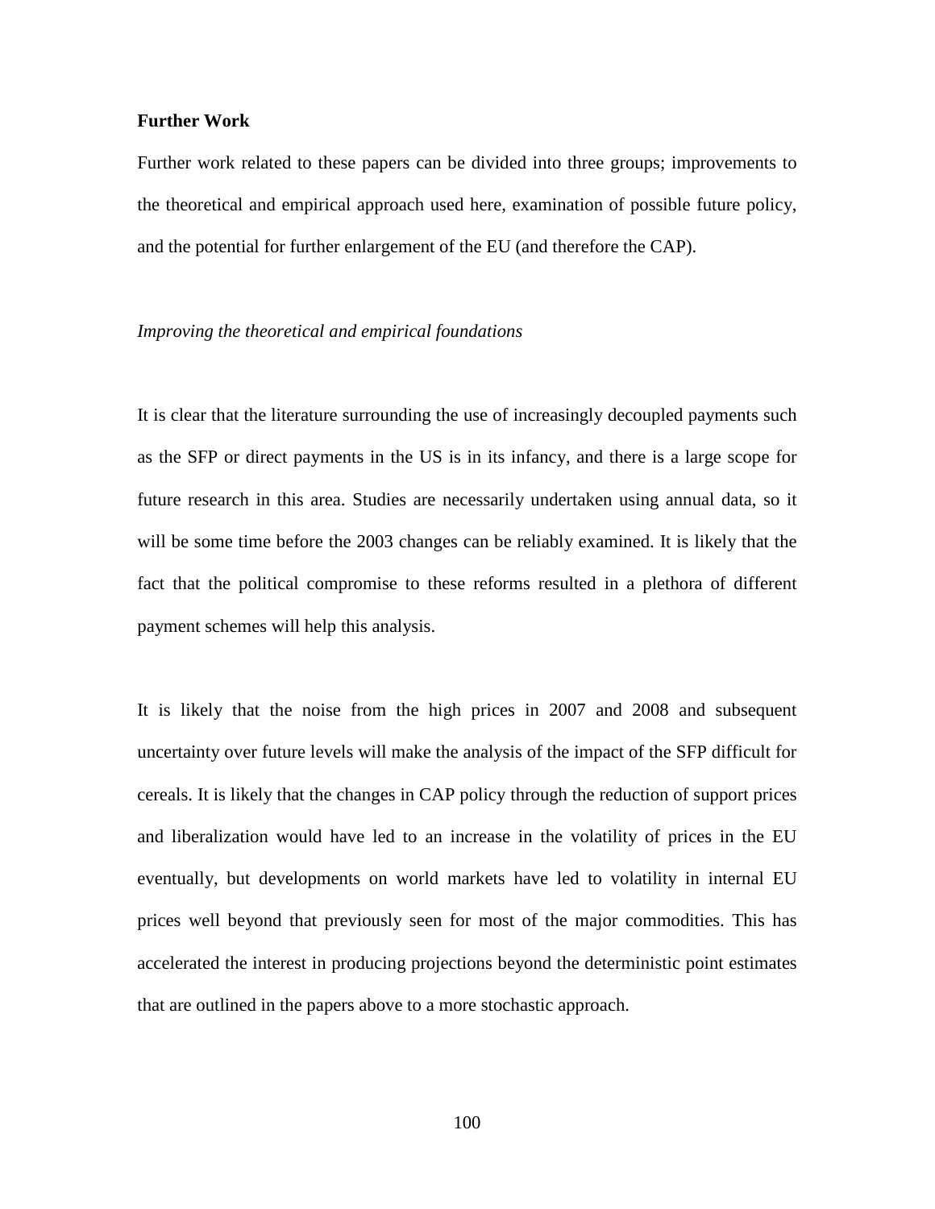**Further Work**

Further work related to these papers can be divided into three groups; improvements to the theoretical and empirical approach used here, examination of possible future policy, and the potential for further enlargement of the EU (and therefore the CAP).

*Improving the theoretical and empirical foundations*

It is clear that the literature surrounding the use of increasingly decoupled payments such as the SFP or direct payments in the US is in its infancy, and there is a large scope for future research in this area. Studies are necessarily undertaken using annual data, so it will be some time before the 2003 changes can be reliably examined. It is likely that the fact that the political compromise to these reforms resulted in a plethora of different payment schemes will help this analysis.

It is likely that the noise from the high prices in 2007 and 2008 and subsequent uncertainty over future levels will make the analysis of the impact of the SFP difficult for cereals. It is likely that the changes in CAP policy through the reduction of support prices and liberalization would have led to an increase in the volatility of prices in the EU eventually, but developments on world markets have led to volatility in internal EU prices well beyond that previously seen for most of the major commodities. This has accelerated the interest in producing projections beyond the deterministic point estimates that are outlined in the papers above to a more stochastic approach.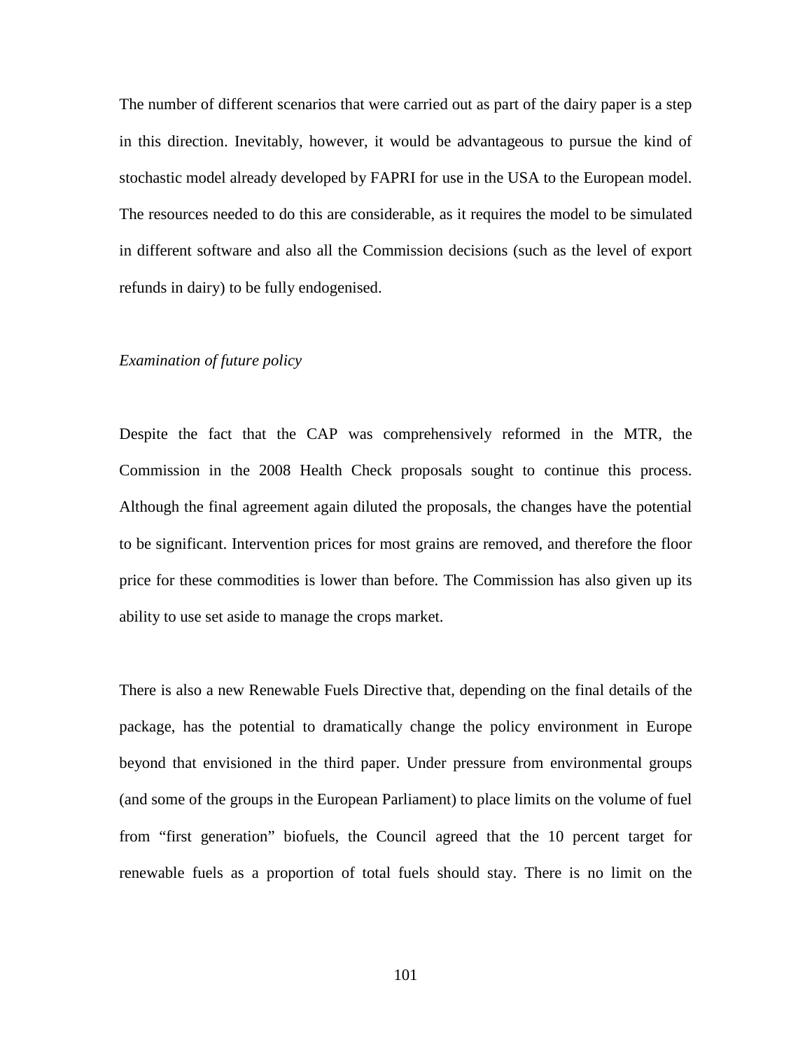The number of different scenarios that were carried out as part of the dairy paper is a step in this direction. Inevitably, however, it would be advantageous to pursue the kind of stochastic model already developed by FAPRI for use in the USA to the European model. The resources needed to do this are considerable, as it requires the model to be simulated in different software and also all the Commission decisions (such as the level of export refunds in dairy) to be fully endogenised.

*Examination of future policy*

Despite the fact that the CAP was comprehensively reformed in the MTR, the Commission in the 2008 Health Check proposals sought to continue this process. Although the final agreement again diluted the proposals, the changes have the potential to be significant. Intervention prices for most grains are removed, and therefore the floor price for these commodities is lower than before. The Commission has also given up its ability to use set aside to manage the crops market.

There is also a new Renewable Fuels Directive that, depending on the final details of the package, has the potential to dramatically change the policy environment in Europe beyond that envisioned in the third paper. Under pressure from environmental groups (and some of the groups in the European Parliament) to place limits on the volume of fuel from "first generation" biofuels, the Council agreed that the 10 percent target for renewable fuels as a proportion of total fuels should stay. There is no limit on the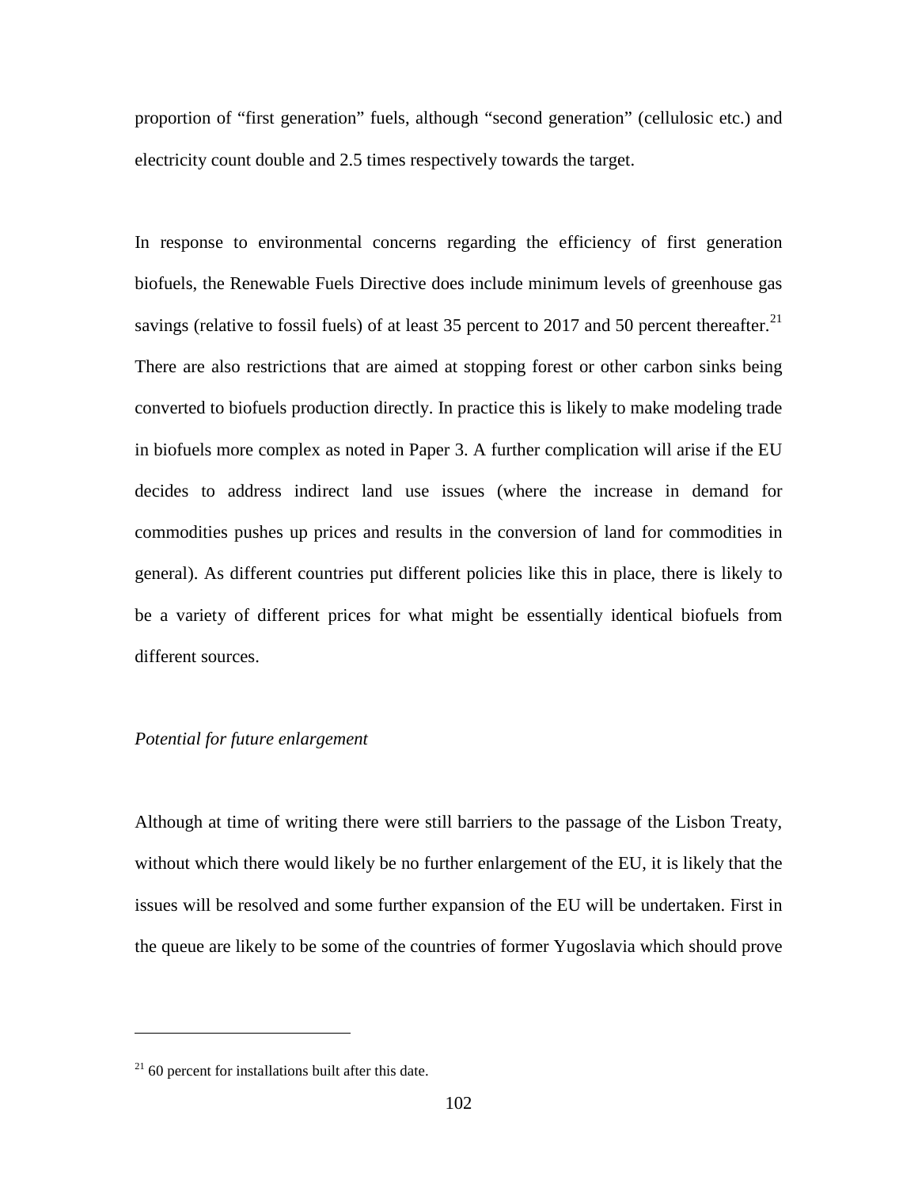proportion of "first generation" fuels, although "second generation" (cellulosic etc.) and electricity count double and 2.5 times respectively towards the target.

In response to environmental concerns regarding the efficiency of first generation biofuels, the Renewable Fuels Directive does include minimum levels of greenhouse gas savings (relative to fossil fuels) of at least 35 percent to 2017 and 50 percent thereafter.[21] There are also restrictions that are aimed at stopping forest or other carbon sinks being converted to biofuels production directly. In practice this is likely to make modeling trade in biofuels more complex as noted in Paper 3. A further complication will arise if the EU decides to address indirect land use issues (where the increase in demand for commodities pushes up prices and results in the conversion of land for commodities in general). As different countries put different policies like this in place, there is likely to be a variety of different prices for what might be essentially identical biofuels from different sources.

*Potential for future enlargement*

Although at time of writing there were still barriers to the passage of the Lisbon Treaty, without which there would likely be no further enlargement of the EU, it is likely that the issues will be resolved and some further expansion of the EU will be undertaken. First in the queue are likely to be some of the countries of former Yugoslavia which should prove

[21] 60 percent for installations built after this date.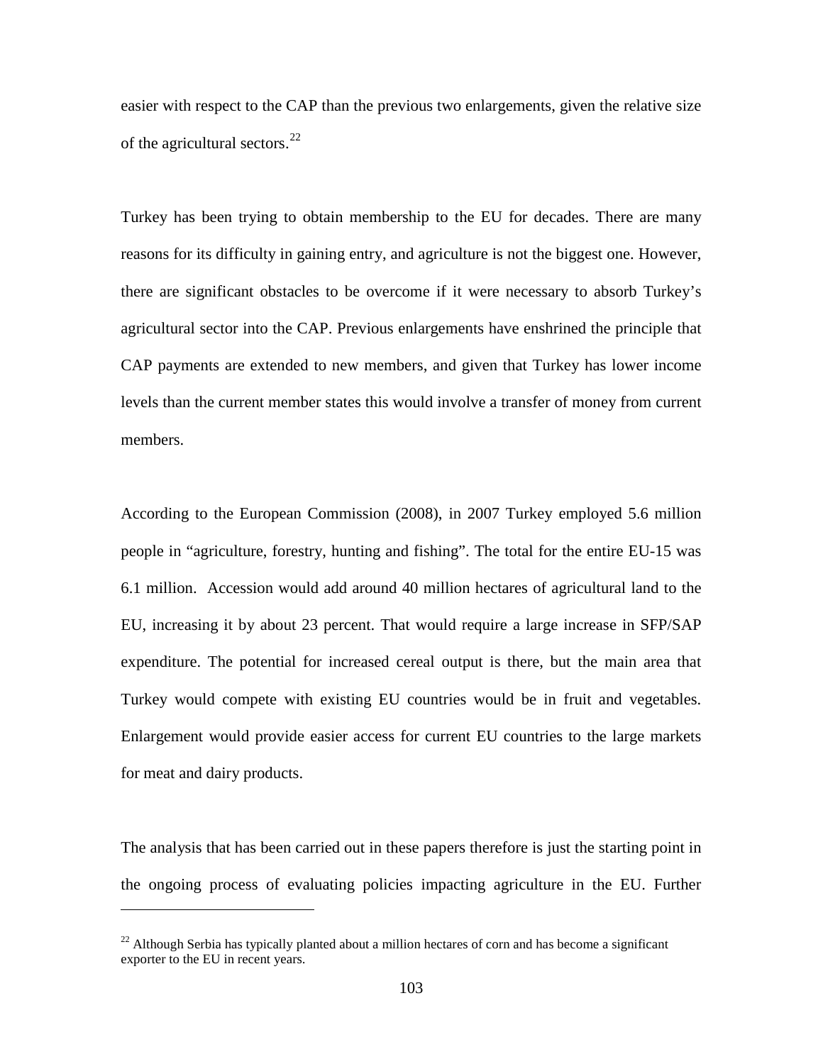easier with respect to the CAP than the previous two enlargements, given the relative size of the agricultural sectors.[22]

Turkey has been trying to obtain membership to the EU for decades. There are many reasons for its difficulty in gaining entry, and agriculture is not the biggest one. However, there are significant obstacles to be overcome if it were necessary to absorb Turkey's agricultural sector into the CAP. Previous enlargements have enshrined the principle that CAP payments are extended to new members, and given that Turkey has lower income levels than the current member states this would involve a transfer of money from current members.

According to the European Commission (2008), in 2007 Turkey employed 5.6 million people in "agriculture, forestry, hunting and fishing". The total for the entire EU-15 was 6.1 million. Accession would add around 40 million hectares of agricultural land to the EU, increasing it by about 23 percent. That would require a large increase in SFP/SAP expenditure. The potential for increased cereal output is there, but the main area that Turkey would compete with existing EU countries would be in fruit and vegetables. Enlargement would provide easier access for current EU countries to the large markets for meat and dairy products.

The analysis that has been carried out in these papers therefore is just the starting point in the ongoing process of evaluating policies impacting agriculture in the EU. Further

[22] Although Serbia has typically planted about a million hectares of corn and has become a significant exporter to the EU in recent years.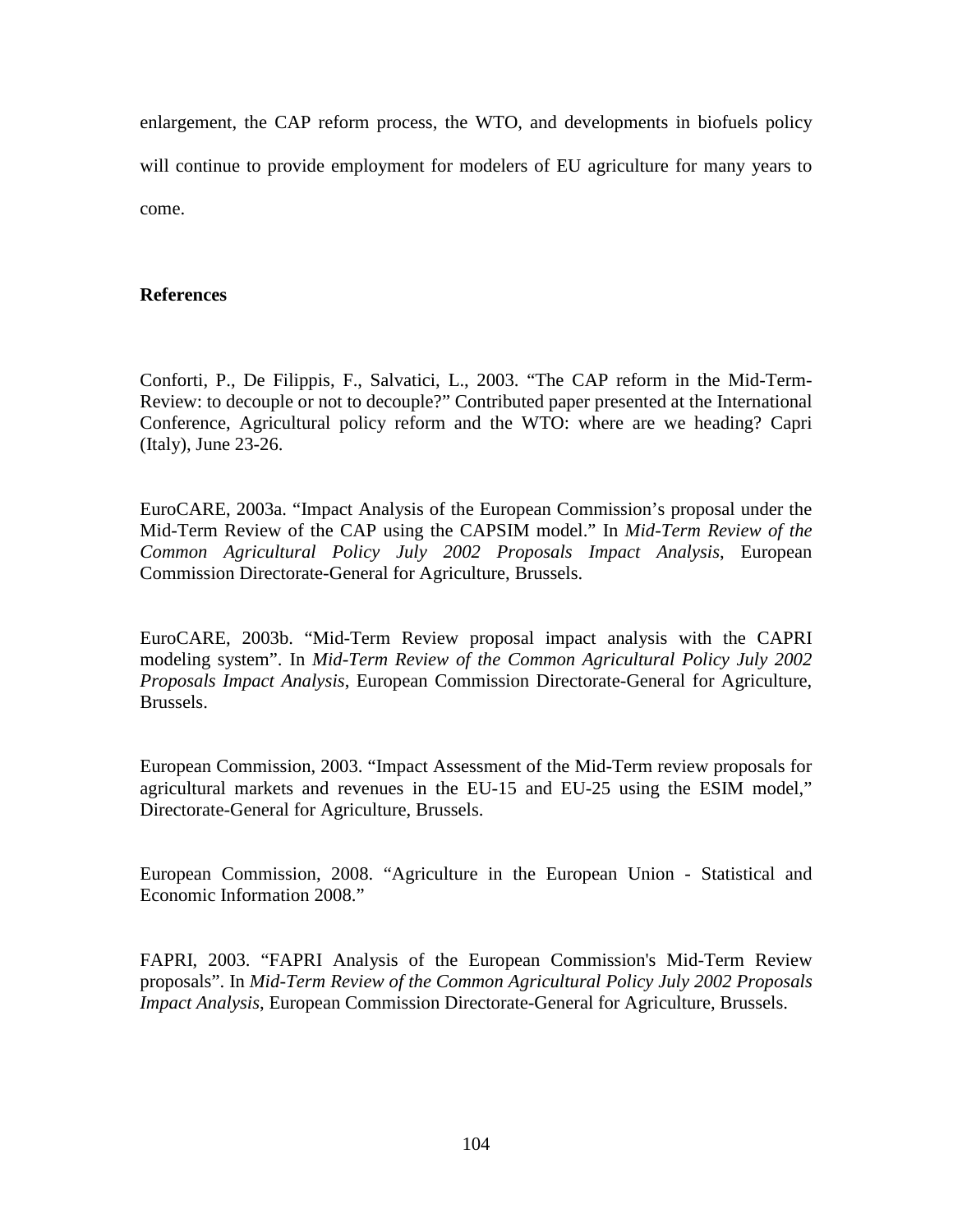enlargement, the CAP reform process, the WTO, and developments in biofuels policy will continue to provide employment for modelers of EU agriculture for many years to come.

**References**

Conforti, P., De Filippis, F., Salvatici, L., 2003. "The CAP reform in the Mid-Term-Review: to decouple or not to decouple?" Contributed paper presented at the International Conference, Agricultural policy reform and the WTO: where are we heading? Capri (Italy), June 23-26.

EuroCARE, 2003a. "Impact Analysis of the European Commission's proposal under the Mid-Term Review of the CAP using the CAPSIM model." In *Mid-Term Review of the Common Agricultural Policy July 2002 Proposals Impact Analysis*, European Commission Directorate-General for Agriculture, Brussels.

EuroCARE, 2003b. "Mid-Term Review proposal impact analysis with the CAPRI modeling system". In *Mid-Term Review of the Common Agricultural Policy July 2002 Proposals Impact Analysis*, European Commission Directorate-General for Agriculture, Brussels.

European Commission, 2003. "Impact Assessment of the Mid-Term review proposals for agricultural markets and revenues in the EU-15 and EU-25 using the ESIM model," Directorate-General for Agriculture, Brussels.

European Commission, 2008. "Agriculture in the European Union - Statistical and Economic Information 2008."

FAPRI, 2003. "FAPRI Analysis of the European Commission's Mid-Term Review proposals". In *Mid-Term Review of the Common Agricultural Policy July 2002 Proposals Impact Analysis*, European Commission Directorate-General for Agriculture, Brussels.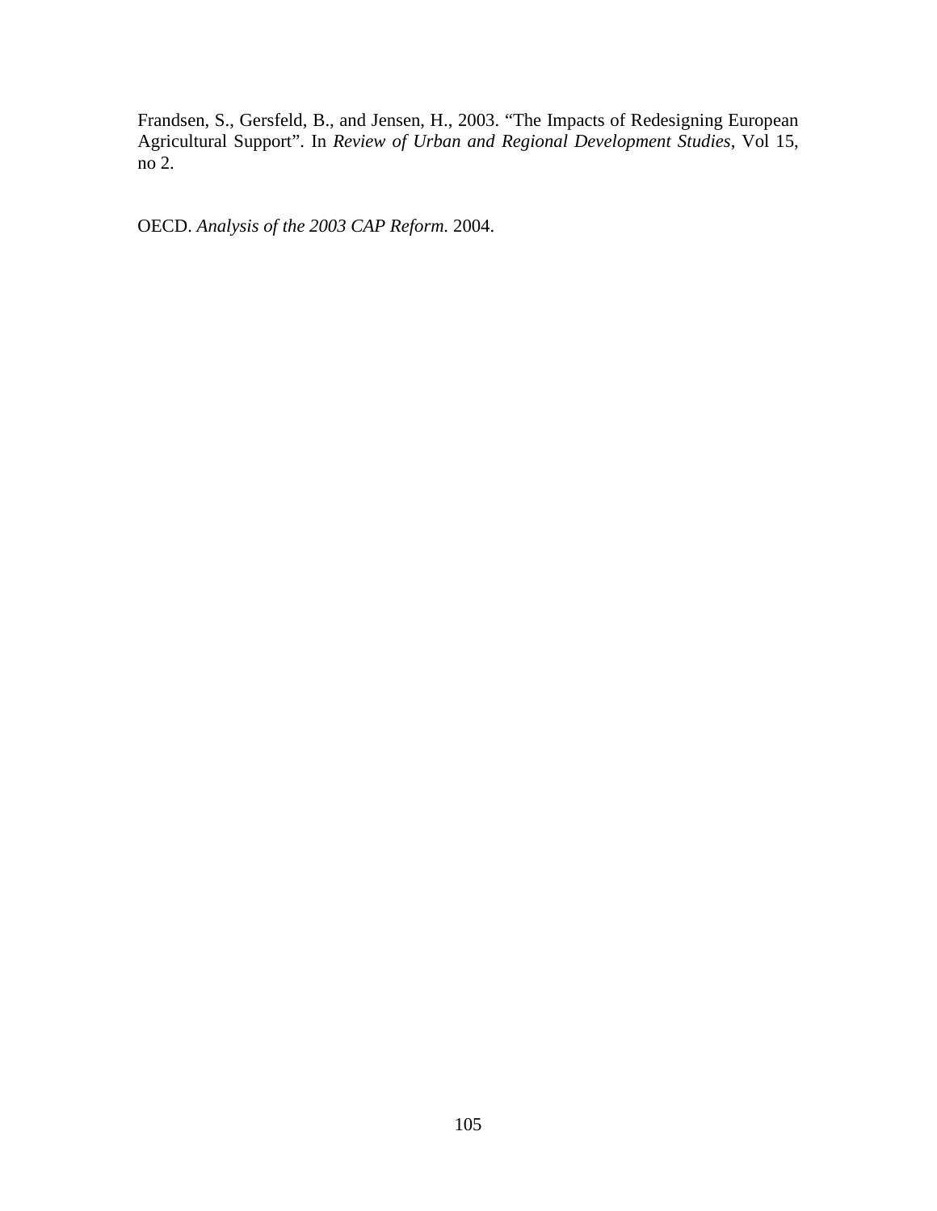Frandsen, S., Gersfeld, B., and Jensen, H., 2003. "The Impacts of Redesigning European Agricultural Support". In *Review of Urban and Regional Development Studies*, Vol 15, no 2.

OECD. *Analysis of the 2003 CAP Reform.* 2004.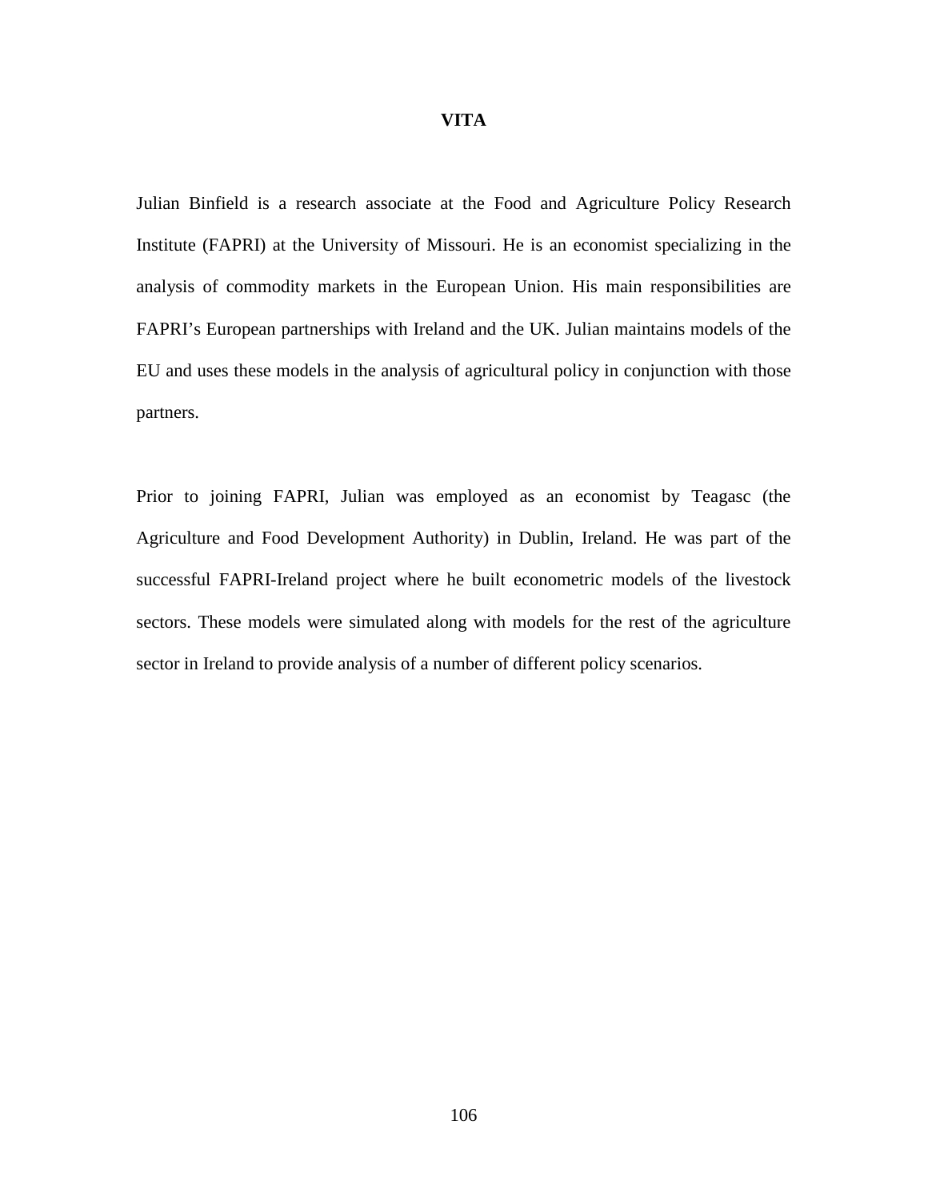# VITA

Julian Binfield is a research associate at the Food and Agriculture Policy Research Institute (FAPRI) at the University of Missouri. He is an economist specializing in the analysis of commodity markets in the European Union. His main responsibilities are FAPRI's European partnerships with Ireland and the UK. Julian maintains models of the EU and uses these models in the analysis of agricultural policy in conjunction with those partners.

Prior to joining FAPRI, Julian was employed as an economist by Teagasc (the Agriculture and Food Development Authority) in Dublin, Ireland. He was part of the successful FAPRI-Ireland project where he built econometric models of the livestock sectors. These models were simulated along with models for the rest of the agriculture sector in Ireland to provide analysis of a number of different policy scenarios.